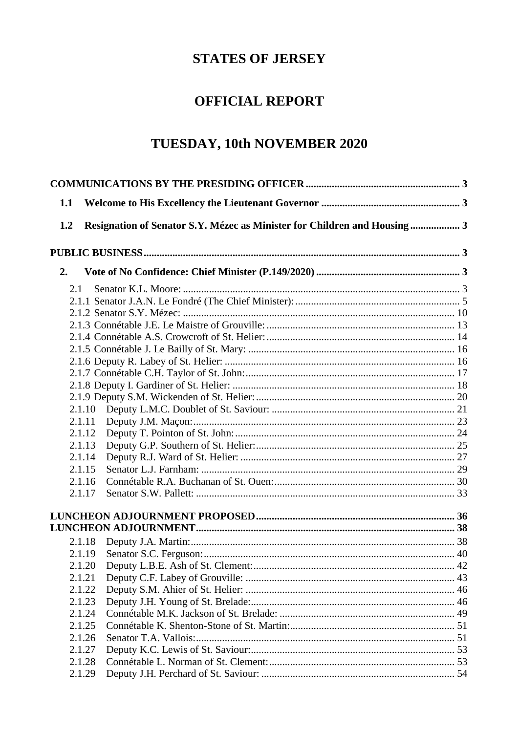# STATES OF JERSEY

# OFFICIAL REPORT

# TUESDAY, 10th NOVEMBER 2020

**COMMUNICATIONS BY THE PRESIDING OFFICER** .......... 3

**1.1 Welcome to His Excellency the Lieutenant Governor** .......... 3

**1.2 Resignation of Senator S.Y. Mézec as Minister for Children and Housing** .......... 3

**PUBLIC BUSINESS** .......... 3

**2. Vote of No Confidence: Chief Minister (P.149/2020)** .......... 3

- 2.1 Senator K.L. Moore: .......... 3
- 2.1.1 Senator J.A.N. Le Fondré (The Chief Minister): .......... 5
- 2.1.2 Senator S.Y. Mézec: .......... 10
- 2.1.3 Connétable J.E. Le Maistre of Grouville: .......... 13
- 2.1.4 Connétable A.S. Crowcroft of St. Helier: .......... 14
- 2.1.5 Connétable J. Le Bailly of St. Mary: .......... 16
- 2.1.6 Deputy R. Labey of St. Helier: .......... 16
- 2.1.7 Connétable C.H. Taylor of St. John: .......... 17
- 2.1.8 Deputy I. Gardiner of St. Helier: .......... 18
- 2.1.9 Deputy S.M. Wickenden of St. Helier: .......... 20
- 2.1.10 Deputy L.M.C. Doublet of St. Saviour: .......... 21
- 2.1.11 Deputy J.M. Maçon: .......... 23
- 2.1.12 Deputy T. Pointon of St. John: .......... 24
- 2.1.13 Deputy G.P. Southern of St. Helier: .......... 25
- 2.1.14 Deputy R.J. Ward of St. Helier: .......... 27
- 2.1.15 Senator L.J. Farnham: .......... 29
- 2.1.16 Connétable R.A. Buchanan of St. Ouen: .......... 30
- 2.1.17 Senator S.W. Pallett: .......... 33

**LUNCHEON ADJOURNMENT PROPOSED** .......... 36

**LUNCHEON ADJOURNMENT** .......... 38

- 2.1.18 Deputy J.A. Martin: .......... 38
- 2.1.19 Senator S.C. Ferguson: .......... 40
- 2.1.20 Deputy L.B.E. Ash of St. Clement: .......... 42
- 2.1.21 Deputy C.F. Labey of Grouville: .......... 43
- 2.1.22 Deputy S.M. Ahier of St. Helier: .......... 46
- 2.1.23 Deputy J.H. Young of St. Brelade: .......... 46
- 2.1.24 Connétable M.K. Jackson of St. Brelade: .......... 49
- 2.1.25 Connétable K. Shenton-Stone of St. Martin: .......... 51
- 2.1.26 Senator T.A. Vallois: .......... 51
- 2.1.27 Deputy K.C. Lewis of St. Saviour: .......... 53
- 2.1.28 Connétable L. Norman of St. Clement: .......... 53
- 2.1.29 Deputy J.H. Perchard of St. Saviour: .......... 54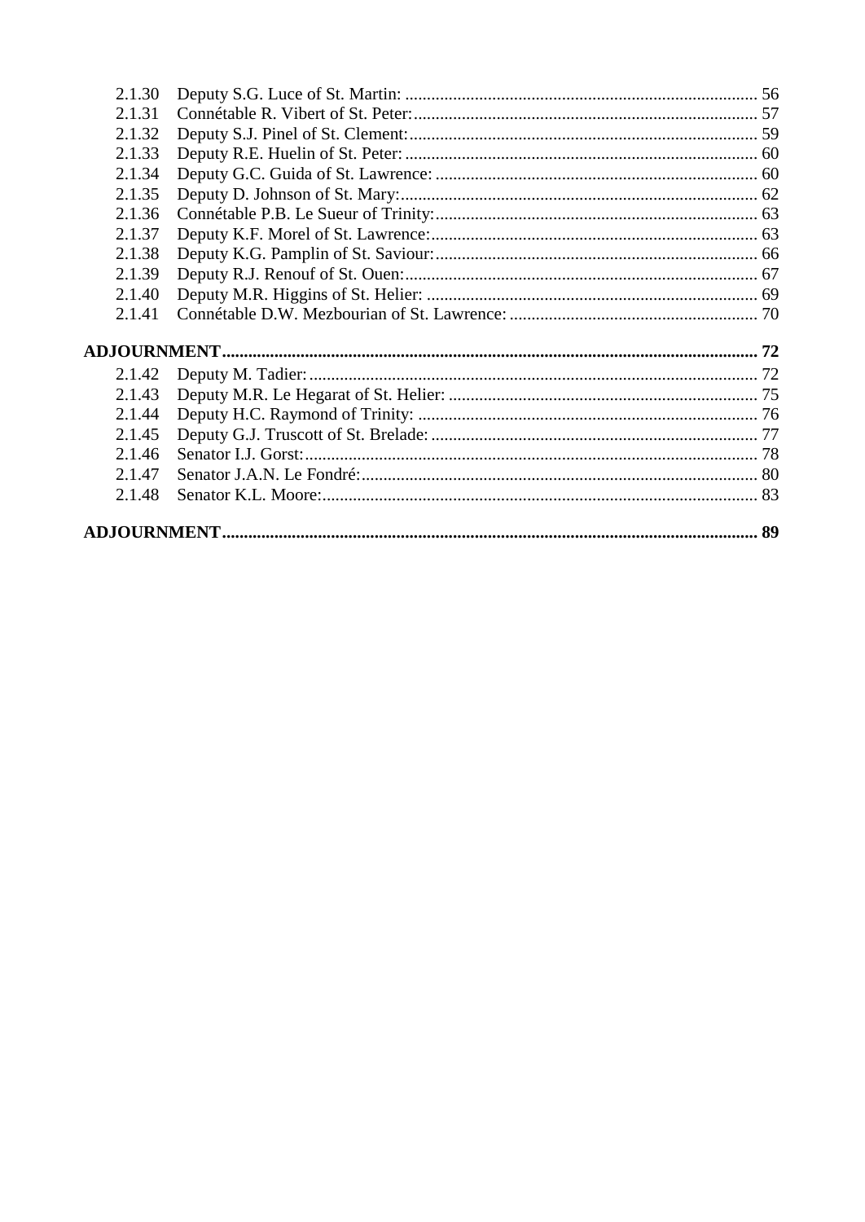2.1.30 Deputy S.G. Luce of St. Martin: ... 56
2.1.31 Connétable R. Vibert of St. Peter: ... 57
2.1.32 Deputy S.J. Pinel of St. Clement: ... 59
2.1.33 Deputy R.E. Huelin of St. Peter: ... 60
2.1.34 Deputy G.C. Guida of St. Lawrence: ... 60
2.1.35 Deputy D. Johnson of St. Mary: ... 62
2.1.36 Connétable P.B. Le Sueur of Trinity: ... 63
2.1.37 Deputy K.F. Morel of St. Lawrence: ... 63
2.1.38 Deputy K.G. Pamplin of St. Saviour: ... 66
2.1.39 Deputy R.J. Renouf of St. Ouen: ... 67
2.1.40 Deputy M.R. Higgins of St. Helier: ... 69
2.1.41 Connétable D.W. Mezbourian of St. Lawrence: ... 70

**ADJOURNMENT ... 72**

2.1.42 Deputy M. Tadier: ... 72
2.1.43 Deputy M.R. Le Hegarat of St. Helier: ... 75
2.1.44 Deputy H.C. Raymond of Trinity: ... 76
2.1.45 Deputy G.J. Truscott of St. Brelade: ... 77
2.1.46 Senator I.J. Gorst: ... 78
2.1.47 Senator J.A.N. Le Fondré: ... 80
2.1.48 Senator K.L. Moore: ... 83

**ADJOURNMENT ... 89**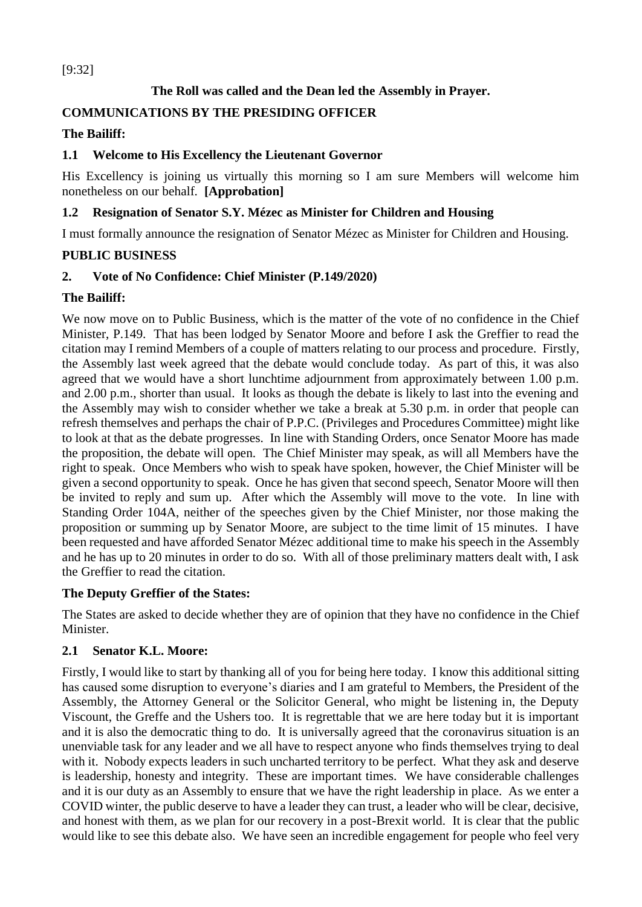[9:32]

**The Roll was called and the Dean led the Assembly in Prayer.**

**COMMUNICATIONS BY THE PRESIDING OFFICER**

**The Bailiff:**

**1.1 Welcome to His Excellency the Lieutenant Governor**

His Excellency is joining us virtually this morning so I am sure Members will welcome him nonetheless on our behalf. **[Approbation]**

**1.2 Resignation of Senator S.Y. Mézec as Minister for Children and Housing**

I must formally announce the resignation of Senator Mézec as Minister for Children and Housing.

**PUBLIC BUSINESS**

**2. Vote of No Confidence: Chief Minister (P.149/2020)**

**The Bailiff:**

We now move on to Public Business, which is the matter of the vote of no confidence in the Chief Minister, P.149. That has been lodged by Senator Moore and before I ask the Greffier to read the citation may I remind Members of a couple of matters relating to our process and procedure. Firstly, the Assembly last week agreed that the debate would conclude today. As part of this, it was also agreed that we would have a short lunchtime adjournment from approximately between 1.00 p.m. and 2.00 p.m., shorter than usual. It looks as though the debate is likely to last into the evening and the Assembly may wish to consider whether we take a break at 5.30 p.m. in order that people can refresh themselves and perhaps the chair of P.P.C. (Privileges and Procedures Committee) might like to look at that as the debate progresses. In line with Standing Orders, once Senator Moore has made the proposition, the debate will open. The Chief Minister may speak, as will all Members have the right to speak. Once Members who wish to speak have spoken, however, the Chief Minister will be given a second opportunity to speak. Once he has given that second speech, Senator Moore will then be invited to reply and sum up. After which the Assembly will move to the vote. In line with Standing Order 104A, neither of the speeches given by the Chief Minister, nor those making the proposition or summing up by Senator Moore, are subject to the time limit of 15 minutes. I have been requested and have afforded Senator Mézec additional time to make his speech in the Assembly and he has up to 20 minutes in order to do so. With all of those preliminary matters dealt with, I ask the Greffier to read the citation.

**The Deputy Greffier of the States:**

The States are asked to decide whether they are of opinion that they have no confidence in the Chief Minister.

**2.1 Senator K.L. Moore:**

Firstly, I would like to start by thanking all of you for being here today. I know this additional sitting has caused some disruption to everyone's diaries and I am grateful to Members, the President of the Assembly, the Attorney General or the Solicitor General, who might be listening in, the Deputy Viscount, the Greffe and the Ushers too. It is regrettable that we are here today but it is important and it is also the democratic thing to do. It is universally agreed that the coronavirus situation is an unenviable task for any leader and we all have to respect anyone who finds themselves trying to deal with it. Nobody expects leaders in such uncharted territory to be perfect. What they ask and deserve is leadership, honesty and integrity. These are important times. We have considerable challenges and it is our duty as an Assembly to ensure that we have the right leadership in place. As we enter a COVID winter, the public deserve to have a leader they can trust, a leader who will be clear, decisive, and honest with them, as we plan for our recovery in a post-Brexit world. It is clear that the public would like to see this debate also. We have seen an incredible engagement for people who feel very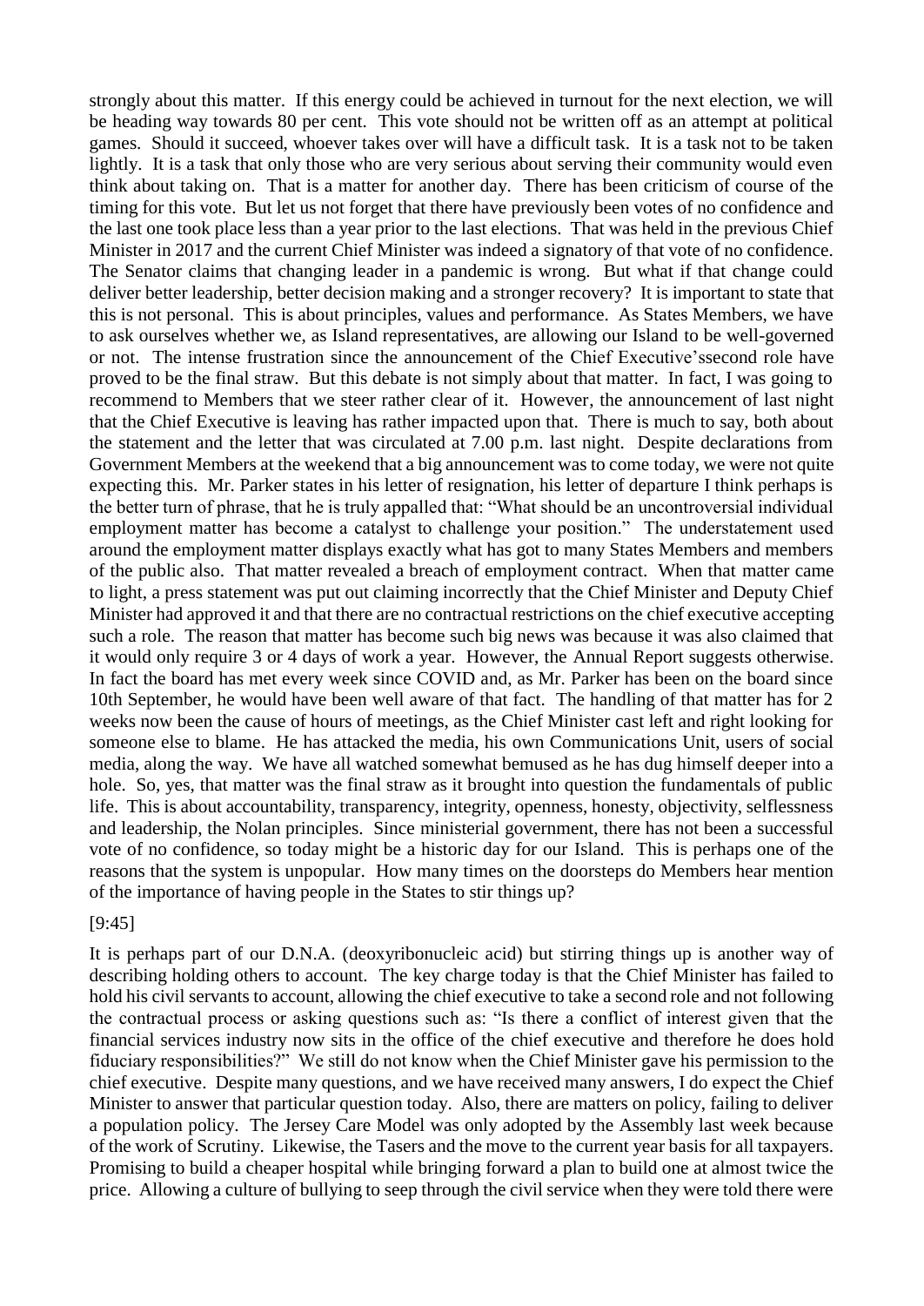strongly about this matter. If this energy could be achieved in turnout for the next election, we will be heading way towards 80 per cent. This vote should not be written off as an attempt at political games. Should it succeed, whoever takes over will have a difficult task. It is a task not to be taken lightly. It is a task that only those who are very serious about serving their community would even think about taking on. That is a matter for another day. There has been criticism of course of the timing for this vote. But let us not forget that there have previously been votes of no confidence and the last one took place less than a year prior to the last elections. That was held in the previous Chief Minister in 2017 and the current Chief Minister was indeed a signatory of that vote of no confidence. The Senator claims that changing leader in a pandemic is wrong. But what if that change could deliver better leadership, better decision making and a stronger recovery? It is important to state that this is not personal. This is about principles, values and performance. As States Members, we have to ask ourselves whether we, as Island representatives, are allowing our Island to be well-governed or not. The intense frustration since the announcement of the Chief Executive'ssecond role have proved to be the final straw. But this debate is not simply about that matter. In fact, I was going to recommend to Members that we steer rather clear of it. However, the announcement of last night that the Chief Executive is leaving has rather impacted upon that. There is much to say, both about the statement and the letter that was circulated at 7.00 p.m. last night. Despite declarations from Government Members at the weekend that a big announcement was to come today, we were not quite expecting this. Mr. Parker states in his letter of resignation, his letter of departure I think perhaps is the better turn of phrase, that he is truly appalled that: "What should be an uncontroversial individual employment matter has become a catalyst to challenge your position." The understatement used around the employment matter displays exactly what has got to many States Members and members of the public also. That matter revealed a breach of employment contract. When that matter came to light, a press statement was put out claiming incorrectly that the Chief Minister and Deputy Chief Minister had approved it and that there are no contractual restrictions on the chief executive accepting such a role. The reason that matter has become such big news was because it was also claimed that it would only require 3 or 4 days of work a year. However, the Annual Report suggests otherwise. In fact the board has met every week since COVID and, as Mr. Parker has been on the board since 10th September, he would have been well aware of that fact. The handling of that matter has for 2 weeks now been the cause of hours of meetings, as the Chief Minister cast left and right looking for someone else to blame. He has attacked the media, his own Communications Unit, users of social media, along the way. We have all watched somewhat bemused as he has dug himself deeper into a hole. So, yes, that matter was the final straw as it brought into question the fundamentals of public life. This is about accountability, transparency, integrity, openness, honesty, objectivity, selflessness and leadership, the Nolan principles. Since ministerial government, there has not been a successful vote of no confidence, so today might be a historic day for our Island. This is perhaps one of the reasons that the system is unpopular. How many times on the doorsteps do Members hear mention of the importance of having people in the States to stir things up?

[9:45]

It is perhaps part of our D.N.A. (deoxyribonucleic acid) but stirring things up is another way of describing holding others to account. The key charge today is that the Chief Minister has failed to hold his civil servants to account, allowing the chief executive to take a second role and not following the contractual process or asking questions such as: "Is there a conflict of interest given that the financial services industry now sits in the office of the chief executive and therefore he does hold fiduciary responsibilities?" We still do not know when the Chief Minister gave his permission to the chief executive. Despite many questions, and we have received many answers, I do expect the Chief Minister to answer that particular question today. Also, there are matters on policy, failing to deliver a population policy. The Jersey Care Model was only adopted by the Assembly last week because of the work of Scrutiny. Likewise, the Tasers and the move to the current year basis for all taxpayers. Promising to build a cheaper hospital while bringing forward a plan to build one at almost twice the price. Allowing a culture of bullying to seep through the civil service when they were told there were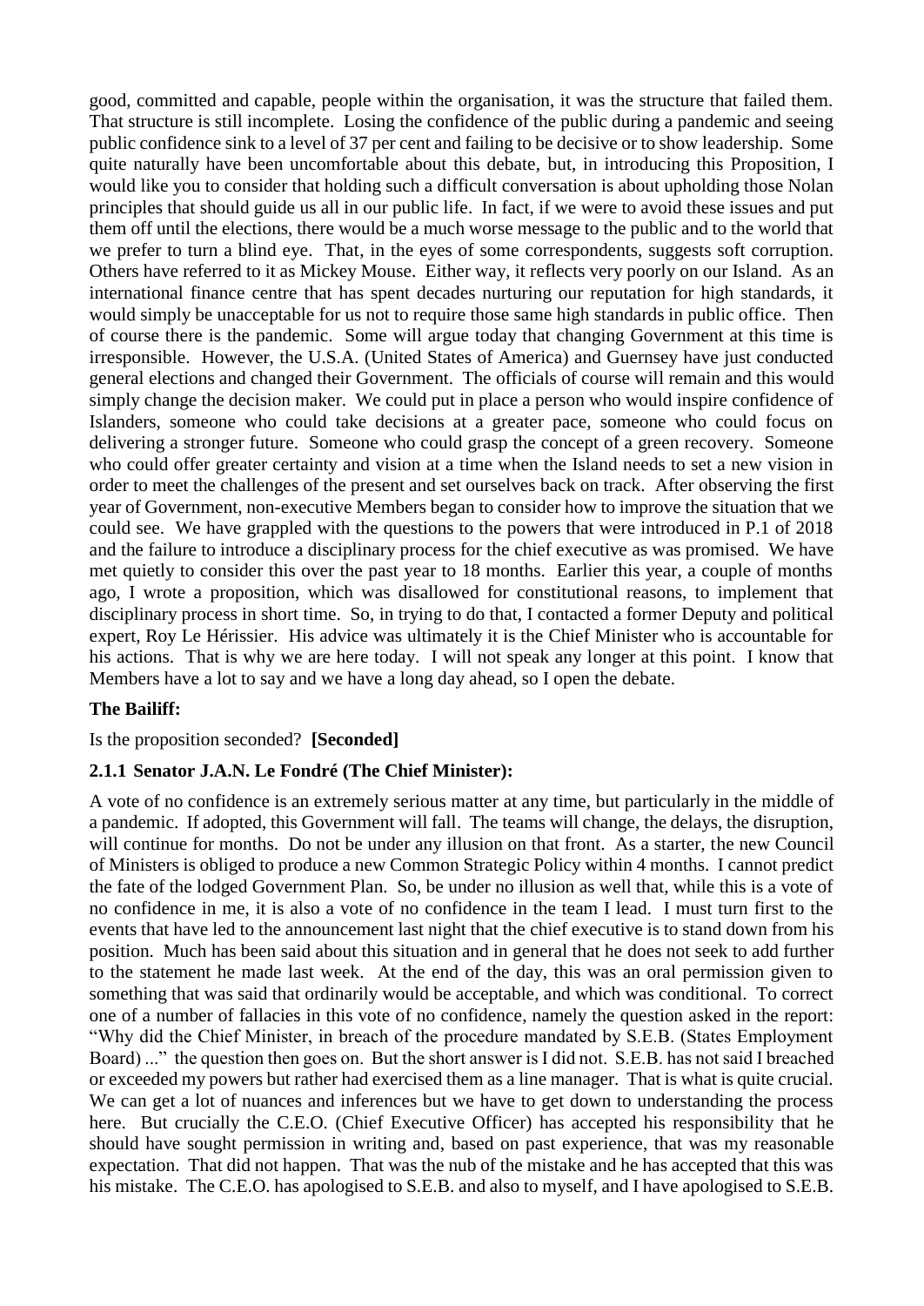good, committed and capable, people within the organisation, it was the structure that failed them. That structure is still incomplete. Losing the confidence of the public during a pandemic and seeing public confidence sink to a level of 37 per cent and failing to be decisive or to show leadership. Some quite naturally have been uncomfortable about this debate, but, in introducing this Proposition, I would like you to consider that holding such a difficult conversation is about upholding those Nolan principles that should guide us all in our public life. In fact, if we were to avoid these issues and put them off until the elections, there would be a much worse message to the public and to the world that we prefer to turn a blind eye. That, in the eyes of some correspondents, suggests soft corruption. Others have referred to it as Mickey Mouse. Either way, it reflects very poorly on our Island. As an international finance centre that has spent decades nurturing our reputation for high standards, it would simply be unacceptable for us not to require those same high standards in public office. Then of course there is the pandemic. Some will argue today that changing Government at this time is irresponsible. However, the U.S.A. (United States of America) and Guernsey have just conducted general elections and changed their Government. The officials of course will remain and this would simply change the decision maker. We could put in place a person who would inspire confidence of Islanders, someone who could take decisions at a greater pace, someone who could focus on delivering a stronger future. Someone who could grasp the concept of a green recovery. Someone who could offer greater certainty and vision at a time when the Island needs to set a new vision in order to meet the challenges of the present and set ourselves back on track. After observing the first year of Government, non-executive Members began to consider how to improve the situation that we could see. We have grappled with the questions to the powers that were introduced in P.1 of 2018 and the failure to introduce a disciplinary process for the chief executive as was promised. We have met quietly to consider this over the past year to 18 months. Earlier this year, a couple of months ago, I wrote a proposition, which was disallowed for constitutional reasons, to implement that disciplinary process in short time. So, in trying to do that, I contacted a former Deputy and political expert, Roy Le Hérissier. His advice was ultimately it is the Chief Minister who is accountable for his actions. That is why we are here today. I will not speak any longer at this point. I know that Members have a lot to say and we have a long day ahead, so I open the debate.

**The Bailiff:**

Is the proposition seconded? **[Seconded]**

**2.1.1 Senator J.A.N. Le Fondré (The Chief Minister):**

A vote of no confidence is an extremely serious matter at any time, but particularly in the middle of a pandemic. If adopted, this Government will fall. The teams will change, the delays, the disruption, will continue for months. Do not be under any illusion on that front. As a starter, the new Council of Ministers is obliged to produce a new Common Strategic Policy within 4 months. I cannot predict the fate of the lodged Government Plan. So, be under no illusion as well that, while this is a vote of no confidence in me, it is also a vote of no confidence in the team I lead. I must turn first to the events that have led to the announcement last night that the chief executive is to stand down from his position. Much has been said about this situation and in general that he does not seek to add further to the statement he made last week. At the end of the day, this was an oral permission given to something that was said that ordinarily would be acceptable, and which was conditional. To correct one of a number of fallacies in this vote of no confidence, namely the question asked in the report: "Why did the Chief Minister, in breach of the procedure mandated by S.E.B. (States Employment Board) ..." the question then goes on. But the short answer is I did not. S.E.B. has not said I breached or exceeded my powers but rather had exercised them as a line manager. That is what is quite crucial. We can get a lot of nuances and inferences but we have to get down to understanding the process here. But crucially the C.E.O. (Chief Executive Officer) has accepted his responsibility that he should have sought permission in writing and, based on past experience, that was my reasonable expectation. That did not happen. That was the nub of the mistake and he has accepted that this was his mistake. The C.E.O. has apologised to S.E.B. and also to myself, and I have apologised to S.E.B.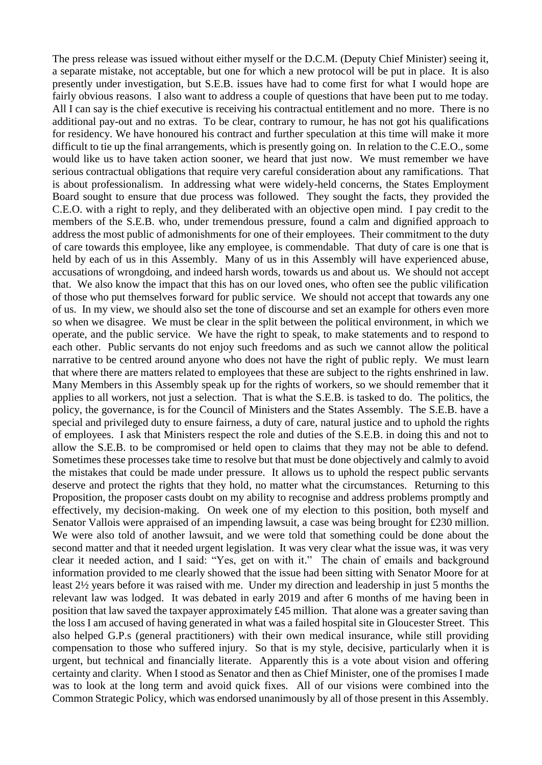The press release was issued without either myself or the D.C.M. (Deputy Chief Minister) seeing it, a separate mistake, not acceptable, but one for which a new protocol will be put in place. It is also presently under investigation, but S.E.B. issues have had to come first for what I would hope are fairly obvious reasons. I also want to address a couple of questions that have been put to me today. All I can say is the chief executive is receiving his contractual entitlement and no more. There is no additional pay-out and no extras. To be clear, contrary to rumour, he has not got his qualifications for residency. We have honoured his contract and further speculation at this time will make it more difficult to tie up the final arrangements, which is presently going on. In relation to the C.E.O., some would like us to have taken action sooner, we heard that just now. We must remember we have serious contractual obligations that require very careful consideration about any ramifications. That is about professionalism. In addressing what were widely-held concerns, the States Employment Board sought to ensure that due process was followed. They sought the facts, they provided the C.E.O. with a right to reply, and they deliberated with an objective open mind. I pay credit to the members of the S.E.B. who, under tremendous pressure, found a calm and dignified approach to address the most public of admonishments for one of their employees. Their commitment to the duty of care towards this employee, like any employee, is commendable. That duty of care is one that is held by each of us in this Assembly. Many of us in this Assembly will have experienced abuse, accusations of wrongdoing, and indeed harsh words, towards us and about us. We should not accept that. We also know the impact that this has on our loved ones, who often see the public vilification of those who put themselves forward for public service. We should not accept that towards any one of us. In my view, we should also set the tone of discourse and set an example for others even more so when we disagree. We must be clear in the split between the political environment, in which we operate, and the public service. We have the right to speak, to make statements and to respond to each other. Public servants do not enjoy such freedoms and as such we cannot allow the political narrative to be centred around anyone who does not have the right of public reply. We must learn that where there are matters related to employees that these are subject to the rights enshrined in law. Many Members in this Assembly speak up for the rights of workers, so we should remember that it applies to all workers, not just a selection. That is what the S.E.B. is tasked to do. The politics, the policy, the governance, is for the Council of Ministers and the States Assembly. The S.E.B. have a special and privileged duty to ensure fairness, a duty of care, natural justice and to uphold the rights of employees. I ask that Ministers respect the role and duties of the S.E.B. in doing this and not to allow the S.E.B. to be compromised or held open to claims that they may not be able to defend. Sometimes these processes take time to resolve but that must be done objectively and calmly to avoid the mistakes that could be made under pressure. It allows us to uphold the respect public servants deserve and protect the rights that they hold, no matter what the circumstances. Returning to this Proposition, the proposer casts doubt on my ability to recognise and address problems promptly and effectively, my decision-making. On week one of my election to this position, both myself and Senator Vallois were appraised of an impending lawsuit, a case was being brought for £230 million. We were also told of another lawsuit, and we were told that something could be done about the second matter and that it needed urgent legislation. It was very clear what the issue was, it was very clear it needed action, and I said: "Yes, get on with it." The chain of emails and background information provided to me clearly showed that the issue had been sitting with Senator Moore for at least 2½ years before it was raised with me. Under my direction and leadership in just 5 months the relevant law was lodged. It was debated in early 2019 and after 6 months of me having been in position that law saved the taxpayer approximately £45 million. That alone was a greater saving than the loss I am accused of having generated in what was a failed hospital site in Gloucester Street. This also helped G.P.s (general practitioners) with their own medical insurance, while still providing compensation to those who suffered injury. So that is my style, decisive, particularly when it is urgent, but technical and financially literate. Apparently this is a vote about vision and offering certainty and clarity. When I stood as Senator and then as Chief Minister, one of the promises I made was to look at the long term and avoid quick fixes. All of our visions were combined into the Common Strategic Policy, which was endorsed unanimously by all of those present in this Assembly.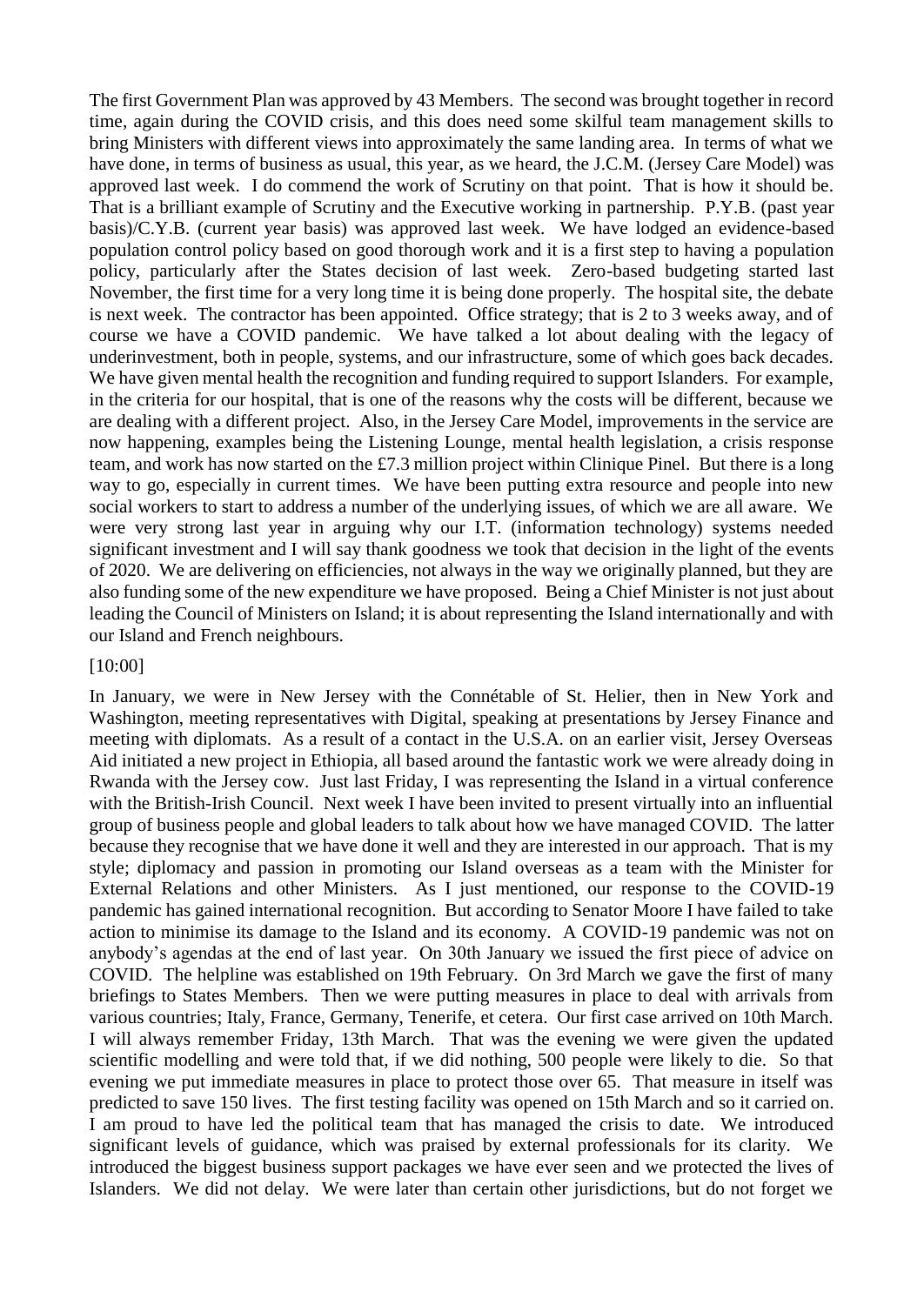The first Government Plan was approved by 43 Members. The second was brought together in record time, again during the COVID crisis, and this does need some skilful team management skills to bring Ministers with different views into approximately the same landing area. In terms of what we have done, in terms of business as usual, this year, as we heard, the J.C.M. (Jersey Care Model) was approved last week. I do commend the work of Scrutiny on that point. That is how it should be. That is a brilliant example of Scrutiny and the Executive working in partnership. P.Y.B. (past year basis)/C.Y.B. (current year basis) was approved last week. We have lodged an evidence-based population control policy based on good thorough work and it is a first step to having a population policy, particularly after the States decision of last week. Zero-based budgeting started last November, the first time for a very long time it is being done properly. The hospital site, the debate is next week. The contractor has been appointed. Office strategy; that is 2 to 3 weeks away, and of course we have a COVID pandemic. We have talked a lot about dealing with the legacy of underinvestment, both in people, systems, and our infrastructure, some of which goes back decades. We have given mental health the recognition and funding required to support Islanders. For example, in the criteria for our hospital, that is one of the reasons why the costs will be different, because we are dealing with a different project. Also, in the Jersey Care Model, improvements in the service are now happening, examples being the Listening Lounge, mental health legislation, a crisis response team, and work has now started on the £7.3 million project within Clinique Pinel. But there is a long way to go, especially in current times. We have been putting extra resource and people into new social workers to start to address a number of the underlying issues, of which we are all aware. We were very strong last year in arguing why our I.T. (information technology) systems needed significant investment and I will say thank goodness we took that decision in the light of the events of 2020. We are delivering on efficiencies, not always in the way we originally planned, but they are also funding some of the new expenditure we have proposed. Being a Chief Minister is not just about leading the Council of Ministers on Island; it is about representing the Island internationally and with our Island and French neighbours.

[10:00]

In January, we were in New Jersey with the Connétable of St. Helier, then in New York and Washington, meeting representatives with Digital, speaking at presentations by Jersey Finance and meeting with diplomats. As a result of a contact in the U.S.A. on an earlier visit, Jersey Overseas Aid initiated a new project in Ethiopia, all based around the fantastic work we were already doing in Rwanda with the Jersey cow. Just last Friday, I was representing the Island in a virtual conference with the British-Irish Council. Next week I have been invited to present virtually into an influential group of business people and global leaders to talk about how we have managed COVID. The latter because they recognise that we have done it well and they are interested in our approach. That is my style; diplomacy and passion in promoting our Island overseas as a team with the Minister for External Relations and other Ministers. As I just mentioned, our response to the COVID-19 pandemic has gained international recognition. But according to Senator Moore I have failed to take action to minimise its damage to the Island and its economy. A COVID-19 pandemic was not on anybody's agendas at the end of last year. On 30th January we issued the first piece of advice on COVID. The helpline was established on 19th February. On 3rd March we gave the first of many briefings to States Members. Then we were putting measures in place to deal with arrivals from various countries; Italy, France, Germany, Tenerife, et cetera. Our first case arrived on 10th March. I will always remember Friday, 13th March. That was the evening we were given the updated scientific modelling and were told that, if we did nothing, 500 people were likely to die. So that evening we put immediate measures in place to protect those over 65. That measure in itself was predicted to save 150 lives. The first testing facility was opened on 15th March and so it carried on. I am proud to have led the political team that has managed the crisis to date. We introduced significant levels of guidance, which was praised by external professionals for its clarity. We introduced the biggest business support packages we have ever seen and we protected the lives of Islanders. We did not delay. We were later than certain other jurisdictions, but do not forget we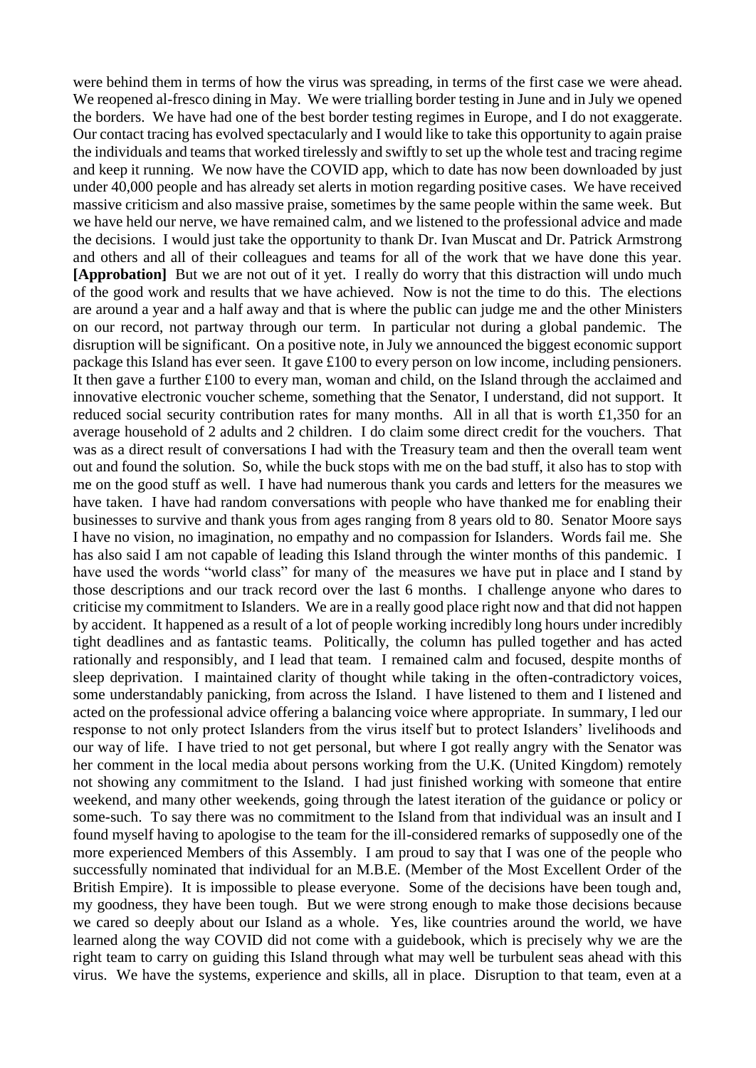were behind them in terms of how the virus was spreading, in terms of the first case we were ahead. We reopened al-fresco dining in May. We were trialling border testing in June and in July we opened the borders. We have had one of the best border testing regimes in Europe, and I do not exaggerate. Our contact tracing has evolved spectacularly and I would like to take this opportunity to again praise the individuals and teams that worked tirelessly and swiftly to set up the whole test and tracing regime and keep it running. We now have the COVID app, which to date has now been downloaded by just under 40,000 people and has already set alerts in motion regarding positive cases. We have received massive criticism and also massive praise, sometimes by the same people within the same week. But we have held our nerve, we have remained calm, and we listened to the professional advice and made the decisions. I would just take the opportunity to thank Dr. Ivan Muscat and Dr. Patrick Armstrong and others and all of their colleagues and teams for all of the work that we have done this year. **[Approbation]** But we are not out of it yet. I really do worry that this distraction will undo much of the good work and results that we have achieved. Now is not the time to do this. The elections are around a year and a half away and that is where the public can judge me and the other Ministers on our record, not partway through our term. In particular not during a global pandemic. The disruption will be significant. On a positive note, in July we announced the biggest economic support package this Island has ever seen. It gave £100 to every person on low income, including pensioners. It then gave a further £100 to every man, woman and child, on the Island through the acclaimed and innovative electronic voucher scheme, something that the Senator, I understand, did not support. It reduced social security contribution rates for many months. All in all that is worth £1,350 for an average household of 2 adults and 2 children. I do claim some direct credit for the vouchers. That was as a direct result of conversations I had with the Treasury team and then the overall team went out and found the solution. So, while the buck stops with me on the bad stuff, it also has to stop with me on the good stuff as well. I have had numerous thank you cards and letters for the measures we have taken. I have had random conversations with people who have thanked me for enabling their businesses to survive and thank yous from ages ranging from 8 years old to 80. Senator Moore says I have no vision, no imagination, no empathy and no compassion for Islanders. Words fail me. She has also said I am not capable of leading this Island through the winter months of this pandemic. I have used the words "world class" for many of the measures we have put in place and I stand by those descriptions and our track record over the last 6 months. I challenge anyone who dares to criticise my commitment to Islanders. We are in a really good place right now and that did not happen by accident. It happened as a result of a lot of people working incredibly long hours under incredibly tight deadlines and as fantastic teams. Politically, the column has pulled together and has acted rationally and responsibly, and I lead that team. I remained calm and focused, despite months of sleep deprivation. I maintained clarity of thought while taking in the often-contradictory voices, some understandably panicking, from across the Island. I have listened to them and I listened and acted on the professional advice offering a balancing voice where appropriate. In summary, I led our response to not only protect Islanders from the virus itself but to protect Islanders' livelihoods and our way of life. I have tried to not get personal, but where I got really angry with the Senator was her comment in the local media about persons working from the U.K. (United Kingdom) remotely not showing any commitment to the Island. I had just finished working with someone that entire weekend, and many other weekends, going through the latest iteration of the guidance or policy or some-such. To say there was no commitment to the Island from that individual was an insult and I found myself having to apologise to the team for the ill-considered remarks of supposedly one of the more experienced Members of this Assembly. I am proud to say that I was one of the people who successfully nominated that individual for an M.B.E. (Member of the Most Excellent Order of the British Empire). It is impossible to please everyone. Some of the decisions have been tough and, my goodness, they have been tough. But we were strong enough to make those decisions because we cared so deeply about our Island as a whole. Yes, like countries around the world, we have learned along the way COVID did not come with a guidebook, which is precisely why we are the right team to carry on guiding this Island through what may well be turbulent seas ahead with this virus. We have the systems, experience and skills, all in place. Disruption to that team, even at a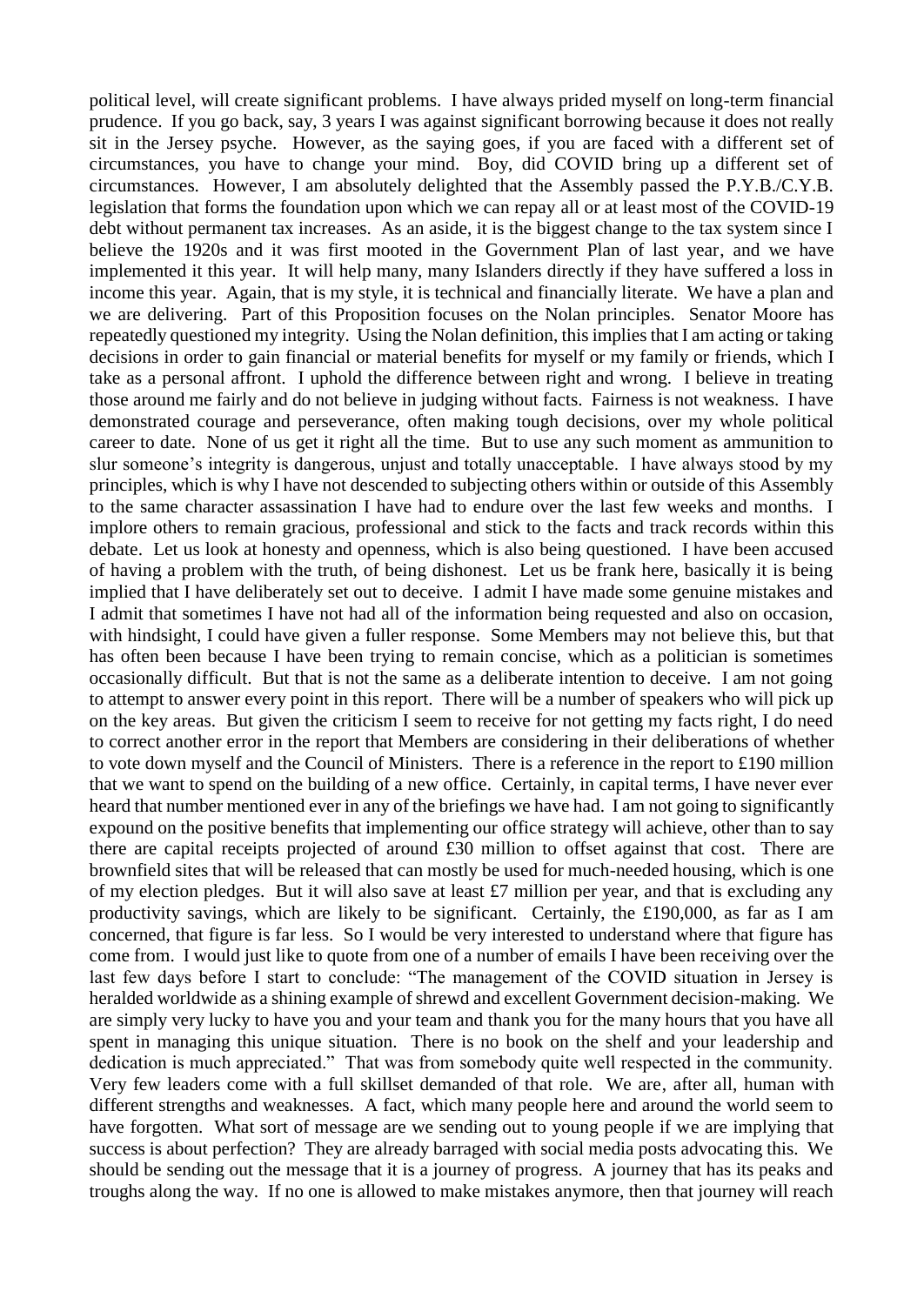political level, will create significant problems. I have always prided myself on long-term financial prudence. If you go back, say, 3 years I was against significant borrowing because it does not really sit in the Jersey psyche. However, as the saying goes, if you are faced with a different set of circumstances, you have to change your mind. Boy, did COVID bring up a different set of circumstances. However, I am absolutely delighted that the Assembly passed the P.Y.B./C.Y.B. legislation that forms the foundation upon which we can repay all or at least most of the COVID-19 debt without permanent tax increases. As an aside, it is the biggest change to the tax system since I believe the 1920s and it was first mooted in the Government Plan of last year, and we have implemented it this year. It will help many, many Islanders directly if they have suffered a loss in income this year. Again, that is my style, it is technical and financially literate. We have a plan and we are delivering. Part of this Proposition focuses on the Nolan principles. Senator Moore has repeatedly questioned my integrity. Using the Nolan definition, this implies that I am acting or taking decisions in order to gain financial or material benefits for myself or my family or friends, which I take as a personal affront. I uphold the difference between right and wrong. I believe in treating those around me fairly and do not believe in judging without facts. Fairness is not weakness. I have demonstrated courage and perseverance, often making tough decisions, over my whole political career to date. None of us get it right all the time. But to use any such moment as ammunition to slur someone's integrity is dangerous, unjust and totally unacceptable. I have always stood by my principles, which is why I have not descended to subjecting others within or outside of this Assembly to the same character assassination I have had to endure over the last few weeks and months. I implore others to remain gracious, professional and stick to the facts and track records within this debate. Let us look at honesty and openness, which is also being questioned. I have been accused of having a problem with the truth, of being dishonest. Let us be frank here, basically it is being implied that I have deliberately set out to deceive. I admit I have made some genuine mistakes and I admit that sometimes I have not had all of the information being requested and also on occasion, with hindsight, I could have given a fuller response. Some Members may not believe this, but that has often been because I have been trying to remain concise, which as a politician is sometimes occasionally difficult. But that is not the same as a deliberate intention to deceive. I am not going to attempt to answer every point in this report. There will be a number of speakers who will pick up on the key areas. But given the criticism I seem to receive for not getting my facts right, I do need to correct another error in the report that Members are considering in their deliberations of whether to vote down myself and the Council of Ministers. There is a reference in the report to £190 million that we want to spend on the building of a new office. Certainly, in capital terms, I have never ever heard that number mentioned ever in any of the briefings we have had. I am not going to significantly expound on the positive benefits that implementing our office strategy will achieve, other than to say there are capital receipts projected of around £30 million to offset against that cost. There are brownfield sites that will be released that can mostly be used for much-needed housing, which is one of my election pledges. But it will also save at least £7 million per year, and that is excluding any productivity savings, which are likely to be significant. Certainly, the £190,000, as far as I am concerned, that figure is far less. So I would be very interested to understand where that figure has come from. I would just like to quote from one of a number of emails I have been receiving over the last few days before I start to conclude: "The management of the COVID situation in Jersey is heralded worldwide as a shining example of shrewd and excellent Government decision-making. We are simply very lucky to have you and your team and thank you for the many hours that you have all spent in managing this unique situation. There is no book on the shelf and your leadership and dedication is much appreciated." That was from somebody quite well respected in the community. Very few leaders come with a full skillset demanded of that role. We are, after all, human with different strengths and weaknesses. A fact, which many people here and around the world seem to have forgotten. What sort of message are we sending out to young people if we are implying that success is about perfection? They are already barraged with social media posts advocating this. We should be sending out the message that it is a journey of progress. A journey that has its peaks and troughs along the way. If no one is allowed to make mistakes anymore, then that journey will reach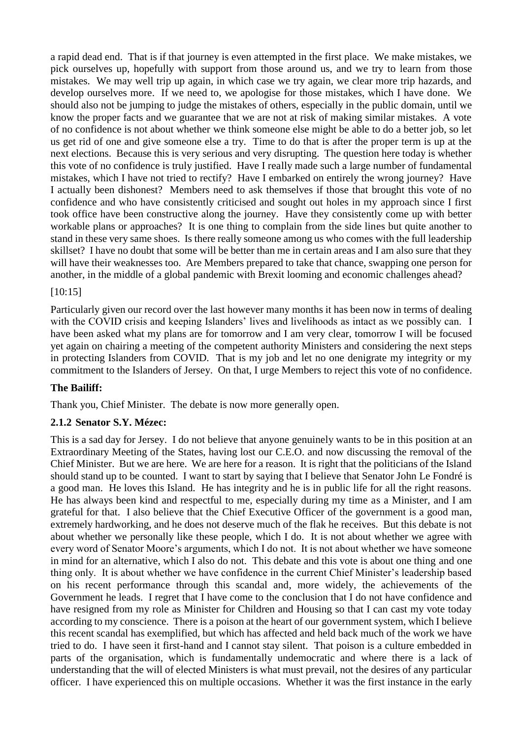a rapid dead end. That is if that journey is even attempted in the first place. We make mistakes, we pick ourselves up, hopefully with support from those around us, and we try to learn from those mistakes. We may well trip up again, in which case we try again, we clear more trip hazards, and develop ourselves more. If we need to, we apologise for those mistakes, which I have done. We should also not be jumping to judge the mistakes of others, especially in the public domain, until we know the proper facts and we guarantee that we are not at risk of making similar mistakes. A vote of no confidence is not about whether we think someone else might be able to do a better job, so let us get rid of one and give someone else a try. Time to do that is after the proper term is up at the next elections. Because this is very serious and very disrupting. The question here today is whether this vote of no confidence is truly justified. Have I really made such a large number of fundamental mistakes, which I have not tried to rectify? Have I embarked on entirely the wrong journey? Have I actually been dishonest? Members need to ask themselves if those that brought this vote of no confidence and who have consistently criticised and sought out holes in my approach since I first took office have been constructive along the journey. Have they consistently come up with better workable plans or approaches? It is one thing to complain from the side lines but quite another to stand in these very same shoes. Is there really someone among us who comes with the full leadership skillset? I have no doubt that some will be better than me in certain areas and I am also sure that they will have their weaknesses too. Are Members prepared to take that chance, swapping one person for another, in the middle of a global pandemic with Brexit looming and economic challenges ahead?

[10:15]

Particularly given our record over the last however many months it has been now in terms of dealing with the COVID crisis and keeping Islanders' lives and livelihoods as intact as we possibly can. I have been asked what my plans are for tomorrow and I am very clear, tomorrow I will be focused yet again on chairing a meeting of the competent authority Ministers and considering the next steps in protecting Islanders from COVID. That is my job and let no one denigrate my integrity or my commitment to the Islanders of Jersey. On that, I urge Members to reject this vote of no confidence.

**The Bailiff:**

Thank you, Chief Minister. The debate is now more generally open.

**2.1.2 Senator S.Y. Mézec:**

This is a sad day for Jersey. I do not believe that anyone genuinely wants to be in this position at an Extraordinary Meeting of the States, having lost our C.E.O. and now discussing the removal of the Chief Minister. But we are here. We are here for a reason. It is right that the politicians of the Island should stand up to be counted. I want to start by saying that I believe that Senator John Le Fondré is a good man. He loves this Island. He has integrity and he is in public life for all the right reasons. He has always been kind and respectful to me, especially during my time as a Minister, and I am grateful for that. I also believe that the Chief Executive Officer of the government is a good man, extremely hardworking, and he does not deserve much of the flak he receives. But this debate is not about whether we personally like these people, which I do. It is not about whether we agree with every word of Senator Moore's arguments, which I do not. It is not about whether we have someone in mind for an alternative, which I also do not. This debate and this vote is about one thing and one thing only. It is about whether we have confidence in the current Chief Minister's leadership based on his recent performance through this scandal and, more widely, the achievements of the Government he leads. I regret that I have come to the conclusion that I do not have confidence and have resigned from my role as Minister for Children and Housing so that I can cast my vote today according to my conscience. There is a poison at the heart of our government system, which I believe this recent scandal has exemplified, but which has affected and held back much of the work we have tried to do. I have seen it first-hand and I cannot stay silent. That poison is a culture embedded in parts of the organisation, which is fundamentally undemocratic and where there is a lack of understanding that the will of elected Ministers is what must prevail, not the desires of any particular officer. I have experienced this on multiple occasions. Whether it was the first instance in the early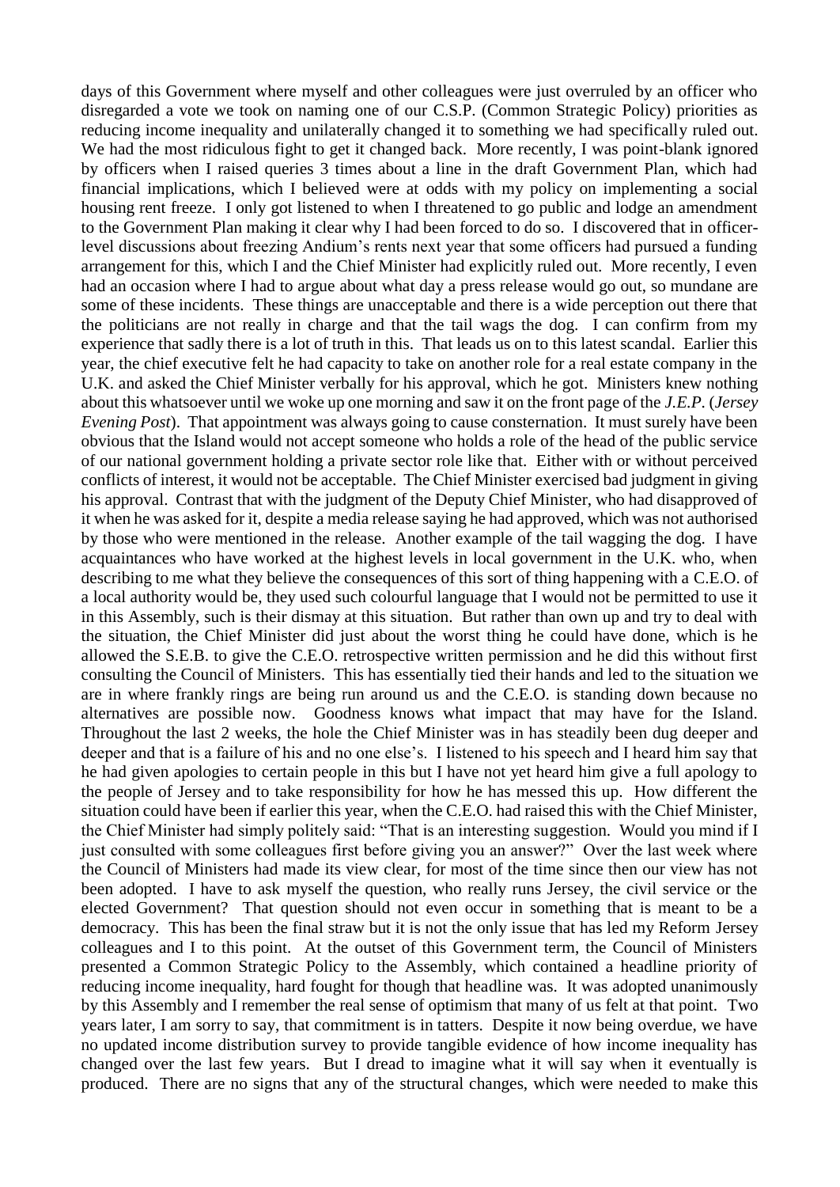days of this Government where myself and other colleagues were just overruled by an officer who disregarded a vote we took on naming one of our C.S.P. (Common Strategic Policy) priorities as reducing income inequality and unilaterally changed it to something we had specifically ruled out. We had the most ridiculous fight to get it changed back. More recently, I was point-blank ignored by officers when I raised queries 3 times about a line in the draft Government Plan, which had financial implications, which I believed were at odds with my policy on implementing a social housing rent freeze. I only got listened to when I threatened to go public and lodge an amendment to the Government Plan making it clear why I had been forced to do so. I discovered that in officer-level discussions about freezing Andium's rents next year that some officers had pursued a funding arrangement for this, which I and the Chief Minister had explicitly ruled out. More recently, I even had an occasion where I had to argue about what day a press release would go out, so mundane are some of these incidents. These things are unacceptable and there is a wide perception out there that the politicians are not really in charge and that the tail wags the dog. I can confirm from my experience that sadly there is a lot of truth in this. That leads us on to this latest scandal. Earlier this year, the chief executive felt he had capacity to take on another role for a real estate company in the U.K. and asked the Chief Minister verbally for his approval, which he got. Ministers knew nothing about this whatsoever until we woke up one morning and saw it on the front page of the *J.E.P.* (*Jersey Evening Post*). That appointment was always going to cause consternation. It must surely have been obvious that the Island would not accept someone who holds a role of the head of the public service of our national government holding a private sector role like that. Either with or without perceived conflicts of interest, it would not be acceptable. The Chief Minister exercised bad judgment in giving his approval. Contrast that with the judgment of the Deputy Chief Minister, who had disapproved of it when he was asked for it, despite a media release saying he had approved, which was not authorised by those who were mentioned in the release. Another example of the tail wagging the dog. I have acquaintances who have worked at the highest levels in local government in the U.K. who, when describing to me what they believe the consequences of this sort of thing happening with a C.E.O. of a local authority would be, they used such colourful language that I would not be permitted to use it in this Assembly, such is their dismay at this situation. But rather than own up and try to deal with the situation, the Chief Minister did just about the worst thing he could have done, which is he allowed the S.E.B. to give the C.E.O. retrospective written permission and he did this without first consulting the Council of Ministers. This has essentially tied their hands and led to the situation we are in where frankly rings are being run around us and the C.E.O. is standing down because no alternatives are possible now. Goodness knows what impact that may have for the Island. Throughout the last 2 weeks, the hole the Chief Minister was in has steadily been dug deeper and deeper and that is a failure of his and no one else's. I listened to his speech and I heard him say that he had given apologies to certain people in this but I have not yet heard him give a full apology to the people of Jersey and to take responsibility for how he has messed this up. How different the situation could have been if earlier this year, when the C.E.O. had raised this with the Chief Minister, the Chief Minister had simply politely said: "That is an interesting suggestion. Would you mind if I just consulted with some colleagues first before giving you an answer?" Over the last week where the Council of Ministers had made its view clear, for most of the time since then our view has not been adopted. I have to ask myself the question, who really runs Jersey, the civil service or the elected Government? That question should not even occur in something that is meant to be a democracy. This has been the final straw but it is not the only issue that has led my Reform Jersey colleagues and I to this point. At the outset of this Government term, the Council of Ministers presented a Common Strategic Policy to the Assembly, which contained a headline priority of reducing income inequality, hard fought for though that headline was. It was adopted unanimously by this Assembly and I remember the real sense of optimism that many of us felt at that point. Two years later, I am sorry to say, that commitment is in tatters. Despite it now being overdue, we have no updated income distribution survey to provide tangible evidence of how income inequality has changed over the last few years. But I dread to imagine what it will say when it eventually is produced. There are no signs that any of the structural changes, which were needed to make this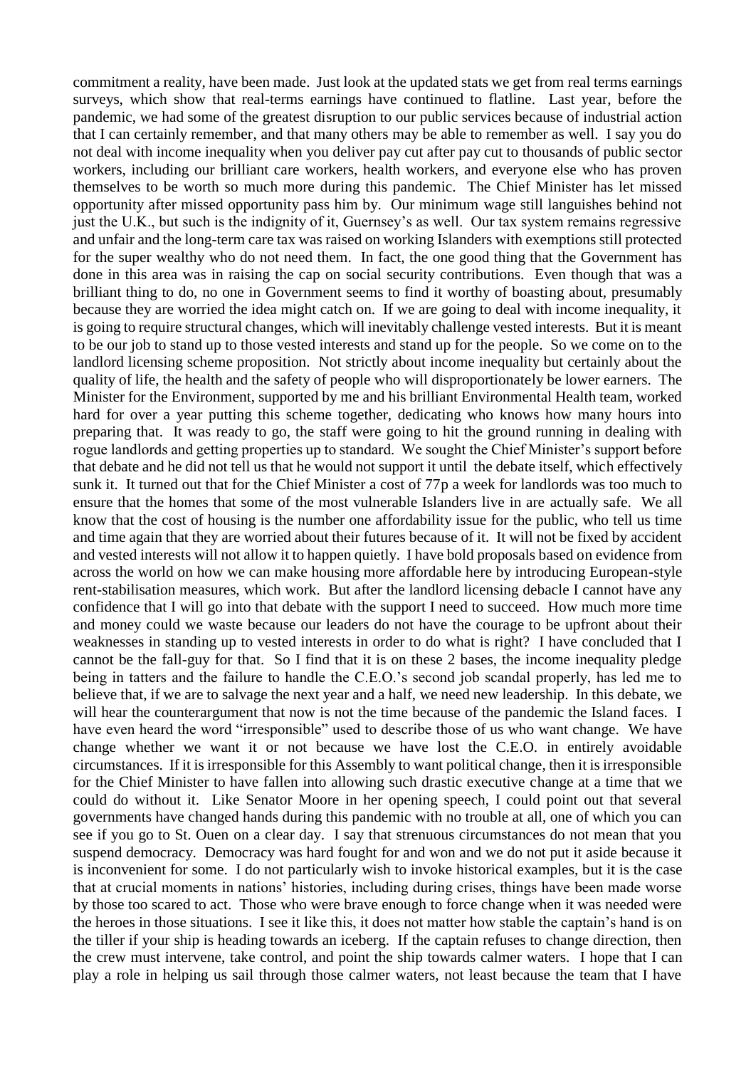commitment a reality, have been made. Just look at the updated stats we get from real terms earnings surveys, which show that real-terms earnings have continued to flatline. Last year, before the pandemic, we had some of the greatest disruption to our public services because of industrial action that I can certainly remember, and that many others may be able to remember as well. I say you do not deal with income inequality when you deliver pay cut after pay cut to thousands of public sector workers, including our brilliant care workers, health workers, and everyone else who has proven themselves to be worth so much more during this pandemic. The Chief Minister has let missed opportunity after missed opportunity pass him by. Our minimum wage still languishes behind not just the U.K., but such is the indignity of it, Guernsey's as well. Our tax system remains regressive and unfair and the long-term care tax was raised on working Islanders with exemptions still protected for the super wealthy who do not need them. In fact, the one good thing that the Government has done in this area was in raising the cap on social security contributions. Even though that was a brilliant thing to do, no one in Government seems to find it worthy of boasting about, presumably because they are worried the idea might catch on. If we are going to deal with income inequality, it is going to require structural changes, which will inevitably challenge vested interests. But it is meant to be our job to stand up to those vested interests and stand up for the people. So we come on to the landlord licensing scheme proposition. Not strictly about income inequality but certainly about the quality of life, the health and the safety of people who will disproportionately be lower earners. The Minister for the Environment, supported by me and his brilliant Environmental Health team, worked hard for over a year putting this scheme together, dedicating who knows how many hours into preparing that. It was ready to go, the staff were going to hit the ground running in dealing with rogue landlords and getting properties up to standard. We sought the Chief Minister's support before that debate and he did not tell us that he would not support it until the debate itself, which effectively sunk it. It turned out that for the Chief Minister a cost of 77p a week for landlords was too much to ensure that the homes that some of the most vulnerable Islanders live in are actually safe. We all know that the cost of housing is the number one affordability issue for the public, who tell us time and time again that they are worried about their futures because of it. It will not be fixed by accident and vested interests will not allow it to happen quietly. I have bold proposals based on evidence from across the world on how we can make housing more affordable here by introducing European-style rent-stabilisation measures, which work. But after the landlord licensing debacle I cannot have any confidence that I will go into that debate with the support I need to succeed. How much more time and money could we waste because our leaders do not have the courage to be upfront about their weaknesses in standing up to vested interests in order to do what is right? I have concluded that I cannot be the fall-guy for that. So I find that it is on these 2 bases, the income inequality pledge being in tatters and the failure to handle the C.E.O.'s second job scandal properly, has led me to believe that, if we are to salvage the next year and a half, we need new leadership. In this debate, we will hear the counterargument that now is not the time because of the pandemic the Island faces. I have even heard the word "irresponsible" used to describe those of us who want change. We have change whether we want it or not because we have lost the C.E.O. in entirely avoidable circumstances. If it is irresponsible for this Assembly to want political change, then it is irresponsible for the Chief Minister to have fallen into allowing such drastic executive change at a time that we could do without it. Like Senator Moore in her opening speech, I could point out that several governments have changed hands during this pandemic with no trouble at all, one of which you can see if you go to St. Ouen on a clear day. I say that strenuous circumstances do not mean that you suspend democracy. Democracy was hard fought for and won and we do not put it aside because it is inconvenient for some. I do not particularly wish to invoke historical examples, but it is the case that at crucial moments in nations' histories, including during crises, things have been made worse by those too scared to act. Those who were brave enough to force change when it was needed were the heroes in those situations. I see it like this, it does not matter how stable the captain's hand is on the tiller if your ship is heading towards an iceberg. If the captain refuses to change direction, then the crew must intervene, take control, and point the ship towards calmer waters. I hope that I can play a role in helping us sail through those calmer waters, not least because the team that I have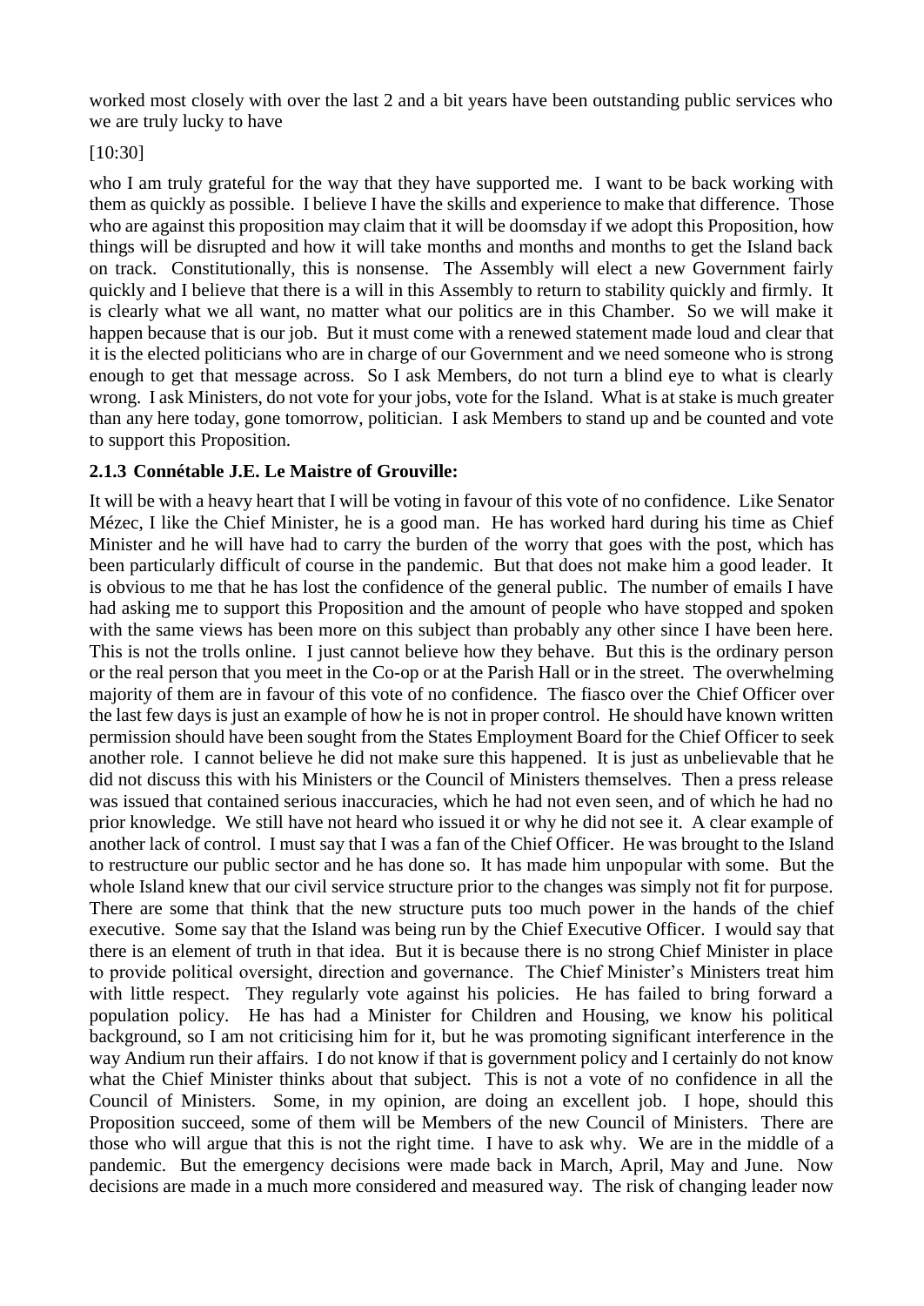worked most closely with over the last 2 and a bit years have been outstanding public services who we are truly lucky to have

[10:30]

who I am truly grateful for the way that they have supported me. I want to be back working with them as quickly as possible. I believe I have the skills and experience to make that difference. Those who are against this proposition may claim that it will be doomsday if we adopt this Proposition, how things will be disrupted and how it will take months and months and months to get the Island back on track. Constitutionally, this is nonsense. The Assembly will elect a new Government fairly quickly and I believe that there is a will in this Assembly to return to stability quickly and firmly. It is clearly what we all want, no matter what our politics are in this Chamber. So we will make it happen because that is our job. But it must come with a renewed statement made loud and clear that it is the elected politicians who are in charge of our Government and we need someone who is strong enough to get that message across. So I ask Members, do not turn a blind eye to what is clearly wrong. I ask Ministers, do not vote for your jobs, vote for the Island. What is at stake is much greater than any here today, gone tomorrow, politician. I ask Members to stand up and be counted and vote to support this Proposition.

### 2.1.3 Connétable J.E. Le Maistre of Grouville:

It will be with a heavy heart that I will be voting in favour of this vote of no confidence. Like Senator Mézec, I like the Chief Minister, he is a good man. He has worked hard during his time as Chief Minister and he will have had to carry the burden of the worry that goes with the post, which has been particularly difficult of course in the pandemic. But that does not make him a good leader. It is obvious to me that he has lost the confidence of the general public. The number of emails I have had asking me to support this Proposition and the amount of people who have stopped and spoken with the same views has been more on this subject than probably any other since I have been here. This is not the trolls online. I just cannot believe how they behave. But this is the ordinary person or the real person that you meet in the Co-op or at the Parish Hall or in the street. The overwhelming majority of them are in favour of this vote of no confidence. The fiasco over the Chief Officer over the last few days is just an example of how he is not in proper control. He should have known written permission should have been sought from the States Employment Board for the Chief Officer to seek another role. I cannot believe he did not make sure this happened. It is just as unbelievable that he did not discuss this with his Ministers or the Council of Ministers themselves. Then a press release was issued that contained serious inaccuracies, which he had not even seen, and of which he had no prior knowledge. We still have not heard who issued it or why he did not see it. A clear example of another lack of control. I must say that I was a fan of the Chief Officer. He was brought to the Island to restructure our public sector and he has done so. It has made him unpopular with some. But the whole Island knew that our civil service structure prior to the changes was simply not fit for purpose. There are some that think that the new structure puts too much power in the hands of the chief executive. Some say that the Island was being run by the Chief Executive Officer. I would say that there is an element of truth in that idea. But it is because there is no strong Chief Minister in place to provide political oversight, direction and governance. The Chief Minister's Ministers treat him with little respect. They regularly vote against his policies. He has failed to bring forward a population policy. He has had a Minister for Children and Housing, we know his political background, so I am not criticising him for it, but he was promoting significant interference in the way Andium run their affairs. I do not know if that is government policy and I certainly do not know what the Chief Minister thinks about that subject. This is not a vote of no confidence in all the Council of Ministers. Some, in my opinion, are doing an excellent job. I hope, should this Proposition succeed, some of them will be Members of the new Council of Ministers. There are those who will argue that this is not the right time. I have to ask why. We are in the middle of a pandemic. But the emergency decisions were made back in March, April, May and June. Now decisions are made in a much more considered and measured way. The risk of changing leader now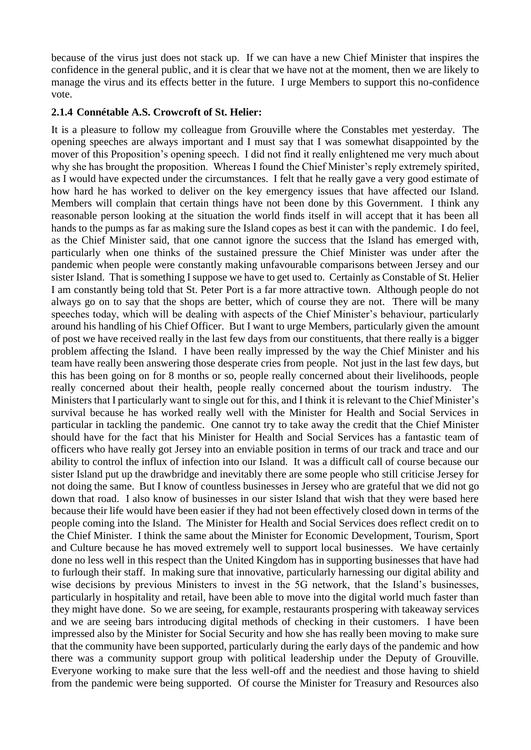because of the virus just does not stack up. If we can have a new Chief Minister that inspires the confidence in the general public, and it is clear that we have not at the moment, then we are likely to manage the virus and its effects better in the future. I urge Members to support this no-confidence vote.

### 2.1.4 Connétable A.S. Crowcroft of St. Helier:

It is a pleasure to follow my colleague from Grouville where the Constables met yesterday. The opening speeches are always important and I must say that I was somewhat disappointed by the mover of this Proposition's opening speech. I did not find it really enlightened me very much about why she has brought the proposition. Whereas I found the Chief Minister's reply extremely spirited, as I would have expected under the circumstances. I felt that he really gave a very good estimate of how hard he has worked to deliver on the key emergency issues that have affected our Island. Members will complain that certain things have not been done by this Government. I think any reasonable person looking at the situation the world finds itself in will accept that it has been all hands to the pumps as far as making sure the Island copes as best it can with the pandemic. I do feel, as the Chief Minister said, that one cannot ignore the success that the Island has emerged with, particularly when one thinks of the sustained pressure the Chief Minister was under after the pandemic when people were constantly making unfavourable comparisons between Jersey and our sister Island. That is something I suppose we have to get used to. Certainly as Constable of St. Helier I am constantly being told that St. Peter Port is a far more attractive town. Although people do not always go on to say that the shops are better, which of course they are not. There will be many speeches today, which will be dealing with aspects of the Chief Minister's behaviour, particularly around his handling of his Chief Officer. But I want to urge Members, particularly given the amount of post we have received really in the last few days from our constituents, that there really is a bigger problem affecting the Island. I have been really impressed by the way the Chief Minister and his team have really been answering those desperate cries from people. Not just in the last few days, but this has been going on for 8 months or so, people really concerned about their livelihoods, people really concerned about their health, people really concerned about the tourism industry. The Ministers that I particularly want to single out for this, and I think it is relevant to the Chief Minister's survival because he has worked really well with the Minister for Health and Social Services in particular in tackling the pandemic. One cannot try to take away the credit that the Chief Minister should have for the fact that his Minister for Health and Social Services has a fantastic team of officers who have really got Jersey into an enviable position in terms of our track and trace and our ability to control the influx of infection into our Island. It was a difficult call of course because our sister Island put up the drawbridge and inevitably there are some people who still criticise Jersey for not doing the same. But I know of countless businesses in Jersey who are grateful that we did not go down that road. I also know of businesses in our sister Island that wish that they were based here because their life would have been easier if they had not been effectively closed down in terms of the people coming into the Island. The Minister for Health and Social Services does reflect credit on to the Chief Minister. I think the same about the Minister for Economic Development, Tourism, Sport and Culture because he has moved extremely well to support local businesses. We have certainly done no less well in this respect than the United Kingdom has in supporting businesses that have had to furlough their staff. In making sure that innovative, particularly harnessing our digital ability and wise decisions by previous Ministers to invest in the 5G network, that the Island's businesses, particularly in hospitality and retail, have been able to move into the digital world much faster than they might have done. So we are seeing, for example, restaurants prospering with takeaway services and we are seeing bars introducing digital methods of checking in their customers. I have been impressed also by the Minister for Social Security and how she has really been moving to make sure that the community have been supported, particularly during the early days of the pandemic and how there was a community support group with political leadership under the Deputy of Grouville. Everyone working to make sure that the less well-off and the neediest and those having to shield from the pandemic were being supported. Of course the Minister for Treasury and Resources also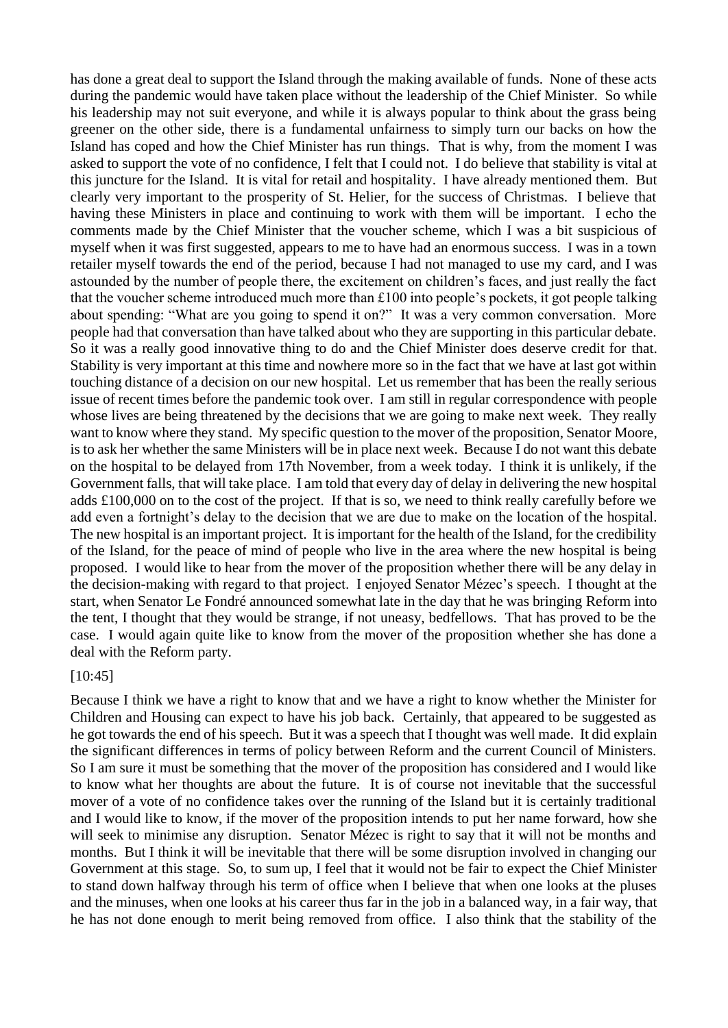has done a great deal to support the Island through the making available of funds. None of these acts during the pandemic would have taken place without the leadership of the Chief Minister. So while his leadership may not suit everyone, and while it is always popular to think about the grass being greener on the other side, there is a fundamental unfairness to simply turn our backs on how the Island has coped and how the Chief Minister has run things. That is why, from the moment I was asked to support the vote of no confidence, I felt that I could not. I do believe that stability is vital at this juncture for the Island. It is vital for retail and hospitality. I have already mentioned them. But clearly very important to the prosperity of St. Helier, for the success of Christmas. I believe that having these Ministers in place and continuing to work with them will be important. I echo the comments made by the Chief Minister that the voucher scheme, which I was a bit suspicious of myself when it was first suggested, appears to me to have had an enormous success. I was in a town retailer myself towards the end of the period, because I had not managed to use my card, and I was astounded by the number of people there, the excitement on children's faces, and just really the fact that the voucher scheme introduced much more than £100 into people's pockets, it got people talking about spending: "What are you going to spend it on?" It was a very common conversation. More people had that conversation than have talked about who they are supporting in this particular debate. So it was a really good innovative thing to do and the Chief Minister does deserve credit for that. Stability is very important at this time and nowhere more so in the fact that we have at last got within touching distance of a decision on our new hospital. Let us remember that has been the really serious issue of recent times before the pandemic took over. I am still in regular correspondence with people whose lives are being threatened by the decisions that we are going to make next week. They really want to know where they stand. My specific question to the mover of the proposition, Senator Moore, is to ask her whether the same Ministers will be in place next week. Because I do not want this debate on the hospital to be delayed from 17th November, from a week today. I think it is unlikely, if the Government falls, that will take place. I am told that every day of delay in delivering the new hospital adds £100,000 on to the cost of the project. If that is so, we need to think really carefully before we add even a fortnight's delay to the decision that we are due to make on the location of the hospital. The new hospital is an important project. It is important for the health of the Island, for the credibility of the Island, for the peace of mind of people who live in the area where the new hospital is being proposed. I would like to hear from the mover of the proposition whether there will be any delay in the decision-making with regard to that project. I enjoyed Senator Mézec's speech. I thought at the start, when Senator Le Fondré announced somewhat late in the day that he was bringing Reform into the tent, I thought that they would be strange, if not uneasy, bedfellows. That has proved to be the case. I would again quite like to know from the mover of the proposition whether she has done a deal with the Reform party.

[10:45]

Because I think we have a right to know that and we have a right to know whether the Minister for Children and Housing can expect to have his job back. Certainly, that appeared to be suggested as he got towards the end of his speech. But it was a speech that I thought was well made. It did explain the significant differences in terms of policy between Reform and the current Council of Ministers. So I am sure it must be something that the mover of the proposition has considered and I would like to know what her thoughts are about the future. It is of course not inevitable that the successful mover of a vote of no confidence takes over the running of the Island but it is certainly traditional and I would like to know, if the mover of the proposition intends to put her name forward, how she will seek to minimise any disruption. Senator Mézec is right to say that it will not be months and months. But I think it will be inevitable that there will be some disruption involved in changing our Government at this stage. So, to sum up, I feel that it would not be fair to expect the Chief Minister to stand down halfway through his term of office when I believe that when one looks at the pluses and the minuses, when one looks at his career thus far in the job in a balanced way, in a fair way, that he has not done enough to merit being removed from office. I also think that the stability of the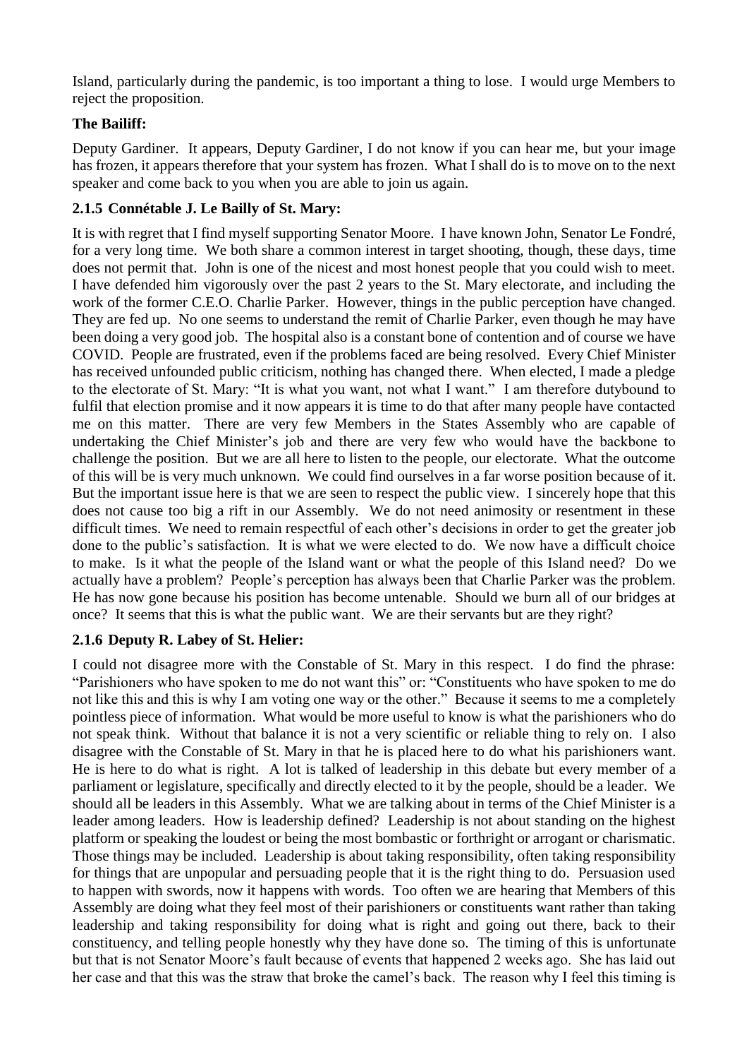Island, particularly during the pandemic, is too important a thing to lose. I would urge Members to reject the proposition.

**The Bailiff:**

Deputy Gardiner. It appears, Deputy Gardiner, I do not know if you can hear me, but your image has frozen, it appears therefore that your system has frozen. What I shall do is to move on to the next speaker and come back to you when you are able to join us again.

### 2.1.5 Connétable J. Le Bailly of St. Mary:

It is with regret that I find myself supporting Senator Moore. I have known John, Senator Le Fondré, for a very long time. We both share a common interest in target shooting, though, these days, time does not permit that. John is one of the nicest and most honest people that you could wish to meet. I have defended him vigorously over the past 2 years to the St. Mary electorate, and including the work of the former C.E.O. Charlie Parker. However, things in the public perception have changed. They are fed up. No one seems to understand the remit of Charlie Parker, even though he may have been doing a very good job. The hospital also is a constant bone of contention and of course we have COVID. People are frustrated, even if the problems faced are being resolved. Every Chief Minister has received unfounded public criticism, nothing has changed there. When elected, I made a pledge to the electorate of St. Mary: "It is what you want, not what I want." I am therefore dutybound to fulfil that election promise and it now appears it is time to do that after many people have contacted me on this matter. There are very few Members in the States Assembly who are capable of undertaking the Chief Minister's job and there are very few who would have the backbone to challenge the position. But we are all here to listen to the people, our electorate. What the outcome of this will be is very much unknown. We could find ourselves in a far worse position because of it. But the important issue here is that we are seen to respect the public view. I sincerely hope that this does not cause too big a rift in our Assembly. We do not need animosity or resentment in these difficult times. We need to remain respectful of each other's decisions in order to get the greater job done to the public's satisfaction. It is what we were elected to do. We now have a difficult choice to make. Is it what the people of the Island want or what the people of this Island need? Do we actually have a problem? People's perception has always been that Charlie Parker was the problem. He has now gone because his position has become untenable. Should we burn all of our bridges at once? It seems that this is what the public want. We are their servants but are they right?

### 2.1.6 Deputy R. Labey of St. Helier:

I could not disagree more with the Constable of St. Mary in this respect. I do find the phrase: "Parishioners who have spoken to me do not want this" or: "Constituents who have spoken to me do not like this and this is why I am voting one way or the other." Because it seems to me a completely pointless piece of information. What would be more useful to know is what the parishioners who do not speak think. Without that balance it is not a very scientific or reliable thing to rely on. I also disagree with the Constable of St. Mary in that he is placed here to do what his parishioners want. He is here to do what is right. A lot is talked of leadership in this debate but every member of a parliament or legislature, specifically and directly elected to it by the people, should be a leader. We should all be leaders in this Assembly. What we are talking about in terms of the Chief Minister is a leader among leaders. How is leadership defined? Leadership is not about standing on the highest platform or speaking the loudest or being the most bombastic or forthright or arrogant or charismatic. Those things may be included. Leadership is about taking responsibility, often taking responsibility for things that are unpopular and persuading people that it is the right thing to do. Persuasion used to happen with swords, now it happens with words. Too often we are hearing that Members of this Assembly are doing what they feel most of their parishioners or constituents want rather than taking leadership and taking responsibility for doing what is right and going out there, back to their constituency, and telling people honestly why they have done so. The timing of this is unfortunate but that is not Senator Moore's fault because of events that happened 2 weeks ago. She has laid out her case and that this was the straw that broke the camel's back. The reason why I feel this timing is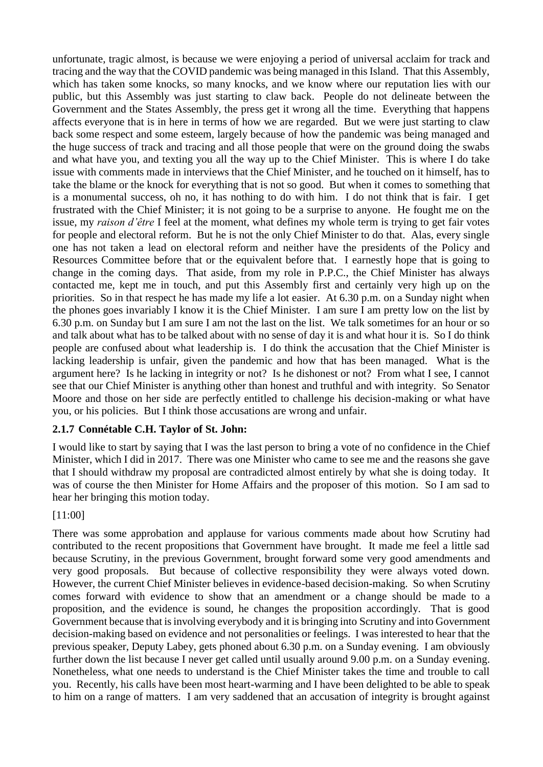unfortunate, tragic almost, is because we were enjoying a period of universal acclaim for track and tracing and the way that the COVID pandemic was being managed in this Island. That this Assembly, which has taken some knocks, so many knocks, and we know where our reputation lies with our public, but this Assembly was just starting to claw back. People do not delineate between the Government and the States Assembly, the press get it wrong all the time. Everything that happens affects everyone that is in here in terms of how we are regarded. But we were just starting to claw back some respect and some esteem, largely because of how the pandemic was being managed and the huge success of track and tracing and all those people that were on the ground doing the swabs and what have you, and texting you all the way up to the Chief Minister. This is where I do take issue with comments made in interviews that the Chief Minister, and he touched on it himself, has to take the blame or the knock for everything that is not so good. But when it comes to something that is a monumental success, oh no, it has nothing to do with him. I do not think that is fair. I get frustrated with the Chief Minister; it is not going to be a surprise to anyone. He fought me on the issue, my *raison d'être* I feel at the moment, what defines my whole term is trying to get fair votes for people and electoral reform. But he is not the only Chief Minister to do that. Alas, every single one has not taken a lead on electoral reform and neither have the presidents of the Policy and Resources Committee before that or the equivalent before that. I earnestly hope that is going to change in the coming days. That aside, from my role in P.P.C., the Chief Minister has always contacted me, kept me in touch, and put this Assembly first and certainly very high up on the priorities. So in that respect he has made my life a lot easier. At 6.30 p.m. on a Sunday night when the phones goes invariably I know it is the Chief Minister. I am sure I am pretty low on the list by 6.30 p.m. on Sunday but I am sure I am not the last on the list. We talk sometimes for an hour or so and talk about what has to be talked about with no sense of day it is and what hour it is. So I do think people are confused about what leadership is. I do think the accusation that the Chief Minister is lacking leadership is unfair, given the pandemic and how that has been managed. What is the argument here? Is he lacking in integrity or not? Is he dishonest or not? From what I see, I cannot see that our Chief Minister is anything other than honest and truthful and with integrity. So Senator Moore and those on her side are perfectly entitled to challenge his decision-making or what have you, or his policies. But I think those accusations are wrong and unfair.

### 2.1.7 Connétable C.H. Taylor of St. John:

I would like to start by saying that I was the last person to bring a vote of no confidence in the Chief Minister, which I did in 2017. There was one Minister who came to see me and the reasons she gave that I should withdraw my proposal are contradicted almost entirely by what she is doing today. It was of course the then Minister for Home Affairs and the proposer of this motion. So I am sad to hear her bringing this motion today.

[11:00]

There was some approbation and applause for various comments made about how Scrutiny had contributed to the recent propositions that Government have brought. It made me feel a little sad because Scrutiny, in the previous Government, brought forward some very good amendments and very good proposals. But because of collective responsibility they were always voted down. However, the current Chief Minister believes in evidence-based decision-making. So when Scrutiny comes forward with evidence to show that an amendment or a change should be made to a proposition, and the evidence is sound, he changes the proposition accordingly. That is good Government because that is involving everybody and it is bringing into Scrutiny and into Government decision-making based on evidence and not personalities or feelings. I was interested to hear that the previous speaker, Deputy Labey, gets phoned about 6.30 p.m. on a Sunday evening. I am obviously further down the list because I never get called until usually around 9.00 p.m. on a Sunday evening. Nonetheless, what one needs to understand is the Chief Minister takes the time and trouble to call you. Recently, his calls have been most heart-warming and I have been delighted to be able to speak to him on a range of matters. I am very saddened that an accusation of integrity is brought against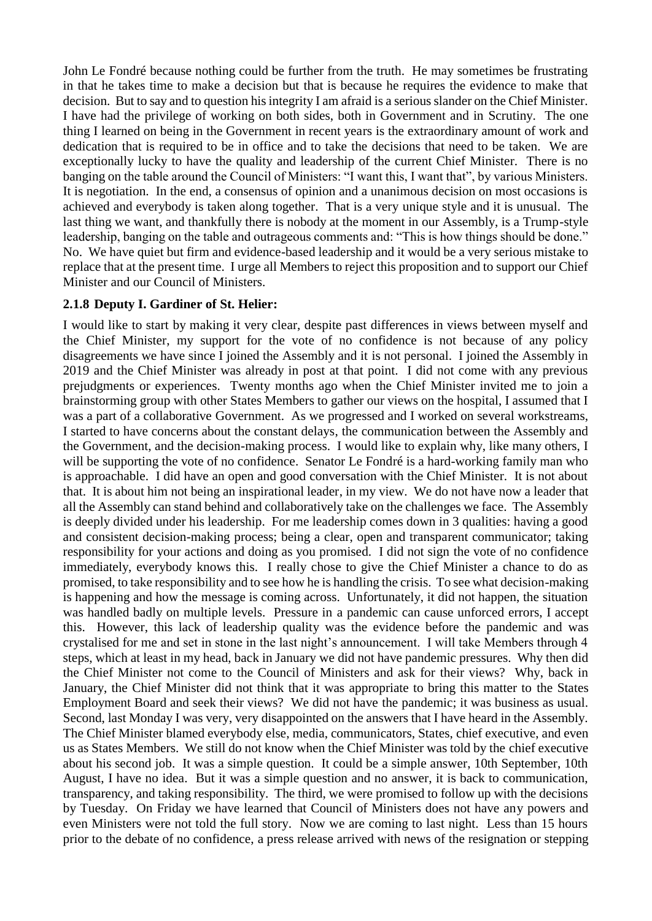John Le Fondré because nothing could be further from the truth. He may sometimes be frustrating in that he takes time to make a decision but that is because he requires the evidence to make that decision. But to say and to question his integrity I am afraid is a serious slander on the Chief Minister. I have had the privilege of working on both sides, both in Government and in Scrutiny. The one thing I learned on being in the Government in recent years is the extraordinary amount of work and dedication that is required to be in office and to take the decisions that need to be taken. We are exceptionally lucky to have the quality and leadership of the current Chief Minister. There is no banging on the table around the Council of Ministers: "I want this, I want that", by various Ministers. It is negotiation. In the end, a consensus of opinion and a unanimous decision on most occasions is achieved and everybody is taken along together. That is a very unique style and it is unusual. The last thing we want, and thankfully there is nobody at the moment in our Assembly, is a Trump-style leadership, banging on the table and outrageous comments and: "This is how things should be done." No. We have quiet but firm and evidence-based leadership and it would be a very serious mistake to replace that at the present time. I urge all Members to reject this proposition and to support our Chief Minister and our Council of Ministers.

### 2.1.8 Deputy I. Gardiner of St. Helier:

I would like to start by making it very clear, despite past differences in views between myself and the Chief Minister, my support for the vote of no confidence is not because of any policy disagreements we have since I joined the Assembly and it is not personal. I joined the Assembly in 2019 and the Chief Minister was already in post at that point. I did not come with any previous prejudgments or experiences. Twenty months ago when the Chief Minister invited me to join a brainstorming group with other States Members to gather our views on the hospital, I assumed that I was a part of a collaborative Government. As we progressed and I worked on several workstreams, I started to have concerns about the constant delays, the communication between the Assembly and the Government, and the decision-making process. I would like to explain why, like many others, I will be supporting the vote of no confidence. Senator Le Fondré is a hard-working family man who is approachable. I did have an open and good conversation with the Chief Minister. It is not about that. It is about him not being an inspirational leader, in my view. We do not have now a leader that all the Assembly can stand behind and collaboratively take on the challenges we face. The Assembly is deeply divided under his leadership. For me leadership comes down in 3 qualities: having a good and consistent decision-making process; being a clear, open and transparent communicator; taking responsibility for your actions and doing as you promised. I did not sign the vote of no confidence immediately, everybody knows this. I really chose to give the Chief Minister a chance to do as promised, to take responsibility and to see how he is handling the crisis. To see what decision-making is happening and how the message is coming across. Unfortunately, it did not happen, the situation was handled badly on multiple levels. Pressure in a pandemic can cause unforced errors, I accept this. However, this lack of leadership quality was the evidence before the pandemic and was crystalised for me and set in stone in the last night's announcement. I will take Members through 4 steps, which at least in my head, back in January we did not have pandemic pressures. Why then did the Chief Minister not come to the Council of Ministers and ask for their views? Why, back in January, the Chief Minister did not think that it was appropriate to bring this matter to the States Employment Board and seek their views? We did not have the pandemic; it was business as usual. Second, last Monday I was very, very disappointed on the answers that I have heard in the Assembly. The Chief Minister blamed everybody else, media, communicators, States, chief executive, and even us as States Members. We still do not know when the Chief Minister was told by the chief executive about his second job. It was a simple question. It could be a simple answer, 10th September, 10th August, I have no idea. But it was a simple question and no answer, it is back to communication, transparency, and taking responsibility. The third, we were promised to follow up with the decisions by Tuesday. On Friday we have learned that Council of Ministers does not have any powers and even Ministers were not told the full story. Now we are coming to last night. Less than 15 hours prior to the debate of no confidence, a press release arrived with news of the resignation or stepping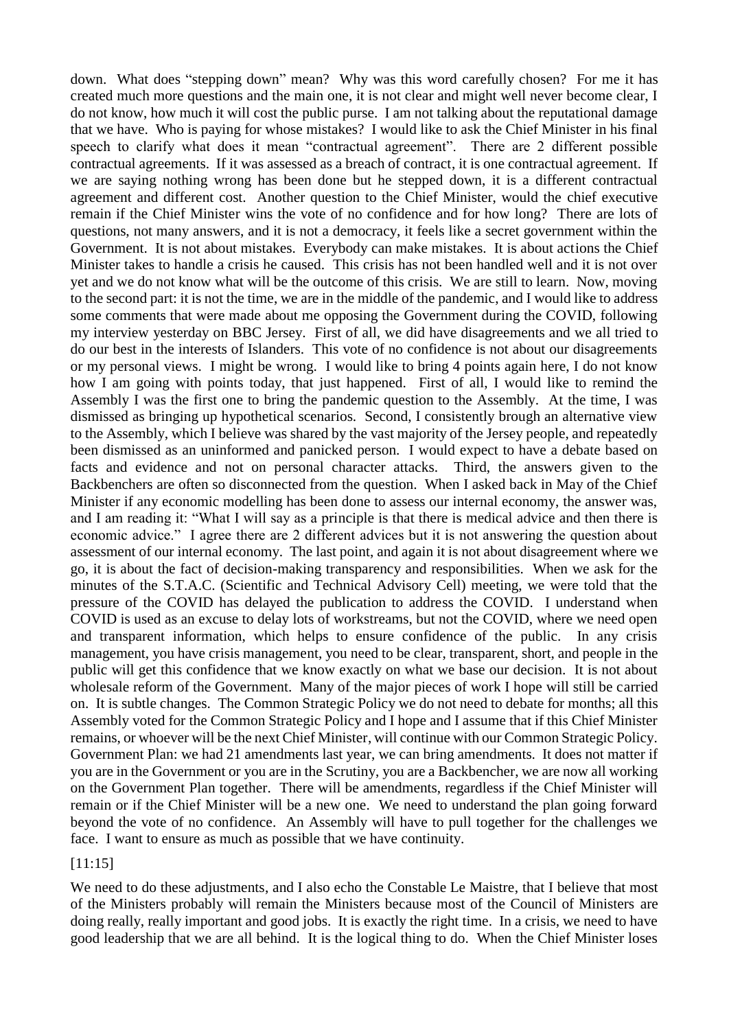down. What does "stepping down" mean? Why was this word carefully chosen? For me it has created much more questions and the main one, it is not clear and might well never become clear, I do not know, how much it will cost the public purse. I am not talking about the reputational damage that we have. Who is paying for whose mistakes? I would like to ask the Chief Minister in his final speech to clarify what does it mean "contractual agreement". There are 2 different possible contractual agreements. If it was assessed as a breach of contract, it is one contractual agreement. If we are saying nothing wrong has been done but he stepped down, it is a different contractual agreement and different cost. Another question to the Chief Minister, would the chief executive remain if the Chief Minister wins the vote of no confidence and for how long? There are lots of questions, not many answers, and it is not a democracy, it feels like a secret government within the Government. It is not about mistakes. Everybody can make mistakes. It is about actions the Chief Minister takes to handle a crisis he caused. This crisis has not been handled well and it is not over yet and we do not know what will be the outcome of this crisis. We are still to learn. Now, moving to the second part: it is not the time, we are in the middle of the pandemic, and I would like to address some comments that were made about me opposing the Government during the COVID, following my interview yesterday on BBC Jersey. First of all, we did have disagreements and we all tried to do our best in the interests of Islanders. This vote of no confidence is not about our disagreements or my personal views. I might be wrong. I would like to bring 4 points again here, I do not know how I am going with points today, that just happened. First of all, I would like to remind the Assembly I was the first one to bring the pandemic question to the Assembly. At the time, I was dismissed as bringing up hypothetical scenarios. Second, I consistently brough an alternative view to the Assembly, which I believe was shared by the vast majority of the Jersey people, and repeatedly been dismissed as an uninformed and panicked person. I would expect to have a debate based on facts and evidence and not on personal character attacks. Third, the answers given to the Backbenchers are often so disconnected from the question. When I asked back in May of the Chief Minister if any economic modelling has been done to assess our internal economy, the answer was, and I am reading it: "What I will say as a principle is that there is medical advice and then there is economic advice." I agree there are 2 different advices but it is not answering the question about assessment of our internal economy. The last point, and again it is not about disagreement where we go, it is about the fact of decision-making transparency and responsibilities. When we ask for the minutes of the S.T.A.C. (Scientific and Technical Advisory Cell) meeting, we were told that the pressure of the COVID has delayed the publication to address the COVID. I understand when COVID is used as an excuse to delay lots of workstreams, but not the COVID, where we need open and transparent information, which helps to ensure confidence of the public. In any crisis management, you have crisis management, you need to be clear, transparent, short, and people in the public will get this confidence that we know exactly on what we base our decision. It is not about wholesale reform of the Government. Many of the major pieces of work I hope will still be carried on. It is subtle changes. The Common Strategic Policy we do not need to debate for months; all this Assembly voted for the Common Strategic Policy and I hope and I assume that if this Chief Minister remains, or whoever will be the next Chief Minister, will continue with our Common Strategic Policy. Government Plan: we had 21 amendments last year, we can bring amendments. It does not matter if you are in the Government or you are in the Scrutiny, you are a Backbencher, we are now all working on the Government Plan together. There will be amendments, regardless if the Chief Minister will remain or if the Chief Minister will be a new one. We need to understand the plan going forward beyond the vote of no confidence. An Assembly will have to pull together for the challenges we face. I want to ensure as much as possible that we have continuity.

[11:15]

We need to do these adjustments, and I also echo the Constable Le Maistre, that I believe that most of the Ministers probably will remain the Ministers because most of the Council of Ministers are doing really, really important and good jobs. It is exactly the right time. In a crisis, we need to have good leadership that we are all behind. It is the logical thing to do. When the Chief Minister loses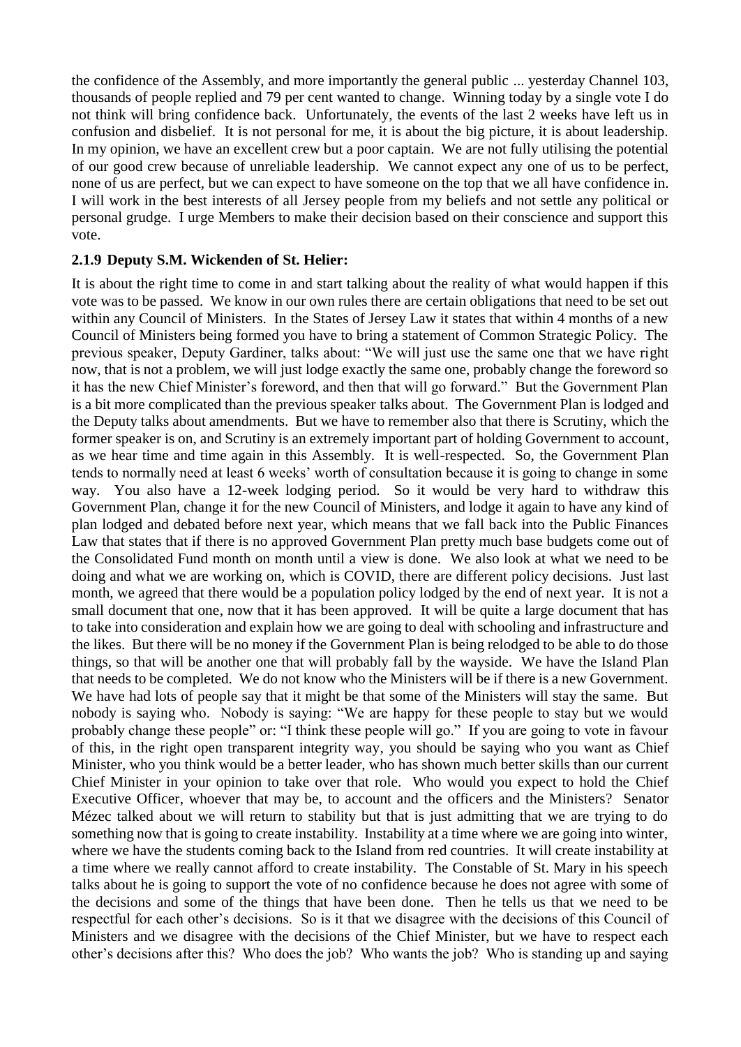the confidence of the Assembly, and more importantly the general public ... yesterday Channel 103, thousands of people replied and 79 per cent wanted to change. Winning today by a single vote I do not think will bring confidence back. Unfortunately, the events of the last 2 weeks have left us in confusion and disbelief. It is not personal for me, it is about the big picture, it is about leadership. In my opinion, we have an excellent crew but a poor captain. We are not fully utilising the potential of our good crew because of unreliable leadership. We cannot expect any one of us to be perfect, none of us are perfect, but we can expect to have someone on the top that we all have confidence in. I will work in the best interests of all Jersey people from my beliefs and not settle any political or personal grudge. I urge Members to make their decision based on their conscience and support this vote.

### 2.1.9 Deputy S.M. Wickenden of St. Helier:

It is about the right time to come in and start talking about the reality of what would happen if this vote was to be passed. We know in our own rules there are certain obligations that need to be set out within any Council of Ministers. In the States of Jersey Law it states that within 4 months of a new Council of Ministers being formed you have to bring a statement of Common Strategic Policy. The previous speaker, Deputy Gardiner, talks about: "We will just use the same one that we have right now, that is not a problem, we will just lodge exactly the same one, probably change the foreword so it has the new Chief Minister's foreword, and then that will go forward." But the Government Plan is a bit more complicated than the previous speaker talks about. The Government Plan is lodged and the Deputy talks about amendments. But we have to remember also that there is Scrutiny, which the former speaker is on, and Scrutiny is an extremely important part of holding Government to account, as we hear time and time again in this Assembly. It is well-respected. So, the Government Plan tends to normally need at least 6 weeks' worth of consultation because it is going to change in some way. You also have a 12-week lodging period. So it would be very hard to withdraw this Government Plan, change it for the new Council of Ministers, and lodge it again to have any kind of plan lodged and debated before next year, which means that we fall back into the Public Finances Law that states that if there is no approved Government Plan pretty much base budgets come out of the Consolidated Fund month on month until a view is done. We also look at what we need to be doing and what we are working on, which is COVID, there are different policy decisions. Just last month, we agreed that there would be a population policy lodged by the end of next year. It is not a small document that one, now that it has been approved. It will be quite a large document that has to take into consideration and explain how we are going to deal with schooling and infrastructure and the likes. But there will be no money if the Government Plan is being relodged to be able to do those things, so that will be another one that will probably fall by the wayside. We have the Island Plan that needs to be completed. We do not know who the Ministers will be if there is a new Government. We have had lots of people say that it might be that some of the Ministers will stay the same. But nobody is saying who. Nobody is saying: "We are happy for these people to stay but we would probably change these people" or: "I think these people will go." If you are going to vote in favour of this, in the right open transparent integrity way, you should be saying who you want as Chief Minister, who you think would be a better leader, who has shown much better skills than our current Chief Minister in your opinion to take over that role. Who would you expect to hold the Chief Executive Officer, whoever that may be, to account and the officers and the Ministers? Senator Mézec talked about we will return to stability but that is just admitting that we are trying to do something now that is going to create instability. Instability at a time where we are going into winter, where we have the students coming back to the Island from red countries. It will create instability at a time where we really cannot afford to create instability. The Constable of St. Mary in his speech talks about he is going to support the vote of no confidence because he does not agree with some of the decisions and some of the things that have been done. Then he tells us that we need to be respectful for each other's decisions. So is it that we disagree with the decisions of this Council of Ministers and we disagree with the decisions of the Chief Minister, but we have to respect each other's decisions after this? Who does the job? Who wants the job? Who is standing up and saying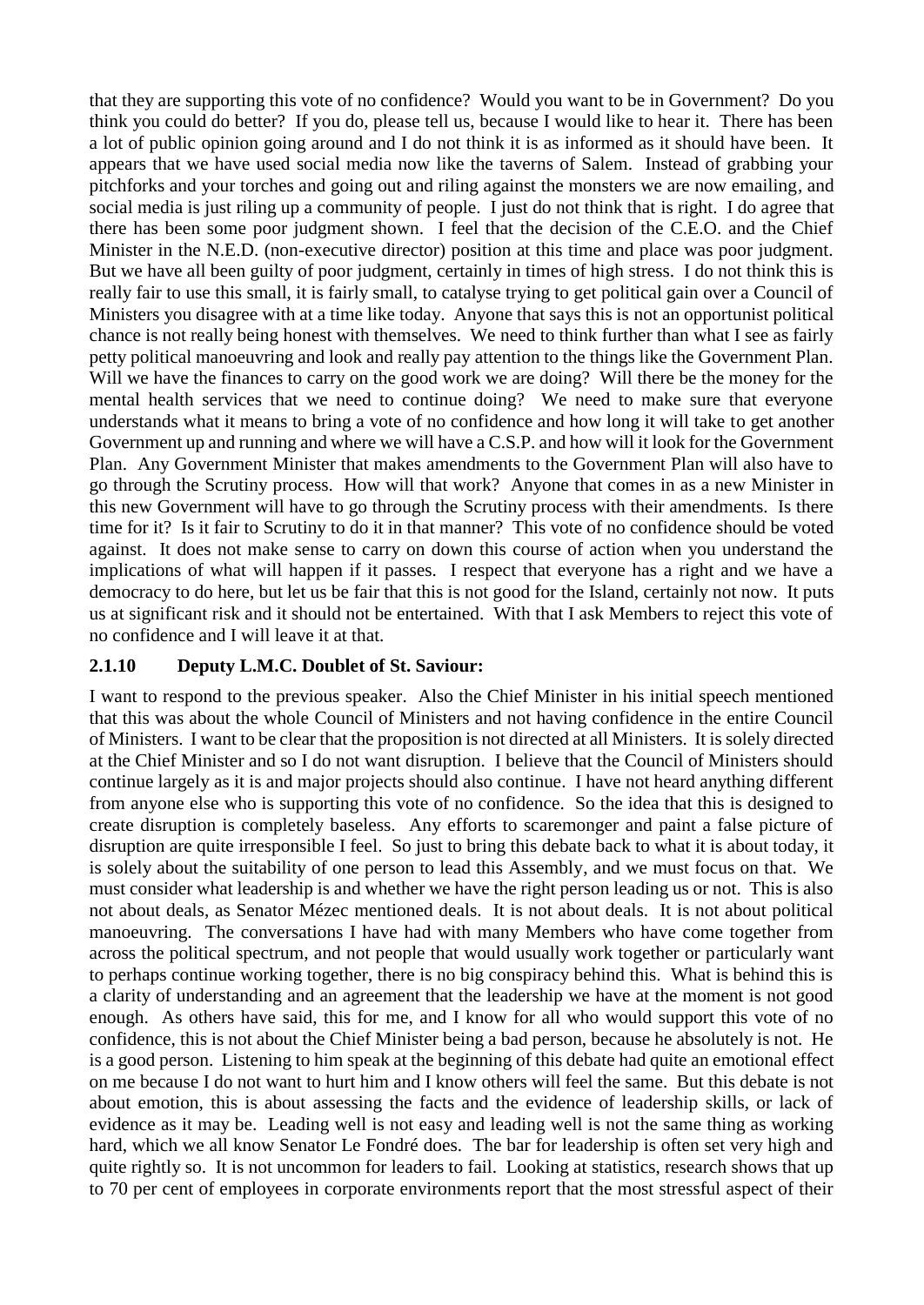that they are supporting this vote of no confidence? Would you want to be in Government? Do you think you could do better? If you do, please tell us, because I would like to hear it. There has been a lot of public opinion going around and I do not think it is as informed as it should have been. It appears that we have used social media now like the taverns of Salem. Instead of grabbing your pitchforks and your torches and going out and riling against the monsters we are now emailing, and social media is just riling up a community of people. I just do not think that is right. I do agree that there has been some poor judgment shown. I feel that the decision of the C.E.O. and the Chief Minister in the N.E.D. (non-executive director) position at this time and place was poor judgment. But we have all been guilty of poor judgment, certainly in times of high stress. I do not think this is really fair to use this small, it is fairly small, to catalyse trying to get political gain over a Council of Ministers you disagree with at a time like today. Anyone that says this is not an opportunist political chance is not really being honest with themselves. We need to think further than what I see as fairly petty political manoeuvring and look and really pay attention to the things like the Government Plan. Will we have the finances to carry on the good work we are doing? Will there be the money for the mental health services that we need to continue doing? We need to make sure that everyone understands what it means to bring a vote of no confidence and how long it will take to get another Government up and running and where we will have a C.S.P. and how will it look for the Government Plan. Any Government Minister that makes amendments to the Government Plan will also have to go through the Scrutiny process. How will that work? Anyone that comes in as a new Minister in this new Government will have to go through the Scrutiny process with their amendments. Is there time for it? Is it fair to Scrutiny to do it in that manner? This vote of no confidence should be voted against. It does not make sense to carry on down this course of action when you understand the implications of what will happen if it passes. I respect that everyone has a right and we have a democracy to do here, but let us be fair that this is not good for the Island, certainly not now. It puts us at significant risk and it should not be entertained. With that I ask Members to reject this vote of no confidence and I will leave it at that.

### 2.1.10 Deputy L.M.C. Doublet of St. Saviour:

I want to respond to the previous speaker. Also the Chief Minister in his initial speech mentioned that this was about the whole Council of Ministers and not having confidence in the entire Council of Ministers. I want to be clear that the proposition is not directed at all Ministers. It is solely directed at the Chief Minister and so I do not want disruption. I believe that the Council of Ministers should continue largely as it is and major projects should also continue. I have not heard anything different from anyone else who is supporting this vote of no confidence. So the idea that this is designed to create disruption is completely baseless. Any efforts to scaremonger and paint a false picture of disruption are quite irresponsible I feel. So just to bring this debate back to what it is about today, it is solely about the suitability of one person to lead this Assembly, and we must focus on that. We must consider what leadership is and whether we have the right person leading us or not. This is also not about deals, as Senator Mézec mentioned deals. It is not about deals. It is not about political manoeuvring. The conversations I have had with many Members who have come together from across the political spectrum, and not people that would usually work together or particularly want to perhaps continue working together, there is no big conspiracy behind this. What is behind this is a clarity of understanding and an agreement that the leadership we have at the moment is not good enough. As others have said, this for me, and I know for all who would support this vote of no confidence, this is not about the Chief Minister being a bad person, because he absolutely is not. He is a good person. Listening to him speak at the beginning of this debate had quite an emotional effect on me because I do not want to hurt him and I know others will feel the same. But this debate is not about emotion, this is about assessing the facts and the evidence of leadership skills, or lack of evidence as it may be. Leading well is not easy and leading well is not the same thing as working hard, which we all know Senator Le Fondré does. The bar for leadership is often set very high and quite rightly so. It is not uncommon for leaders to fail. Looking at statistics, research shows that up to 70 per cent of employees in corporate environments report that the most stressful aspect of their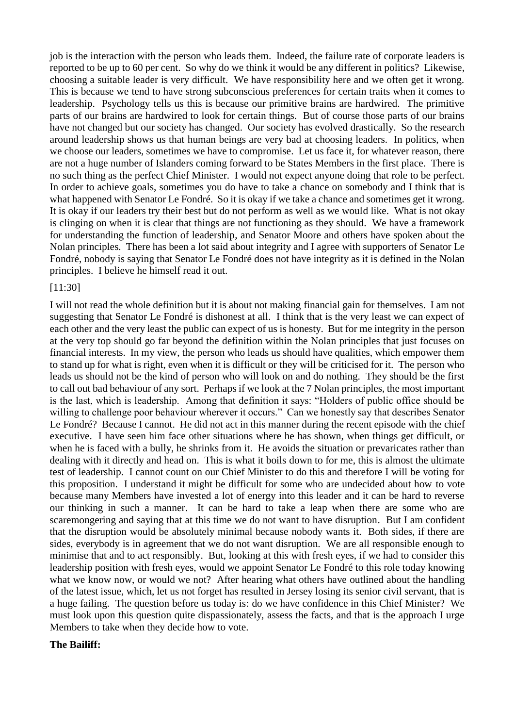job is the interaction with the person who leads them. Indeed, the failure rate of corporate leaders is reported to be up to 60 per cent. So why do we think it would be any different in politics? Likewise, choosing a suitable leader is very difficult. We have responsibility here and we often get it wrong. This is because we tend to have strong subconscious preferences for certain traits when it comes to leadership. Psychology tells us this is because our primitive brains are hardwired. The primitive parts of our brains are hardwired to look for certain things. But of course those parts of our brains have not changed but our society has changed. Our society has evolved drastically. So the research around leadership shows us that human beings are very bad at choosing leaders. In politics, when we choose our leaders, sometimes we have to compromise. Let us face it, for whatever reason, there are not a huge number of Islanders coming forward to be States Members in the first place. There is no such thing as the perfect Chief Minister. I would not expect anyone doing that role to be perfect. In order to achieve goals, sometimes you do have to take a chance on somebody and I think that is what happened with Senator Le Fondré. So it is okay if we take a chance and sometimes get it wrong. It is okay if our leaders try their best but do not perform as well as we would like. What is not okay is clinging on when it is clear that things are not functioning as they should. We have a framework for understanding the function of leadership, and Senator Moore and others have spoken about the Nolan principles. There has been a lot said about integrity and I agree with supporters of Senator Le Fondré, nobody is saying that Senator Le Fondré does not have integrity as it is defined in the Nolan principles. I believe he himself read it out.

[11:30]

I will not read the whole definition but it is about not making financial gain for themselves. I am not suggesting that Senator Le Fondré is dishonest at all. I think that is the very least we can expect of each other and the very least the public can expect of us is honesty. But for me integrity in the person at the very top should go far beyond the definition within the Nolan principles that just focuses on financial interests. In my view, the person who leads us should have qualities, which empower them to stand up for what is right, even when it is difficult or they will be criticised for it. The person who leads us should not be the kind of person who will look on and do nothing. They should be the first to call out bad behaviour of any sort. Perhaps if we look at the 7 Nolan principles, the most important is the last, which is leadership. Among that definition it says: "Holders of public office should be willing to challenge poor behaviour wherever it occurs." Can we honestly say that describes Senator Le Fondré? Because I cannot. He did not act in this manner during the recent episode with the chief executive. I have seen him face other situations where he has shown, when things get difficult, or when he is faced with a bully, he shrinks from it. He avoids the situation or prevaricates rather than dealing with it directly and head on. This is what it boils down to for me, this is almost the ultimate test of leadership. I cannot count on our Chief Minister to do this and therefore I will be voting for this proposition. I understand it might be difficult for some who are undecided about how to vote because many Members have invested a lot of energy into this leader and it can be hard to reverse our thinking in such a manner. It can be hard to take a leap when there are some who are scaremongering and saying that at this time we do not want to have disruption. But I am confident that the disruption would be absolutely minimal because nobody wants it. Both sides, if there are sides, everybody is in agreement that we do not want disruption. We are all responsible enough to minimise that and to act responsibly. But, looking at this with fresh eyes, if we had to consider this leadership position with fresh eyes, would we appoint Senator Le Fondré to this role today knowing what we know now, or would we not? After hearing what others have outlined about the handling of the latest issue, which, let us not forget has resulted in Jersey losing its senior civil servant, that is a huge failing. The question before us today is: do we have confidence in this Chief Minister? We must look upon this question quite dispassionately, assess the facts, and that is the approach I urge Members to take when they decide how to vote.

**The Bailiff:**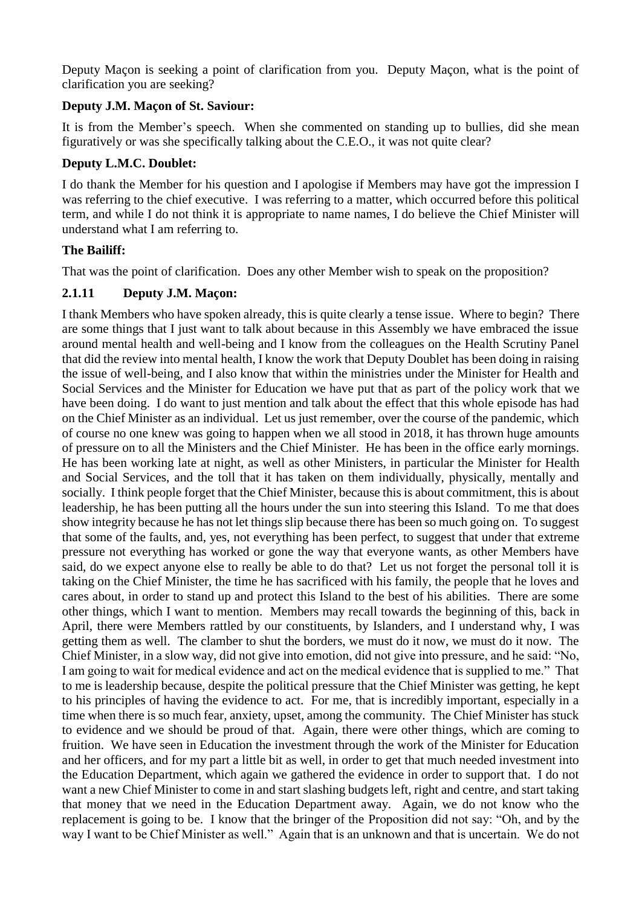Deputy Maçon is seeking a point of clarification from you. Deputy Maçon, what is the point of clarification you are seeking?

**Deputy J.M. Maçon of St. Saviour:**

It is from the Member's speech. When she commented on standing up to bullies, did she mean figuratively or was she specifically talking about the C.E.O., it was not quite clear?

**Deputy L.M.C. Doublet:**

I do thank the Member for his question and I apologise if Members may have got the impression I was referring to the chief executive. I was referring to a matter, which occurred before this political term, and while I do not think it is appropriate to name names, I do believe the Chief Minister will understand what I am referring to.

**The Bailiff:**

That was the point of clarification. Does any other Member wish to speak on the proposition?

### 2.1.11 Deputy J.M. Maçon:

I thank Members who have spoken already, this is quite clearly a tense issue. Where to begin? There are some things that I just want to talk about because in this Assembly we have embraced the issue around mental health and well-being and I know from the colleagues on the Health Scrutiny Panel that did the review into mental health, I know the work that Deputy Doublet has been doing in raising the issue of well-being, and I also know that within the ministries under the Minister for Health and Social Services and the Minister for Education we have put that as part of the policy work that we have been doing. I do want to just mention and talk about the effect that this whole episode has had on the Chief Minister as an individual. Let us just remember, over the course of the pandemic, which of course no one knew was going to happen when we all stood in 2018, it has thrown huge amounts of pressure on to all the Ministers and the Chief Minister. He has been in the office early mornings. He has been working late at night, as well as other Ministers, in particular the Minister for Health and Social Services, and the toll that it has taken on them individually, physically, mentally and socially. I think people forget that the Chief Minister, because this is about commitment, this is about leadership, he has been putting all the hours under the sun into steering this Island. To me that does show integrity because he has not let things slip because there has been so much going on. To suggest that some of the faults, and, yes, not everything has been perfect, to suggest that under that extreme pressure not everything has worked or gone the way that everyone wants, as other Members have said, do we expect anyone else to really be able to do that? Let us not forget the personal toll it is taking on the Chief Minister, the time he has sacrificed with his family, the people that he loves and cares about, in order to stand up and protect this Island to the best of his abilities. There are some other things, which I want to mention. Members may recall towards the beginning of this, back in April, there were Members rattled by our constituents, by Islanders, and I understand why, I was getting them as well. The clamber to shut the borders, we must do it now, we must do it now. The Chief Minister, in a slow way, did not give into emotion, did not give into pressure, and he said: "No, I am going to wait for medical evidence and act on the medical evidence that is supplied to me." That to me is leadership because, despite the political pressure that the Chief Minister was getting, he kept to his principles of having the evidence to act. For me, that is incredibly important, especially in a time when there is so much fear, anxiety, upset, among the community. The Chief Minister has stuck to evidence and we should be proud of that. Again, there were other things, which are coming to fruition. We have seen in Education the investment through the work of the Minister for Education and her officers, and for my part a little bit as well, in order to get that much needed investment into the Education Department, which again we gathered the evidence in order to support that. I do not want a new Chief Minister to come in and start slashing budgets left, right and centre, and start taking that money that we need in the Education Department away. Again, we do not know who the replacement is going to be. I know that the bringer of the Proposition did not say: "Oh, and by the way I want to be Chief Minister as well." Again that is an unknown and that is uncertain. We do not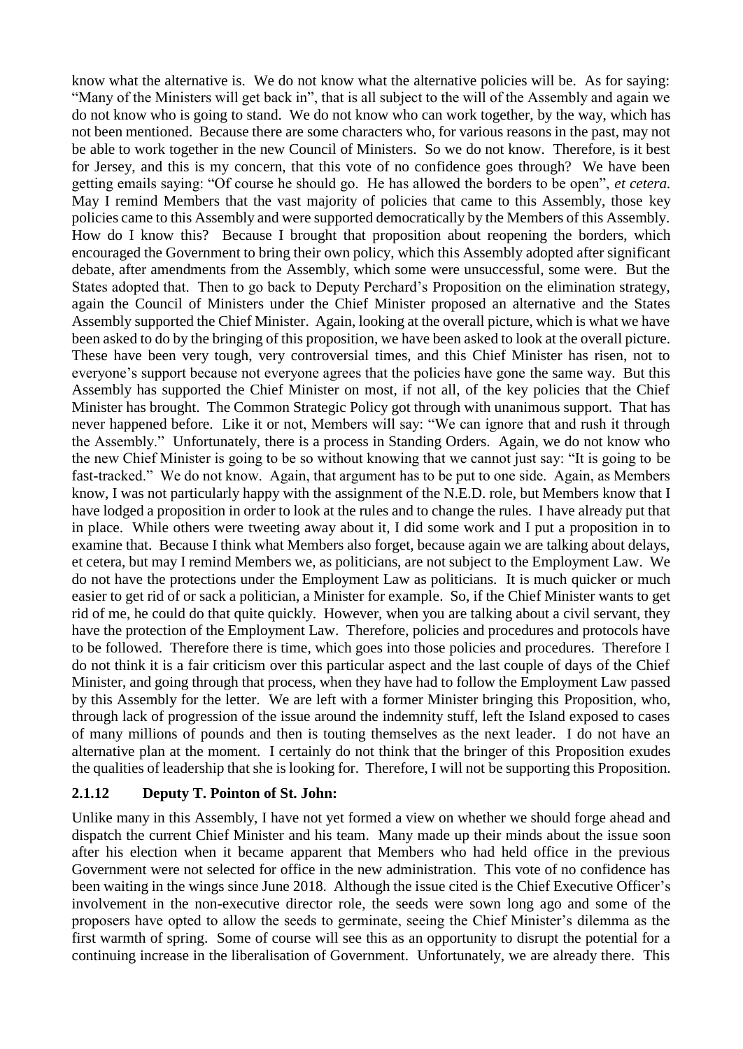know what the alternative is. We do not know what the alternative policies will be. As for saying: "Many of the Ministers will get back in", that is all subject to the will of the Assembly and again we do not know who is going to stand. We do not know who can work together, by the way, which has not been mentioned. Because there are some characters who, for various reasons in the past, may not be able to work together in the new Council of Ministers. So we do not know. Therefore, is it best for Jersey, and this is my concern, that this vote of no confidence goes through? We have been getting emails saying: "Of course he should go. He has allowed the borders to be open", *et cetera.* May I remind Members that the vast majority of policies that came to this Assembly, those key policies came to this Assembly and were supported democratically by the Members of this Assembly. How do I know this? Because I brought that proposition about reopening the borders, which encouraged the Government to bring their own policy, which this Assembly adopted after significant debate, after amendments from the Assembly, which some were unsuccessful, some were. But the States adopted that. Then to go back to Deputy Perchard's Proposition on the elimination strategy, again the Council of Ministers under the Chief Minister proposed an alternative and the States Assembly supported the Chief Minister. Again, looking at the overall picture, which is what we have been asked to do by the bringing of this proposition, we have been asked to look at the overall picture. These have been very tough, very controversial times, and this Chief Minister has risen, not to everyone's support because not everyone agrees that the policies have gone the same way. But this Assembly has supported the Chief Minister on most, if not all, of the key policies that the Chief Minister has brought. The Common Strategic Policy got through with unanimous support. That has never happened before. Like it or not, Members will say: "We can ignore that and rush it through the Assembly." Unfortunately, there is a process in Standing Orders. Again, we do not know who the new Chief Minister is going to be so without knowing that we cannot just say: "It is going to be fast-tracked." We do not know. Again, that argument has to be put to one side. Again, as Members know, I was not particularly happy with the assignment of the N.E.D. role, but Members know that I have lodged a proposition in order to look at the rules and to change the rules. I have already put that in place. While others were tweeting away about it, I did some work and I put a proposition in to examine that. Because I think what Members also forget, because again we are talking about delays, et cetera, but may I remind Members we, as politicians, are not subject to the Employment Law. We do not have the protections under the Employment Law as politicians. It is much quicker or much easier to get rid of or sack a politician, a Minister for example. So, if the Chief Minister wants to get rid of me, he could do that quite quickly. However, when you are talking about a civil servant, they have the protection of the Employment Law. Therefore, policies and procedures and protocols have to be followed. Therefore there is time, which goes into those policies and procedures. Therefore I do not think it is a fair criticism over this particular aspect and the last couple of days of the Chief Minister, and going through that process, when they have had to follow the Employment Law passed by this Assembly for the letter. We are left with a former Minister bringing this Proposition, who, through lack of progression of the issue around the indemnity stuff, left the Island exposed to cases of many millions of pounds and then is touting themselves as the next leader. I do not have an alternative plan at the moment. I certainly do not think that the bringer of this Proposition exudes the qualities of leadership that she is looking for. Therefore, I will not be supporting this Proposition.

### 2.1.12 Deputy T. Pointon of St. John:

Unlike many in this Assembly, I have not yet formed a view on whether we should forge ahead and dispatch the current Chief Minister and his team. Many made up their minds about the issue soon after his election when it became apparent that Members who had held office in the previous Government were not selected for office in the new administration. This vote of no confidence has been waiting in the wings since June 2018. Although the issue cited is the Chief Executive Officer's involvement in the non-executive director role, the seeds were sown long ago and some of the proposers have opted to allow the seeds to germinate, seeing the Chief Minister's dilemma as the first warmth of spring. Some of course will see this as an opportunity to disrupt the potential for a continuing increase in the liberalisation of Government. Unfortunately, we are already there. This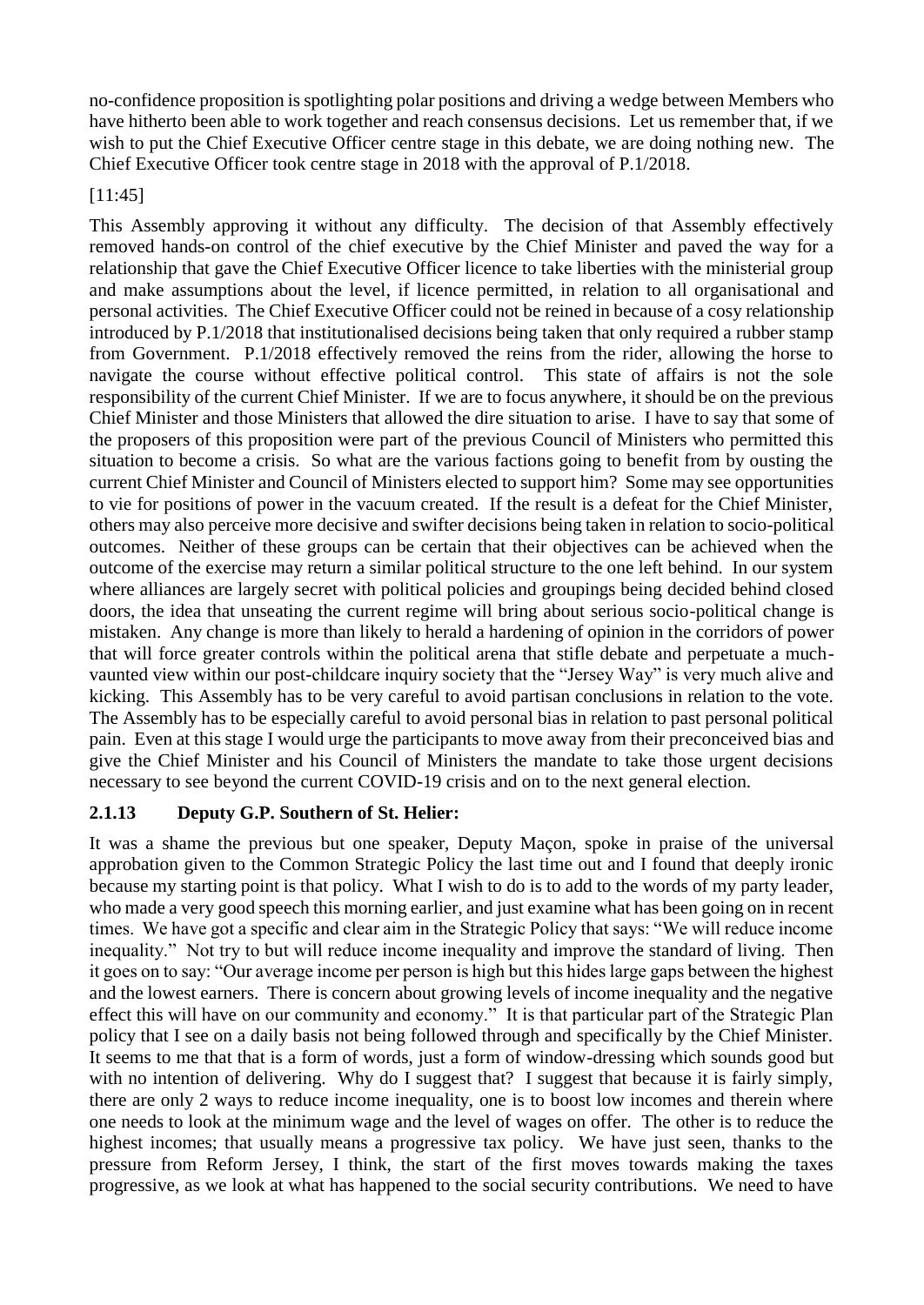no-confidence proposition is spotlighting polar positions and driving a wedge between Members who have hitherto been able to work together and reach consensus decisions. Let us remember that, if we wish to put the Chief Executive Officer centre stage in this debate, we are doing nothing new. The Chief Executive Officer took centre stage in 2018 with the approval of P.1/2018.

[11:45]

This Assembly approving it without any difficulty. The decision of that Assembly effectively removed hands-on control of the chief executive by the Chief Minister and paved the way for a relationship that gave the Chief Executive Officer licence to take liberties with the ministerial group and make assumptions about the level, if licence permitted, in relation to all organisational and personal activities. The Chief Executive Officer could not be reined in because of a cosy relationship introduced by P.1/2018 that institutionalised decisions being taken that only required a rubber stamp from Government. P.1/2018 effectively removed the reins from the rider, allowing the horse to navigate the course without effective political control. This state of affairs is not the sole responsibility of the current Chief Minister. If we are to focus anywhere, it should be on the previous Chief Minister and those Ministers that allowed the dire situation to arise. I have to say that some of the proposers of this proposition were part of the previous Council of Ministers who permitted this situation to become a crisis. So what are the various factions going to benefit from by ousting the current Chief Minister and Council of Ministers elected to support him? Some may see opportunities to vie for positions of power in the vacuum created. If the result is a defeat for the Chief Minister, others may also perceive more decisive and swifter decisions being taken in relation to socio-political outcomes. Neither of these groups can be certain that their objectives can be achieved when the outcome of the exercise may return a similar political structure to the one left behind. In our system where alliances are largely secret with political policies and groupings being decided behind closed doors, the idea that unseating the current regime will bring about serious socio-political change is mistaken. Any change is more than likely to herald a hardening of opinion in the corridors of power that will force greater controls within the political arena that stifle debate and perpetuate a much-vaunted view within our post-childcare inquiry society that the "Jersey Way" is very much alive and kicking. This Assembly has to be very careful to avoid partisan conclusions in relation to the vote. The Assembly has to be especially careful to avoid personal bias in relation to past personal political pain. Even at this stage I would urge the participants to move away from their preconceived bias and give the Chief Minister and his Council of Ministers the mandate to take those urgent decisions necessary to see beyond the current COVID-19 crisis and on to the next general election.

### 2.1.13 Deputy G.P. Southern of St. Helier:

It was a shame the previous but one speaker, Deputy Maçon, spoke in praise of the universal approbation given to the Common Strategic Policy the last time out and I found that deeply ironic because my starting point is that policy. What I wish to do is to add to the words of my party leader, who made a very good speech this morning earlier, and just examine what has been going on in recent times. We have got a specific and clear aim in the Strategic Policy that says: "We will reduce income inequality." Not try to but will reduce income inequality and improve the standard of living. Then it goes on to say: "Our average income per person is high but this hides large gaps between the highest and the lowest earners. There is concern about growing levels of income inequality and the negative effect this will have on our community and economy." It is that particular part of the Strategic Plan policy that I see on a daily basis not being followed through and specifically by the Chief Minister. It seems to me that that is a form of words, just a form of window-dressing which sounds good but with no intention of delivering. Why do I suggest that? I suggest that because it is fairly simply, there are only 2 ways to reduce income inequality, one is to boost low incomes and therein where one needs to look at the minimum wage and the level of wages on offer. The other is to reduce the highest incomes; that usually means a progressive tax policy. We have just seen, thanks to the pressure from Reform Jersey, I think, the start of the first moves towards making the taxes progressive, as we look at what has happened to the social security contributions. We need to have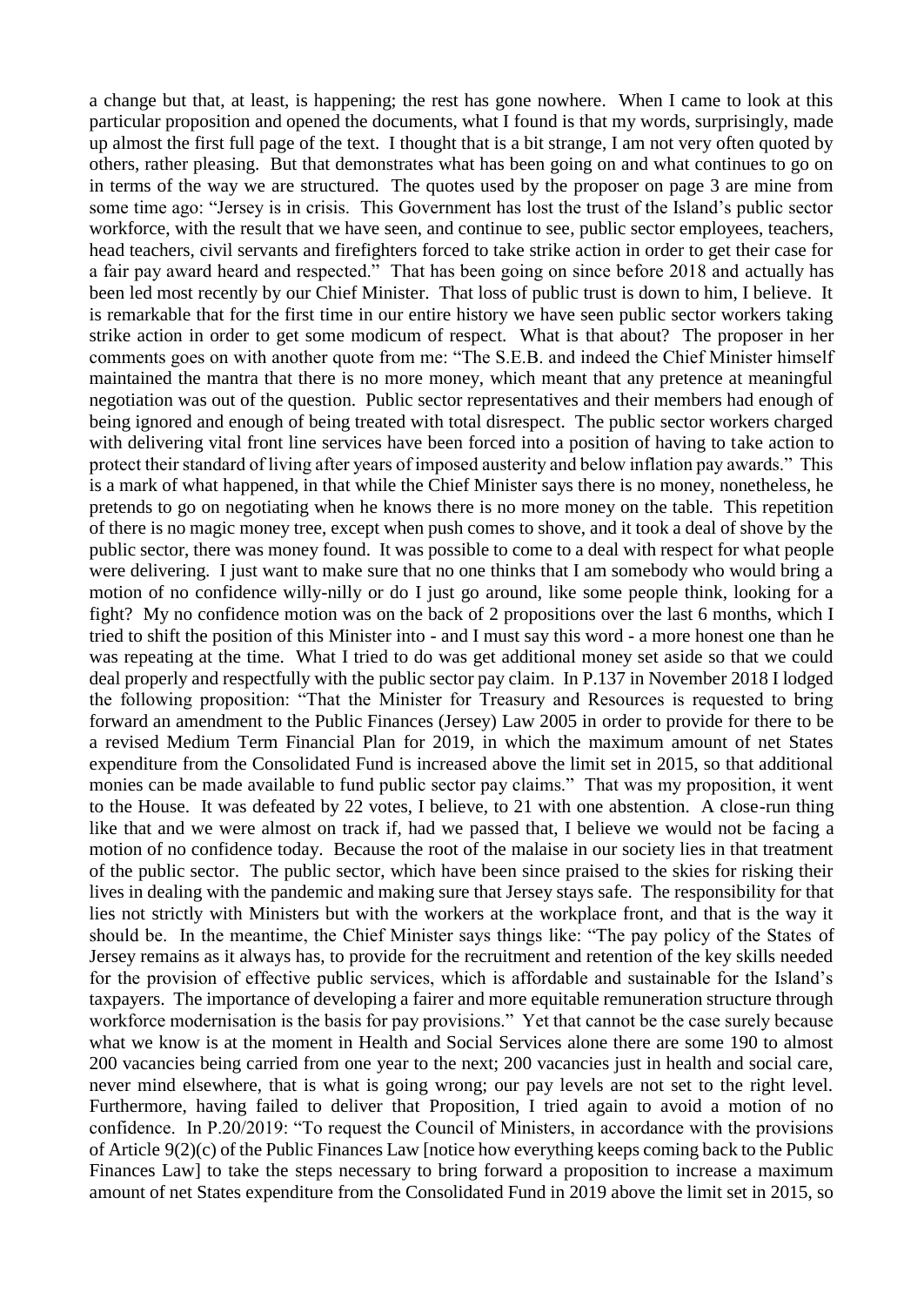a change but that, at least, is happening; the rest has gone nowhere. When I came to look at this particular proposition and opened the documents, what I found is that my words, surprisingly, made up almost the first full page of the text. I thought that is a bit strange, I am not very often quoted by others, rather pleasing. But that demonstrates what has been going on and what continues to go on in terms of the way we are structured. The quotes used by the proposer on page 3 are mine from some time ago: "Jersey is in crisis. This Government has lost the trust of the Island's public sector workforce, with the result that we have seen, and continue to see, public sector employees, teachers, head teachers, civil servants and firefighters forced to take strike action in order to get their case for a fair pay award heard and respected." That has been going on since before 2018 and actually has been led most recently by our Chief Minister. That loss of public trust is down to him, I believe. It is remarkable that for the first time in our entire history we have seen public sector workers taking strike action in order to get some modicum of respect. What is that about? The proposer in her comments goes on with another quote from me: "The S.E.B. and indeed the Chief Minister himself maintained the mantra that there is no more money, which meant that any pretence at meaningful negotiation was out of the question. Public sector representatives and their members had enough of being ignored and enough of being treated with total disrespect. The public sector workers charged with delivering vital front line services have been forced into a position of having to take action to protect their standard of living after years of imposed austerity and below inflation pay awards." This is a mark of what happened, in that while the Chief Minister says there is no money, nonetheless, he pretends to go on negotiating when he knows there is no more money on the table. This repetition of there is no magic money tree, except when push comes to shove, and it took a deal of shove by the public sector, there was money found. It was possible to come to a deal with respect for what people were delivering. I just want to make sure that no one thinks that I am somebody who would bring a motion of no confidence willy-nilly or do I just go around, like some people think, looking for a fight? My no confidence motion was on the back of 2 propositions over the last 6 months, which I tried to shift the position of this Minister into - and I must say this word - a more honest one than he was repeating at the time. What I tried to do was get additional money set aside so that we could deal properly and respectfully with the public sector pay claim. In P.137 in November 2018 I lodged the following proposition: "That the Minister for Treasury and Resources is requested to bring forward an amendment to the Public Finances (Jersey) Law 2005 in order to provide for there to be a revised Medium Term Financial Plan for 2019, in which the maximum amount of net States expenditure from the Consolidated Fund is increased above the limit set in 2015, so that additional monies can be made available to fund public sector pay claims." That was my proposition, it went to the House. It was defeated by 22 votes, I believe, to 21 with one abstention. A close-run thing like that and we were almost on track if, had we passed that, I believe we would not be facing a motion of no confidence today. Because the root of the malaise in our society lies in that treatment of the public sector. The public sector, which have been since praised to the skies for risking their lives in dealing with the pandemic and making sure that Jersey stays safe. The responsibility for that lies not strictly with Ministers but with the workers at the workplace front, and that is the way it should be. In the meantime, the Chief Minister says things like: "The pay policy of the States of Jersey remains as it always has, to provide for the recruitment and retention of the key skills needed for the provision of effective public services, which is affordable and sustainable for the Island's taxpayers. The importance of developing a fairer and more equitable remuneration structure through workforce modernisation is the basis for pay provisions." Yet that cannot be the case surely because what we know is at the moment in Health and Social Services alone there are some 190 to almost 200 vacancies being carried from one year to the next; 200 vacancies just in health and social care, never mind elsewhere, that is what is going wrong; our pay levels are not set to the right level. Furthermore, having failed to deliver that Proposition, I tried again to avoid a motion of no confidence. In P.20/2019: "To request the Council of Ministers, in accordance with the provisions of Article 9(2)(c) of the Public Finances Law [notice how everything keeps coming back to the Public Finances Law] to take the steps necessary to bring forward a proposition to increase a maximum amount of net States expenditure from the Consolidated Fund in 2019 above the limit set in 2015, so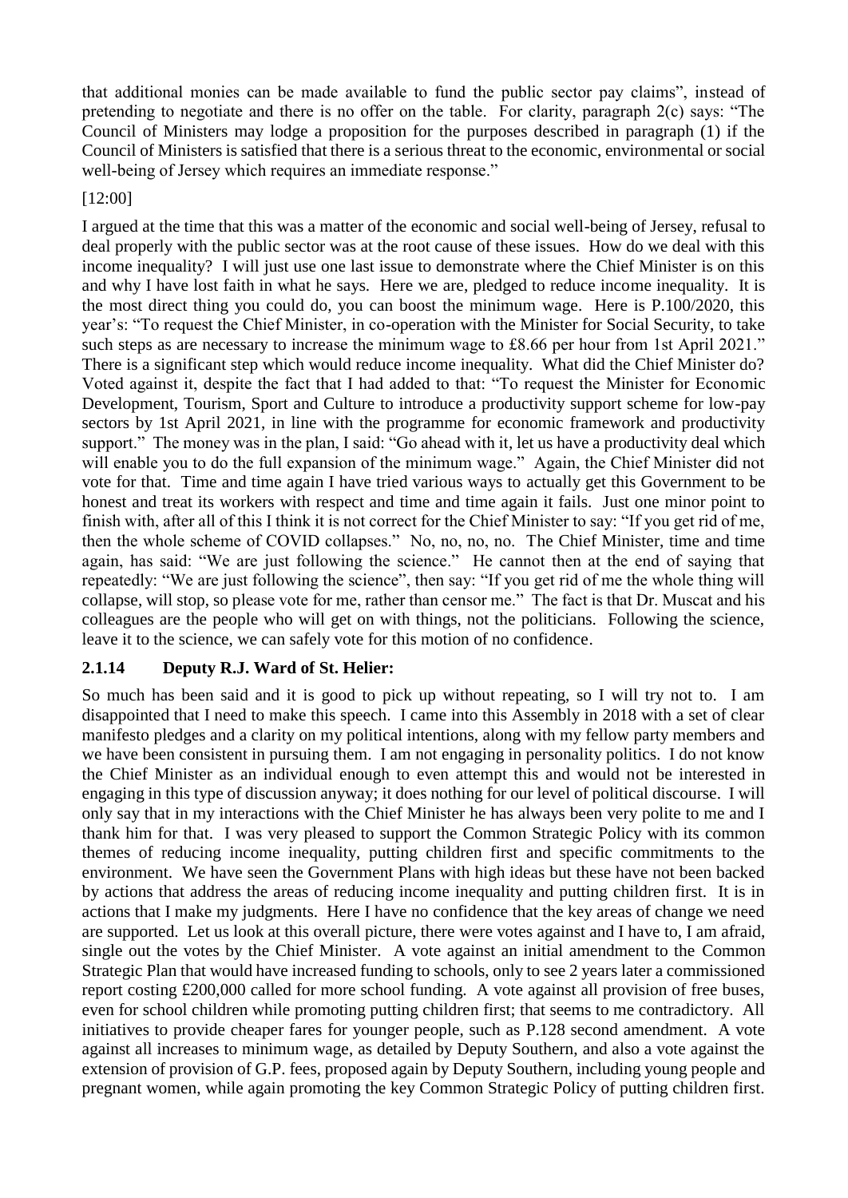that additional monies can be made available to fund the public sector pay claims", instead of pretending to negotiate and there is no offer on the table. For clarity, paragraph 2(c) says: "The Council of Ministers may lodge a proposition for the purposes described in paragraph (1) if the Council of Ministers is satisfied that there is a serious threat to the economic, environmental or social well-being of Jersey which requires an immediate response."

[12:00]

I argued at the time that this was a matter of the economic and social well-being of Jersey, refusal to deal properly with the public sector was at the root cause of these issues. How do we deal with this income inequality? I will just use one last issue to demonstrate where the Chief Minister is on this and why I have lost faith in what he says. Here we are, pledged to reduce income inequality. It is the most direct thing you could do, you can boost the minimum wage. Here is P.100/2020, this year's: "To request the Chief Minister, in co-operation with the Minister for Social Security, to take such steps as are necessary to increase the minimum wage to £8.66 per hour from 1st April 2021." There is a significant step which would reduce income inequality. What did the Chief Minister do? Voted against it, despite the fact that I had added to that: "To request the Minister for Economic Development, Tourism, Sport and Culture to introduce a productivity support scheme for low-pay sectors by 1st April 2021, in line with the programme for economic framework and productivity support." The money was in the plan, I said: "Go ahead with it, let us have a productivity deal which will enable you to do the full expansion of the minimum wage." Again, the Chief Minister did not vote for that. Time and time again I have tried various ways to actually get this Government to be honest and treat its workers with respect and time and time again it fails. Just one minor point to finish with, after all of this I think it is not correct for the Chief Minister to say: "If you get rid of me, then the whole scheme of COVID collapses." No, no, no, no. The Chief Minister, time and time again, has said: "We are just following the science." He cannot then at the end of saying that repeatedly: "We are just following the science", then say: "If you get rid of me the whole thing will collapse, will stop, so please vote for me, rather than censor me." The fact is that Dr. Muscat and his colleagues are the people who will get on with things, not the politicians. Following the science, leave it to the science, we can safely vote for this motion of no confidence.

### 2.1.14 Deputy R.J. Ward of St. Helier:

So much has been said and it is good to pick up without repeating, so I will try not to. I am disappointed that I need to make this speech. I came into this Assembly in 2018 with a set of clear manifesto pledges and a clarity on my political intentions, along with my fellow party members and we have been consistent in pursuing them. I am not engaging in personality politics. I do not know the Chief Minister as an individual enough to even attempt this and would not be interested in engaging in this type of discussion anyway; it does nothing for our level of political discourse. I will only say that in my interactions with the Chief Minister he has always been very polite to me and I thank him for that. I was very pleased to support the Common Strategic Policy with its common themes of reducing income inequality, putting children first and specific commitments to the environment. We have seen the Government Plans with high ideas but these have not been backed by actions that address the areas of reducing income inequality and putting children first. It is in actions that I make my judgments. Here I have no confidence that the key areas of change we need are supported. Let us look at this overall picture, there were votes against and I have to, I am afraid, single out the votes by the Chief Minister. A vote against an initial amendment to the Common Strategic Plan that would have increased funding to schools, only to see 2 years later a commissioned report costing £200,000 called for more school funding. A vote against all provision of free buses, even for school children while promoting putting children first; that seems to me contradictory. All initiatives to provide cheaper fares for younger people, such as P.128 second amendment. A vote against all increases to minimum wage, as detailed by Deputy Southern, and also a vote against the extension of provision of G.P. fees, proposed again by Deputy Southern, including young people and pregnant women, while again promoting the key Common Strategic Policy of putting children first.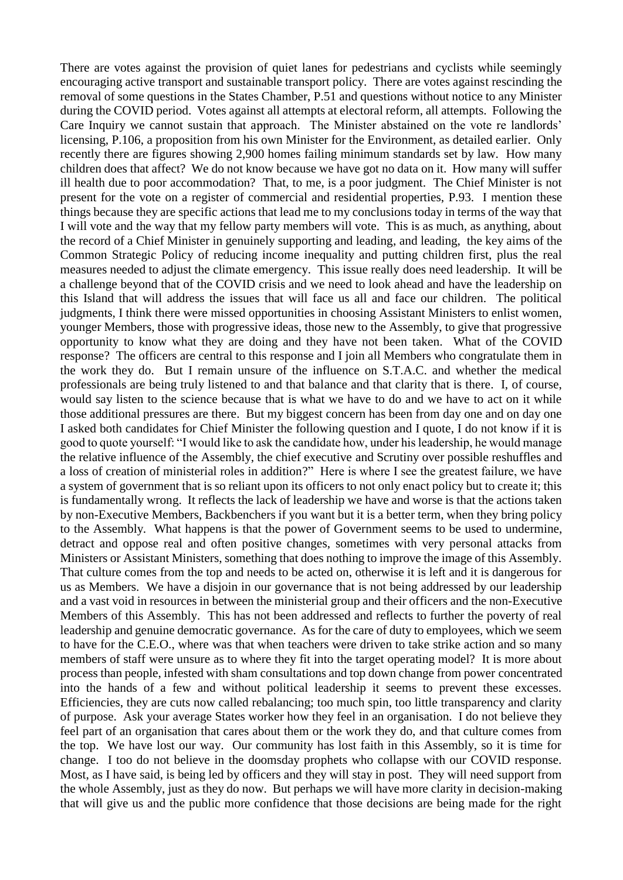There are votes against the provision of quiet lanes for pedestrians and cyclists while seemingly encouraging active transport and sustainable transport policy. There are votes against rescinding the removal of some questions in the States Chamber, P.51 and questions without notice to any Minister during the COVID period. Votes against all attempts at electoral reform, all attempts. Following the Care Inquiry we cannot sustain that approach. The Minister abstained on the vote re landlords' licensing, P.106, a proposition from his own Minister for the Environment, as detailed earlier. Only recently there are figures showing 2,900 homes failing minimum standards set by law. How many children does that affect? We do not know because we have got no data on it. How many will suffer ill health due to poor accommodation? That, to me, is a poor judgment. The Chief Minister is not present for the vote on a register of commercial and residential properties, P.93. I mention these things because they are specific actions that lead me to my conclusions today in terms of the way that I will vote and the way that my fellow party members will vote. This is as much, as anything, about the record of a Chief Minister in genuinely supporting and leading, and leading, the key aims of the Common Strategic Policy of reducing income inequality and putting children first, plus the real measures needed to adjust the climate emergency. This issue really does need leadership. It will be a challenge beyond that of the COVID crisis and we need to look ahead and have the leadership on this Island that will address the issues that will face us all and face our children. The political judgments, I think there were missed opportunities in choosing Assistant Ministers to enlist women, younger Members, those with progressive ideas, those new to the Assembly, to give that progressive opportunity to know what they are doing and they have not been taken. What of the COVID response? The officers are central to this response and I join all Members who congratulate them in the work they do. But I remain unsure of the influence on S.T.A.C. and whether the medical professionals are being truly listened to and that balance and that clarity that is there. I, of course, would say listen to the science because that is what we have to do and we have to act on it while those additional pressures are there. But my biggest concern has been from day one and on day one I asked both candidates for Chief Minister the following question and I quote, I do not know if it is good to quote yourself: "I would like to ask the candidate how, under his leadership, he would manage the relative influence of the Assembly, the chief executive and Scrutiny over possible reshuffles and a loss of creation of ministerial roles in addition?" Here is where I see the greatest failure, we have a system of government that is so reliant upon its officers to not only enact policy but to create it; this is fundamentally wrong. It reflects the lack of leadership we have and worse is that the actions taken by non-Executive Members, Backbenchers if you want but it is a better term, when they bring policy to the Assembly. What happens is that the power of Government seems to be used to undermine, detract and oppose real and often positive changes, sometimes with very personal attacks from Ministers or Assistant Ministers, something that does nothing to improve the image of this Assembly. That culture comes from the top and needs to be acted on, otherwise it is left and it is dangerous for us as Members. We have a disjoin in our governance that is not being addressed by our leadership and a vast void in resources in between the ministerial group and their officers and the non-Executive Members of this Assembly. This has not been addressed and reflects to further the poverty of real leadership and genuine democratic governance. As for the care of duty to employees, which we seem to have for the C.E.O., where was that when teachers were driven to take strike action and so many members of staff were unsure as to where they fit into the target operating model? It is more about process than people, infested with sham consultations and top down change from power concentrated into the hands of a few and without political leadership it seems to prevent these excesses. Efficiencies, they are cuts now called rebalancing; too much spin, too little transparency and clarity of purpose. Ask your average States worker how they feel in an organisation. I do not believe they feel part of an organisation that cares about them or the work they do, and that culture comes from the top. We have lost our way. Our community has lost faith in this Assembly, so it is time for change. I too do not believe in the doomsday prophets who collapse with our COVID response. Most, as I have said, is being led by officers and they will stay in post. They will need support from the whole Assembly, just as they do now. But perhaps we will have more clarity in decision-making that will give us and the public more confidence that those decisions are being made for the right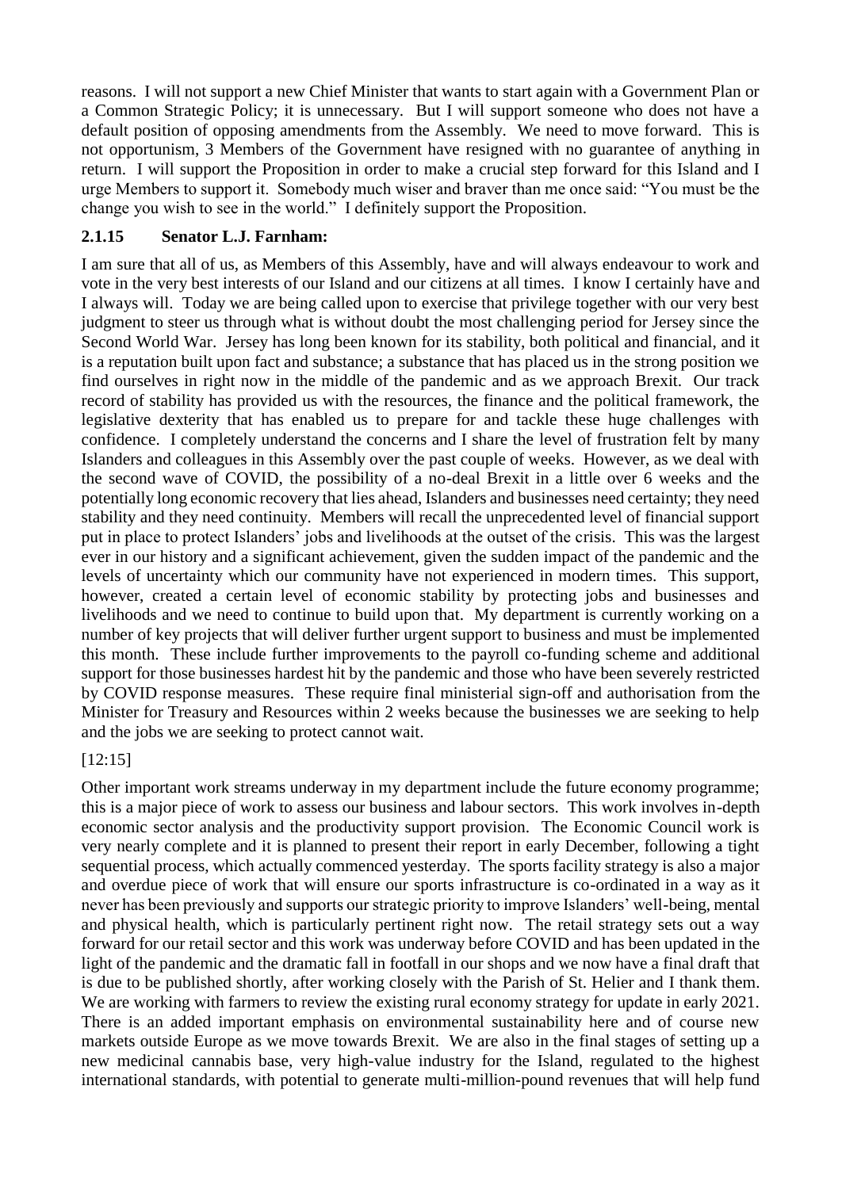reasons. I will not support a new Chief Minister that wants to start again with a Government Plan or a Common Strategic Policy; it is unnecessary. But I will support someone who does not have a default position of opposing amendments from the Assembly. We need to move forward. This is not opportunism, 3 Members of the Government have resigned with no guarantee of anything in return. I will support the Proposition in order to make a crucial step forward for this Island and I urge Members to support it. Somebody much wiser and braver than me once said: "You must be the change you wish to see in the world." I definitely support the Proposition.

### 2.1.15 Senator L.J. Farnham:

I am sure that all of us, as Members of this Assembly, have and will always endeavour to work and vote in the very best interests of our Island and our citizens at all times. I know I certainly have and I always will. Today we are being called upon to exercise that privilege together with our very best judgment to steer us through what is without doubt the most challenging period for Jersey since the Second World War. Jersey has long been known for its stability, both political and financial, and it is a reputation built upon fact and substance; a substance that has placed us in the strong position we find ourselves in right now in the middle of the pandemic and as we approach Brexit. Our track record of stability has provided us with the resources, the finance and the political framework, the legislative dexterity that has enabled us to prepare for and tackle these huge challenges with confidence. I completely understand the concerns and I share the level of frustration felt by many Islanders and colleagues in this Assembly over the past couple of weeks. However, as we deal with the second wave of COVID, the possibility of a no-deal Brexit in a little over 6 weeks and the potentially long economic recovery that lies ahead, Islanders and businesses need certainty; they need stability and they need continuity. Members will recall the unprecedented level of financial support put in place to protect Islanders' jobs and livelihoods at the outset of the crisis. This was the largest ever in our history and a significant achievement, given the sudden impact of the pandemic and the levels of uncertainty which our community have not experienced in modern times. This support, however, created a certain level of economic stability by protecting jobs and businesses and livelihoods and we need to continue to build upon that. My department is currently working on a number of key projects that will deliver further urgent support to business and must be implemented this month. These include further improvements to the payroll co-funding scheme and additional support for those businesses hardest hit by the pandemic and those who have been severely restricted by COVID response measures. These require final ministerial sign-off and authorisation from the Minister for Treasury and Resources within 2 weeks because the businesses we are seeking to help and the jobs we are seeking to protect cannot wait.

[12:15]

Other important work streams underway in my department include the future economy programme; this is a major piece of work to assess our business and labour sectors. This work involves in-depth economic sector analysis and the productivity support provision. The Economic Council work is very nearly complete and it is planned to present their report in early December, following a tight sequential process, which actually commenced yesterday. The sports facility strategy is also a major and overdue piece of work that will ensure our sports infrastructure is co-ordinated in a way as it never has been previously and supports our strategic priority to improve Islanders' well-being, mental and physical health, which is particularly pertinent right now. The retail strategy sets out a way forward for our retail sector and this work was underway before COVID and has been updated in the light of the pandemic and the dramatic fall in footfall in our shops and we now have a final draft that is due to be published shortly, after working closely with the Parish of St. Helier and I thank them. We are working with farmers to review the existing rural economy strategy for update in early 2021. There is an added important emphasis on environmental sustainability here and of course new markets outside Europe as we move towards Brexit. We are also in the final stages of setting up a new medicinal cannabis base, very high-value industry for the Island, regulated to the highest international standards, with potential to generate multi-million-pound revenues that will help fund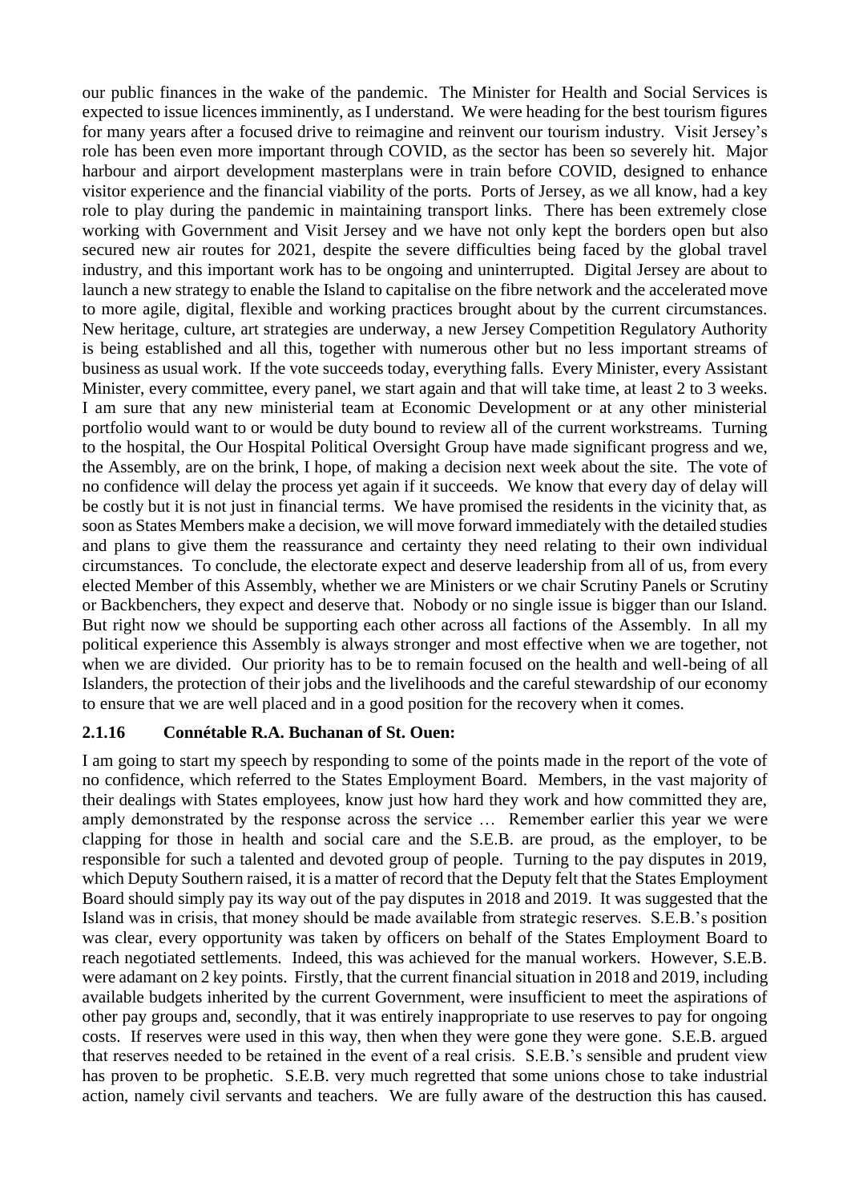our public finances in the wake of the pandemic. The Minister for Health and Social Services is expected to issue licences imminently, as I understand. We were heading for the best tourism figures for many years after a focused drive to reimagine and reinvent our tourism industry. Visit Jersey's role has been even more important through COVID, as the sector has been so severely hit. Major harbour and airport development masterplans were in train before COVID, designed to enhance visitor experience and the financial viability of the ports. Ports of Jersey, as we all know, had a key role to play during the pandemic in maintaining transport links. There has been extremely close working with Government and Visit Jersey and we have not only kept the borders open but also secured new air routes for 2021, despite the severe difficulties being faced by the global travel industry, and this important work has to be ongoing and uninterrupted. Digital Jersey are about to launch a new strategy to enable the Island to capitalise on the fibre network and the accelerated move to more agile, digital, flexible and working practices brought about by the current circumstances. New heritage, culture, art strategies are underway, a new Jersey Competition Regulatory Authority is being established and all this, together with numerous other but no less important streams of business as usual work. If the vote succeeds today, everything falls. Every Minister, every Assistant Minister, every committee, every panel, we start again and that will take time, at least 2 to 3 weeks. I am sure that any new ministerial team at Economic Development or at any other ministerial portfolio would want to or would be duty bound to review all of the current workstreams. Turning to the hospital, the Our Hospital Political Oversight Group have made significant progress and we, the Assembly, are on the brink, I hope, of making a decision next week about the site. The vote of no confidence will delay the process yet again if it succeeds. We know that every day of delay will be costly but it is not just in financial terms. We have promised the residents in the vicinity that, as soon as States Members make a decision, we will move forward immediately with the detailed studies and plans to give them the reassurance and certainty they need relating to their own individual circumstances. To conclude, the electorate expect and deserve leadership from all of us, from every elected Member of this Assembly, whether we are Ministers or we chair Scrutiny Panels or Scrutiny or Backbenchers, they expect and deserve that. Nobody or no single issue is bigger than our Island. But right now we should be supporting each other across all factions of the Assembly. In all my political experience this Assembly is always stronger and most effective when we are together, not when we are divided. Our priority has to be to remain focused on the health and well-being of all Islanders, the protection of their jobs and the livelihoods and the careful stewardship of our economy to ensure that we are well placed and in a good position for the recovery when it comes.

### 2.1.16 Connétable R.A. Buchanan of St. Ouen:

I am going to start my speech by responding to some of the points made in the report of the vote of no confidence, which referred to the States Employment Board. Members, in the vast majority of their dealings with States employees, know just how hard they work and how committed they are, amply demonstrated by the response across the service … Remember earlier this year we were clapping for those in health and social care and the S.E.B. are proud, as the employer, to be responsible for such a talented and devoted group of people. Turning to the pay disputes in 2019, which Deputy Southern raised, it is a matter of record that the Deputy felt that the States Employment Board should simply pay its way out of the pay disputes in 2018 and 2019. It was suggested that the Island was in crisis, that money should be made available from strategic reserves. S.E.B.'s position was clear, every opportunity was taken by officers on behalf of the States Employment Board to reach negotiated settlements. Indeed, this was achieved for the manual workers. However, S.E.B. were adamant on 2 key points. Firstly, that the current financial situation in 2018 and 2019, including available budgets inherited by the current Government, were insufficient to meet the aspirations of other pay groups and, secondly, that it was entirely inappropriate to use reserves to pay for ongoing costs. If reserves were used in this way, then when they were gone they were gone. S.E.B. argued that reserves needed to be retained in the event of a real crisis. S.E.B.'s sensible and prudent view has proven to be prophetic. S.E.B. very much regretted that some unions chose to take industrial action, namely civil servants and teachers. We are fully aware of the destruction this has caused.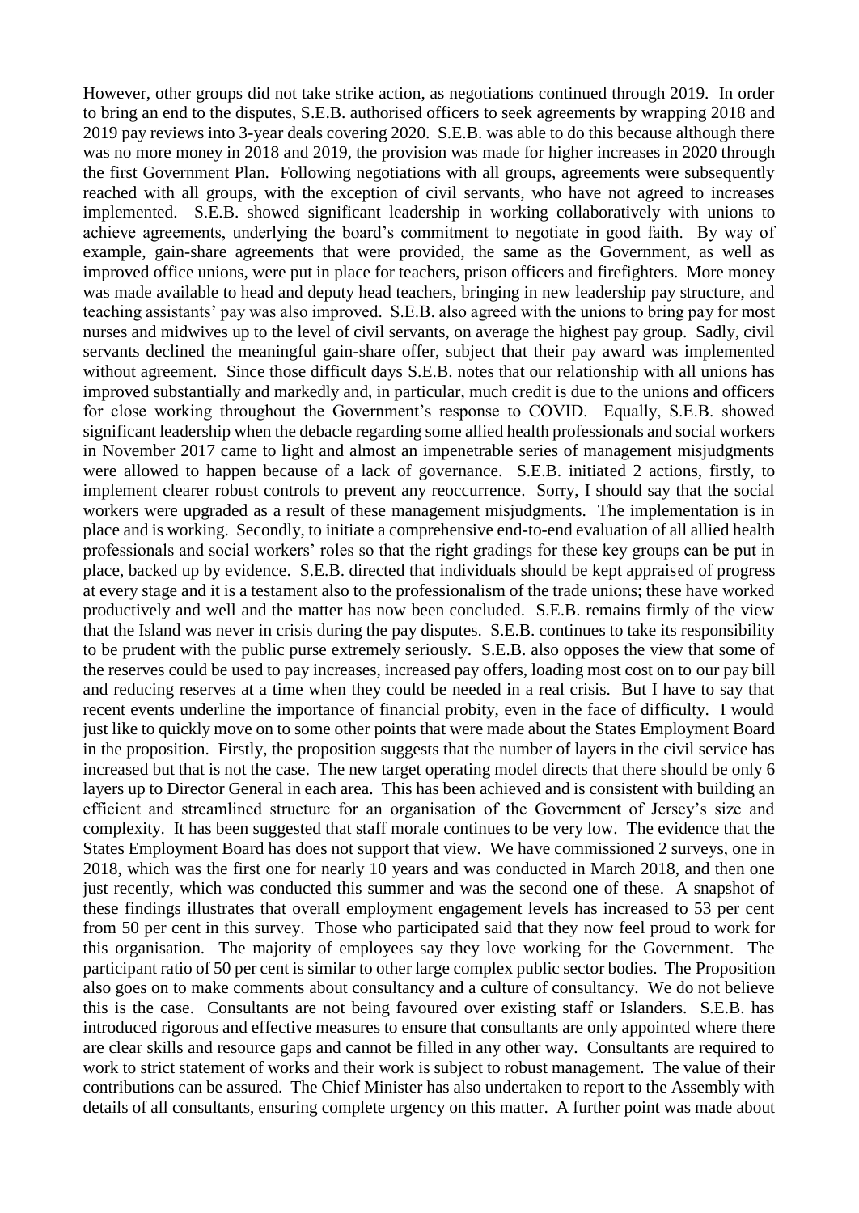However, other groups did not take strike action, as negotiations continued through 2019. In order to bring an end to the disputes, S.E.B. authorised officers to seek agreements by wrapping 2018 and 2019 pay reviews into 3-year deals covering 2020. S.E.B. was able to do this because although there was no more money in 2018 and 2019, the provision was made for higher increases in 2020 through the first Government Plan. Following negotiations with all groups, agreements were subsequently reached with all groups, with the exception of civil servants, who have not agreed to increases implemented. S.E.B. showed significant leadership in working collaboratively with unions to achieve agreements, underlying the board's commitment to negotiate in good faith. By way of example, gain-share agreements that were provided, the same as the Government, as well as improved office unions, were put in place for teachers, prison officers and firefighters. More money was made available to head and deputy head teachers, bringing in new leadership pay structure, and teaching assistants' pay was also improved. S.E.B. also agreed with the unions to bring pay for most nurses and midwives up to the level of civil servants, on average the highest pay group. Sadly, civil servants declined the meaningful gain-share offer, subject that their pay award was implemented without agreement. Since those difficult days S.E.B. notes that our relationship with all unions has improved substantially and markedly and, in particular, much credit is due to the unions and officers for close working throughout the Government's response to COVID. Equally, S.E.B. showed significant leadership when the debacle regarding some allied health professionals and social workers in November 2017 came to light and almost an impenetrable series of management misjudgments were allowed to happen because of a lack of governance. S.E.B. initiated 2 actions, firstly, to implement clearer robust controls to prevent any reoccurrence. Sorry, I should say that the social workers were upgraded as a result of these management misjudgments. The implementation is in place and is working. Secondly, to initiate a comprehensive end-to-end evaluation of all allied health professionals and social workers' roles so that the right gradings for these key groups can be put in place, backed up by evidence. S.E.B. directed that individuals should be kept appraised of progress at every stage and it is a testament also to the professionalism of the trade unions; these have worked productively and well and the matter has now been concluded. S.E.B. remains firmly of the view that the Island was never in crisis during the pay disputes. S.E.B. continues to take its responsibility to be prudent with the public purse extremely seriously. S.E.B. also opposes the view that some of the reserves could be used to pay increases, increased pay offers, loading most cost on to our pay bill and reducing reserves at a time when they could be needed in a real crisis. But I have to say that recent events underline the importance of financial probity, even in the face of difficulty. I would just like to quickly move on to some other points that were made about the States Employment Board in the proposition. Firstly, the proposition suggests that the number of layers in the civil service has increased but that is not the case. The new target operating model directs that there should be only 6 layers up to Director General in each area. This has been achieved and is consistent with building an efficient and streamlined structure for an organisation of the Government of Jersey's size and complexity. It has been suggested that staff morale continues to be very low. The evidence that the States Employment Board has does not support that view. We have commissioned 2 surveys, one in 2018, which was the first one for nearly 10 years and was conducted in March 2018, and then one just recently, which was conducted this summer and was the second one of these. A snapshot of these findings illustrates that overall employment engagement levels has increased to 53 per cent from 50 per cent in this survey. Those who participated said that they now feel proud to work for this organisation. The majority of employees say they love working for the Government. The participant ratio of 50 per cent is similar to other large complex public sector bodies. The Proposition also goes on to make comments about consultancy and a culture of consultancy. We do not believe this is the case. Consultants are not being favoured over existing staff or Islanders. S.E.B. has introduced rigorous and effective measures to ensure that consultants are only appointed where there are clear skills and resource gaps and cannot be filled in any other way. Consultants are required to work to strict statement of works and their work is subject to robust management. The value of their contributions can be assured. The Chief Minister has also undertaken to report to the Assembly with details of all consultants, ensuring complete urgency on this matter. A further point was made about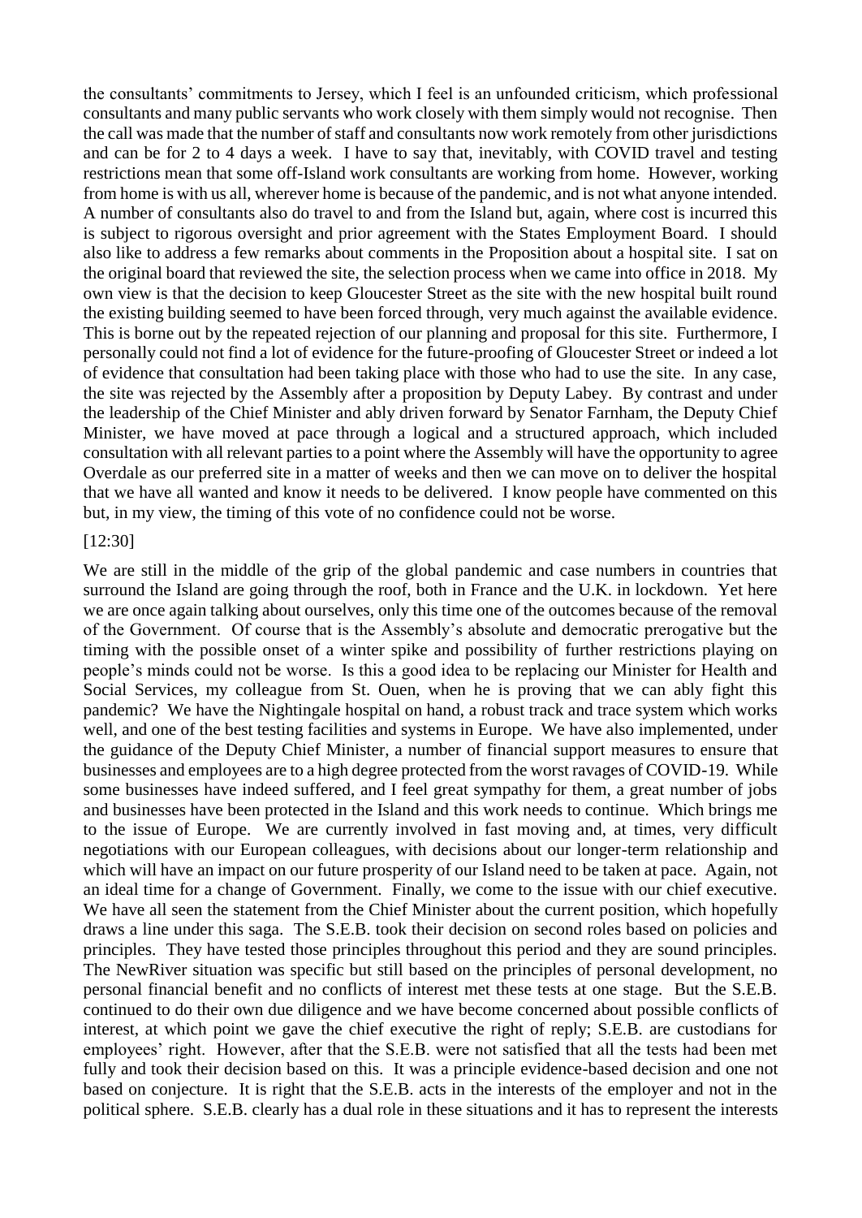the consultants' commitments to Jersey, which I feel is an unfounded criticism, which professional consultants and many public servants who work closely with them simply would not recognise. Then the call was made that the number of staff and consultants now work remotely from other jurisdictions and can be for 2 to 4 days a week. I have to say that, inevitably, with COVID travel and testing restrictions mean that some off-Island work consultants are working from home. However, working from home is with us all, wherever home is because of the pandemic, and is not what anyone intended. A number of consultants also do travel to and from the Island but, again, where cost is incurred this is subject to rigorous oversight and prior agreement with the States Employment Board. I should also like to address a few remarks about comments in the Proposition about a hospital site. I sat on the original board that reviewed the site, the selection process when we came into office in 2018. My own view is that the decision to keep Gloucester Street as the site with the new hospital built round the existing building seemed to have been forced through, very much against the available evidence. This is borne out by the repeated rejection of our planning and proposal for this site. Furthermore, I personally could not find a lot of evidence for the future-proofing of Gloucester Street or indeed a lot of evidence that consultation had been taking place with those who had to use the site. In any case, the site was rejected by the Assembly after a proposition by Deputy Labey. By contrast and under the leadership of the Chief Minister and ably driven forward by Senator Farnham, the Deputy Chief Minister, we have moved at pace through a logical and a structured approach, which included consultation with all relevant parties to a point where the Assembly will have the opportunity to agree Overdale as our preferred site in a matter of weeks and then we can move on to deliver the hospital that we have all wanted and know it needs to be delivered. I know people have commented on this but, in my view, the timing of this vote of no confidence could not be worse.

[12:30]

We are still in the middle of the grip of the global pandemic and case numbers in countries that surround the Island are going through the roof, both in France and the U.K. in lockdown. Yet here we are once again talking about ourselves, only this time one of the outcomes because of the removal of the Government. Of course that is the Assembly's absolute and democratic prerogative but the timing with the possible onset of a winter spike and possibility of further restrictions playing on people's minds could not be worse. Is this a good idea to be replacing our Minister for Health and Social Services, my colleague from St. Ouen, when he is proving that we can ably fight this pandemic? We have the Nightingale hospital on hand, a robust track and trace system which works well, and one of the best testing facilities and systems in Europe. We have also implemented, under the guidance of the Deputy Chief Minister, a number of financial support measures to ensure that businesses and employees are to a high degree protected from the worst ravages of COVID-19. While some businesses have indeed suffered, and I feel great sympathy for them, a great number of jobs and businesses have been protected in the Island and this work needs to continue. Which brings me to the issue of Europe. We are currently involved in fast moving and, at times, very difficult negotiations with our European colleagues, with decisions about our longer-term relationship and which will have an impact on our future prosperity of our Island need to be taken at pace. Again, not an ideal time for a change of Government. Finally, we come to the issue with our chief executive. We have all seen the statement from the Chief Minister about the current position, which hopefully draws a line under this saga. The S.E.B. took their decision on second roles based on policies and principles. They have tested those principles throughout this period and they are sound principles. The NewRiver situation was specific but still based on the principles of personal development, no personal financial benefit and no conflicts of interest met these tests at one stage. But the S.E.B. continued to do their own due diligence and we have become concerned about possible conflicts of interest, at which point we gave the chief executive the right of reply; S.E.B. are custodians for employees' right. However, after that the S.E.B. were not satisfied that all the tests had been met fully and took their decision based on this. It was a principle evidence-based decision and one not based on conjecture. It is right that the S.E.B. acts in the interests of the employer and not in the political sphere. S.E.B. clearly has a dual role in these situations and it has to represent the interests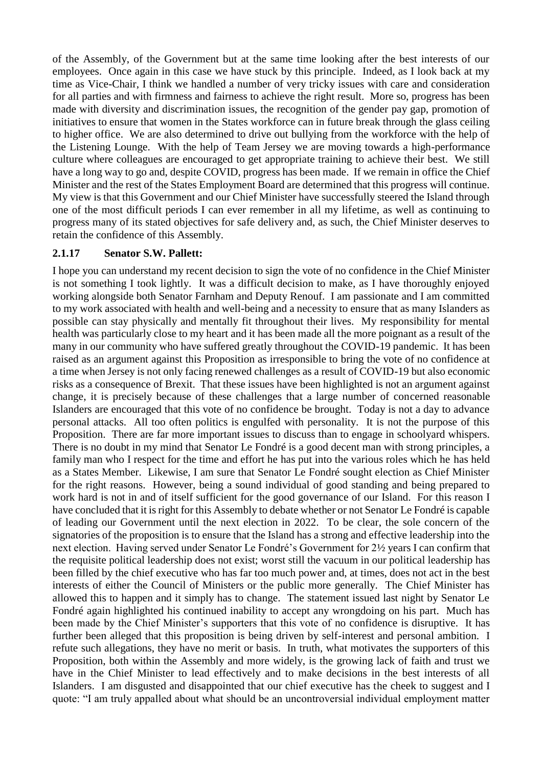of the Assembly, of the Government but at the same time looking after the best interests of our employees. Once again in this case we have stuck by this principle. Indeed, as I look back at my time as Vice-Chair, I think we handled a number of very tricky issues with care and consideration for all parties and with firmness and fairness to achieve the right result. More so, progress has been made with diversity and discrimination issues, the recognition of the gender pay gap, promotion of initiatives to ensure that women in the States workforce can in future break through the glass ceiling to higher office. We are also determined to drive out bullying from the workforce with the help of the Listening Lounge. With the help of Team Jersey we are moving towards a high-performance culture where colleagues are encouraged to get appropriate training to achieve their best. We still have a long way to go and, despite COVID, progress has been made. If we remain in office the Chief Minister and the rest of the States Employment Board are determined that this progress will continue. My view is that this Government and our Chief Minister have successfully steered the Island through one of the most difficult periods I can ever remember in all my lifetime, as well as continuing to progress many of its stated objectives for safe delivery and, as such, the Chief Minister deserves to retain the confidence of this Assembly.

### 2.1.17 Senator S.W. Pallett:

I hope you can understand my recent decision to sign the vote of no confidence in the Chief Minister is not something I took lightly. It was a difficult decision to make, as I have thoroughly enjoyed working alongside both Senator Farnham and Deputy Renouf. I am passionate and I am committed to my work associated with health and well-being and a necessity to ensure that as many Islanders as possible can stay physically and mentally fit throughout their lives. My responsibility for mental health was particularly close to my heart and it has been made all the more poignant as a result of the many in our community who have suffered greatly throughout the COVID-19 pandemic. It has been raised as an argument against this Proposition as irresponsible to bring the vote of no confidence at a time when Jersey is not only facing renewed challenges as a result of COVID-19 but also economic risks as a consequence of Brexit. That these issues have been highlighted is not an argument against change, it is precisely because of these challenges that a large number of concerned reasonable Islanders are encouraged that this vote of no confidence be brought. Today is not a day to advance personal attacks. All too often politics is engulfed with personality. It is not the purpose of this Proposition. There are far more important issues to discuss than to engage in schoolyard whispers. There is no doubt in my mind that Senator Le Fondré is a good decent man with strong principles, a family man who I respect for the time and effort he has put into the various roles which he has held as a States Member. Likewise, I am sure that Senator Le Fondré sought election as Chief Minister for the right reasons. However, being a sound individual of good standing and being prepared to work hard is not in and of itself sufficient for the good governance of our Island. For this reason I have concluded that it is right for this Assembly to debate whether or not Senator Le Fondré is capable of leading our Government until the next election in 2022. To be clear, the sole concern of the signatories of the proposition is to ensure that the Island has a strong and effective leadership into the next election. Having served under Senator Le Fondré's Government for 2½ years I can confirm that the requisite political leadership does not exist; worst still the vacuum in our political leadership has been filled by the chief executive who has far too much power and, at times, does not act in the best interests of either the Council of Ministers or the public more generally. The Chief Minister has allowed this to happen and it simply has to change. The statement issued last night by Senator Le Fondré again highlighted his continued inability to accept any wrongdoing on his part. Much has been made by the Chief Minister's supporters that this vote of no confidence is disruptive. It has further been alleged that this proposition is being driven by self-interest and personal ambition. I refute such allegations, they have no merit or basis. In truth, what motivates the supporters of this Proposition, both within the Assembly and more widely, is the growing lack of faith and trust we have in the Chief Minister to lead effectively and to make decisions in the best interests of all Islanders. I am disgusted and disappointed that our chief executive has the cheek to suggest and I quote: "I am truly appalled about what should be an uncontroversial individual employment matter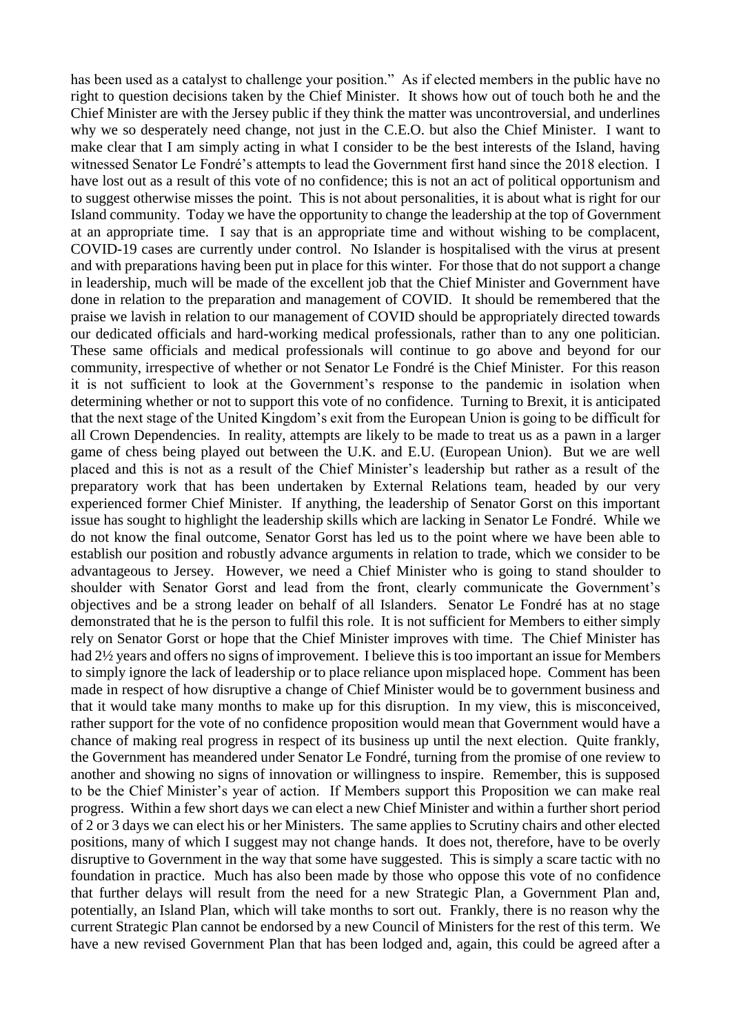has been used as a catalyst to challenge your position." As if elected members in the public have no right to question decisions taken by the Chief Minister. It shows how out of touch both he and the Chief Minister are with the Jersey public if they think the matter was uncontroversial, and underlines why we so desperately need change, not just in the C.E.O. but also the Chief Minister. I want to make clear that I am simply acting in what I consider to be the best interests of the Island, having witnessed Senator Le Fondré's attempts to lead the Government first hand since the 2018 election. I have lost out as a result of this vote of no confidence; this is not an act of political opportunism and to suggest otherwise misses the point. This is not about personalities, it is about what is right for our Island community. Today we have the opportunity to change the leadership at the top of Government at an appropriate time. I say that is an appropriate time and without wishing to be complacent, COVID-19 cases are currently under control. No Islander is hospitalised with the virus at present and with preparations having been put in place for this winter. For those that do not support a change in leadership, much will be made of the excellent job that the Chief Minister and Government have done in relation to the preparation and management of COVID. It should be remembered that the praise we lavish in relation to our management of COVID should be appropriately directed towards our dedicated officials and hard-working medical professionals, rather than to any one politician. These same officials and medical professionals will continue to go above and beyond for our community, irrespective of whether or not Senator Le Fondré is the Chief Minister. For this reason it is not sufficient to look at the Government's response to the pandemic in isolation when determining whether or not to support this vote of no confidence. Turning to Brexit, it is anticipated that the next stage of the United Kingdom's exit from the European Union is going to be difficult for all Crown Dependencies. In reality, attempts are likely to be made to treat us as a pawn in a larger game of chess being played out between the U.K. and E.U. (European Union). But we are well placed and this is not as a result of the Chief Minister's leadership but rather as a result of the preparatory work that has been undertaken by External Relations team, headed by our very experienced former Chief Minister. If anything, the leadership of Senator Gorst on this important issue has sought to highlight the leadership skills which are lacking in Senator Le Fondré. While we do not know the final outcome, Senator Gorst has led us to the point where we have been able to establish our position and robustly advance arguments in relation to trade, which we consider to be advantageous to Jersey. However, we need a Chief Minister who is going to stand shoulder to shoulder with Senator Gorst and lead from the front, clearly communicate the Government's objectives and be a strong leader on behalf of all Islanders. Senator Le Fondré has at no stage demonstrated that he is the person to fulfil this role. It is not sufficient for Members to either simply rely on Senator Gorst or hope that the Chief Minister improves with time. The Chief Minister has had 2½ years and offers no signs of improvement. I believe this is too important an issue for Members to simply ignore the lack of leadership or to place reliance upon misplaced hope. Comment has been made in respect of how disruptive a change of Chief Minister would be to government business and that it would take many months to make up for this disruption. In my view, this is misconceived, rather support for the vote of no confidence proposition would mean that Government would have a chance of making real progress in respect of its business up until the next election. Quite frankly, the Government has meandered under Senator Le Fondré, turning from the promise of one review to another and showing no signs of innovation or willingness to inspire. Remember, this is supposed to be the Chief Minister's year of action. If Members support this Proposition we can make real progress. Within a few short days we can elect a new Chief Minister and within a further short period of 2 or 3 days we can elect his or her Ministers. The same applies to Scrutiny chairs and other elected positions, many of which I suggest may not change hands. It does not, therefore, have to be overly disruptive to Government in the way that some have suggested. This is simply a scare tactic with no foundation in practice. Much has also been made by those who oppose this vote of no confidence that further delays will result from the need for a new Strategic Plan, a Government Plan and, potentially, an Island Plan, which will take months to sort out. Frankly, there is no reason why the current Strategic Plan cannot be endorsed by a new Council of Ministers for the rest of this term. We have a new revised Government Plan that has been lodged and, again, this could be agreed after a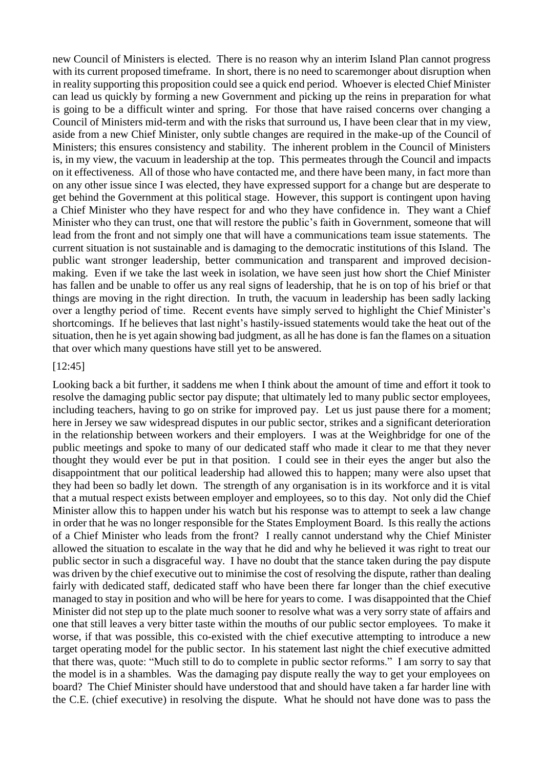new Council of Ministers is elected. There is no reason why an interim Island Plan cannot progress with its current proposed timeframe. In short, there is no need to scaremonger about disruption when in reality supporting this proposition could see a quick end period. Whoever is elected Chief Minister can lead us quickly by forming a new Government and picking up the reins in preparation for what is going to be a difficult winter and spring. For those that have raised concerns over changing a Council of Ministers mid-term and with the risks that surround us, I have been clear that in my view, aside from a new Chief Minister, only subtle changes are required in the make-up of the Council of Ministers; this ensures consistency and stability. The inherent problem in the Council of Ministers is, in my view, the vacuum in leadership at the top. This permeates through the Council and impacts on it effectiveness. All of those who have contacted me, and there have been many, in fact more than on any other issue since I was elected, they have expressed support for a change but are desperate to get behind the Government at this political stage. However, this support is contingent upon having a Chief Minister who they have respect for and who they have confidence in. They want a Chief Minister who they can trust, one that will restore the public's faith in Government, someone that will lead from the front and not simply one that will have a communications team issue statements. The current situation is not sustainable and is damaging to the democratic institutions of this Island. The public want stronger leadership, better communication and transparent and improved decision-making. Even if we take the last week in isolation, we have seen just how short the Chief Minister has fallen and be unable to offer us any real signs of leadership, that he is on top of his brief or that things are moving in the right direction. In truth, the vacuum in leadership has been sadly lacking over a lengthy period of time. Recent events have simply served to highlight the Chief Minister's shortcomings. If he believes that last night's hastily-issued statements would take the heat out of the situation, then he is yet again showing bad judgment, as all he has done is fan the flames on a situation that over which many questions have still yet to be answered.

[12:45]

Looking back a bit further, it saddens me when I think about the amount of time and effort it took to resolve the damaging public sector pay dispute; that ultimately led to many public sector employees, including teachers, having to go on strike for improved pay. Let us just pause there for a moment; here in Jersey we saw widespread disputes in our public sector, strikes and a significant deterioration in the relationship between workers and their employers. I was at the Weighbridge for one of the public meetings and spoke to many of our dedicated staff who made it clear to me that they never thought they would ever be put in that position. I could see in their eyes the anger but also the disappointment that our political leadership had allowed this to happen; many were also upset that they had been so badly let down. The strength of any organisation is in its workforce and it is vital that a mutual respect exists between employer and employees, so to this day. Not only did the Chief Minister allow this to happen under his watch but his response was to attempt to seek a law change in order that he was no longer responsible for the States Employment Board. Is this really the actions of a Chief Minister who leads from the front? I really cannot understand why the Chief Minister allowed the situation to escalate in the way that he did and why he believed it was right to treat our public sector in such a disgraceful way. I have no doubt that the stance taken during the pay dispute was driven by the chief executive out to minimise the cost of resolving the dispute, rather than dealing fairly with dedicated staff, dedicated staff who have been there far longer than the chief executive managed to stay in position and who will be here for years to come. I was disappointed that the Chief Minister did not step up to the plate much sooner to resolve what was a very sorry state of affairs and one that still leaves a very bitter taste within the mouths of our public sector employees. To make it worse, if that was possible, this co-existed with the chief executive attempting to introduce a new target operating model for the public sector. In his statement last night the chief executive admitted that there was, quote: "Much still to do to complete in public sector reforms." I am sorry to say that the model is in a shambles. Was the damaging pay dispute really the way to get your employees on board? The Chief Minister should have understood that and should have taken a far harder line with the C.E. (chief executive) in resolving the dispute. What he should not have done was to pass the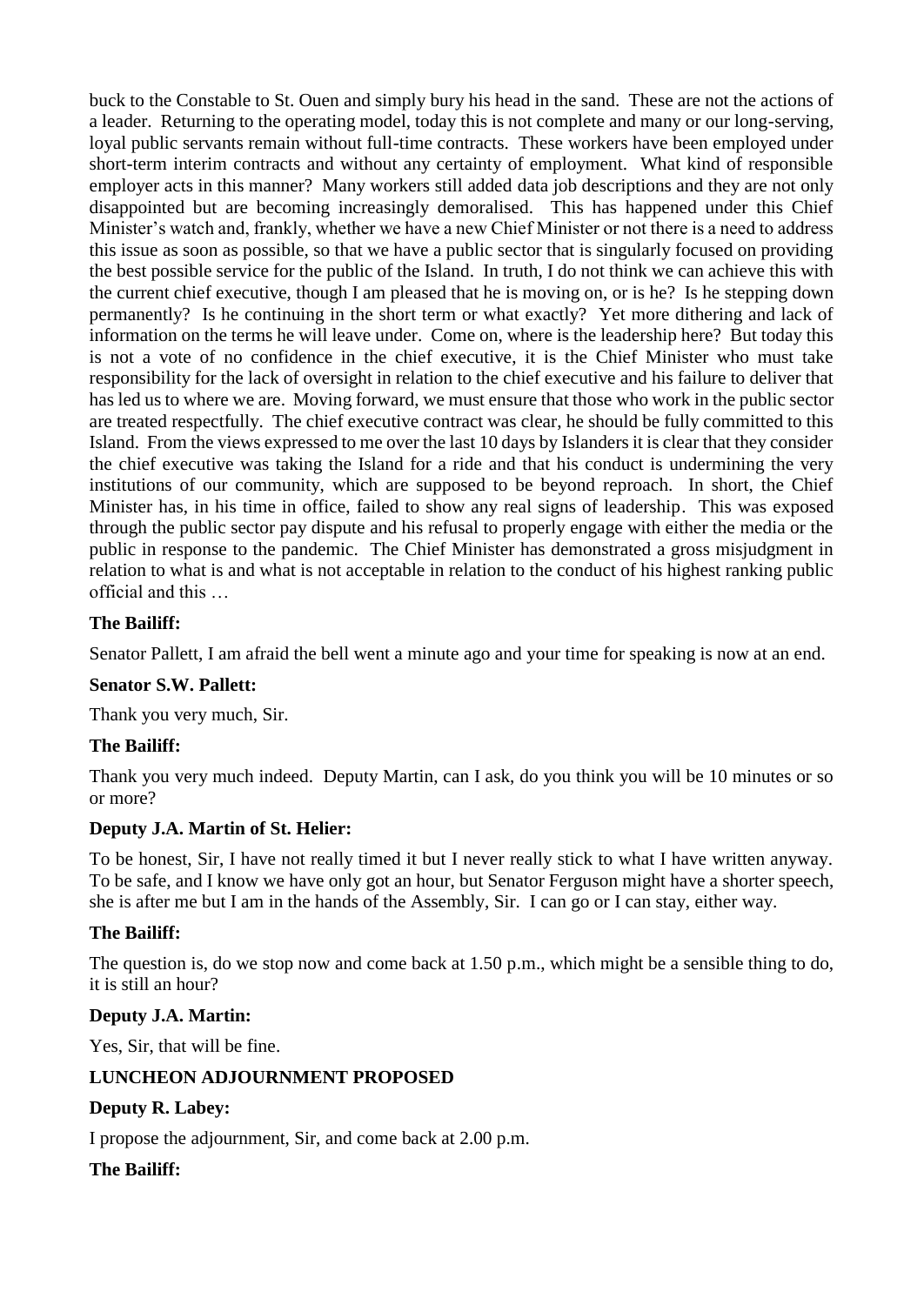buck to the Constable to St. Ouen and simply bury his head in the sand. These are not the actions of a leader. Returning to the operating model, today this is not complete and many or our long-serving, loyal public servants remain without full-time contracts. These workers have been employed under short-term interim contracts and without any certainty of employment. What kind of responsible employer acts in this manner? Many workers still added data job descriptions and they are not only disappointed but are becoming increasingly demoralised. This has happened under this Chief Minister's watch and, frankly, whether we have a new Chief Minister or not there is a need to address this issue as soon as possible, so that we have a public sector that is singularly focused on providing the best possible service for the public of the Island. In truth, I do not think we can achieve this with the current chief executive, though I am pleased that he is moving on, or is he? Is he stepping down permanently? Is he continuing in the short term or what exactly? Yet more dithering and lack of information on the terms he will leave under. Come on, where is the leadership here? But today this is not a vote of no confidence in the chief executive, it is the Chief Minister who must take responsibility for the lack of oversight in relation to the chief executive and his failure to deliver that has led us to where we are. Moving forward, we must ensure that those who work in the public sector are treated respectfully. The chief executive contract was clear, he should be fully committed to this Island. From the views expressed to me over the last 10 days by Islanders it is clear that they consider the chief executive was taking the Island for a ride and that his conduct is undermining the very institutions of our community, which are supposed to be beyond reproach. In short, the Chief Minister has, in his time in office, failed to show any real signs of leadership. This was exposed through the public sector pay dispute and his refusal to properly engage with either the media or the public in response to the pandemic. The Chief Minister has demonstrated a gross misjudgment in relation to what is and what is not acceptable in relation to the conduct of his highest ranking public official and this …

**The Bailiff:**

Senator Pallett, I am afraid the bell went a minute ago and your time for speaking is now at an end.

**Senator S.W. Pallett:**

Thank you very much, Sir.

**The Bailiff:**

Thank you very much indeed. Deputy Martin, can I ask, do you think you will be 10 minutes or so or more?

**Deputy J.A. Martin of St. Helier:**

To be honest, Sir, I have not really timed it but I never really stick to what I have written anyway. To be safe, and I know we have only got an hour, but Senator Ferguson might have a shorter speech, she is after me but I am in the hands of the Assembly, Sir. I can go or I can stay, either way.

**The Bailiff:**

The question is, do we stop now and come back at 1.50 p.m., which might be a sensible thing to do, it is still an hour?

**Deputy J.A. Martin:**

Yes, Sir, that will be fine.

**LUNCHEON ADJOURNMENT PROPOSED**

**Deputy R. Labey:**

I propose the adjournment, Sir, and come back at 2.00 p.m.

**The Bailiff:**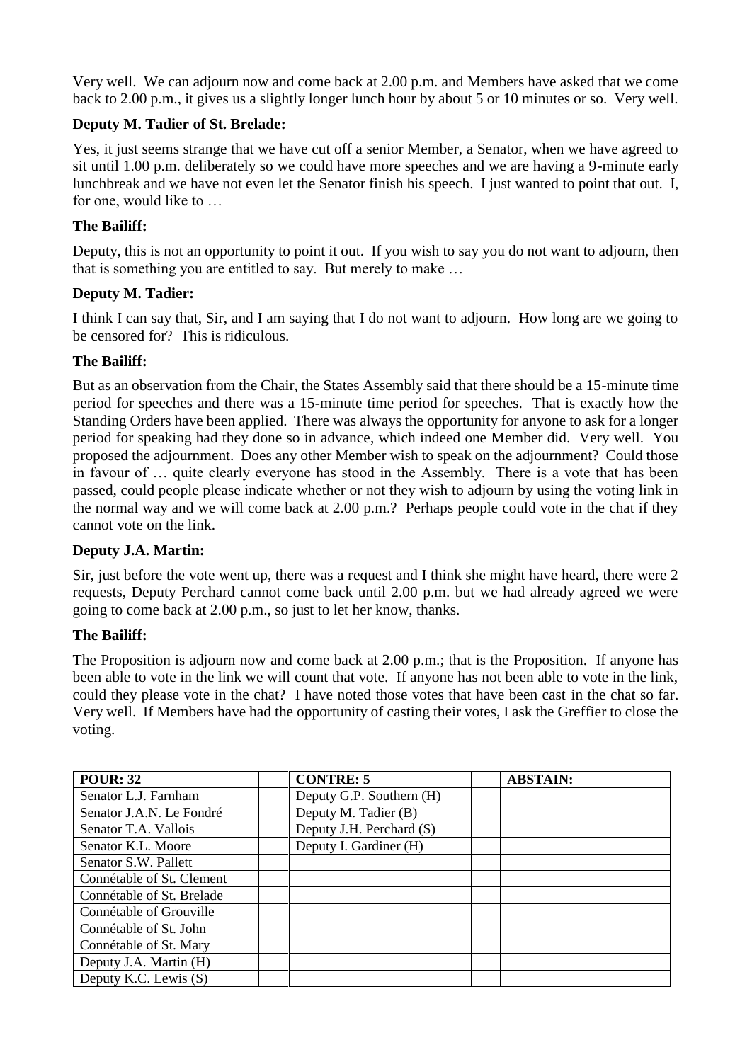Very well. We can adjourn now and come back at 2.00 p.m. and Members have asked that we come back to 2.00 p.m., it gives us a slightly longer lunch hour by about 5 or 10 minutes or so. Very well.

**Deputy M. Tadier of St. Brelade:**

Yes, it just seems strange that we have cut off a senior Member, a Senator, when we have agreed to sit until 1.00 p.m. deliberately so we could have more speeches and we are having a 9-minute early lunchbreak and we have not even let the Senator finish his speech. I just wanted to point that out. I, for one, would like to …

**The Bailiff:**

Deputy, this is not an opportunity to point it out. If you wish to say you do not want to adjourn, then that is something you are entitled to say. But merely to make …

**Deputy M. Tadier:**

I think I can say that, Sir, and I am saying that I do not want to adjourn. How long are we going to be censored for? This is ridiculous.

**The Bailiff:**

But as an observation from the Chair, the States Assembly said that there should be a 15-minute time period for speeches and there was a 15-minute time period for speeches. That is exactly how the Standing Orders have been applied. There was always the opportunity for anyone to ask for a longer period for speaking had they done so in advance, which indeed one Member did. Very well. You proposed the adjournment. Does any other Member wish to speak on the adjournment? Could those in favour of … quite clearly everyone has stood in the Assembly. There is a vote that has been passed, could people please indicate whether or not they wish to adjourn by using the voting link in the normal way and we will come back at 2.00 p.m.? Perhaps people could vote in the chat if they cannot vote on the link.

**Deputy J.A. Martin:**

Sir, just before the vote went up, there was a request and I think she might have heard, there were 2 requests, Deputy Perchard cannot come back until 2.00 p.m. but we had already agreed we were going to come back at 2.00 p.m., so just to let her know, thanks.

**The Bailiff:**

The Proposition is adjourn now and come back at 2.00 p.m.; that is the Proposition. If anyone has been able to vote in the link we will count that vote. If anyone has not been able to vote in the link, could they please vote in the chat? I have noted those votes that have been cast in the chat so far. Very well. If Members have had the opportunity of casting their votes, I ask the Greffier to close the voting.

| POUR: 32 | | CONTRE: 5 | | ABSTAIN: |
|---|---|---|---|---|
| Senator L.J. Farnham | | Deputy G.P. Southern (H) | | |
| Senator J.A.N. Le Fondré | | Deputy M. Tadier (B) | | |
| Senator T.A. Vallois | | Deputy J.H. Perchard (S) | | |
| Senator K.L. Moore | | Deputy I. Gardiner (H) | | |
| Senator S.W. Pallett | | | | |
| Connétable of St. Clement | | | | |
| Connétable of St. Brelade | | | | |
| Connétable of Grouville | | | | |
| Connétable of St. John | | | | |
| Connétable of St. Mary | | | | |
| Deputy J.A. Martin (H) | | | | |
| Deputy K.C. Lewis (S) | | | | |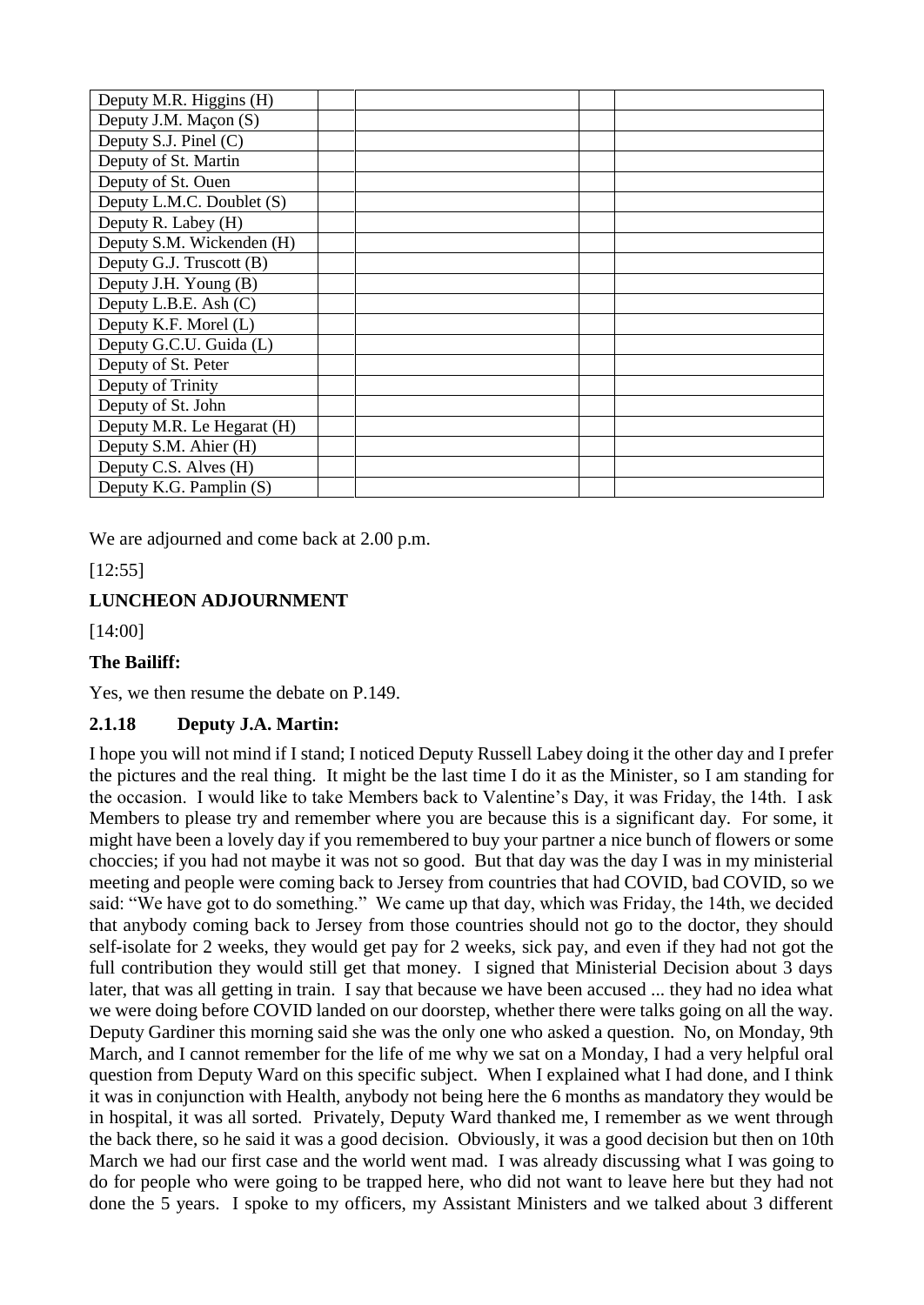| Deputy M.R. Higgins (H) | | | | |
|---|---|---|---|---|
| Deputy J.M. Maçon (S) | | | | |
| Deputy S.J. Pinel (C) | | | | |
| Deputy of St. Martin | | | | |
| Deputy of St. Ouen | | | | |
| Deputy L.M.C. Doublet (S) | | | | |
| Deputy R. Labey (H) | | | | |
| Deputy S.M. Wickenden (H) | | | | |
| Deputy G.J. Truscott (B) | | | | |
| Deputy J.H. Young (B) | | | | |
| Deputy L.B.E. Ash (C) | | | | |
| Deputy K.F. Morel (L) | | | | |
| Deputy G.C.U. Guida (L) | | | | |
| Deputy of St. Peter | | | | |
| Deputy of Trinity | | | | |
| Deputy of St. John | | | | |
| Deputy M.R. Le Hegarat (H) | | | | |
| Deputy S.M. Ahier (H) | | | | |
| Deputy C.S. Alves (H) | | | | |
| Deputy K.G. Pamplin (S) | | | | |

We are adjourned and come back at 2.00 p.m.

[12:55]

**LUNCHEON ADJOURNMENT**

[14:00]

**The Bailiff:**

Yes, we then resume the debate on P.149.

### 2.1.18 Deputy J.A. Martin:

I hope you will not mind if I stand; I noticed Deputy Russell Labey doing it the other day and I prefer the pictures and the real thing. It might be the last time I do it as the Minister, so I am standing for the occasion. I would like to take Members back to Valentine's Day, it was Friday, the 14th. I ask Members to please try and remember where you are because this is a significant day. For some, it might have been a lovely day if you remembered to buy your partner a nice bunch of flowers or some choccies; if you had not maybe it was not so good. But that day was the day I was in my ministerial meeting and people were coming back to Jersey from countries that had COVID, bad COVID, so we said: "We have got to do something." We came up that day, which was Friday, the 14th, we decided that anybody coming back to Jersey from those countries should not go to the doctor, they should self-isolate for 2 weeks, they would get pay for 2 weeks, sick pay, and even if they had not got the full contribution they would still get that money. I signed that Ministerial Decision about 3 days later, that was all getting in train. I say that because we have been accused ... they had no idea what we were doing before COVID landed on our doorstep, whether there were talks going on all the way. Deputy Gardiner this morning said she was the only one who asked a question. No, on Monday, 9th March, and I cannot remember for the life of me why we sat on a Monday, I had a very helpful oral question from Deputy Ward on this specific subject. When I explained what I had done, and I think it was in conjunction with Health, anybody not being here the 6 months as mandatory they would be in hospital, it was all sorted. Privately, Deputy Ward thanked me, I remember as we went through the back there, so he said it was a good decision. Obviously, it was a good decision but then on 10th March we had our first case and the world went mad. I was already discussing what I was going to do for people who were going to be trapped here, who did not want to leave here but they had not done the 5 years. I spoke to my officers, my Assistant Ministers and we talked about 3 different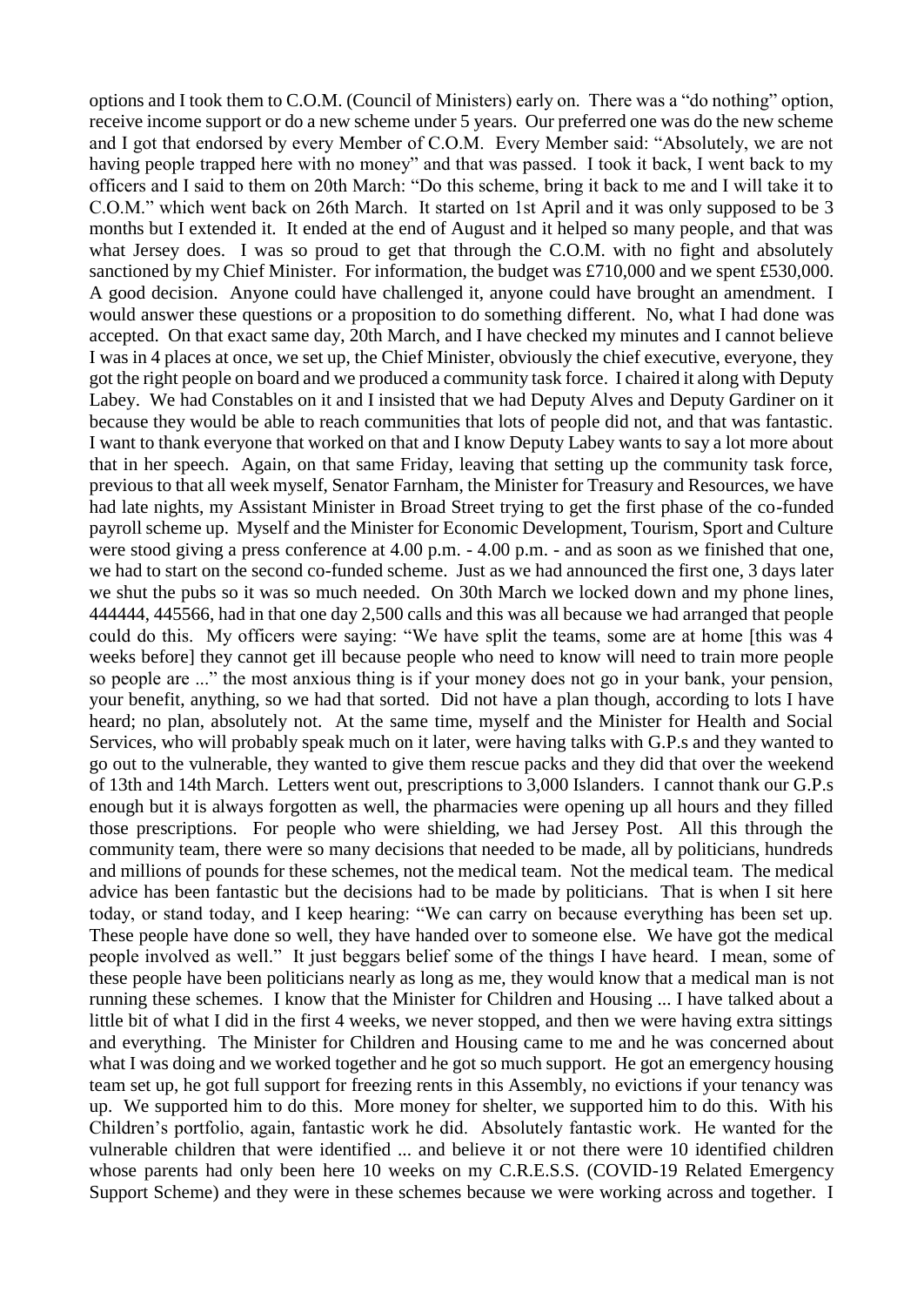options and I took them to C.O.M. (Council of Ministers) early on. There was a "do nothing" option, receive income support or do a new scheme under 5 years. Our preferred one was do the new scheme and I got that endorsed by every Member of C.O.M. Every Member said: "Absolutely, we are not having people trapped here with no money" and that was passed. I took it back, I went back to my officers and I said to them on 20th March: "Do this scheme, bring it back to me and I will take it to C.O.M." which went back on 26th March. It started on 1st April and it was only supposed to be 3 months but I extended it. It ended at the end of August and it helped so many people, and that was what Jersey does. I was so proud to get that through the C.O.M. with no fight and absolutely sanctioned by my Chief Minister. For information, the budget was £710,000 and we spent £530,000. A good decision. Anyone could have challenged it, anyone could have brought an amendment. I would answer these questions or a proposition to do something different. No, what I had done was accepted. On that exact same day, 20th March, and I have checked my minutes and I cannot believe I was in 4 places at once, we set up, the Chief Minister, obviously the chief executive, everyone, they got the right people on board and we produced a community task force. I chaired it along with Deputy Labey. We had Constables on it and I insisted that we had Deputy Alves and Deputy Gardiner on it because they would be able to reach communities that lots of people did not, and that was fantastic. I want to thank everyone that worked on that and I know Deputy Labey wants to say a lot more about that in her speech. Again, on that same Friday, leaving that setting up the community task force, previous to that all week myself, Senator Farnham, the Minister for Treasury and Resources, we have had late nights, my Assistant Minister in Broad Street trying to get the first phase of the co-funded payroll scheme up. Myself and the Minister for Economic Development, Tourism, Sport and Culture were stood giving a press conference at 4.00 p.m. - 4.00 p.m. - and as soon as we finished that one, we had to start on the second co-funded scheme. Just as we had announced the first one, 3 days later we shut the pubs so it was so much needed. On 30th March we locked down and my phone lines, 444444, 445566, had in that one day 2,500 calls and this was all because we had arranged that people could do this. My officers were saying: "We have split the teams, some are at home [this was 4 weeks before] they cannot get ill because people who need to know will need to train more people so people are ..." the most anxious thing is if your money does not go in your bank, your pension, your benefit, anything, so we had that sorted. Did not have a plan though, according to lots I have heard; no plan, absolutely not. At the same time, myself and the Minister for Health and Social Services, who will probably speak much on it later, were having talks with G.P.s and they wanted to go out to the vulnerable, they wanted to give them rescue packs and they did that over the weekend of 13th and 14th March. Letters went out, prescriptions to 3,000 Islanders. I cannot thank our G.P.s enough but it is always forgotten as well, the pharmacies were opening up all hours and they filled those prescriptions. For people who were shielding, we had Jersey Post. All this through the community team, there were so many decisions that needed to be made, all by politicians, hundreds and millions of pounds for these schemes, not the medical team. Not the medical team. The medical advice has been fantastic but the decisions had to be made by politicians. That is when I sit here today, or stand today, and I keep hearing: "We can carry on because everything has been set up. These people have done so well, they have handed over to someone else. We have got the medical people involved as well." It just beggars belief some of the things I have heard. I mean, some of these people have been politicians nearly as long as me, they would know that a medical man is not running these schemes. I know that the Minister for Children and Housing ... I have talked about a little bit of what I did in the first 4 weeks, we never stopped, and then we were having extra sittings and everything. The Minister for Children and Housing came to me and he was concerned about what I was doing and we worked together and he got so much support. He got an emergency housing team set up, he got full support for freezing rents in this Assembly, no evictions if your tenancy was up. We supported him to do this. More money for shelter, we supported him to do this. With his Children's portfolio, again, fantastic work he did. Absolutely fantastic work. He wanted for the vulnerable children that were identified ... and believe it or not there were 10 identified children whose parents had only been here 10 weeks on my C.R.E.S.S. (COVID-19 Related Emergency Support Scheme) and they were in these schemes because we were working across and together. I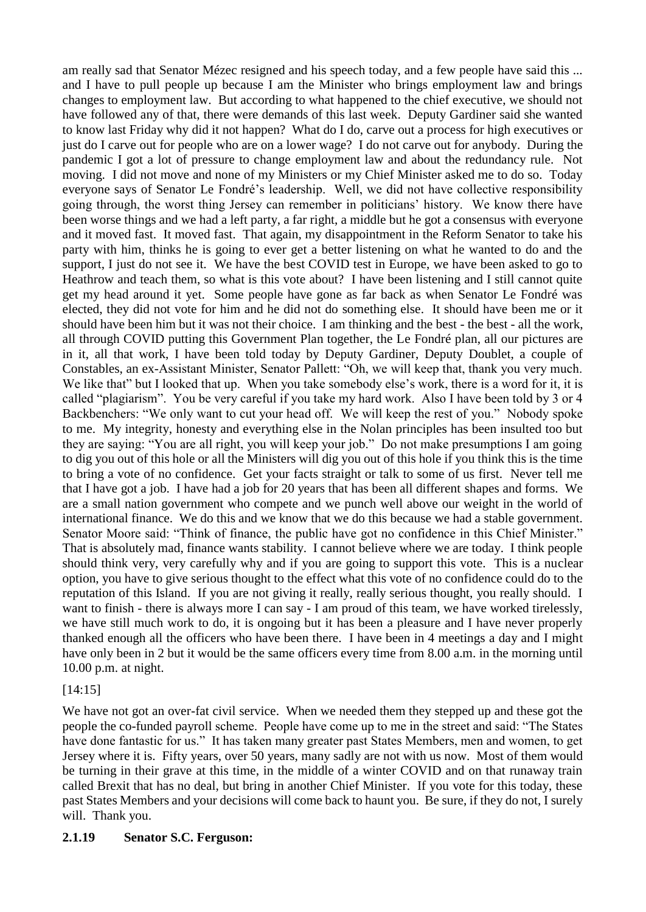am really sad that Senator Mézec resigned and his speech today, and a few people have said this ... and I have to pull people up because I am the Minister who brings employment law and brings changes to employment law. But according to what happened to the chief executive, we should not have followed any of that, there were demands of this last week. Deputy Gardiner said she wanted to know last Friday why did it not happen? What do I do, carve out a process for high executives or just do I carve out for people who are on a lower wage? I do not carve out for anybody. During the pandemic I got a lot of pressure to change employment law and about the redundancy rule. Not moving. I did not move and none of my Ministers or my Chief Minister asked me to do so. Today everyone says of Senator Le Fondré's leadership. Well, we did not have collective responsibility going through, the worst thing Jersey can remember in politicians' history. We know there have been worse things and we had a left party, a far right, a middle but he got a consensus with everyone and it moved fast. It moved fast. That again, my disappointment in the Reform Senator to take his party with him, thinks he is going to ever get a better listening on what he wanted to do and the support, I just do not see it. We have the best COVID test in Europe, we have been asked to go to Heathrow and teach them, so what is this vote about? I have been listening and I still cannot quite get my head around it yet. Some people have gone as far back as when Senator Le Fondré was elected, they did not vote for him and he did not do something else. It should have been me or it should have been him but it was not their choice. I am thinking and the best - the best - all the work, all through COVID putting this Government Plan together, the Le Fondré plan, all our pictures are in it, all that work, I have been told today by Deputy Gardiner, Deputy Doublet, a couple of Constables, an ex-Assistant Minister, Senator Pallett: "Oh, we will keep that, thank you very much. We like that" but I looked that up. When you take somebody else's work, there is a word for it, it is called "plagiarism". You be very careful if you take my hard work. Also I have been told by 3 or 4 Backbenchers: "We only want to cut your head off. We will keep the rest of you." Nobody spoke to me. My integrity, honesty and everything else in the Nolan principles has been insulted too but they are saying: "You are all right, you will keep your job." Do not make presumptions I am going to dig you out of this hole or all the Ministers will dig you out of this hole if you think this is the time to bring a vote of no confidence. Get your facts straight or talk to some of us first. Never tell me that I have got a job. I have had a job for 20 years that has been all different shapes and forms. We are a small nation government who compete and we punch well above our weight in the world of international finance. We do this and we know that we do this because we had a stable government. Senator Moore said: "Think of finance, the public have got no confidence in this Chief Minister." That is absolutely mad, finance wants stability. I cannot believe where we are today. I think people should think very, very carefully why and if you are going to support this vote. This is a nuclear option, you have to give serious thought to the effect what this vote of no confidence could do to the reputation of this Island. If you are not giving it really, really serious thought, you really should. I want to finish - there is always more I can say - I am proud of this team, we have worked tirelessly, we have still much work to do, it is ongoing but it has been a pleasure and I have never properly thanked enough all the officers who have been there. I have been in 4 meetings a day and I might have only been in 2 but it would be the same officers every time from 8.00 a.m. in the morning until 10.00 p.m. at night.

[14:15]

We have not got an over-fat civil service. When we needed them they stepped up and these got the people the co-funded payroll scheme. People have come up to me in the street and said: "The States have done fantastic for us." It has taken many greater past States Members, men and women, to get Jersey where it is. Fifty years, over 50 years, many sadly are not with us now. Most of them would be turning in their grave at this time, in the middle of a winter COVID and on that runaway train called Brexit that has no deal, but bring in another Chief Minister. If you vote for this today, these past States Members and your decisions will come back to haunt you. Be sure, if they do not, I surely will. Thank you.

### 2.1.19 Senator S.C. Ferguson: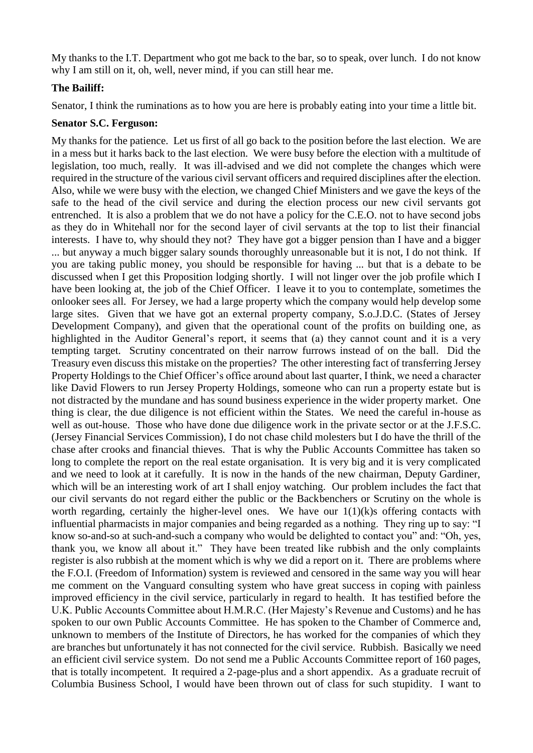My thanks to the I.T. Department who got me back to the bar, so to speak, over lunch. I do not know why I am still on it, oh, well, never mind, if you can still hear me.

**The Bailiff:**

Senator, I think the ruminations as to how you are here is probably eating into your time a little bit.

**Senator S.C. Ferguson:**

My thanks for the patience. Let us first of all go back to the position before the last election. We are in a mess but it harks back to the last election. We were busy before the election with a multitude of legislation, too much, really. It was ill-advised and we did not complete the changes which were required in the structure of the various civil servant officers and required disciplines after the election. Also, while we were busy with the election, we changed Chief Ministers and we gave the keys of the safe to the head of the civil service and during the election process our new civil servants got entrenched. It is also a problem that we do not have a policy for the C.E.O. not to have second jobs as they do in Whitehall nor for the second layer of civil servants at the top to list their financial interests. I have to, why should they not? They have got a bigger pension than I have and a bigger ... but anyway a much bigger salary sounds thoroughly unreasonable but it is not, I do not think. If you are taking public money, you should be responsible for having ... but that is a debate to be discussed when I get this Proposition lodging shortly. I will not linger over the job profile which I have been looking at, the job of the Chief Officer. I leave it to you to contemplate, sometimes the onlooker sees all. For Jersey, we had a large property which the company would help develop some large sites. Given that we have got an external property company, S.o.J.D.C. (States of Jersey Development Company), and given that the operational count of the profits on building one, as highlighted in the Auditor General's report, it seems that (a) they cannot count and it is a very tempting target. Scrutiny concentrated on their narrow furrows instead of on the ball. Did the Treasury even discuss this mistake on the properties? The other interesting fact of transferring Jersey Property Holdings to the Chief Officer's office around about last quarter, I think, we need a character like David Flowers to run Jersey Property Holdings, someone who can run a property estate but is not distracted by the mundane and has sound business experience in the wider property market. One thing is clear, the due diligence is not efficient within the States. We need the careful in-house as well as out-house. Those who have done due diligence work in the private sector or at the J.F.S.C. (Jersey Financial Services Commission), I do not chase child molesters but I do have the thrill of the chase after crooks and financial thieves. That is why the Public Accounts Committee has taken so long to complete the report on the real estate organisation. It is very big and it is very complicated and we need to look at it carefully. It is now in the hands of the new chairman, Deputy Gardiner, which will be an interesting work of art I shall enjoy watching. Our problem includes the fact that our civil servants do not regard either the public or the Backbenchers or Scrutiny on the whole is worth regarding, certainly the higher-level ones. We have our 1(1)(k)s offering contacts with influential pharmacists in major companies and being regarded as a nothing. They ring up to say: "I know so-and-so at such-and-such a company who would be delighted to contact you" and: "Oh, yes, thank you, we know all about it." They have been treated like rubbish and the only complaints register is also rubbish at the moment which is why we did a report on it. There are problems where the F.O.I. (Freedom of Information) system is reviewed and censored in the same way you will hear me comment on the Vanguard consulting system who have great success in coping with painless improved efficiency in the civil service, particularly in regard to health. It has testified before the U.K. Public Accounts Committee about H.M.R.C. (Her Majesty's Revenue and Customs) and he has spoken to our own Public Accounts Committee. He has spoken to the Chamber of Commerce and, unknown to members of the Institute of Directors, he has worked for the companies of which they are branches but unfortunately it has not connected for the civil service. Rubbish. Basically we need an efficient civil service system. Do not send me a Public Accounts Committee report of 160 pages, that is totally incompetent. It required a 2-page-plus and a short appendix. As a graduate recruit of Columbia Business School, I would have been thrown out of class for such stupidity. I want to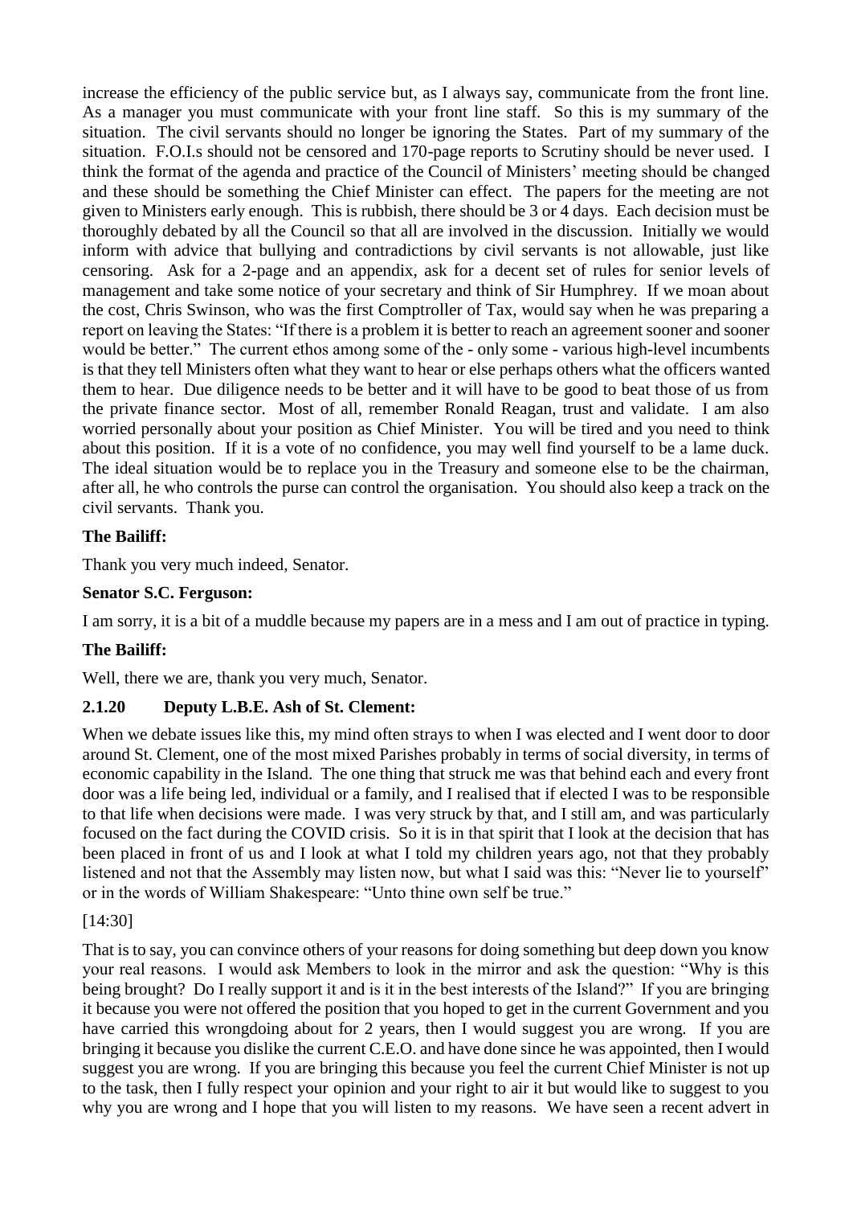increase the efficiency of the public service but, as I always say, communicate from the front line. As a manager you must communicate with your front line staff. So this is my summary of the situation. The civil servants should no longer be ignoring the States. Part of my summary of the situation. F.O.I.s should not be censored and 170-page reports to Scrutiny should be never used. I think the format of the agenda and practice of the Council of Ministers' meeting should be changed and these should be something the Chief Minister can effect. The papers for the meeting are not given to Ministers early enough. This is rubbish, there should be 3 or 4 days. Each decision must be thoroughly debated by all the Council so that all are involved in the discussion. Initially we would inform with advice that bullying and contradictions by civil servants is not allowable, just like censoring. Ask for a 2-page and an appendix, ask for a decent set of rules for senior levels of management and take some notice of your secretary and think of Sir Humphrey. If we moan about the cost, Chris Swinson, who was the first Comptroller of Tax, would say when he was preparing a report on leaving the States: "If there is a problem it is better to reach an agreement sooner and sooner would be better." The current ethos among some of the - only some - various high-level incumbents is that they tell Ministers often what they want to hear or else perhaps others what the officers wanted them to hear. Due diligence needs to be better and it will have to be good to beat those of us from the private finance sector. Most of all, remember Ronald Reagan, trust and validate. I am also worried personally about your position as Chief Minister. You will be tired and you need to think about this position. If it is a vote of no confidence, you may well find yourself to be a lame duck. The ideal situation would be to replace you in the Treasury and someone else to be the chairman, after all, he who controls the purse can control the organisation. You should also keep a track on the civil servants. Thank you.

**The Bailiff:**

Thank you very much indeed, Senator.

**Senator S.C. Ferguson:**

I am sorry, it is a bit of a muddle because my papers are in a mess and I am out of practice in typing.

**The Bailiff:**

Well, there we are, thank you very much, Senator.

### 2.1.20 Deputy L.B.E. Ash of St. Clement:

When we debate issues like this, my mind often strays to when I was elected and I went door to door around St. Clement, one of the most mixed Parishes probably in terms of social diversity, in terms of economic capability in the Island. The one thing that struck me was that behind each and every front door was a life being led, individual or a family, and I realised that if elected I was to be responsible to that life when decisions were made. I was very struck by that, and I still am, and was particularly focused on the fact during the COVID crisis. So it is in that spirit that I look at the decision that has been placed in front of us and I look at what I told my children years ago, not that they probably listened and not that the Assembly may listen now, but what I said was this: "Never lie to yourself" or in the words of William Shakespeare: "Unto thine own self be true."

[14:30]

That is to say, you can convince others of your reasons for doing something but deep down you know your real reasons. I would ask Members to look in the mirror and ask the question: "Why is this being brought? Do I really support it and is it in the best interests of the Island?" If you are bringing it because you were not offered the position that you hoped to get in the current Government and you have carried this wrongdoing about for 2 years, then I would suggest you are wrong. If you are bringing it because you dislike the current C.E.O. and have done since he was appointed, then I would suggest you are wrong. If you are bringing this because you feel the current Chief Minister is not up to the task, then I fully respect your opinion and your right to air it but would like to suggest to you why you are wrong and I hope that you will listen to my reasons. We have seen a recent advert in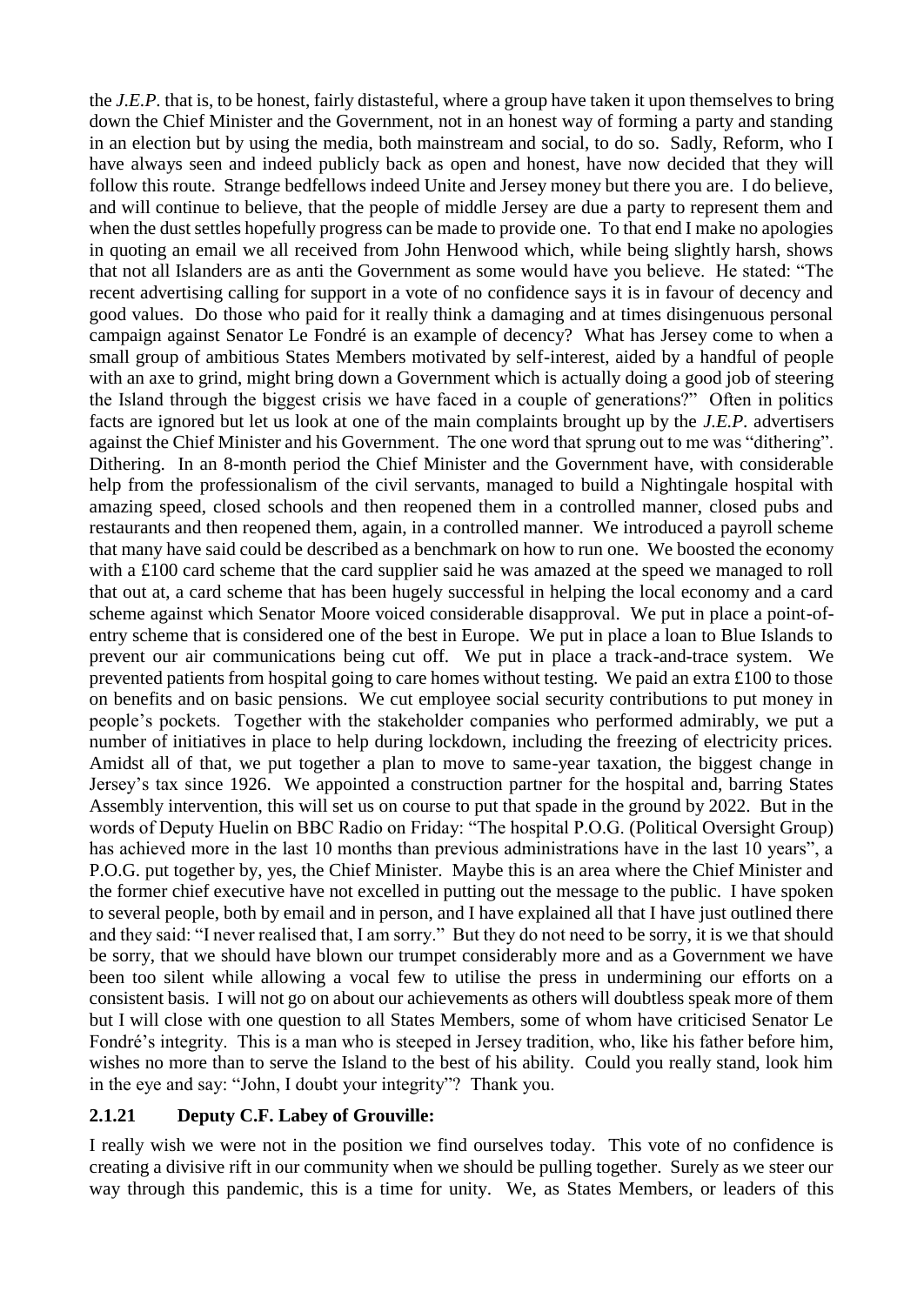the *J.E.P.* that is, to be honest, fairly distasteful, where a group have taken it upon themselves to bring down the Chief Minister and the Government, not in an honest way of forming a party and standing in an election but by using the media, both mainstream and social, to do so. Sadly, Reform, who I have always seen and indeed publicly back as open and honest, have now decided that they will follow this route. Strange bedfellows indeed Unite and Jersey money but there you are. I do believe, and will continue to believe, that the people of middle Jersey are due a party to represent them and when the dust settles hopefully progress can be made to provide one. To that end I make no apologies in quoting an email we all received from John Henwood which, while being slightly harsh, shows that not all Islanders are as anti the Government as some would have you believe. He stated: "The recent advertising calling for support in a vote of no confidence says it is in favour of decency and good values. Do those who paid for it really think a damaging and at times disingenuous personal campaign against Senator Le Fondré is an example of decency? What has Jersey come to when a small group of ambitious States Members motivated by self-interest, aided by a handful of people with an axe to grind, might bring down a Government which is actually doing a good job of steering the Island through the biggest crisis we have faced in a couple of generations?" Often in politics facts are ignored but let us look at one of the main complaints brought up by the *J.E.P.* advertisers against the Chief Minister and his Government. The one word that sprung out to me was "dithering". Dithering. In an 8-month period the Chief Minister and the Government have, with considerable help from the professionalism of the civil servants, managed to build a Nightingale hospital with amazing speed, closed schools and then reopened them in a controlled manner, closed pubs and restaurants and then reopened them, again, in a controlled manner. We introduced a payroll scheme that many have said could be described as a benchmark on how to run one. We boosted the economy with a £100 card scheme that the card supplier said he was amazed at the speed we managed to roll that out at, a card scheme that has been hugely successful in helping the local economy and a card scheme against which Senator Moore voiced considerable disapproval. We put in place a point-of-entry scheme that is considered one of the best in Europe. We put in place a loan to Blue Islands to prevent our air communications being cut off. We put in place a track-and-trace system. We prevented patients from hospital going to care homes without testing. We paid an extra £100 to those on benefits and on basic pensions. We cut employee social security contributions to put money in people's pockets. Together with the stakeholder companies who performed admirably, we put a number of initiatives in place to help during lockdown, including the freezing of electricity prices. Amidst all of that, we put together a plan to move to same-year taxation, the biggest change in Jersey's tax since 1926. We appointed a construction partner for the hospital and, barring States Assembly intervention, this will set us on course to put that spade in the ground by 2022. But in the words of Deputy Huelin on BBC Radio on Friday: "The hospital P.O.G. (Political Oversight Group) has achieved more in the last 10 months than previous administrations have in the last 10 years", a P.O.G. put together by, yes, the Chief Minister. Maybe this is an area where the Chief Minister and the former chief executive have not excelled in putting out the message to the public. I have spoken to several people, both by email and in person, and I have explained all that I have just outlined there and they said: "I never realised that, I am sorry." But they do not need to be sorry, it is we that should be sorry, that we should have blown our trumpet considerably more and as a Government we have been too silent while allowing a vocal few to utilise the press in undermining our efforts on a consistent basis. I will not go on about our achievements as others will doubtless speak more of them but I will close with one question to all States Members, some of whom have criticised Senator Le Fondré's integrity. This is a man who is steeped in Jersey tradition, who, like his father before him, wishes no more than to serve the Island to the best of his ability. Could you really stand, look him in the eye and say: "John, I doubt your integrity"? Thank you.

### 2.1.21 Deputy C.F. Labey of Grouville:

I really wish we were not in the position we find ourselves today. This vote of no confidence is creating a divisive rift in our community when we should be pulling together. Surely as we steer our way through this pandemic, this is a time for unity. We, as States Members, or leaders of this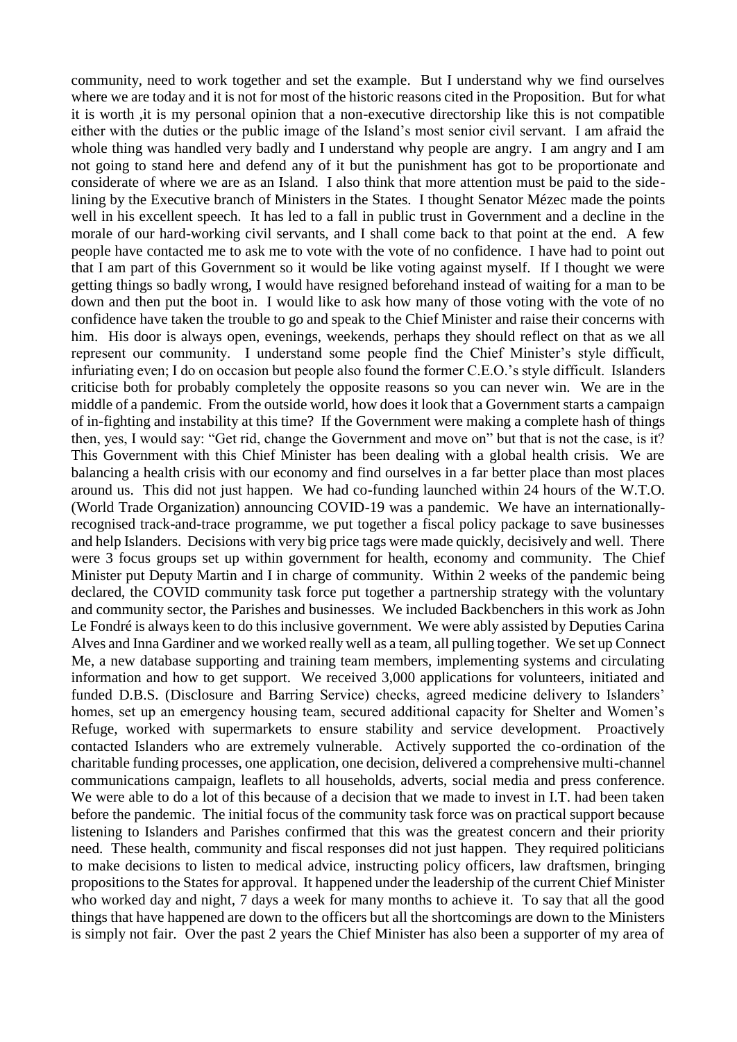community, need to work together and set the example. But I understand why we find ourselves where we are today and it is not for most of the historic reasons cited in the Proposition. But for what it is worth ,it is my personal opinion that a non-executive directorship like this is not compatible either with the duties or the public image of the Island's most senior civil servant. I am afraid the whole thing was handled very badly and I understand why people are angry. I am angry and I am not going to stand here and defend any of it but the punishment has got to be proportionate and considerate of where we are as an Island. I also think that more attention must be paid to the side-lining by the Executive branch of Ministers in the States. I thought Senator Mézec made the points well in his excellent speech. It has led to a fall in public trust in Government and a decline in the morale of our hard-working civil servants, and I shall come back to that point at the end. A few people have contacted me to ask me to vote with the vote of no confidence. I have had to point out that I am part of this Government so it would be like voting against myself. If I thought we were getting things so badly wrong, I would have resigned beforehand instead of waiting for a man to be down and then put the boot in. I would like to ask how many of those voting with the vote of no confidence have taken the trouble to go and speak to the Chief Minister and raise their concerns with him. His door is always open, evenings, weekends, perhaps they should reflect on that as we all represent our community. I understand some people find the Chief Minister's style difficult, infuriating even; I do on occasion but people also found the former C.E.O.'s style difficult. Islanders criticise both for probably completely the opposite reasons so you can never win. We are in the middle of a pandemic. From the outside world, how does it look that a Government starts a campaign of in-fighting and instability at this time? If the Government were making a complete hash of things then, yes, I would say: "Get rid, change the Government and move on" but that is not the case, is it? This Government with this Chief Minister has been dealing with a global health crisis. We are balancing a health crisis with our economy and find ourselves in a far better place than most places around us. This did not just happen. We had co-funding launched within 24 hours of the W.T.O. (World Trade Organization) announcing COVID-19 was a pandemic. We have an internationally-recognised track-and-trace programme, we put together a fiscal policy package to save businesses and help Islanders. Decisions with very big price tags were made quickly, decisively and well. There were 3 focus groups set up within government for health, economy and community. The Chief Minister put Deputy Martin and I in charge of community. Within 2 weeks of the pandemic being declared, the COVID community task force put together a partnership strategy with the voluntary and community sector, the Parishes and businesses. We included Backbenchers in this work as John Le Fondré is always keen to do this inclusive government. We were ably assisted by Deputies Carina Alves and Inna Gardiner and we worked really well as a team, all pulling together. We set up Connect Me, a new database supporting and training team members, implementing systems and circulating information and how to get support. We received 3,000 applications for volunteers, initiated and funded D.B.S. (Disclosure and Barring Service) checks, agreed medicine delivery to Islanders' homes, set up an emergency housing team, secured additional capacity for Shelter and Women's Refuge, worked with supermarkets to ensure stability and service development. Proactively contacted Islanders who are extremely vulnerable. Actively supported the co-ordination of the charitable funding processes, one application, one decision, delivered a comprehensive multi-channel communications campaign, leaflets to all households, adverts, social media and press conference. We were able to do a lot of this because of a decision that we made to invest in I.T. had been taken before the pandemic. The initial focus of the community task force was on practical support because listening to Islanders and Parishes confirmed that this was the greatest concern and their priority need. These health, community and fiscal responses did not just happen. They required politicians to make decisions to listen to medical advice, instructing policy officers, law draftsmen, bringing propositions to the States for approval. It happened under the leadership of the current Chief Minister who worked day and night, 7 days a week for many months to achieve it. To say that all the good things that have happened are down to the officers but all the shortcomings are down to the Ministers is simply not fair. Over the past 2 years the Chief Minister has also been a supporter of my area of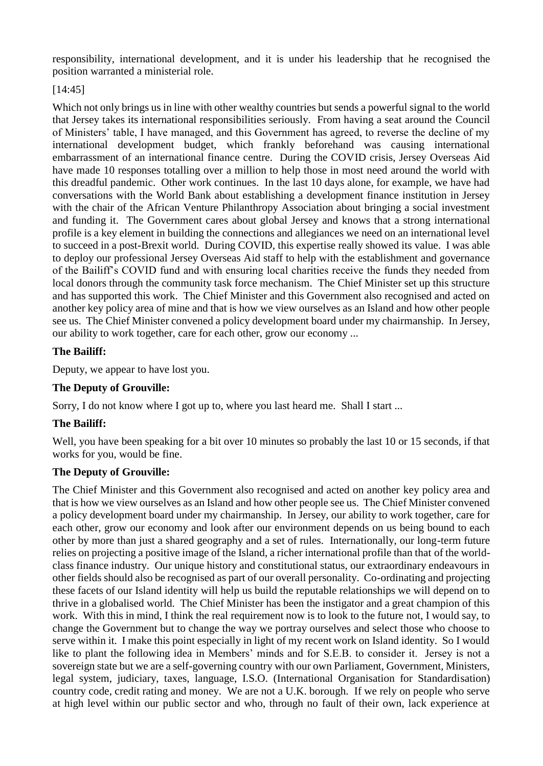responsibility, international development, and it is under his leadership that he recognised the position warranted a ministerial role.

[14:45]

Which not only brings us in line with other wealthy countries but sends a powerful signal to the world that Jersey takes its international responsibilities seriously. From having a seat around the Council of Ministers' table, I have managed, and this Government has agreed, to reverse the decline of my international development budget, which frankly beforehand was causing international embarrassment of an international finance centre. During the COVID crisis, Jersey Overseas Aid have made 10 responses totalling over a million to help those in most need around the world with this dreadful pandemic. Other work continues. In the last 10 days alone, for example, we have had conversations with the World Bank about establishing a development finance institution in Jersey with the chair of the African Venture Philanthropy Association about bringing a social investment and funding it. The Government cares about global Jersey and knows that a strong international profile is a key element in building the connections and allegiances we need on an international level to succeed in a post-Brexit world. During COVID, this expertise really showed its value. I was able to deploy our professional Jersey Overseas Aid staff to help with the establishment and governance of the Bailiff's COVID fund and with ensuring local charities receive the funds they needed from local donors through the community task force mechanism. The Chief Minister set up this structure and has supported this work. The Chief Minister and this Government also recognised and acted on another key policy area of mine and that is how we view ourselves as an Island and how other people see us. The Chief Minister convened a policy development board under my chairmanship. In Jersey, our ability to work together, care for each other, grow our economy ...

**The Bailiff:**

Deputy, we appear to have lost you.

**The Deputy of Grouville:**

Sorry, I do not know where I got up to, where you last heard me. Shall I start ...

**The Bailiff:**

Well, you have been speaking for a bit over 10 minutes so probably the last 10 or 15 seconds, if that works for you, would be fine.

**The Deputy of Grouville:**

The Chief Minister and this Government also recognised and acted on another key policy area and that is how we view ourselves as an Island and how other people see us. The Chief Minister convened a policy development board under my chairmanship. In Jersey, our ability to work together, care for each other, grow our economy and look after our environment depends on us being bound to each other by more than just a shared geography and a set of rules. Internationally, our long-term future relies on projecting a positive image of the Island, a richer international profile than that of the world-class finance industry. Our unique history and constitutional status, our extraordinary endeavours in other fields should also be recognised as part of our overall personality. Co-ordinating and projecting these facets of our Island identity will help us build the reputable relationships we will depend on to thrive in a globalised world. The Chief Minister has been the instigator and a great champion of this work. With this in mind, I think the real requirement now is to look to the future not, I would say, to change the Government but to change the way we portray ourselves and select those who choose to serve within it. I make this point especially in light of my recent work on Island identity. So I would like to plant the following idea in Members' minds and for S.E.B. to consider it. Jersey is not a sovereign state but we are a self-governing country with our own Parliament, Government, Ministers, legal system, judiciary, taxes, language, I.S.O. (International Organisation for Standardisation) country code, credit rating and money. We are not a U.K. borough. If we rely on people who serve at high level within our public sector and who, through no fault of their own, lack experience at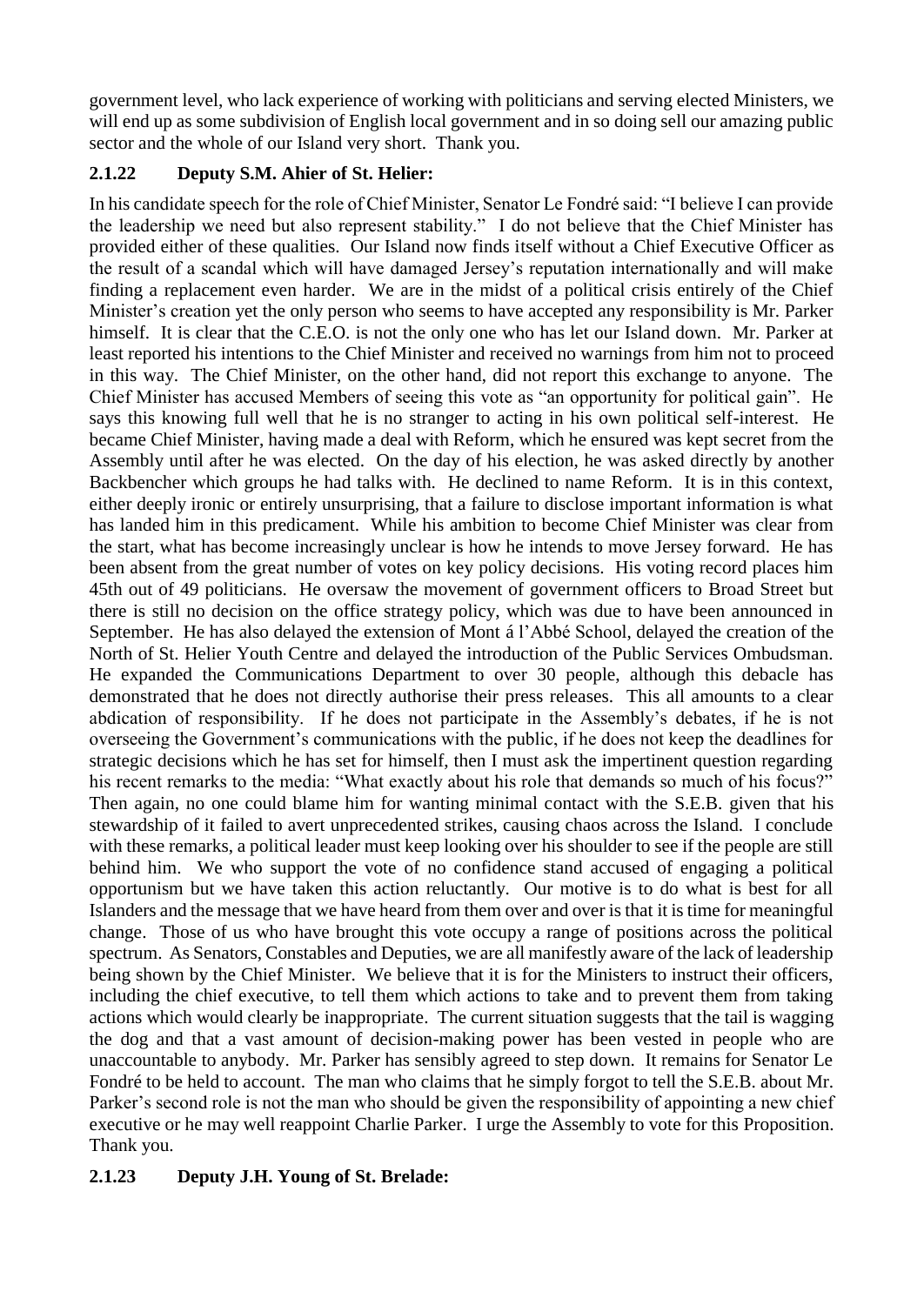government level, who lack experience of working with politicians and serving elected Ministers, we will end up as some subdivision of English local government and in so doing sell our amazing public sector and the whole of our Island very short. Thank you.

### 2.1.22 Deputy S.M. Ahier of St. Helier:

In his candidate speech for the role of Chief Minister, Senator Le Fondré said: "I believe I can provide the leadership we need but also represent stability." I do not believe that the Chief Minister has provided either of these qualities. Our Island now finds itself without a Chief Executive Officer as the result of a scandal which will have damaged Jersey's reputation internationally and will make finding a replacement even harder. We are in the midst of a political crisis entirely of the Chief Minister's creation yet the only person who seems to have accepted any responsibility is Mr. Parker himself. It is clear that the C.E.O. is not the only one who has let our Island down. Mr. Parker at least reported his intentions to the Chief Minister and received no warnings from him not to proceed in this way. The Chief Minister, on the other hand, did not report this exchange to anyone. The Chief Minister has accused Members of seeing this vote as "an opportunity for political gain". He says this knowing full well that he is no stranger to acting in his own political self-interest. He became Chief Minister, having made a deal with Reform, which he ensured was kept secret from the Assembly until after he was elected. On the day of his election, he was asked directly by another Backbencher which groups he had talks with. He declined to name Reform. It is in this context, either deeply ironic or entirely unsurprising, that a failure to disclose important information is what has landed him in this predicament. While his ambition to become Chief Minister was clear from the start, what has become increasingly unclear is how he intends to move Jersey forward. He has been absent from the great number of votes on key policy decisions. His voting record places him 45th out of 49 politicians. He oversaw the movement of government officers to Broad Street but there is still no decision on the office strategy policy, which was due to have been announced in September. He has also delayed the extension of Mont á l'Abbé School, delayed the creation of the North of St. Helier Youth Centre and delayed the introduction of the Public Services Ombudsman. He expanded the Communications Department to over 30 people, although this debacle has demonstrated that he does not directly authorise their press releases. This all amounts to a clear abdication of responsibility. If he does not participate in the Assembly's debates, if he is not overseeing the Government's communications with the public, if he does not keep the deadlines for strategic decisions which he has set for himself, then I must ask the impertinent question regarding his recent remarks to the media: "What exactly about his role that demands so much of his focus?" Then again, no one could blame him for wanting minimal contact with the S.E.B. given that his stewardship of it failed to avert unprecedented strikes, causing chaos across the Island. I conclude with these remarks, a political leader must keep looking over his shoulder to see if the people are still behind him. We who support the vote of no confidence stand accused of engaging a political opportunism but we have taken this action reluctantly. Our motive is to do what is best for all Islanders and the message that we have heard from them over and over is that it is time for meaningful change. Those of us who have brought this vote occupy a range of positions across the political spectrum. As Senators, Constables and Deputies, we are all manifestly aware of the lack of leadership being shown by the Chief Minister. We believe that it is for the Ministers to instruct their officers, including the chief executive, to tell them which actions to take and to prevent them from taking actions which would clearly be inappropriate. The current situation suggests that the tail is wagging the dog and that a vast amount of decision-making power has been vested in people who are unaccountable to anybody. Mr. Parker has sensibly agreed to step down. It remains for Senator Le Fondré to be held to account. The man who claims that he simply forgot to tell the S.E.B. about Mr. Parker's second role is not the man who should be given the responsibility of appointing a new chief executive or he may well reappoint Charlie Parker. I urge the Assembly to vote for this Proposition. Thank you.

### 2.1.23 Deputy J.H. Young of St. Brelade: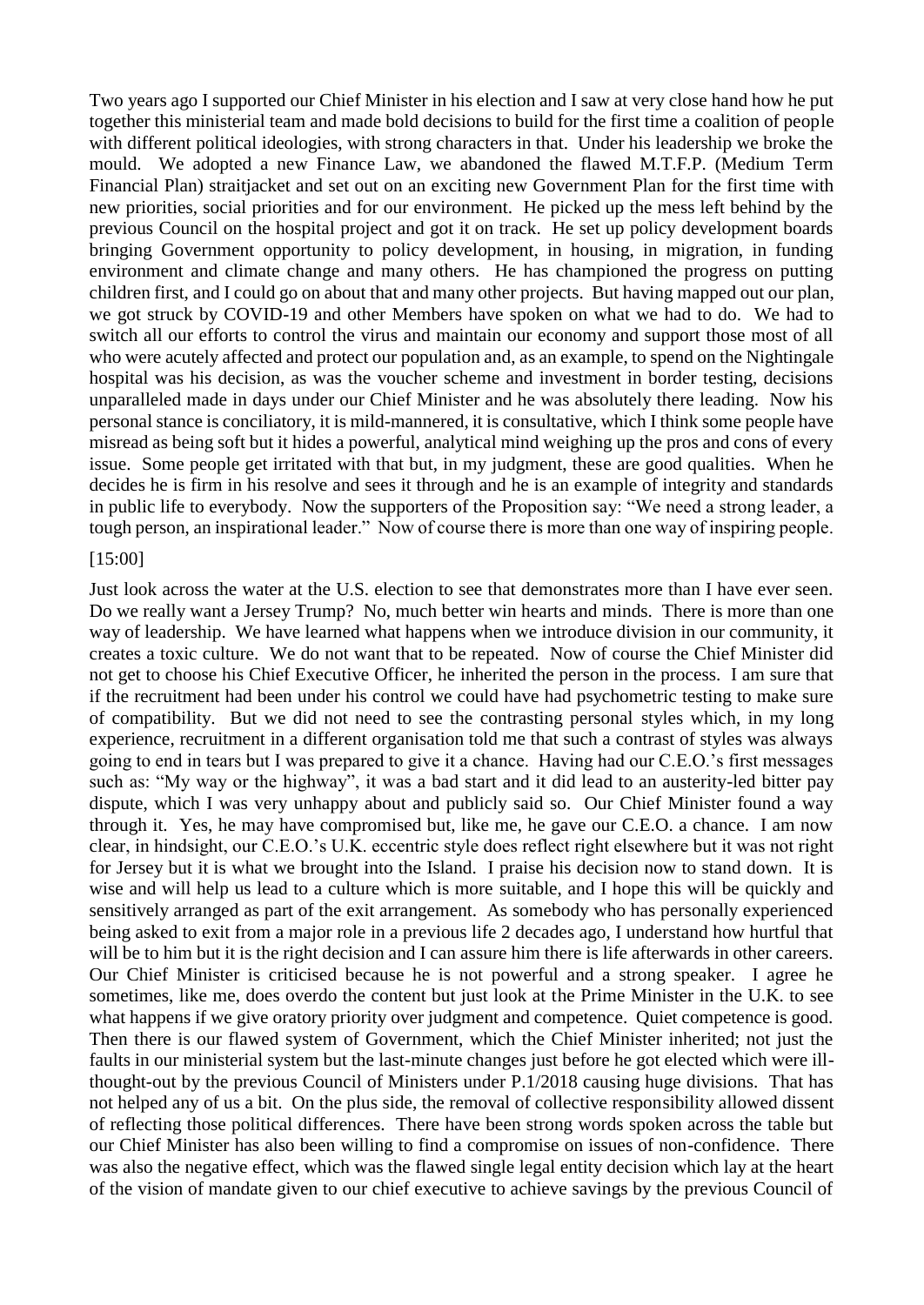Two years ago I supported our Chief Minister in his election and I saw at very close hand how he put together this ministerial team and made bold decisions to build for the first time a coalition of people with different political ideologies, with strong characters in that. Under his leadership we broke the mould. We adopted a new Finance Law, we abandoned the flawed M.T.F.P. (Medium Term Financial Plan) straitjacket and set out on an exciting new Government Plan for the first time with new priorities, social priorities and for our environment. He picked up the mess left behind by the previous Council on the hospital project and got it on track. He set up policy development boards bringing Government opportunity to policy development, in housing, in migration, in funding environment and climate change and many others. He has championed the progress on putting children first, and I could go on about that and many other projects. But having mapped out our plan, we got struck by COVID-19 and other Members have spoken on what we had to do. We had to switch all our efforts to control the virus and maintain our economy and support those most of all who were acutely affected and protect our population and, as an example, to spend on the Nightingale hospital was his decision, as was the voucher scheme and investment in border testing, decisions unparalleled made in days under our Chief Minister and he was absolutely there leading. Now his personal stance is conciliatory, it is mild-mannered, it is consultative, which I think some people have misread as being soft but it hides a powerful, analytical mind weighing up the pros and cons of every issue. Some people get irritated with that but, in my judgment, these are good qualities. When he decides he is firm in his resolve and sees it through and he is an example of integrity and standards in public life to everybody. Now the supporters of the Proposition say: "We need a strong leader, a tough person, an inspirational leader." Now of course there is more than one way of inspiring people.

[15:00]

Just look across the water at the U.S. election to see that demonstrates more than I have ever seen. Do we really want a Jersey Trump? No, much better win hearts and minds. There is more than one way of leadership. We have learned what happens when we introduce division in our community, it creates a toxic culture. We do not want that to be repeated. Now of course the Chief Minister did not get to choose his Chief Executive Officer, he inherited the person in the process. I am sure that if the recruitment had been under his control we could have had psychometric testing to make sure of compatibility. But we did not need to see the contrasting personal styles which, in my long experience, recruitment in a different organisation told me that such a contrast of styles was always going to end in tears but I was prepared to give it a chance. Having had our C.E.O.'s first messages such as: "My way or the highway", it was a bad start and it did lead to an austerity-led bitter pay dispute, which I was very unhappy about and publicly said so. Our Chief Minister found a way through it. Yes, he may have compromised but, like me, he gave our C.E.O. a chance. I am now clear, in hindsight, our C.E.O.'s U.K. eccentric style does reflect right elsewhere but it was not right for Jersey but it is what we brought into the Island. I praise his decision now to stand down. It is wise and will help us lead to a culture which is more suitable, and I hope this will be quickly and sensitively arranged as part of the exit arrangement. As somebody who has personally experienced being asked to exit from a major role in a previous life 2 decades ago, I understand how hurtful that will be to him but it is the right decision and I can assure him there is life afterwards in other careers. Our Chief Minister is criticised because he is not powerful and a strong speaker. I agree he sometimes, like me, does overdo the content but just look at the Prime Minister in the U.K. to see what happens if we give oratory priority over judgment and competence. Quiet competence is good. Then there is our flawed system of Government, which the Chief Minister inherited; not just the faults in our ministerial system but the last-minute changes just before he got elected which were ill-thought-out by the previous Council of Ministers under P.1/2018 causing huge divisions. That has not helped any of us a bit. On the plus side, the removal of collective responsibility allowed dissent of reflecting those political differences. There have been strong words spoken across the table but our Chief Minister has also been willing to find a compromise on issues of non-confidence. There was also the negative effect, which was the flawed single legal entity decision which lay at the heart of the vision of mandate given to our chief executive to achieve savings by the previous Council of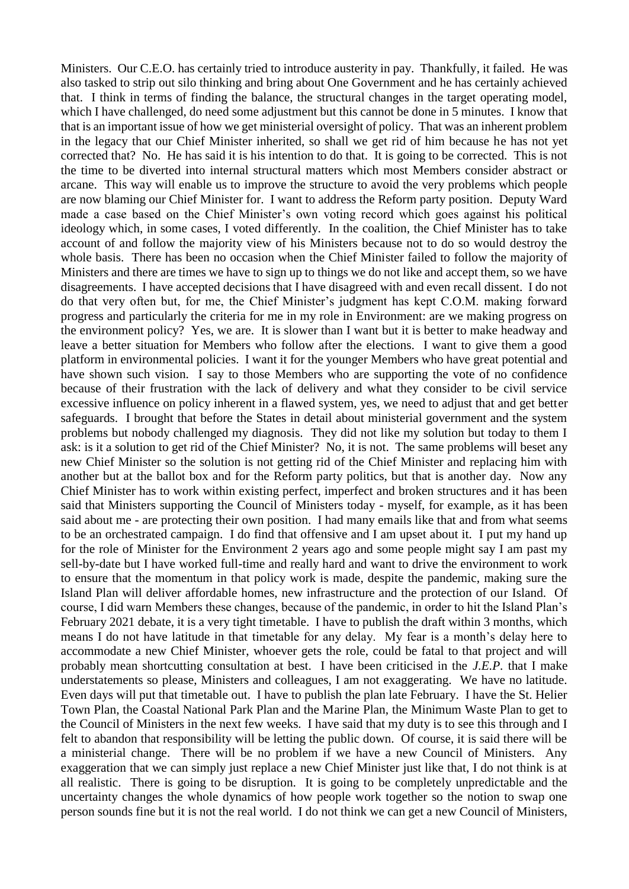Ministers. Our C.E.O. has certainly tried to introduce austerity in pay. Thankfully, it failed. He was also tasked to strip out silo thinking and bring about One Government and he has certainly achieved that. I think in terms of finding the balance, the structural changes in the target operating model, which I have challenged, do need some adjustment but this cannot be done in 5 minutes. I know that that is an important issue of how we get ministerial oversight of policy. That was an inherent problem in the legacy that our Chief Minister inherited, so shall we get rid of him because he has not yet corrected that? No. He has said it is his intention to do that. It is going to be corrected. This is not the time to be diverted into internal structural matters which most Members consider abstract or arcane. This way will enable us to improve the structure to avoid the very problems which people are now blaming our Chief Minister for. I want to address the Reform party position. Deputy Ward made a case based on the Chief Minister's own voting record which goes against his political ideology which, in some cases, I voted differently. In the coalition, the Chief Minister has to take account of and follow the majority view of his Ministers because not to do so would destroy the whole basis. There has been no occasion when the Chief Minister failed to follow the majority of Ministers and there are times we have to sign up to things we do not like and accept them, so we have disagreements. I have accepted decisions that I have disagreed with and even recall dissent. I do not do that very often but, for me, the Chief Minister's judgment has kept C.O.M. making forward progress and particularly the criteria for me in my role in Environment: are we making progress on the environment policy? Yes, we are. It is slower than I want but it is better to make headway and leave a better situation for Members who follow after the elections. I want to give them a good platform in environmental policies. I want it for the younger Members who have great potential and have shown such vision. I say to those Members who are supporting the vote of no confidence because of their frustration with the lack of delivery and what they consider to be civil service excessive influence on policy inherent in a flawed system, yes, we need to adjust that and get better safeguards. I brought that before the States in detail about ministerial government and the system problems but nobody challenged my diagnosis. They did not like my solution but today to them I ask: is it a solution to get rid of the Chief Minister? No, it is not. The same problems will beset any new Chief Minister so the solution is not getting rid of the Chief Minister and replacing him with another but at the ballot box and for the Reform party politics, but that is another day. Now any Chief Minister has to work within existing perfect, imperfect and broken structures and it has been said that Ministers supporting the Council of Ministers today - myself, for example, as it has been said about me - are protecting their own position. I had many emails like that and from what seems to be an orchestrated campaign. I do find that offensive and I am upset about it. I put my hand up for the role of Minister for the Environment 2 years ago and some people might say I am past my sell-by-date but I have worked full-time and really hard and want to drive the environment to work to ensure that the momentum in that policy work is made, despite the pandemic, making sure the Island Plan will deliver affordable homes, new infrastructure and the protection of our Island. Of course, I did warn Members these changes, because of the pandemic, in order to hit the Island Plan's February 2021 debate, it is a very tight timetable. I have to publish the draft within 3 months, which means I do not have latitude in that timetable for any delay. My fear is a month's delay here to accommodate a new Chief Minister, whoever gets the role, could be fatal to that project and will probably mean shortcutting consultation at best. I have been criticised in the *J.E.P.* that I make understatements so please, Ministers and colleagues, I am not exaggerating. We have no latitude. Even days will put that timetable out. I have to publish the plan late February. I have the St. Helier Town Plan, the Coastal National Park Plan and the Marine Plan, the Minimum Waste Plan to get to the Council of Ministers in the next few weeks. I have said that my duty is to see this through and I felt to abandon that responsibility will be letting the public down. Of course, it is said there will be a ministerial change. There will be no problem if we have a new Council of Ministers. Any exaggeration that we can simply just replace a new Chief Minister just like that, I do not think is at all realistic. There is going to be disruption. It is going to be completely unpredictable and the uncertainty changes the whole dynamics of how people work together so the notion to swap one person sounds fine but it is not the real world. I do not think we can get a new Council of Ministers,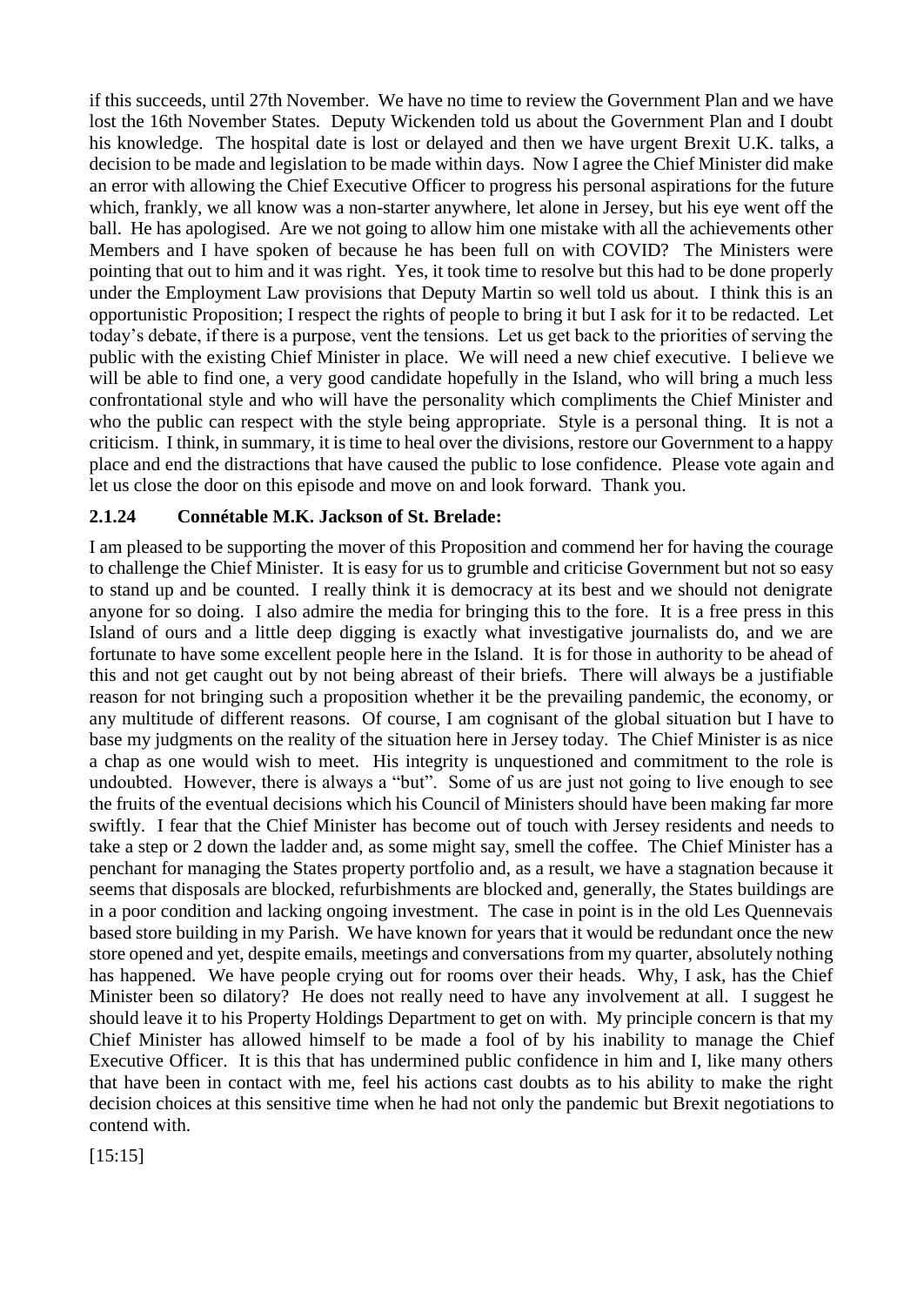if this succeeds, until 27th November. We have no time to review the Government Plan and we have lost the 16th November States. Deputy Wickenden told us about the Government Plan and I doubt his knowledge. The hospital date is lost or delayed and then we have urgent Brexit U.K. talks, a decision to be made and legislation to be made within days. Now I agree the Chief Minister did make an error with allowing the Chief Executive Officer to progress his personal aspirations for the future which, frankly, we all know was a non-starter anywhere, let alone in Jersey, but his eye went off the ball. He has apologised. Are we not going to allow him one mistake with all the achievements other Members and I have spoken of because he has been full on with COVID? The Ministers were pointing that out to him and it was right. Yes, it took time to resolve but this had to be done properly under the Employment Law provisions that Deputy Martin so well told us about. I think this is an opportunistic Proposition; I respect the rights of people to bring it but I ask for it to be redacted. Let today's debate, if there is a purpose, vent the tensions. Let us get back to the priorities of serving the public with the existing Chief Minister in place. We will need a new chief executive. I believe we will be able to find one, a very good candidate hopefully in the Island, who will bring a much less confrontational style and who will have the personality which compliments the Chief Minister and who the public can respect with the style being appropriate. Style is a personal thing. It is not a criticism. I think, in summary, it is time to heal over the divisions, restore our Government to a happy place and end the distractions that have caused the public to lose confidence. Please vote again and let us close the door on this episode and move on and look forward. Thank you.

### 2.1.24 Connétable M.K. Jackson of St. Brelade:

I am pleased to be supporting the mover of this Proposition and commend her for having the courage to challenge the Chief Minister. It is easy for us to grumble and criticise Government but not so easy to stand up and be counted. I really think it is democracy at its best and we should not denigrate anyone for so doing. I also admire the media for bringing this to the fore. It is a free press in this Island of ours and a little deep digging is exactly what investigative journalists do, and we are fortunate to have some excellent people here in the Island. It is for those in authority to be ahead of this and not get caught out by not being abreast of their briefs. There will always be a justifiable reason for not bringing such a proposition whether it be the prevailing pandemic, the economy, or any multitude of different reasons. Of course, I am cognisant of the global situation but I have to base my judgments on the reality of the situation here in Jersey today. The Chief Minister is as nice a chap as one would wish to meet. His integrity is unquestioned and commitment to the role is undoubted. However, there is always a "but". Some of us are just not going to live enough to see the fruits of the eventual decisions which his Council of Ministers should have been making far more swiftly. I fear that the Chief Minister has become out of touch with Jersey residents and needs to take a step or 2 down the ladder and, as some might say, smell the coffee. The Chief Minister has a penchant for managing the States property portfolio and, as a result, we have a stagnation because it seems that disposals are blocked, refurbishments are blocked and, generally, the States buildings are in a poor condition and lacking ongoing investment. The case in point is in the old Les Quennevais based store building in my Parish. We have known for years that it would be redundant once the new store opened and yet, despite emails, meetings and conversations from my quarter, absolutely nothing has happened. We have people crying out for rooms over their heads. Why, I ask, has the Chief Minister been so dilatory? He does not really need to have any involvement at all. I suggest he should leave it to his Property Holdings Department to get on with. My principle concern is that my Chief Minister has allowed himself to be made a fool of by his inability to manage the Chief Executive Officer. It is this that has undermined public confidence in him and I, like many others that have been in contact with me, feel his actions cast doubts as to his ability to make the right decision choices at this sensitive time when he had not only the pandemic but Brexit negotiations to contend with.

[15:15]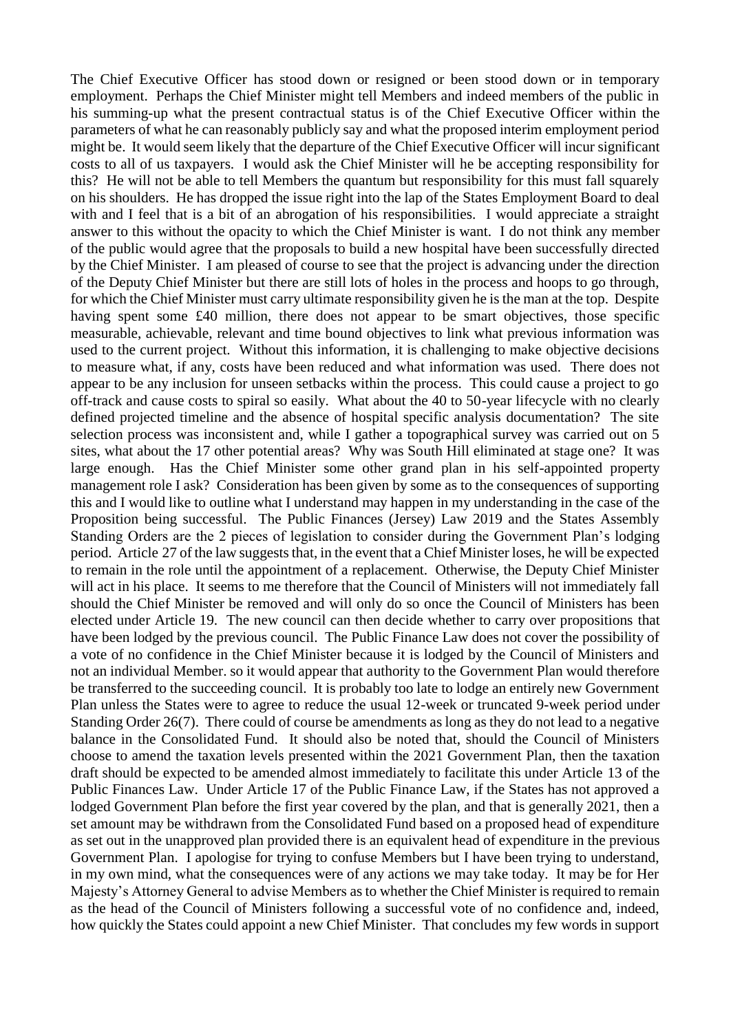The Chief Executive Officer has stood down or resigned or been stood down or in temporary employment. Perhaps the Chief Minister might tell Members and indeed members of the public in his summing-up what the present contractual status is of the Chief Executive Officer within the parameters of what he can reasonably publicly say and what the proposed interim employment period might be. It would seem likely that the departure of the Chief Executive Officer will incur significant costs to all of us taxpayers. I would ask the Chief Minister will he be accepting responsibility for this? He will not be able to tell Members the quantum but responsibility for this must fall squarely on his shoulders. He has dropped the issue right into the lap of the States Employment Board to deal with and I feel that is a bit of an abrogation of his responsibilities. I would appreciate a straight answer to this without the opacity to which the Chief Minister is want. I do not think any member of the public would agree that the proposals to build a new hospital have been successfully directed by the Chief Minister. I am pleased of course to see that the project is advancing under the direction of the Deputy Chief Minister but there are still lots of holes in the process and hoops to go through, for which the Chief Minister must carry ultimate responsibility given he is the man at the top. Despite having spent some £40 million, there does not appear to be smart objectives, those specific measurable, achievable, relevant and time bound objectives to link what previous information was used to the current project. Without this information, it is challenging to make objective decisions to measure what, if any, costs have been reduced and what information was used. There does not appear to be any inclusion for unseen setbacks within the process. This could cause a project to go off-track and cause costs to spiral so easily. What about the 40 to 50-year lifecycle with no clearly defined projected timeline and the absence of hospital specific analysis documentation? The site selection process was inconsistent and, while I gather a topographical survey was carried out on 5 sites, what about the 17 other potential areas? Why was South Hill eliminated at stage one? It was large enough. Has the Chief Minister some other grand plan in his self-appointed property management role I ask? Consideration has been given by some as to the consequences of supporting this and I would like to outline what I understand may happen in my understanding in the case of the Proposition being successful. The Public Finances (Jersey) Law 2019 and the States Assembly Standing Orders are the 2 pieces of legislation to consider during the Government Plan's lodging period. Article 27 of the law suggests that, in the event that a Chief Minister loses, he will be expected to remain in the role until the appointment of a replacement. Otherwise, the Deputy Chief Minister will act in his place. It seems to me therefore that the Council of Ministers will not immediately fall should the Chief Minister be removed and will only do so once the Council of Ministers has been elected under Article 19. The new council can then decide whether to carry over propositions that have been lodged by the previous council. The Public Finance Law does not cover the possibility of a vote of no confidence in the Chief Minister because it is lodged by the Council of Ministers and not an individual Member. so it would appear that authority to the Government Plan would therefore be transferred to the succeeding council. It is probably too late to lodge an entirely new Government Plan unless the States were to agree to reduce the usual 12-week or truncated 9-week period under Standing Order 26(7). There could of course be amendments as long as they do not lead to a negative balance in the Consolidated Fund. It should also be noted that, should the Council of Ministers choose to amend the taxation levels presented within the 2021 Government Plan, then the taxation draft should be expected to be amended almost immediately to facilitate this under Article 13 of the Public Finances Law. Under Article 17 of the Public Finance Law, if the States has not approved a lodged Government Plan before the first year covered by the plan, and that is generally 2021, then a set amount may be withdrawn from the Consolidated Fund based on a proposed head of expenditure as set out in the unapproved plan provided there is an equivalent head of expenditure in the previous Government Plan. I apologise for trying to confuse Members but I have been trying to understand, in my own mind, what the consequences were of any actions we may take today. It may be for Her Majesty's Attorney General to advise Members as to whether the Chief Minister is required to remain as the head of the Council of Ministers following a successful vote of no confidence and, indeed, how quickly the States could appoint a new Chief Minister. That concludes my few words in support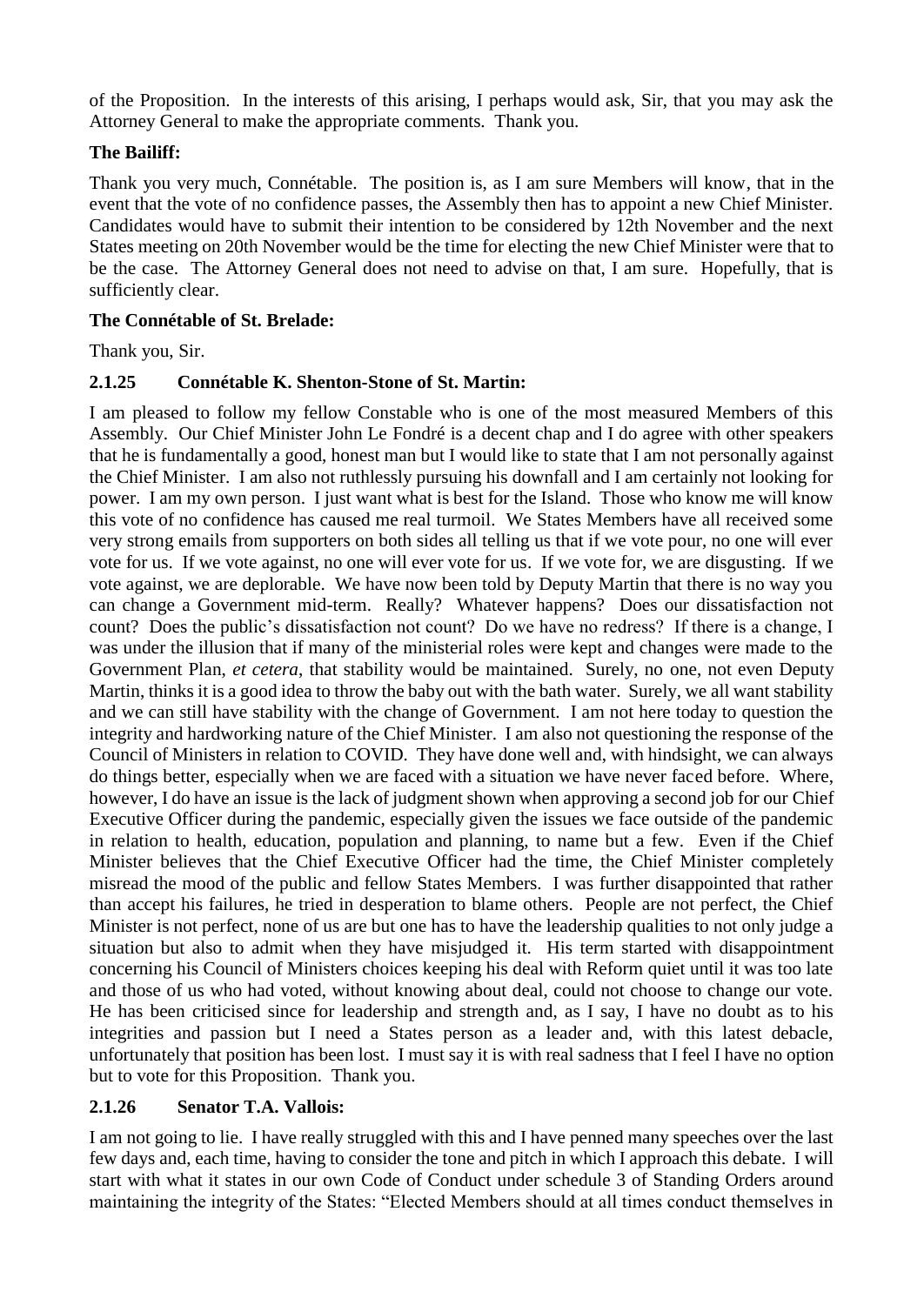of the Proposition. In the interests of this arising, I perhaps would ask, Sir, that you may ask the Attorney General to make the appropriate comments. Thank you.

**The Bailiff:**

Thank you very much, Connétable. The position is, as I am sure Members will know, that in the event that the vote of no confidence passes, the Assembly then has to appoint a new Chief Minister. Candidates would have to submit their intention to be considered by 12th November and the next States meeting on 20th November would be the time for electing the new Chief Minister were that to be the case. The Attorney General does not need to advise on that, I am sure. Hopefully, that is sufficiently clear.

**The Connétable of St. Brelade:**

Thank you, Sir.

### 2.1.25 Connétable K. Shenton-Stone of St. Martin:

I am pleased to follow my fellow Constable who is one of the most measured Members of this Assembly. Our Chief Minister John Le Fondré is a decent chap and I do agree with other speakers that he is fundamentally a good, honest man but I would like to state that I am not personally against the Chief Minister. I am also not ruthlessly pursuing his downfall and I am certainly not looking for power. I am my own person. I just want what is best for the Island. Those who know me will know this vote of no confidence has caused me real turmoil. We States Members have all received some very strong emails from supporters on both sides all telling us that if we vote pour, no one will ever vote for us. If we vote against, no one will ever vote for us. If we vote for, we are disgusting. If we vote against, we are deplorable. We have now been told by Deputy Martin that there is no way you can change a Government mid-term. Really? Whatever happens? Does our dissatisfaction not count? Does the public's dissatisfaction not count? Do we have no redress? If there is a change, I was under the illusion that if many of the ministerial roles were kept and changes were made to the Government Plan, *et cetera*, that stability would be maintained. Surely, no one, not even Deputy Martin, thinks it is a good idea to throw the baby out with the bath water. Surely, we all want stability and we can still have stability with the change of Government. I am not here today to question the integrity and hardworking nature of the Chief Minister. I am also not questioning the response of the Council of Ministers in relation to COVID. They have done well and, with hindsight, we can always do things better, especially when we are faced with a situation we have never faced before. Where, however, I do have an issue is the lack of judgment shown when approving a second job for our Chief Executive Officer during the pandemic, especially given the issues we face outside of the pandemic in relation to health, education, population and planning, to name but a few. Even if the Chief Minister believes that the Chief Executive Officer had the time, the Chief Minister completely misread the mood of the public and fellow States Members. I was further disappointed that rather than accept his failures, he tried in desperation to blame others. People are not perfect, the Chief Minister is not perfect, none of us are but one has to have the leadership qualities to not only judge a situation but also to admit when they have misjudged it. His term started with disappointment concerning his Council of Ministers choices keeping his deal with Reform quiet until it was too late and those of us who had voted, without knowing about deal, could not choose to change our vote. He has been criticised since for leadership and strength and, as I say, I have no doubt as to his integrities and passion but I need a States person as a leader and, with this latest debacle, unfortunately that position has been lost. I must say it is with real sadness that I feel I have no option but to vote for this Proposition. Thank you.

### 2.1.26 Senator T.A. Vallois:

I am not going to lie. I have really struggled with this and I have penned many speeches over the last few days and, each time, having to consider the tone and pitch in which I approach this debate. I will start with what it states in our own Code of Conduct under schedule 3 of Standing Orders around maintaining the integrity of the States: "Elected Members should at all times conduct themselves in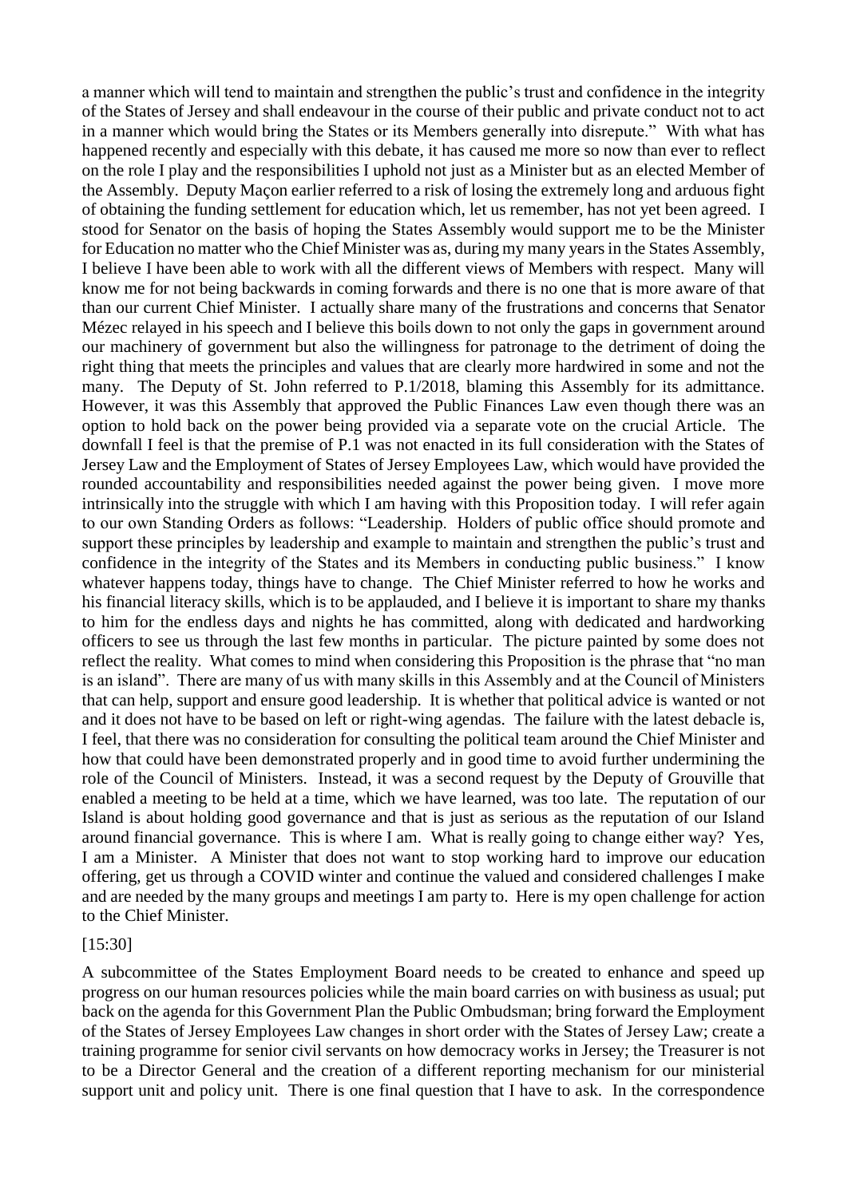a manner which will tend to maintain and strengthen the public's trust and confidence in the integrity of the States of Jersey and shall endeavour in the course of their public and private conduct not to act in a manner which would bring the States or its Members generally into disrepute." With what has happened recently and especially with this debate, it has caused me more so now than ever to reflect on the role I play and the responsibilities I uphold not just as a Minister but as an elected Member of the Assembly. Deputy Maçon earlier referred to a risk of losing the extremely long and arduous fight of obtaining the funding settlement for education which, let us remember, has not yet been agreed. I stood for Senator on the basis of hoping the States Assembly would support me to be the Minister for Education no matter who the Chief Minister was as, during my many years in the States Assembly, I believe I have been able to work with all the different views of Members with respect. Many will know me for not being backwards in coming forwards and there is no one that is more aware of that than our current Chief Minister. I actually share many of the frustrations and concerns that Senator Mézec relayed in his speech and I believe this boils down to not only the gaps in government around our machinery of government but also the willingness for patronage to the detriment of doing the right thing that meets the principles and values that are clearly more hardwired in some and not the many. The Deputy of St. John referred to P.1/2018, blaming this Assembly for its admittance. However, it was this Assembly that approved the Public Finances Law even though there was an option to hold back on the power being provided via a separate vote on the crucial Article. The downfall I feel is that the premise of P.1 was not enacted in its full consideration with the States of Jersey Law and the Employment of States of Jersey Employees Law, which would have provided the rounded accountability and responsibilities needed against the power being given. I move more intrinsically into the struggle with which I am having with this Proposition today. I will refer again to our own Standing Orders as follows: "Leadership. Holders of public office should promote and support these principles by leadership and example to maintain and strengthen the public's trust and confidence in the integrity of the States and its Members in conducting public business." I know whatever happens today, things have to change. The Chief Minister referred to how he works and his financial literacy skills, which is to be applauded, and I believe it is important to share my thanks to him for the endless days and nights he has committed, along with dedicated and hardworking officers to see us through the last few months in particular. The picture painted by some does not reflect the reality. What comes to mind when considering this Proposition is the phrase that "no man is an island". There are many of us with many skills in this Assembly and at the Council of Ministers that can help, support and ensure good leadership. It is whether that political advice is wanted or not and it does not have to be based on left or right-wing agendas. The failure with the latest debacle is, I feel, that there was no consideration for consulting the political team around the Chief Minister and how that could have been demonstrated properly and in good time to avoid further undermining the role of the Council of Ministers. Instead, it was a second request by the Deputy of Grouville that enabled a meeting to be held at a time, which we have learned, was too late. The reputation of our Island is about holding good governance and that is just as serious as the reputation of our Island around financial governance. This is where I am. What is really going to change either way? Yes, I am a Minister. A Minister that does not want to stop working hard to improve our education offering, get us through a COVID winter and continue the valued and considered challenges I make and are needed by the many groups and meetings I am party to. Here is my open challenge for action to the Chief Minister.

[15:30]

A subcommittee of the States Employment Board needs to be created to enhance and speed up progress on our human resources policies while the main board carries on with business as usual; put back on the agenda for this Government Plan the Public Ombudsman; bring forward the Employment of the States of Jersey Employees Law changes in short order with the States of Jersey Law; create a training programme for senior civil servants on how democracy works in Jersey; the Treasurer is not to be a Director General and the creation of a different reporting mechanism for our ministerial support unit and policy unit. There is one final question that I have to ask. In the correspondence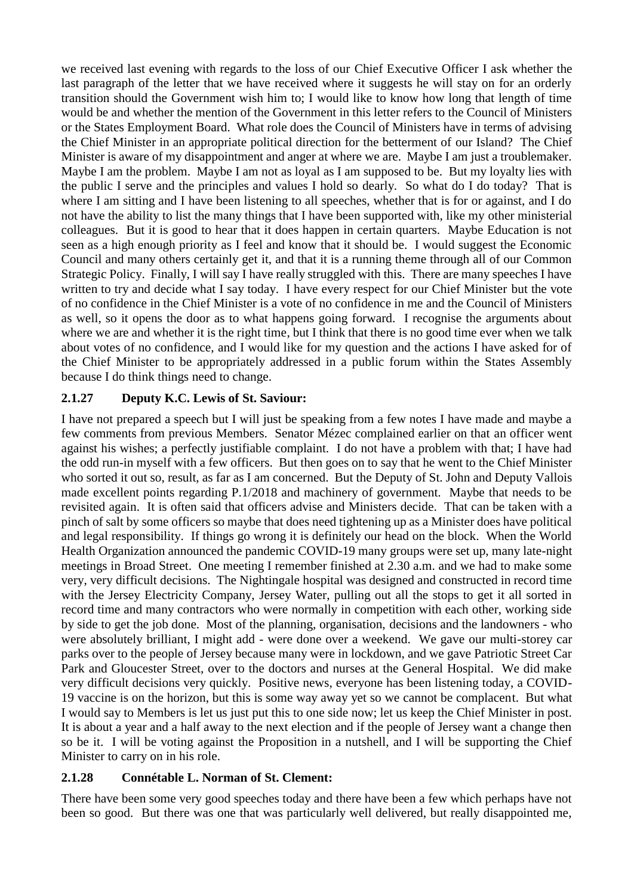we received last evening with regards to the loss of our Chief Executive Officer I ask whether the last paragraph of the letter that we have received where it suggests he will stay on for an orderly transition should the Government wish him to; I would like to know how long that length of time would be and whether the mention of the Government in this letter refers to the Council of Ministers or the States Employment Board. What role does the Council of Ministers have in terms of advising the Chief Minister in an appropriate political direction for the betterment of our Island? The Chief Minister is aware of my disappointment and anger at where we are. Maybe I am just a troublemaker. Maybe I am the problem. Maybe I am not as loyal as I am supposed to be. But my loyalty lies with the public I serve and the principles and values I hold so dearly. So what do I do today? That is where I am sitting and I have been listening to all speeches, whether that is for or against, and I do not have the ability to list the many things that I have been supported with, like my other ministerial colleagues. But it is good to hear that it does happen in certain quarters. Maybe Education is not seen as a high enough priority as I feel and know that it should be. I would suggest the Economic Council and many others certainly get it, and that it is a running theme through all of our Common Strategic Policy. Finally, I will say I have really struggled with this. There are many speeches I have written to try and decide what I say today. I have every respect for our Chief Minister but the vote of no confidence in the Chief Minister is a vote of no confidence in me and the Council of Ministers as well, so it opens the door as to what happens going forward. I recognise the arguments about where we are and whether it is the right time, but I think that there is no good time ever when we talk about votes of no confidence, and I would like for my question and the actions I have asked for of the Chief Minister to be appropriately addressed in a public forum within the States Assembly because I do think things need to change.

### 2.1.27 Deputy K.C. Lewis of St. Saviour:

I have not prepared a speech but I will just be speaking from a few notes I have made and maybe a few comments from previous Members. Senator Mézec complained earlier on that an officer went against his wishes; a perfectly justifiable complaint. I do not have a problem with that; I have had the odd run-in myself with a few officers. But then goes on to say that he went to the Chief Minister who sorted it out so, result, as far as I am concerned. But the Deputy of St. John and Deputy Vallois made excellent points regarding P.1/2018 and machinery of government. Maybe that needs to be revisited again. It is often said that officers advise and Ministers decide. That can be taken with a pinch of salt by some officers so maybe that does need tightening up as a Minister does have political and legal responsibility. If things go wrong it is definitely our head on the block. When the World Health Organization announced the pandemic COVID-19 many groups were set up, many late-night meetings in Broad Street. One meeting I remember finished at 2.30 a.m. and we had to make some very, very difficult decisions. The Nightingale hospital was designed and constructed in record time with the Jersey Electricity Company, Jersey Water, pulling out all the stops to get it all sorted in record time and many contractors who were normally in competition with each other, working side by side to get the job done. Most of the planning, organisation, decisions and the landowners - who were absolutely brilliant, I might add - were done over a weekend. We gave our multi-storey car parks over to the people of Jersey because many were in lockdown, and we gave Patriotic Street Car Park and Gloucester Street, over to the doctors and nurses at the General Hospital. We did make very difficult decisions very quickly. Positive news, everyone has been listening today, a COVID-19 vaccine is on the horizon, but this is some way away yet so we cannot be complacent. But what I would say to Members is let us just put this to one side now; let us keep the Chief Minister in post. It is about a year and a half away to the next election and if the people of Jersey want a change then so be it. I will be voting against the Proposition in a nutshell, and I will be supporting the Chief Minister to carry on in his role.

### 2.1.28 Connétable L. Norman of St. Clement:

There have been some very good speeches today and there have been a few which perhaps have not been so good. But there was one that was particularly well delivered, but really disappointed me,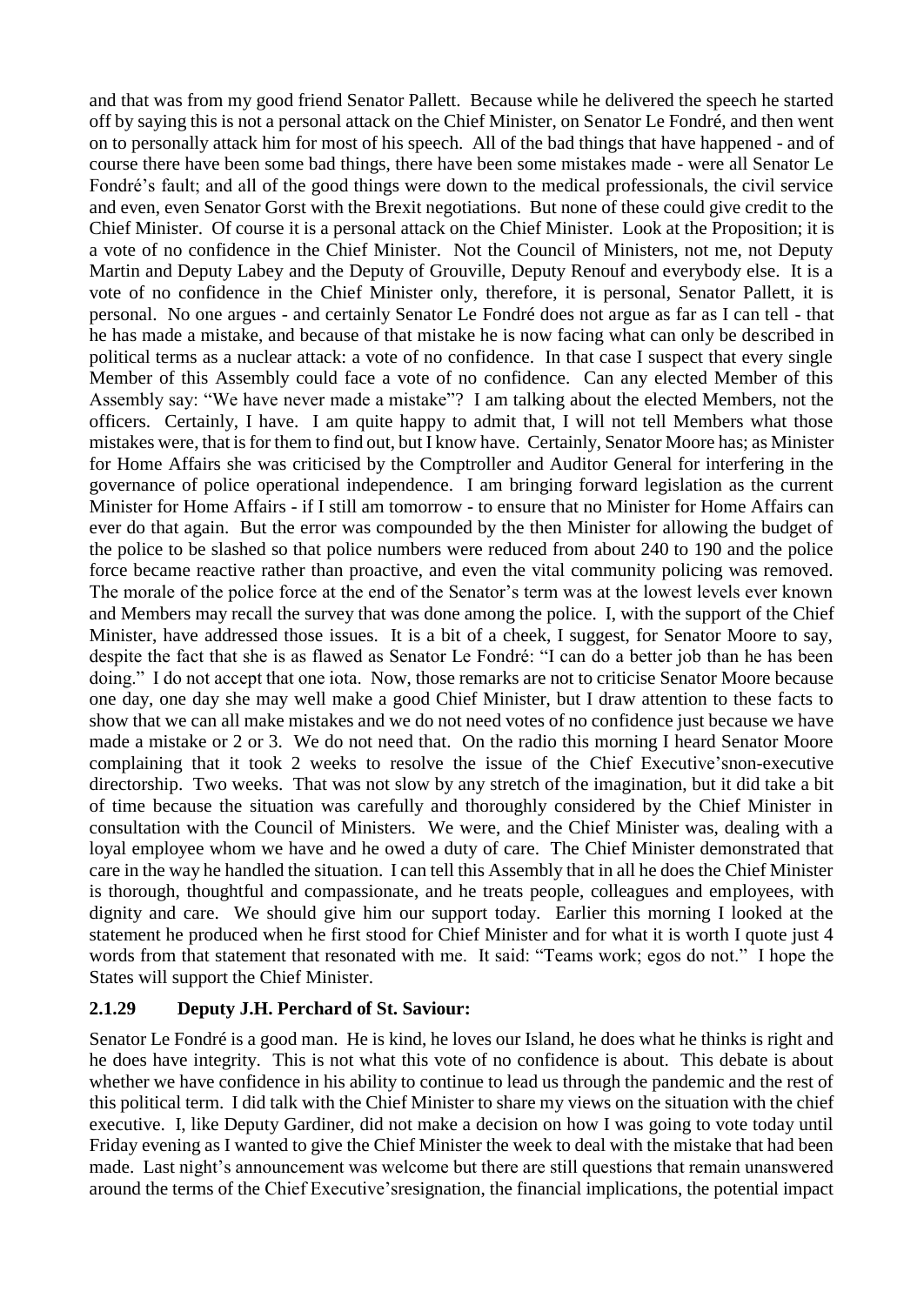and that was from my good friend Senator Pallett. Because while he delivered the speech he started off by saying this is not a personal attack on the Chief Minister, on Senator Le Fondré, and then went on to personally attack him for most of his speech. All of the bad things that have happened - and of course there have been some bad things, there have been some mistakes made - were all Senator Le Fondré's fault; and all of the good things were down to the medical professionals, the civil service and even, even Senator Gorst with the Brexit negotiations. But none of these could give credit to the Chief Minister. Of course it is a personal attack on the Chief Minister. Look at the Proposition; it is a vote of no confidence in the Chief Minister. Not the Council of Ministers, not me, not Deputy Martin and Deputy Labey and the Deputy of Grouville, Deputy Renouf and everybody else. It is a vote of no confidence in the Chief Minister only, therefore, it is personal, Senator Pallett, it is personal. No one argues - and certainly Senator Le Fondré does not argue as far as I can tell - that he has made a mistake, and because of that mistake he is now facing what can only be described in political terms as a nuclear attack: a vote of no confidence. In that case I suspect that every single Member of this Assembly could face a vote of no confidence. Can any elected Member of this Assembly say: "We have never made a mistake"? I am talking about the elected Members, not the officers. Certainly, I have. I am quite happy to admit that, I will not tell Members what those mistakes were, that is for them to find out, but I know have. Certainly, Senator Moore has; as Minister for Home Affairs she was criticised by the Comptroller and Auditor General for interfering in the governance of police operational independence. I am bringing forward legislation as the current Minister for Home Affairs - if I still am tomorrow - to ensure that no Minister for Home Affairs can ever do that again. But the error was compounded by the then Minister for allowing the budget of the police to be slashed so that police numbers were reduced from about 240 to 190 and the police force became reactive rather than proactive, and even the vital community policing was removed. The morale of the police force at the end of the Senator's term was at the lowest levels ever known and Members may recall the survey that was done among the police. I, with the support of the Chief Minister, have addressed those issues. It is a bit of a cheek, I suggest, for Senator Moore to say, despite the fact that she is as flawed as Senator Le Fondré: "I can do a better job than he has been doing." I do not accept that one iota. Now, those remarks are not to criticise Senator Moore because one day, one day she may well make a good Chief Minister, but I draw attention to these facts to show that we can all make mistakes and we do not need votes of no confidence just because we have made a mistake or 2 or 3. We do not need that. On the radio this morning I heard Senator Moore complaining that it took 2 weeks to resolve the issue of the Chief Executive'snon-executive directorship. Two weeks. That was not slow by any stretch of the imagination, but it did take a bit of time because the situation was carefully and thoroughly considered by the Chief Minister in consultation with the Council of Ministers. We were, and the Chief Minister was, dealing with a loyal employee whom we have and he owed a duty of care. The Chief Minister demonstrated that care in the way he handled the situation. I can tell this Assembly that in all he does the Chief Minister is thorough, thoughtful and compassionate, and he treats people, colleagues and employees, with dignity and care. We should give him our support today. Earlier this morning I looked at the statement he produced when he first stood for Chief Minister and for what it is worth I quote just 4 words from that statement that resonated with me. It said: "Teams work; egos do not." I hope the States will support the Chief Minister.

### 2.1.29 Deputy J.H. Perchard of St. Saviour:

Senator Le Fondré is a good man. He is kind, he loves our Island, he does what he thinks is right and he does have integrity. This is not what this vote of no confidence is about. This debate is about whether we have confidence in his ability to continue to lead us through the pandemic and the rest of this political term. I did talk with the Chief Minister to share my views on the situation with the chief executive. I, like Deputy Gardiner, did not make a decision on how I was going to vote today until Friday evening as I wanted to give the Chief Minister the week to deal with the mistake that had been made. Last night's announcement was welcome but there are still questions that remain unanswered around the terms of the Chief Executive'sresignation, the financial implications, the potential impact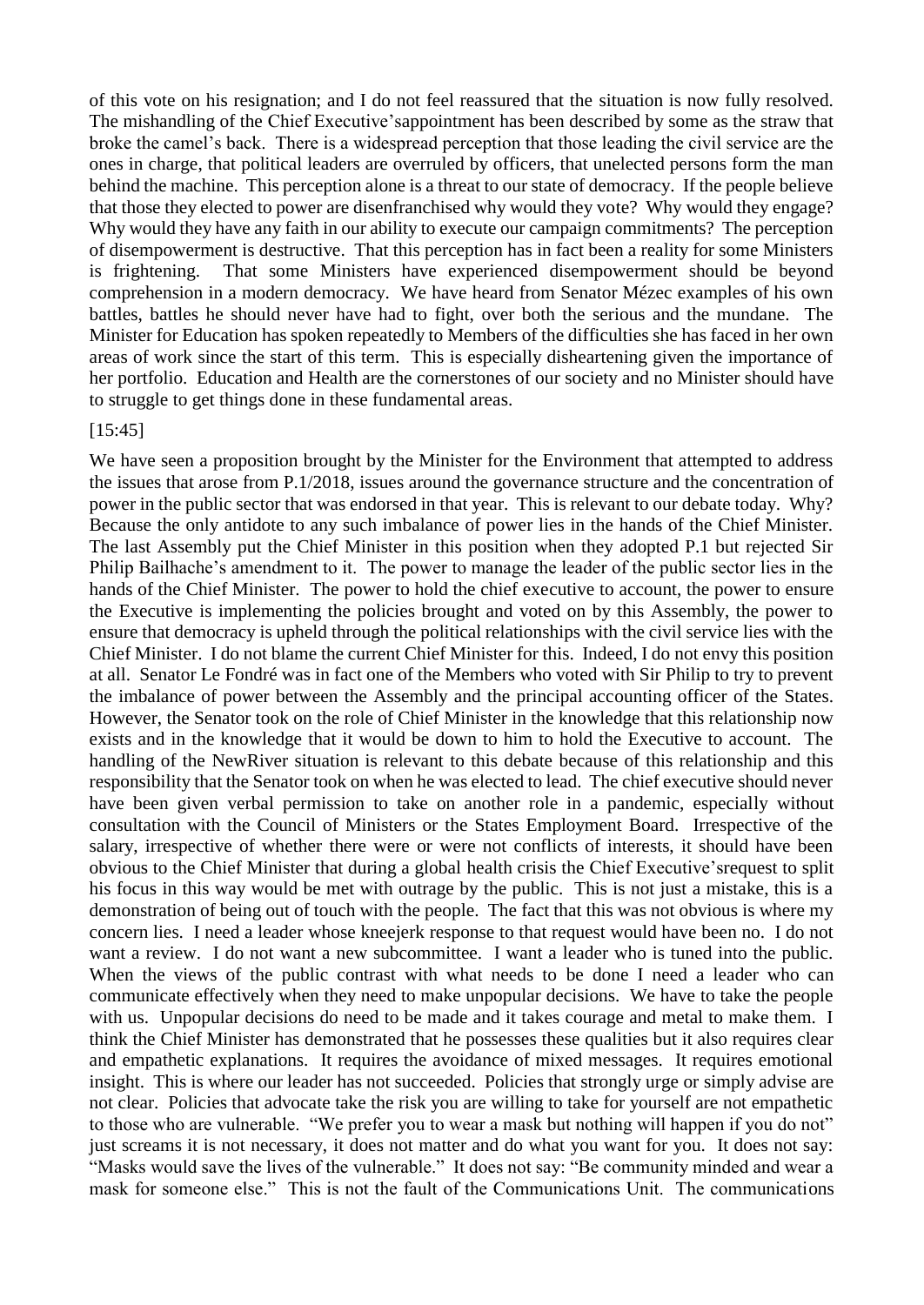of this vote on his resignation; and I do not feel reassured that the situation is now fully resolved. The mishandling of the Chief Executive'sappointment has been described by some as the straw that broke the camel's back. There is a widespread perception that those leading the civil service are the ones in charge, that political leaders are overruled by officers, that unelected persons form the man behind the machine. This perception alone is a threat to our state of democracy. If the people believe that those they elected to power are disenfranchised why would they vote? Why would they engage? Why would they have any faith in our ability to execute our campaign commitments? The perception of disempowerment is destructive. That this perception has in fact been a reality for some Ministers is frightening. That some Ministers have experienced disempowerment should be beyond comprehension in a modern democracy. We have heard from Senator Mézec examples of his own battles, battles he should never have had to fight, over both the serious and the mundane. The Minister for Education has spoken repeatedly to Members of the difficulties she has faced in her own areas of work since the start of this term. This is especially disheartening given the importance of her portfolio. Education and Health are the cornerstones of our society and no Minister should have to struggle to get things done in these fundamental areas.

[15:45]

We have seen a proposition brought by the Minister for the Environment that attempted to address the issues that arose from P.1/2018, issues around the governance structure and the concentration of power in the public sector that was endorsed in that year. This is relevant to our debate today. Why? Because the only antidote to any such imbalance of power lies in the hands of the Chief Minister. The last Assembly put the Chief Minister in this position when they adopted P.1 but rejected Sir Philip Bailhache's amendment to it. The power to manage the leader of the public sector lies in the hands of the Chief Minister. The power to hold the chief executive to account, the power to ensure the Executive is implementing the policies brought and voted on by this Assembly, the power to ensure that democracy is upheld through the political relationships with the civil service lies with the Chief Minister. I do not blame the current Chief Minister for this. Indeed, I do not envy this position at all. Senator Le Fondré was in fact one of the Members who voted with Sir Philip to try to prevent the imbalance of power between the Assembly and the principal accounting officer of the States. However, the Senator took on the role of Chief Minister in the knowledge that this relationship now exists and in the knowledge that it would be down to him to hold the Executive to account. The handling of the NewRiver situation is relevant to this debate because of this relationship and this responsibility that the Senator took on when he was elected to lead. The chief executive should never have been given verbal permission to take on another role in a pandemic, especially without consultation with the Council of Ministers or the States Employment Board. Irrespective of the salary, irrespective of whether there were or were not conflicts of interests, it should have been obvious to the Chief Minister that during a global health crisis the Chief Executive'srequest to split his focus in this way would be met with outrage by the public. This is not just a mistake, this is a demonstration of being out of touch with the people. The fact that this was not obvious is where my concern lies. I need a leader whose kneejerk response to that request would have been no. I do not want a review. I do not want a new subcommittee. I want a leader who is tuned into the public. When the views of the public contrast with what needs to be done I need a leader who can communicate effectively when they need to make unpopular decisions. We have to take the people with us. Unpopular decisions do need to be made and it takes courage and metal to make them. I think the Chief Minister has demonstrated that he possesses these qualities but it also requires clear and empathetic explanations. It requires the avoidance of mixed messages. It requires emotional insight. This is where our leader has not succeeded. Policies that strongly urge or simply advise are not clear. Policies that advocate take the risk you are willing to take for yourself are not empathetic to those who are vulnerable. "We prefer you to wear a mask but nothing will happen if you do not" just screams it is not necessary, it does not matter and do what you want for you. It does not say: "Masks would save the lives of the vulnerable." It does not say: "Be community minded and wear a mask for someone else." This is not the fault of the Communications Unit. The communications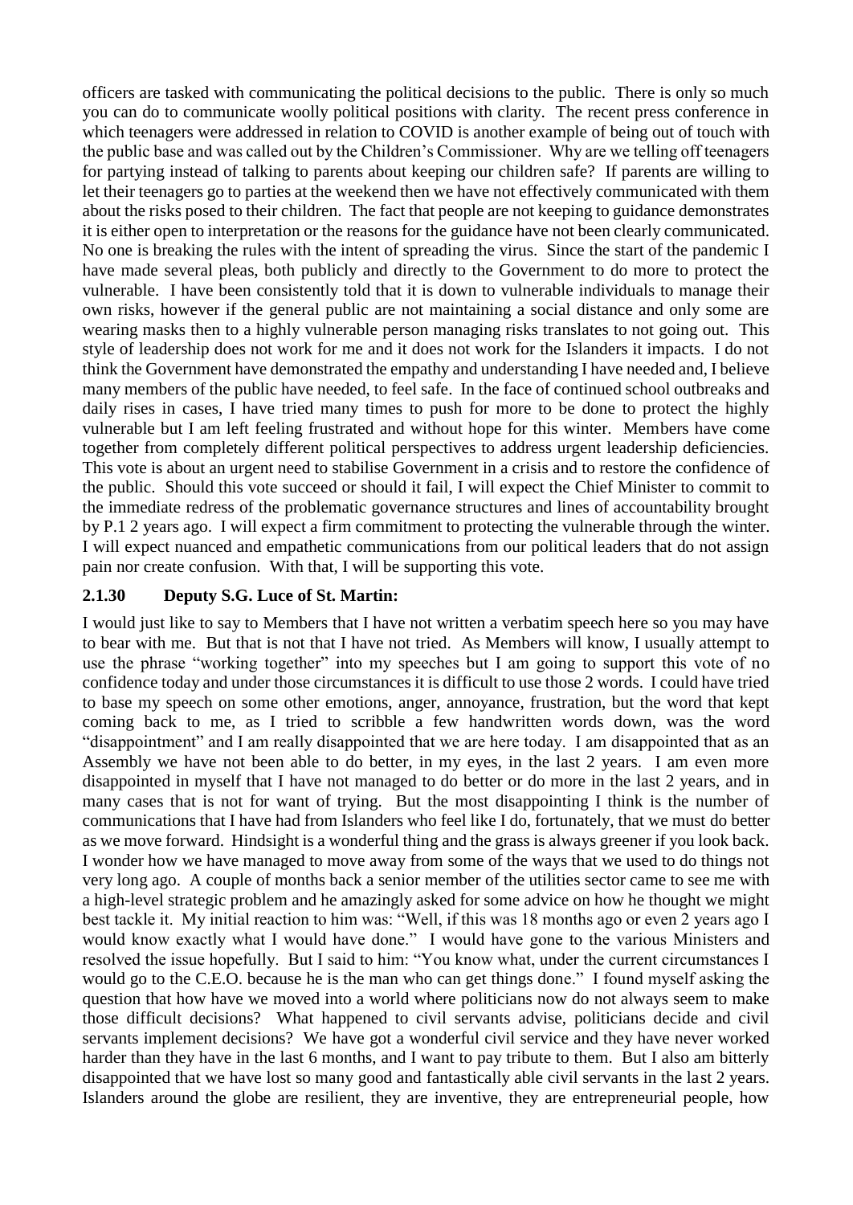officers are tasked with communicating the political decisions to the public. There is only so much you can do to communicate woolly political positions with clarity. The recent press conference in which teenagers were addressed in relation to COVID is another example of being out of touch with the public base and was called out by the Children's Commissioner. Why are we telling off teenagers for partying instead of talking to parents about keeping our children safe? If parents are willing to let their teenagers go to parties at the weekend then we have not effectively communicated with them about the risks posed to their children. The fact that people are not keeping to guidance demonstrates it is either open to interpretation or the reasons for the guidance have not been clearly communicated. No one is breaking the rules with the intent of spreading the virus. Since the start of the pandemic I have made several pleas, both publicly and directly to the Government to do more to protect the vulnerable. I have been consistently told that it is down to vulnerable individuals to manage their own risks, however if the general public are not maintaining a social distance and only some are wearing masks then to a highly vulnerable person managing risks translates to not going out. This style of leadership does not work for me and it does not work for the Islanders it impacts. I do not think the Government have demonstrated the empathy and understanding I have needed and, I believe many members of the public have needed, to feel safe. In the face of continued school outbreaks and daily rises in cases, I have tried many times to push for more to be done to protect the highly vulnerable but I am left feeling frustrated and without hope for this winter. Members have come together from completely different political perspectives to address urgent leadership deficiencies. This vote is about an urgent need to stabilise Government in a crisis and to restore the confidence of the public. Should this vote succeed or should it fail, I will expect the Chief Minister to commit to the immediate redress of the problematic governance structures and lines of accountability brought by P.1 2 years ago. I will expect a firm commitment to protecting the vulnerable through the winter. I will expect nuanced and empathetic communications from our political leaders that do not assign pain nor create confusion. With that, I will be supporting this vote.

### 2.1.30 Deputy S.G. Luce of St. Martin:

I would just like to say to Members that I have not written a verbatim speech here so you may have to bear with me. But that is not that I have not tried. As Members will know, I usually attempt to use the phrase "working together" into my speeches but I am going to support this vote of no confidence today and under those circumstances it is difficult to use those 2 words. I could have tried to base my speech on some other emotions, anger, annoyance, frustration, but the word that kept coming back to me, as I tried to scribble a few handwritten words down, was the word "disappointment" and I am really disappointed that we are here today. I am disappointed that as an Assembly we have not been able to do better, in my eyes, in the last 2 years. I am even more disappointed in myself that I have not managed to do better or do more in the last 2 years, and in many cases that is not for want of trying. But the most disappointing I think is the number of communications that I have had from Islanders who feel like I do, fortunately, that we must do better as we move forward. Hindsight is a wonderful thing and the grass is always greener if you look back. I wonder how we have managed to move away from some of the ways that we used to do things not very long ago. A couple of months back a senior member of the utilities sector came to see me with a high-level strategic problem and he amazingly asked for some advice on how he thought we might best tackle it. My initial reaction to him was: "Well, if this was 18 months ago or even 2 years ago I would know exactly what I would have done." I would have gone to the various Ministers and resolved the issue hopefully. But I said to him: "You know what, under the current circumstances I would go to the C.E.O. because he is the man who can get things done." I found myself asking the question that how have we moved into a world where politicians now do not always seem to make those difficult decisions? What happened to civil servants advise, politicians decide and civil servants implement decisions? We have got a wonderful civil service and they have never worked harder than they have in the last 6 months, and I want to pay tribute to them. But I also am bitterly disappointed that we have lost so many good and fantastically able civil servants in the last 2 years. Islanders around the globe are resilient, they are inventive, they are entrepreneurial people, how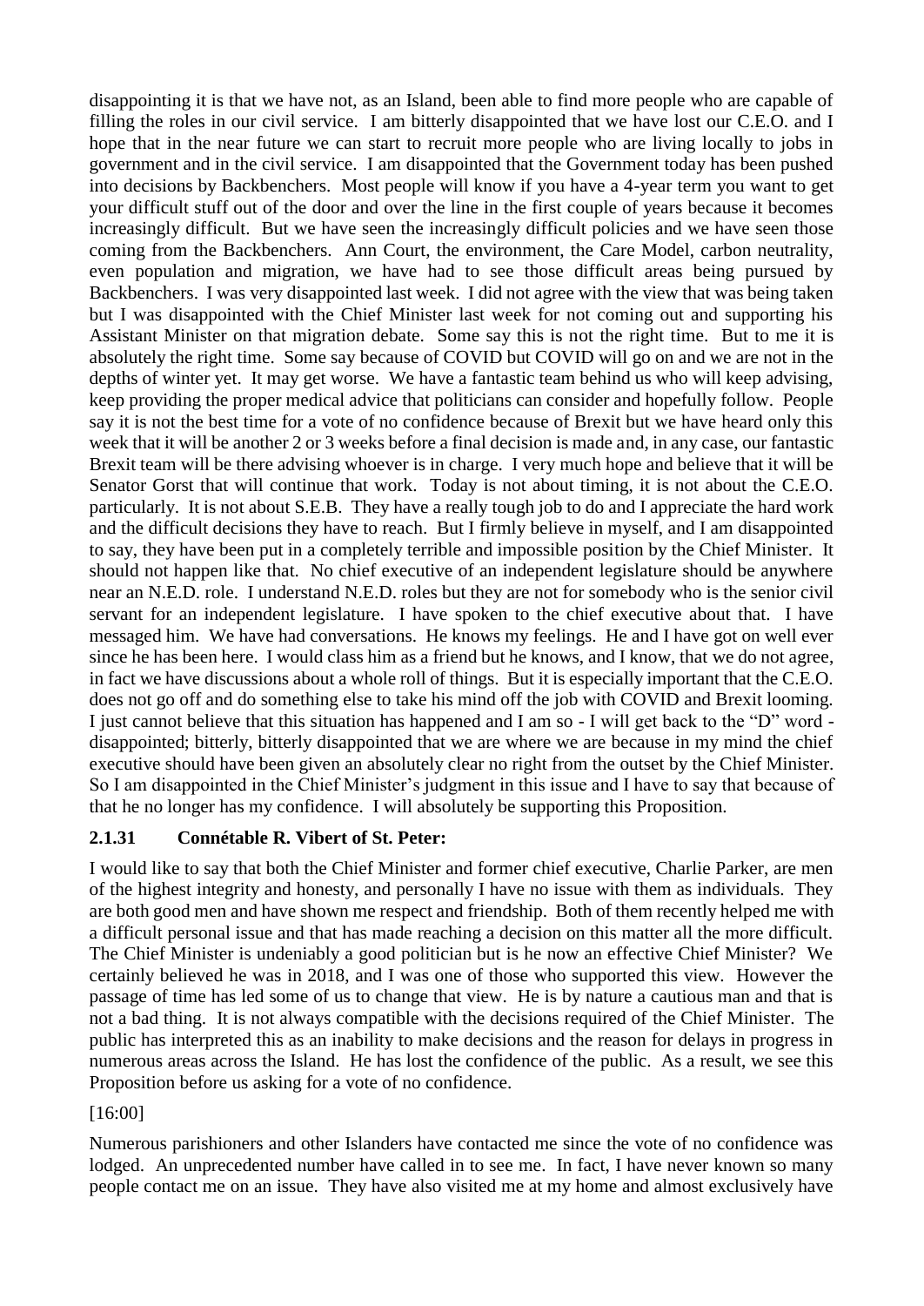disappointing it is that we have not, as an Island, been able to find more people who are capable of filling the roles in our civil service. I am bitterly disappointed that we have lost our C.E.O. and I hope that in the near future we can start to recruit more people who are living locally to jobs in government and in the civil service. I am disappointed that the Government today has been pushed into decisions by Backbenchers. Most people will know if you have a 4-year term you want to get your difficult stuff out of the door and over the line in the first couple of years because it becomes increasingly difficult. But we have seen the increasingly difficult policies and we have seen those coming from the Backbenchers. Ann Court, the environment, the Care Model, carbon neutrality, even population and migration, we have had to see those difficult areas being pursued by Backbenchers. I was very disappointed last week. I did not agree with the view that was being taken but I was disappointed with the Chief Minister last week for not coming out and supporting his Assistant Minister on that migration debate. Some say this is not the right time. But to me it is absolutely the right time. Some say because of COVID but COVID will go on and we are not in the depths of winter yet. It may get worse. We have a fantastic team behind us who will keep advising, keep providing the proper medical advice that politicians can consider and hopefully follow. People say it is not the best time for a vote of no confidence because of Brexit but we have heard only this week that it will be another 2 or 3 weeks before a final decision is made and, in any case, our fantastic Brexit team will be there advising whoever is in charge. I very much hope and believe that it will be Senator Gorst that will continue that work. Today is not about timing, it is not about the C.E.O. particularly. It is not about S.E.B. They have a really tough job to do and I appreciate the hard work and the difficult decisions they have to reach. But I firmly believe in myself, and I am disappointed to say, they have been put in a completely terrible and impossible position by the Chief Minister. It should not happen like that. No chief executive of an independent legislature should be anywhere near an N.E.D. role. I understand N.E.D. roles but they are not for somebody who is the senior civil servant for an independent legislature. I have spoken to the chief executive about that. I have messaged him. We have had conversations. He knows my feelings. He and I have got on well ever since he has been here. I would class him as a friend but he knows, and I know, that we do not agree, in fact we have discussions about a whole roll of things. But it is especially important that the C.E.O. does not go off and do something else to take his mind off the job with COVID and Brexit looming. I just cannot believe that this situation has happened and I am so - I will get back to the "D" word - disappointed; bitterly, bitterly disappointed that we are where we are because in my mind the chief executive should have been given an absolutely clear no right from the outset by the Chief Minister. So I am disappointed in the Chief Minister's judgment in this issue and I have to say that because of that he no longer has my confidence. I will absolutely be supporting this Proposition.

### 2.1.31 Connétable R. Vibert of St. Peter:

I would like to say that both the Chief Minister and former chief executive, Charlie Parker, are men of the highest integrity and honesty, and personally I have no issue with them as individuals. They are both good men and have shown me respect and friendship. Both of them recently helped me with a difficult personal issue and that has made reaching a decision on this matter all the more difficult. The Chief Minister is undeniably a good politician but is he now an effective Chief Minister? We certainly believed he was in 2018, and I was one of those who supported this view. However the passage of time has led some of us to change that view. He is by nature a cautious man and that is not a bad thing. It is not always compatible with the decisions required of the Chief Minister. The public has interpreted this as an inability to make decisions and the reason for delays in progress in numerous areas across the Island. He has lost the confidence of the public. As a result, we see this Proposition before us asking for a vote of no confidence.

[16:00]

Numerous parishioners and other Islanders have contacted me since the vote of no confidence was lodged. An unprecedented number have called in to see me. In fact, I have never known so many people contact me on an issue. They have also visited me at my home and almost exclusively have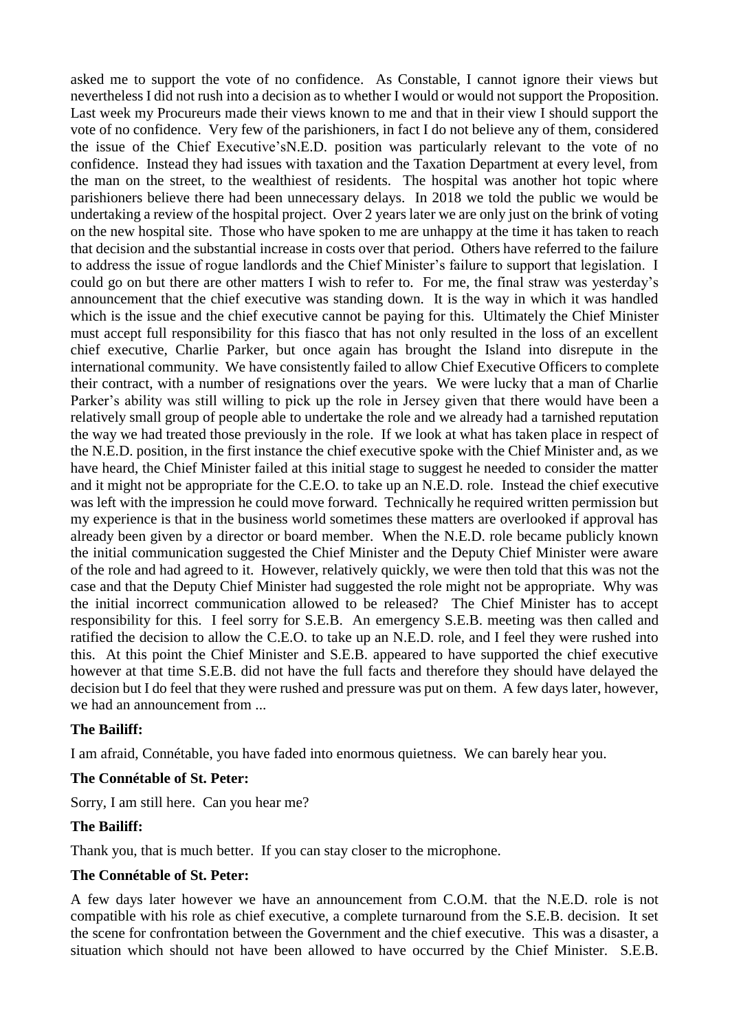asked me to support the vote of no confidence. As Constable, I cannot ignore their views but nevertheless I did not rush into a decision as to whether I would or would not support the Proposition. Last week my Procureurs made their views known to me and that in their view I should support the vote of no confidence. Very few of the parishioners, in fact I do not believe any of them, considered the issue of the Chief Executive'sN.E.D. position was particularly relevant to the vote of no confidence. Instead they had issues with taxation and the Taxation Department at every level, from the man on the street, to the wealthiest of residents. The hospital was another hot topic where parishioners believe there had been unnecessary delays. In 2018 we told the public we would be undertaking a review of the hospital project. Over 2 years later we are only just on the brink of voting on the new hospital site. Those who have spoken to me are unhappy at the time it has taken to reach that decision and the substantial increase in costs over that period. Others have referred to the failure to address the issue of rogue landlords and the Chief Minister's failure to support that legislation. I could go on but there are other matters I wish to refer to. For me, the final straw was yesterday's announcement that the chief executive was standing down. It is the way in which it was handled which is the issue and the chief executive cannot be paying for this. Ultimately the Chief Minister must accept full responsibility for this fiasco that has not only resulted in the loss of an excellent chief executive, Charlie Parker, but once again has brought the Island into disrepute in the international community. We have consistently failed to allow Chief Executive Officers to complete their contract, with a number of resignations over the years. We were lucky that a man of Charlie Parker's ability was still willing to pick up the role in Jersey given that there would have been a relatively small group of people able to undertake the role and we already had a tarnished reputation the way we had treated those previously in the role. If we look at what has taken place in respect of the N.E.D. position, in the first instance the chief executive spoke with the Chief Minister and, as we have heard, the Chief Minister failed at this initial stage to suggest he needed to consider the matter and it might not be appropriate for the C.E.O. to take up an N.E.D. role. Instead the chief executive was left with the impression he could move forward. Technically he required written permission but my experience is that in the business world sometimes these matters are overlooked if approval has already been given by a director or board member. When the N.E.D. role became publicly known the initial communication suggested the Chief Minister and the Deputy Chief Minister were aware of the role and had agreed to it. However, relatively quickly, we were then told that this was not the case and that the Deputy Chief Minister had suggested the role might not be appropriate. Why was the initial incorrect communication allowed to be released? The Chief Minister has to accept responsibility for this. I feel sorry for S.E.B. An emergency S.E.B. meeting was then called and ratified the decision to allow the C.E.O. to take up an N.E.D. role, and I feel they were rushed into this. At this point the Chief Minister and S.E.B. appeared to have supported the chief executive however at that time S.E.B. did not have the full facts and therefore they should have delayed the decision but I do feel that they were rushed and pressure was put on them. A few days later, however, we had an announcement from ...

**The Bailiff:**

I am afraid, Connétable, you have faded into enormous quietness. We can barely hear you.

**The Connétable of St. Peter:**

Sorry, I am still here. Can you hear me?

**The Bailiff:**

Thank you, that is much better. If you can stay closer to the microphone.

**The Connétable of St. Peter:**

A few days later however we have an announcement from C.O.M. that the N.E.D. role is not compatible with his role as chief executive, a complete turnaround from the S.E.B. decision. It set the scene for confrontation between the Government and the chief executive. This was a disaster, a situation which should not have been allowed to have occurred by the Chief Minister. S.E.B.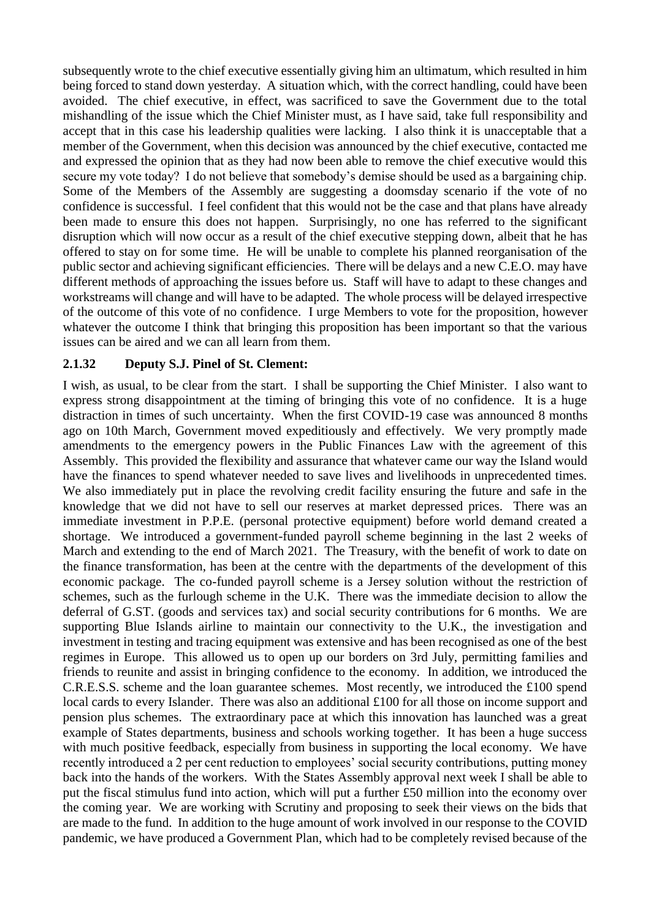subsequently wrote to the chief executive essentially giving him an ultimatum, which resulted in him being forced to stand down yesterday. A situation which, with the correct handling, could have been avoided. The chief executive, in effect, was sacrificed to save the Government due to the total mishandling of the issue which the Chief Minister must, as I have said, take full responsibility and accept that in this case his leadership qualities were lacking. I also think it is unacceptable that a member of the Government, when this decision was announced by the chief executive, contacted me and expressed the opinion that as they had now been able to remove the chief executive would this secure my vote today? I do not believe that somebody's demise should be used as a bargaining chip. Some of the Members of the Assembly are suggesting a doomsday scenario if the vote of no confidence is successful. I feel confident that this would not be the case and that plans have already been made to ensure this does not happen. Surprisingly, no one has referred to the significant disruption which will now occur as a result of the chief executive stepping down, albeit that he has offered to stay on for some time. He will be unable to complete his planned reorganisation of the public sector and achieving significant efficiencies. There will be delays and a new C.E.O. may have different methods of approaching the issues before us. Staff will have to adapt to these changes and workstreams will change and will have to be adapted. The whole process will be delayed irrespective of the outcome of this vote of no confidence. I urge Members to vote for the proposition, however whatever the outcome I think that bringing this proposition has been important so that the various issues can be aired and we can all learn from them.

### 2.1.32 Deputy S.J. Pinel of St. Clement:

I wish, as usual, to be clear from the start. I shall be supporting the Chief Minister. I also want to express strong disappointment at the timing of bringing this vote of no confidence. It is a huge distraction in times of such uncertainty. When the first COVID-19 case was announced 8 months ago on 10th March, Government moved expeditiously and effectively. We very promptly made amendments to the emergency powers in the Public Finances Law with the agreement of this Assembly. This provided the flexibility and assurance that whatever came our way the Island would have the finances to spend whatever needed to save lives and livelihoods in unprecedented times. We also immediately put in place the revolving credit facility ensuring the future and safe in the knowledge that we did not have to sell our reserves at market depressed prices. There was an immediate investment in P.P.E. (personal protective equipment) before world demand created a shortage. We introduced a government-funded payroll scheme beginning in the last 2 weeks of March and extending to the end of March 2021. The Treasury, with the benefit of work to date on the finance transformation, has been at the centre with the departments of the development of this economic package. The co-funded payroll scheme is a Jersey solution without the restriction of schemes, such as the furlough scheme in the U.K. There was the immediate decision to allow the deferral of G.ST. (goods and services tax) and social security contributions for 6 months. We are supporting Blue Islands airline to maintain our connectivity to the U.K., the investigation and investment in testing and tracing equipment was extensive and has been recognised as one of the best regimes in Europe. This allowed us to open up our borders on 3rd July, permitting families and friends to reunite and assist in bringing confidence to the economy. In addition, we introduced the C.R.E.S.S. scheme and the loan guarantee schemes. Most recently, we introduced the £100 spend local cards to every Islander. There was also an additional £100 for all those on income support and pension plus schemes. The extraordinary pace at which this innovation has launched was a great example of States departments, business and schools working together. It has been a huge success with much positive feedback, especially from business in supporting the local economy. We have recently introduced a 2 per cent reduction to employees' social security contributions, putting money back into the hands of the workers. With the States Assembly approval next week I shall be able to put the fiscal stimulus fund into action, which will put a further £50 million into the economy over the coming year. We are working with Scrutiny and proposing to seek their views on the bids that are made to the fund. In addition to the huge amount of work involved in our response to the COVID pandemic, we have produced a Government Plan, which had to be completely revised because of the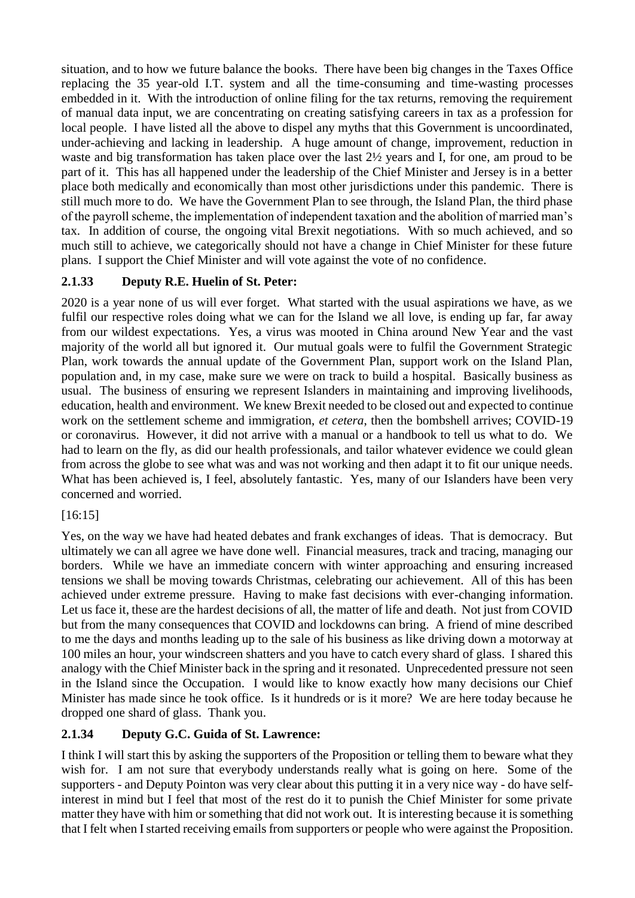situation, and to how we future balance the books. There have been big changes in the Taxes Office replacing the 35 year-old I.T. system and all the time-consuming and time-wasting processes embedded in it. With the introduction of online filing for the tax returns, removing the requirement of manual data input, we are concentrating on creating satisfying careers in tax as a profession for local people. I have listed all the above to dispel any myths that this Government is uncoordinated, under-achieving and lacking in leadership. A huge amount of change, improvement, reduction in waste and big transformation has taken place over the last 2½ years and I, for one, am proud to be part of it. This has all happened under the leadership of the Chief Minister and Jersey is in a better place both medically and economically than most other jurisdictions under this pandemic. There is still much more to do. We have the Government Plan to see through, the Island Plan, the third phase of the payroll scheme, the implementation of independent taxation and the abolition of married man's tax. In addition of course, the ongoing vital Brexit negotiations. With so much achieved, and so much still to achieve, we categorically should not have a change in Chief Minister for these future plans. I support the Chief Minister and will vote against the vote of no confidence.

### 2.1.33 Deputy R.E. Huelin of St. Peter:

2020 is a year none of us will ever forget. What started with the usual aspirations we have, as we fulfil our respective roles doing what we can for the Island we all love, is ending up far, far away from our wildest expectations. Yes, a virus was mooted in China around New Year and the vast majority of the world all but ignored it. Our mutual goals were to fulfil the Government Strategic Plan, work towards the annual update of the Government Plan, support work on the Island Plan, population and, in my case, make sure we were on track to build a hospital. Basically business as usual. The business of ensuring we represent Islanders in maintaining and improving livelihoods, education, health and environment. We knew Brexit needed to be closed out and expected to continue work on the settlement scheme and immigration, *et cetera*, then the bombshell arrives; COVID-19 or coronavirus. However, it did not arrive with a manual or a handbook to tell us what to do. We had to learn on the fly, as did our health professionals, and tailor whatever evidence we could glean from across the globe to see what was and was not working and then adapt it to fit our unique needs. What has been achieved is, I feel, absolutely fantastic. Yes, many of our Islanders have been very concerned and worried.

[16:15]

Yes, on the way we have had heated debates and frank exchanges of ideas. That is democracy. But ultimately we can all agree we have done well. Financial measures, track and tracing, managing our borders. While we have an immediate concern with winter approaching and ensuring increased tensions we shall be moving towards Christmas, celebrating our achievement. All of this has been achieved under extreme pressure. Having to make fast decisions with ever-changing information. Let us face it, these are the hardest decisions of all, the matter of life and death. Not just from COVID but from the many consequences that COVID and lockdowns can bring. A friend of mine described to me the days and months leading up to the sale of his business as like driving down a motorway at 100 miles an hour, your windscreen shatters and you have to catch every shard of glass. I shared this analogy with the Chief Minister back in the spring and it resonated. Unprecedented pressure not seen in the Island since the Occupation. I would like to know exactly how many decisions our Chief Minister has made since he took office. Is it hundreds or is it more? We are here today because he dropped one shard of glass. Thank you.

### 2.1.34 Deputy G.C. Guida of St. Lawrence:

I think I will start this by asking the supporters of the Proposition or telling them to beware what they wish for. I am not sure that everybody understands really what is going on here. Some of the supporters - and Deputy Pointon was very clear about this putting it in a very nice way - do have self-interest in mind but I feel that most of the rest do it to punish the Chief Minister for some private matter they have with him or something that did not work out. It is interesting because it is something that I felt when I started receiving emails from supporters or people who were against the Proposition.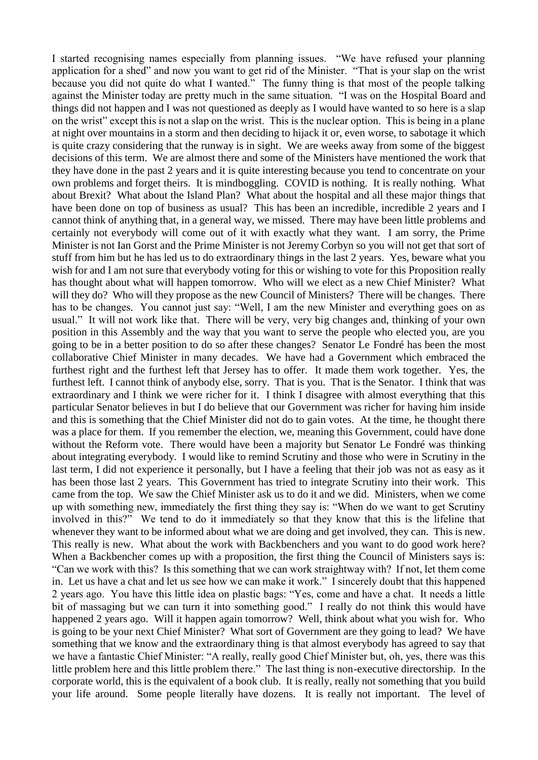I started recognising names especially from planning issues. "We have refused your planning application for a shed" and now you want to get rid of the Minister. "That is your slap on the wrist because you did not quite do what I wanted." The funny thing is that most of the people talking against the Minister today are pretty much in the same situation. "I was on the Hospital Board and things did not happen and I was not questioned as deeply as I would have wanted to so here is a slap on the wrist" except this is not a slap on the wrist. This is the nuclear option. This is being in a plane at night over mountains in a storm and then deciding to hijack it or, even worse, to sabotage it which is quite crazy considering that the runway is in sight. We are weeks away from some of the biggest decisions of this term. We are almost there and some of the Ministers have mentioned the work that they have done in the past 2 years and it is quite interesting because you tend to concentrate on your own problems and forget theirs. It is mindboggling. COVID is nothing. It is really nothing. What about Brexit? What about the Island Plan? What about the hospital and all these major things that have been done on top of business as usual? This has been an incredible, incredible 2 years and I cannot think of anything that, in a general way, we missed. There may have been little problems and certainly not everybody will come out of it with exactly what they want. I am sorry, the Prime Minister is not Ian Gorst and the Prime Minister is not Jeremy Corbyn so you will not get that sort of stuff from him but he has led us to do extraordinary things in the last 2 years. Yes, beware what you wish for and I am not sure that everybody voting for this or wishing to vote for this Proposition really has thought about what will happen tomorrow. Who will we elect as a new Chief Minister? What will they do? Who will they propose as the new Council of Ministers? There will be changes. There has to be changes. You cannot just say: "Well, I am the new Minister and everything goes on as usual." It will not work like that. There will be very, very big changes and, thinking of your own position in this Assembly and the way that you want to serve the people who elected you, are you going to be in a better position to do so after these changes? Senator Le Fondré has been the most collaborative Chief Minister in many decades. We have had a Government which embraced the furthest right and the furthest left that Jersey has to offer. It made them work together. Yes, the furthest left. I cannot think of anybody else, sorry. That is you. That is the Senator. I think that was extraordinary and I think we were richer for it. I think I disagree with almost everything that this particular Senator believes in but I do believe that our Government was richer for having him inside and this is something that the Chief Minister did not do to gain votes. At the time, he thought there was a place for them. If you remember the election, we, meaning this Government, could have done without the Reform vote. There would have been a majority but Senator Le Fondré was thinking about integrating everybody. I would like to remind Scrutiny and those who were in Scrutiny in the last term, I did not experience it personally, but I have a feeling that their job was not as easy as it has been those last 2 years. This Government has tried to integrate Scrutiny into their work. This came from the top. We saw the Chief Minister ask us to do it and we did. Ministers, when we come up with something new, immediately the first thing they say is: "When do we want to get Scrutiny involved in this?" We tend to do it immediately so that they know that this is the lifeline that whenever they want to be informed about what we are doing and get involved, they can. This is new. This really is new. What about the work with Backbenchers and you want to do good work here? When a Backbencher comes up with a proposition, the first thing the Council of Ministers says is: "Can we work with this? Is this something that we can work straightway with? If not, let them come in. Let us have a chat and let us see how we can make it work." I sincerely doubt that this happened 2 years ago. You have this little idea on plastic bags: "Yes, come and have a chat. It needs a little bit of massaging but we can turn it into something good." I really do not think this would have happened 2 years ago. Will it happen again tomorrow? Well, think about what you wish for. Who is going to be your next Chief Minister? What sort of Government are they going to lead? We have something that we know and the extraordinary thing is that almost everybody has agreed to say that we have a fantastic Chief Minister: "A really, really good Chief Minister but, oh, yes, there was this little problem here and this little problem there." The last thing is non-executive directorship. In the corporate world, this is the equivalent of a book club. It is really, really not something that you build your life around. Some people literally have dozens. It is really not important. The level of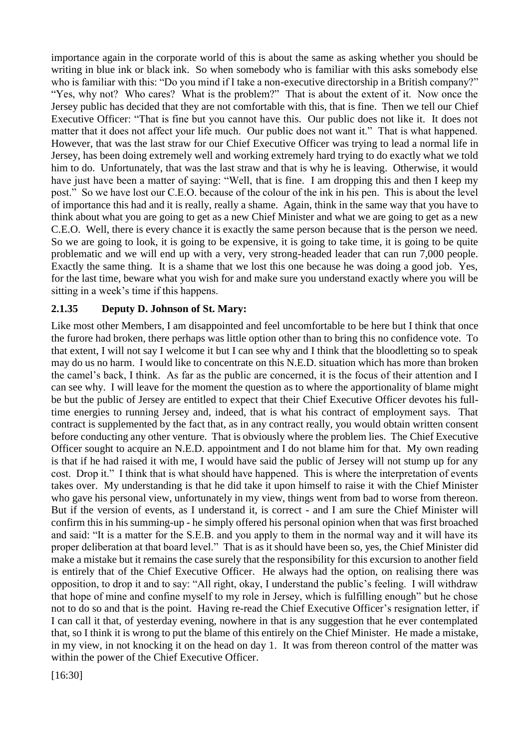importance again in the corporate world of this is about the same as asking whether you should be writing in blue ink or black ink. So when somebody who is familiar with this asks somebody else who is familiar with this: "Do you mind if I take a non-executive directorship in a British company?" "Yes, why not? Who cares? What is the problem?" That is about the extent of it. Now once the Jersey public has decided that they are not comfortable with this, that is fine. Then we tell our Chief Executive Officer: "That is fine but you cannot have this. Our public does not like it. It does not matter that it does not affect your life much. Our public does not want it." That is what happened. However, that was the last straw for our Chief Executive Officer was trying to lead a normal life in Jersey, has been doing extremely well and working extremely hard trying to do exactly what we told him to do. Unfortunately, that was the last straw and that is why he is leaving. Otherwise, it would have just have been a matter of saying: "Well, that is fine. I am dropping this and then I keep my post." So we have lost our C.E.O. because of the colour of the ink in his pen. This is about the level of importance this had and it is really, really a shame. Again, think in the same way that you have to think about what you are going to get as a new Chief Minister and what we are going to get as a new C.E.O. Well, there is every chance it is exactly the same person because that is the person we need. So we are going to look, it is going to be expensive, it is going to take time, it is going to be quite problematic and we will end up with a very, very strong-headed leader that can run 7,000 people. Exactly the same thing. It is a shame that we lost this one because he was doing a good job. Yes, for the last time, beware what you wish for and make sure you understand exactly where you will be sitting in a week's time if this happens.

### 2.1.35 Deputy D. Johnson of St. Mary:

Like most other Members, I am disappointed and feel uncomfortable to be here but I think that once the furore had broken, there perhaps was little option other than to bring this no confidence vote. To that extent, I will not say I welcome it but I can see why and I think that the bloodletting so to speak may do us no harm. I would like to concentrate on this N.E.D. situation which has more than broken the camel's back, I think. As far as the public are concerned, it is the focus of their attention and I can see why. I will leave for the moment the question as to where the apportionality of blame might be but the public of Jersey are entitled to expect that their Chief Executive Officer devotes his full-time energies to running Jersey and, indeed, that is what his contract of employment says. That contract is supplemented by the fact that, as in any contract really, you would obtain written consent before conducting any other venture. That is obviously where the problem lies. The Chief Executive Officer sought to acquire an N.E.D. appointment and I do not blame him for that. My own reading is that if he had raised it with me, I would have said the public of Jersey will not stump up for any cost. Drop it." I think that is what should have happened. This is where the interpretation of events takes over. My understanding is that he did take it upon himself to raise it with the Chief Minister who gave his personal view, unfortunately in my view, things went from bad to worse from thereon. But if the version of events, as I understand it, is correct - and I am sure the Chief Minister will confirm this in his summing-up - he simply offered his personal opinion when that was first broached and said: "It is a matter for the S.E.B. and you apply to them in the normal way and it will have its proper deliberation at that board level." That is as it should have been so, yes, the Chief Minister did make a mistake but it remains the case surely that the responsibility for this excursion to another field is entirely that of the Chief Executive Officer. He always had the option, on realising there was opposition, to drop it and to say: "All right, okay, I understand the public's feeling. I will withdraw that hope of mine and confine myself to my role in Jersey, which is fulfilling enough" but he chose not to do so and that is the point. Having re-read the Chief Executive Officer's resignation letter, if I can call it that, of yesterday evening, nowhere in that is any suggestion that he ever contemplated that, so I think it is wrong to put the blame of this entirely on the Chief Minister. He made a mistake, in my view, in not knocking it on the head on day 1. It was from thereon control of the matter was within the power of the Chief Executive Officer.

[16:30]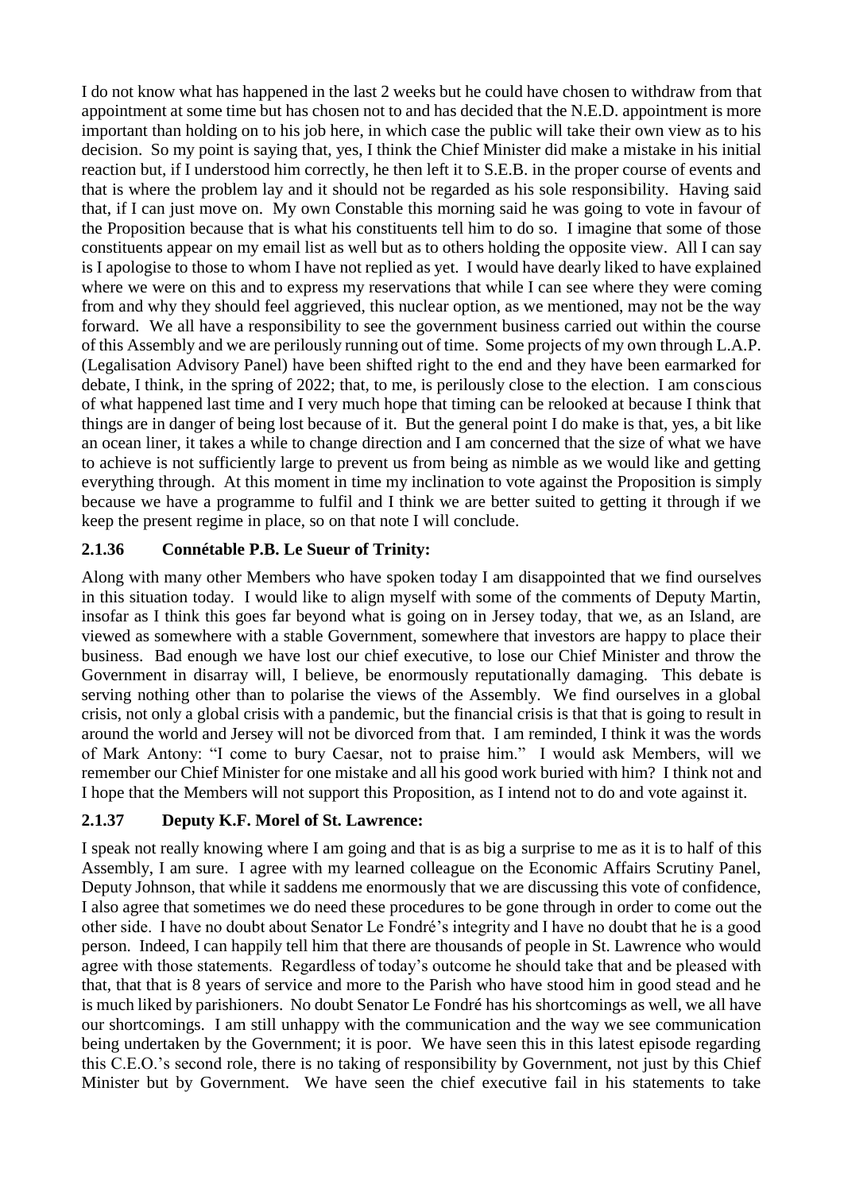I do not know what has happened in the last 2 weeks but he could have chosen to withdraw from that appointment at some time but has chosen not to and has decided that the N.E.D. appointment is more important than holding on to his job here, in which case the public will take their own view as to his decision. So my point is saying that, yes, I think the Chief Minister did make a mistake in his initial reaction but, if I understood him correctly, he then left it to S.E.B. in the proper course of events and that is where the problem lay and it should not be regarded as his sole responsibility. Having said that, if I can just move on. My own Constable this morning said he was going to vote in favour of the Proposition because that is what his constituents tell him to do so. I imagine that some of those constituents appear on my email list as well but as to others holding the opposite view. All I can say is I apologise to those to whom I have not replied as yet. I would have dearly liked to have explained where we were on this and to express my reservations that while I can see where they were coming from and why they should feel aggrieved, this nuclear option, as we mentioned, may not be the way forward. We all have a responsibility to see the government business carried out within the course of this Assembly and we are perilously running out of time. Some projects of my own through L.A.P. (Legalisation Advisory Panel) have been shifted right to the end and they have been earmarked for debate, I think, in the spring of 2022; that, to me, is perilously close to the election. I am conscious of what happened last time and I very much hope that timing can be relooked at because I think that things are in danger of being lost because of it. But the general point I do make is that, yes, a bit like an ocean liner, it takes a while to change direction and I am concerned that the size of what we have to achieve is not sufficiently large to prevent us from being as nimble as we would like and getting everything through. At this moment in time my inclination to vote against the Proposition is simply because we have a programme to fulfil and I think we are better suited to getting it through if we keep the present regime in place, so on that note I will conclude.

### 2.1.36 Connétable P.B. Le Sueur of Trinity:

Along with many other Members who have spoken today I am disappointed that we find ourselves in this situation today. I would like to align myself with some of the comments of Deputy Martin, insofar as I think this goes far beyond what is going on in Jersey today, that we, as an Island, are viewed as somewhere with a stable Government, somewhere that investors are happy to place their business. Bad enough we have lost our chief executive, to lose our Chief Minister and throw the Government in disarray will, I believe, be enormously reputationally damaging. This debate is serving nothing other than to polarise the views of the Assembly. We find ourselves in a global crisis, not only a global crisis with a pandemic, but the financial crisis is that that is going to result in around the world and Jersey will not be divorced from that. I am reminded, I think it was the words of Mark Antony: "I come to bury Caesar, not to praise him." I would ask Members, will we remember our Chief Minister for one mistake and all his good work buried with him? I think not and I hope that the Members will not support this Proposition, as I intend not to do and vote against it.

### 2.1.37 Deputy K.F. Morel of St. Lawrence:

I speak not really knowing where I am going and that is as big a surprise to me as it is to half of this Assembly, I am sure. I agree with my learned colleague on the Economic Affairs Scrutiny Panel, Deputy Johnson, that while it saddens me enormously that we are discussing this vote of confidence, I also agree that sometimes we do need these procedures to be gone through in order to come out the other side. I have no doubt about Senator Le Fondré's integrity and I have no doubt that he is a good person. Indeed, I can happily tell him that there are thousands of people in St. Lawrence who would agree with those statements. Regardless of today's outcome he should take that and be pleased with that, that that is 8 years of service and more to the Parish who have stood him in good stead and he is much liked by parishioners. No doubt Senator Le Fondré has his shortcomings as well, we all have our shortcomings. I am still unhappy with the communication and the way we see communication being undertaken by the Government; it is poor. We have seen this in this latest episode regarding this C.E.O.'s second role, there is no taking of responsibility by Government, not just by this Chief Minister but by Government. We have seen the chief executive fail in his statements to take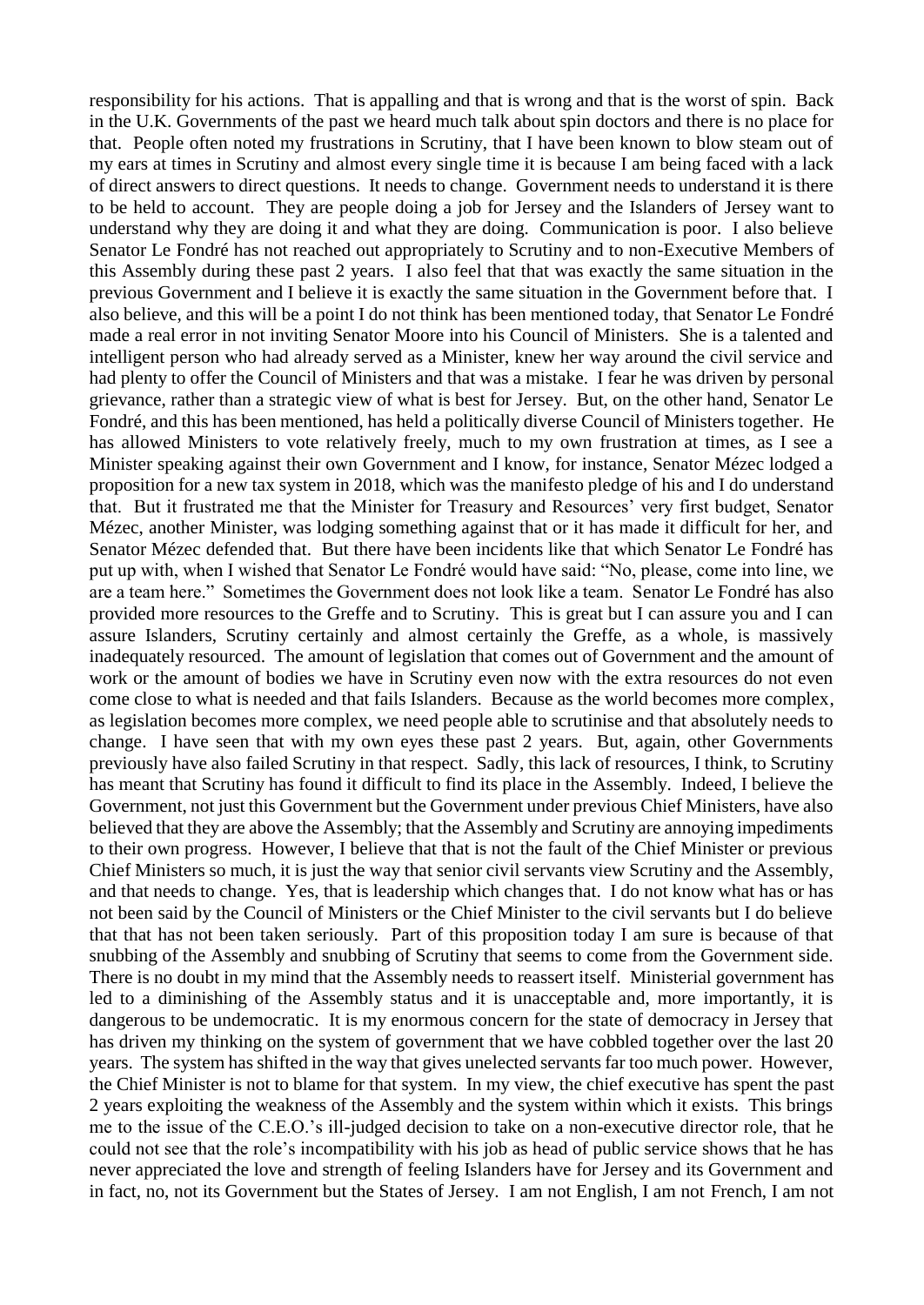responsibility for his actions. That is appalling and that is wrong and that is the worst of spin. Back in the U.K. Governments of the past we heard much talk about spin doctors and there is no place for that. People often noted my frustrations in Scrutiny, that I have been known to blow steam out of my ears at times in Scrutiny and almost every single time it is because I am being faced with a lack of direct answers to direct questions. It needs to change. Government needs to understand it is there to be held to account. They are people doing a job for Jersey and the Islanders of Jersey want to understand why they are doing it and what they are doing. Communication is poor. I also believe Senator Le Fondré has not reached out appropriately to Scrutiny and to non-Executive Members of this Assembly during these past 2 years. I also feel that that was exactly the same situation in the previous Government and I believe it is exactly the same situation in the Government before that. I also believe, and this will be a point I do not think has been mentioned today, that Senator Le Fondré made a real error in not inviting Senator Moore into his Council of Ministers. She is a talented and intelligent person who had already served as a Minister, knew her way around the civil service and had plenty to offer the Council of Ministers and that was a mistake. I fear he was driven by personal grievance, rather than a strategic view of what is best for Jersey. But, on the other hand, Senator Le Fondré, and this has been mentioned, has held a politically diverse Council of Ministers together. He has allowed Ministers to vote relatively freely, much to my own frustration at times, as I see a Minister speaking against their own Government and I know, for instance, Senator Mézec lodged a proposition for a new tax system in 2018, which was the manifesto pledge of his and I do understand that. But it frustrated me that the Minister for Treasury and Resources' very first budget, Senator Mézec, another Minister, was lodging something against that or it has made it difficult for her, and Senator Mézec defended that. But there have been incidents like that which Senator Le Fondré has put up with, when I wished that Senator Le Fondré would have said: "No, please, come into line, we are a team here." Sometimes the Government does not look like a team. Senator Le Fondré has also provided more resources to the Greffe and to Scrutiny. This is great but I can assure you and I can assure Islanders, Scrutiny certainly and almost certainly the Greffe, as a whole, is massively inadequately resourced. The amount of legislation that comes out of Government and the amount of work or the amount of bodies we have in Scrutiny even now with the extra resources do not even come close to what is needed and that fails Islanders. Because as the world becomes more complex, as legislation becomes more complex, we need people able to scrutinise and that absolutely needs to change. I have seen that with my own eyes these past 2 years. But, again, other Governments previously have also failed Scrutiny in that respect. Sadly, this lack of resources, I think, to Scrutiny has meant that Scrutiny has found it difficult to find its place in the Assembly. Indeed, I believe the Government, not just this Government but the Government under previous Chief Ministers, have also believed that they are above the Assembly; that the Assembly and Scrutiny are annoying impediments to their own progress. However, I believe that that is not the fault of the Chief Minister or previous Chief Ministers so much, it is just the way that senior civil servants view Scrutiny and the Assembly, and that needs to change. Yes, that is leadership which changes that. I do not know what has or has not been said by the Council of Ministers or the Chief Minister to the civil servants but I do believe that that has not been taken seriously. Part of this proposition today I am sure is because of that snubbing of the Assembly and snubbing of Scrutiny that seems to come from the Government side. There is no doubt in my mind that the Assembly needs to reassert itself. Ministerial government has led to a diminishing of the Assembly status and it is unacceptable and, more importantly, it is dangerous to be undemocratic. It is my enormous concern for the state of democracy in Jersey that has driven my thinking on the system of government that we have cobbled together over the last 20 years. The system has shifted in the way that gives unelected servants far too much power. However, the Chief Minister is not to blame for that system. In my view, the chief executive has spent the past 2 years exploiting the weakness of the Assembly and the system within which it exists. This brings me to the issue of the C.E.O.'s ill-judged decision to take on a non-executive director role, that he could not see that the role's incompatibility with his job as head of public service shows that he has never appreciated the love and strength of feeling Islanders have for Jersey and its Government and in fact, no, not its Government but the States of Jersey. I am not English, I am not French, I am not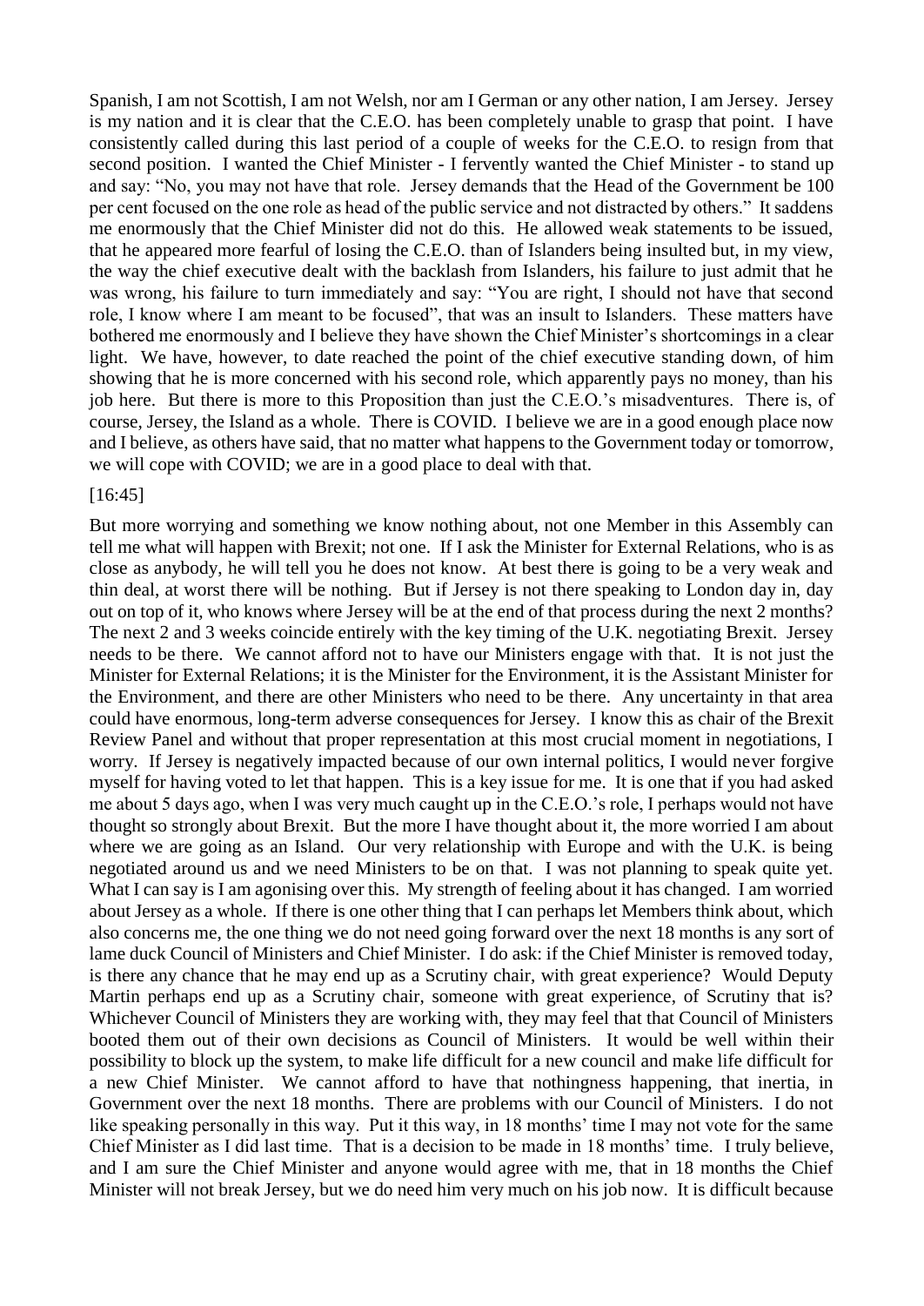Spanish, I am not Scottish, I am not Welsh, nor am I German or any other nation, I am Jersey. Jersey is my nation and it is clear that the C.E.O. has been completely unable to grasp that point. I have consistently called during this last period of a couple of weeks for the C.E.O. to resign from that second position. I wanted the Chief Minister - I fervently wanted the Chief Minister - to stand up and say: "No, you may not have that role. Jersey demands that the Head of the Government be 100 per cent focused on the one role as head of the public service and not distracted by others." It saddens me enormously that the Chief Minister did not do this. He allowed weak statements to be issued, that he appeared more fearful of losing the C.E.O. than of Islanders being insulted but, in my view, the way the chief executive dealt with the backlash from Islanders, his failure to just admit that he was wrong, his failure to turn immediately and say: "You are right, I should not have that second role, I know where I am meant to be focused", that was an insult to Islanders. These matters have bothered me enormously and I believe they have shown the Chief Minister's shortcomings in a clear light. We have, however, to date reached the point of the chief executive standing down, of him showing that he is more concerned with his second role, which apparently pays no money, than his job here. But there is more to this Proposition than just the C.E.O.'s misadventures. There is, of course, Jersey, the Island as a whole. There is COVID. I believe we are in a good enough place now and I believe, as others have said, that no matter what happens to the Government today or tomorrow, we will cope with COVID; we are in a good place to deal with that.

[16:45]

But more worrying and something we know nothing about, not one Member in this Assembly can tell me what will happen with Brexit; not one. If I ask the Minister for External Relations, who is as close as anybody, he will tell you he does not know. At best there is going to be a very weak and thin deal, at worst there will be nothing. But if Jersey is not there speaking to London day in, day out on top of it, who knows where Jersey will be at the end of that process during the next 2 months? The next 2 and 3 weeks coincide entirely with the key timing of the U.K. negotiating Brexit. Jersey needs to be there. We cannot afford not to have our Ministers engage with that. It is not just the Minister for External Relations; it is the Minister for the Environment, it is the Assistant Minister for the Environment, and there are other Ministers who need to be there. Any uncertainty in that area could have enormous, long-term adverse consequences for Jersey. I know this as chair of the Brexit Review Panel and without that proper representation at this most crucial moment in negotiations, I worry. If Jersey is negatively impacted because of our own internal politics, I would never forgive myself for having voted to let that happen. This is a key issue for me. It is one that if you had asked me about 5 days ago, when I was very much caught up in the C.E.O.'s role, I perhaps would not have thought so strongly about Brexit. But the more I have thought about it, the more worried I am about where we are going as an Island. Our very relationship with Europe and with the U.K. is being negotiated around us and we need Ministers to be on that. I was not planning to speak quite yet. What I can say is I am agonising over this. My strength of feeling about it has changed. I am worried about Jersey as a whole. If there is one other thing that I can perhaps let Members think about, which also concerns me, the one thing we do not need going forward over the next 18 months is any sort of lame duck Council of Ministers and Chief Minister. I do ask: if the Chief Minister is removed today, is there any chance that he may end up as a Scrutiny chair, with great experience? Would Deputy Martin perhaps end up as a Scrutiny chair, someone with great experience, of Scrutiny that is? Whichever Council of Ministers they are working with, they may feel that that Council of Ministers booted them out of their own decisions as Council of Ministers. It would be well within their possibility to block up the system, to make life difficult for a new council and make life difficult for a new Chief Minister. We cannot afford to have that nothingness happening, that inertia, in Government over the next 18 months. There are problems with our Council of Ministers. I do not like speaking personally in this way. Put it this way, in 18 months' time I may not vote for the same Chief Minister as I did last time. That is a decision to be made in 18 months' time. I truly believe, and I am sure the Chief Minister and anyone would agree with me, that in 18 months the Chief Minister will not break Jersey, but we do need him very much on his job now. It is difficult because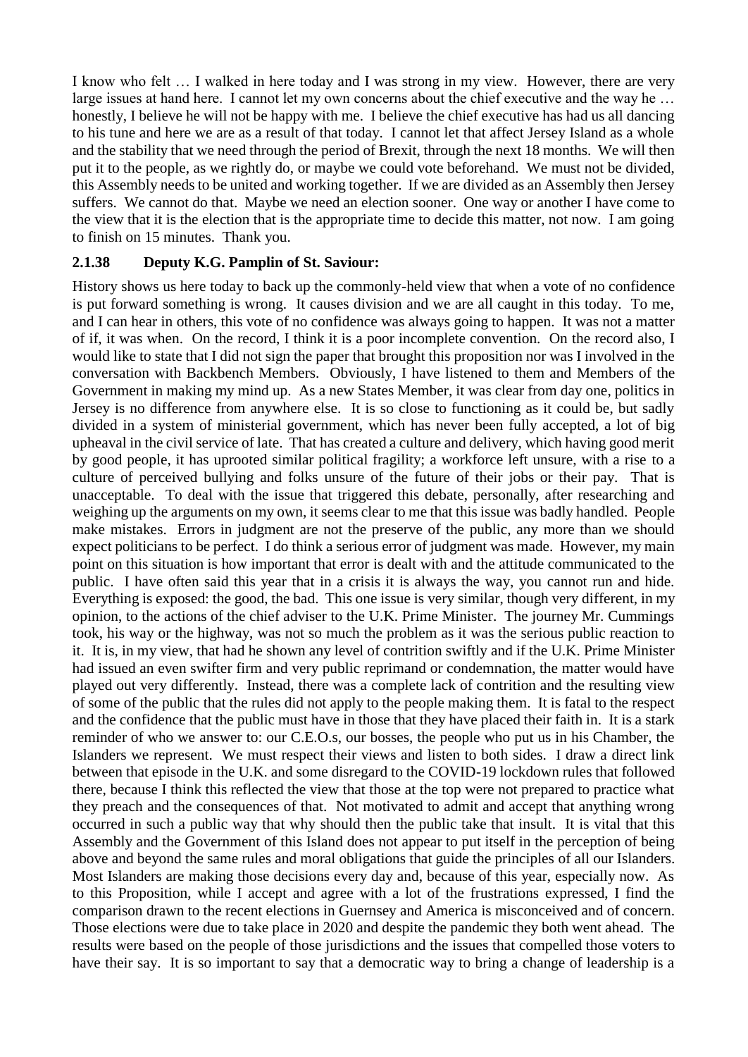I know who felt … I walked in here today and I was strong in my view. However, there are very large issues at hand here. I cannot let my own concerns about the chief executive and the way he … honestly, I believe he will not be happy with me. I believe the chief executive has had us all dancing to his tune and here we are as a result of that today. I cannot let that affect Jersey Island as a whole and the stability that we need through the period of Brexit, through the next 18 months. We will then put it to the people, as we rightly do, or maybe we could vote beforehand. We must not be divided, this Assembly needs to be united and working together. If we are divided as an Assembly then Jersey suffers. We cannot do that. Maybe we need an election sooner. One way or another I have come to the view that it is the election that is the appropriate time to decide this matter, not now. I am going to finish on 15 minutes. Thank you.

### 2.1.38 Deputy K.G. Pamplin of St. Saviour:

History shows us here today to back up the commonly-held view that when a vote of no confidence is put forward something is wrong. It causes division and we are all caught in this today. To me, and I can hear in others, this vote of no confidence was always going to happen. It was not a matter of if, it was when. On the record, I think it is a poor incomplete convention. On the record also, I would like to state that I did not sign the paper that brought this proposition nor was I involved in the conversation with Backbench Members. Obviously, I have listened to them and Members of the Government in making my mind up. As a new States Member, it was clear from day one, politics in Jersey is no difference from anywhere else. It is so close to functioning as it could be, but sadly divided in a system of ministerial government, which has never been fully accepted, a lot of big upheaval in the civil service of late. That has created a culture and delivery, which having good merit by good people, it has uprooted similar political fragility; a workforce left unsure, with a rise to a culture of perceived bullying and folks unsure of the future of their jobs or their pay. That is unacceptable. To deal with the issue that triggered this debate, personally, after researching and weighing up the arguments on my own, it seems clear to me that this issue was badly handled. People make mistakes. Errors in judgment are not the preserve of the public, any more than we should expect politicians to be perfect. I do think a serious error of judgment was made. However, my main point on this situation is how important that error is dealt with and the attitude communicated to the public. I have often said this year that in a crisis it is always the way, you cannot run and hide. Everything is exposed: the good, the bad. This one issue is very similar, though very different, in my opinion, to the actions of the chief adviser to the U.K. Prime Minister. The journey Mr. Cummings took, his way or the highway, was not so much the problem as it was the serious public reaction to it. It is, in my view, that had he shown any level of contrition swiftly and if the U.K. Prime Minister had issued an even swifter firm and very public reprimand or condemnation, the matter would have played out very differently. Instead, there was a complete lack of contrition and the resulting view of some of the public that the rules did not apply to the people making them. It is fatal to the respect and the confidence that the public must have in those that they have placed their faith in. It is a stark reminder of who we answer to: our C.E.O.s, our bosses, the people who put us in his Chamber, the Islanders we represent. We must respect their views and listen to both sides. I draw a direct link between that episode in the U.K. and some disregard to the COVID-19 lockdown rules that followed there, because I think this reflected the view that those at the top were not prepared to practice what they preach and the consequences of that. Not motivated to admit and accept that anything wrong occurred in such a public way that why should then the public take that insult. It is vital that this Assembly and the Government of this Island does not appear to put itself in the perception of being above and beyond the same rules and moral obligations that guide the principles of all our Islanders. Most Islanders are making those decisions every day and, because of this year, especially now. As to this Proposition, while I accept and agree with a lot of the frustrations expressed, I find the comparison drawn to the recent elections in Guernsey and America is misconceived and of concern. Those elections were due to take place in 2020 and despite the pandemic they both went ahead. The results were based on the people of those jurisdictions and the issues that compelled those voters to have their say. It is so important to say that a democratic way to bring a change of leadership is a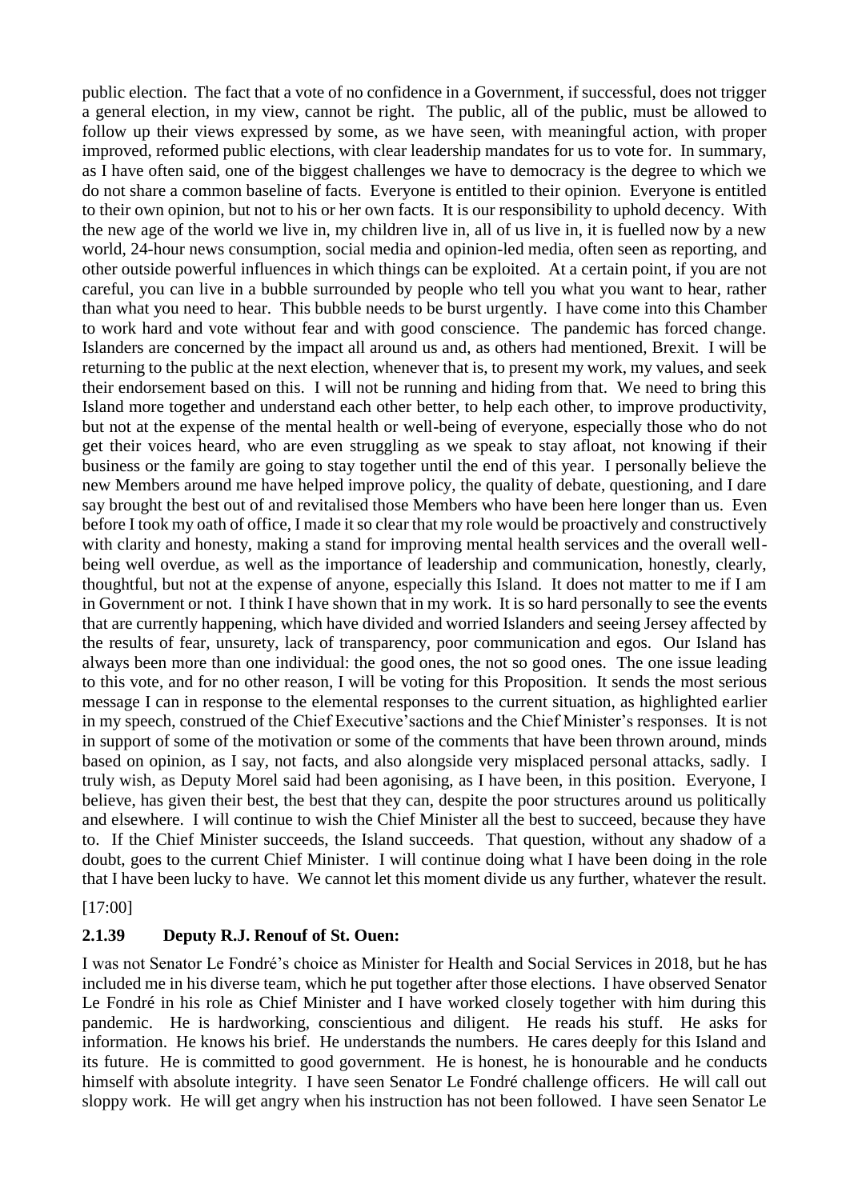public election. The fact that a vote of no confidence in a Government, if successful, does not trigger a general election, in my view, cannot be right. The public, all of the public, must be allowed to follow up their views expressed by some, as we have seen, with meaningful action, with proper improved, reformed public elections, with clear leadership mandates for us to vote for. In summary, as I have often said, one of the biggest challenges we have to democracy is the degree to which we do not share a common baseline of facts. Everyone is entitled to their opinion. Everyone is entitled to their own opinion, but not to his or her own facts. It is our responsibility to uphold decency. With the new age of the world we live in, my children live in, all of us live in, it is fuelled now by a new world, 24-hour news consumption, social media and opinion-led media, often seen as reporting, and other outside powerful influences in which things can be exploited. At a certain point, if you are not careful, you can live in a bubble surrounded by people who tell you what you want to hear, rather than what you need to hear. This bubble needs to be burst urgently. I have come into this Chamber to work hard and vote without fear and with good conscience. The pandemic has forced change. Islanders are concerned by the impact all around us and, as others had mentioned, Brexit. I will be returning to the public at the next election, whenever that is, to present my work, my values, and seek their endorsement based on this. I will not be running and hiding from that. We need to bring this Island more together and understand each other better, to help each other, to improve productivity, but not at the expense of the mental health or well-being of everyone, especially those who do not get their voices heard, who are even struggling as we speak to stay afloat, not knowing if their business or the family are going to stay together until the end of this year. I personally believe the new Members around me have helped improve policy, the quality of debate, questioning, and I dare say brought the best out of and revitalised those Members who have been here longer than us. Even before I took my oath of office, I made it so clear that my role would be proactively and constructively with clarity and honesty, making a stand for improving mental health services and the overall well-being well overdue, as well as the importance of leadership and communication, honestly, clearly, thoughtful, but not at the expense of anyone, especially this Island. It does not matter to me if I am in Government or not. I think I have shown that in my work. It is so hard personally to see the events that are currently happening, which have divided and worried Islanders and seeing Jersey affected by the results of fear, unsurety, lack of transparency, poor communication and egos. Our Island has always been more than one individual: the good ones, the not so good ones. The one issue leading to this vote, and for no other reason, I will be voting for this Proposition. It sends the most serious message I can in response to the elemental responses to the current situation, as highlighted earlier in my speech, construed of the Chief Executive'sactions and the Chief Minister's responses. It is not in support of some of the motivation or some of the comments that have been thrown around, minds based on opinion, as I say, not facts, and also alongside very misplaced personal attacks, sadly. I truly wish, as Deputy Morel said had been agonising, as I have been, in this position. Everyone, I believe, has given their best, the best that they can, despite the poor structures around us politically and elsewhere. I will continue to wish the Chief Minister all the best to succeed, because they have to. If the Chief Minister succeeds, the Island succeeds. That question, without any shadow of a doubt, goes to the current Chief Minister. I will continue doing what I have been doing in the role that I have been lucky to have. We cannot let this moment divide us any further, whatever the result.

[17:00]

### 2.1.39 Deputy R.J. Renouf of St. Ouen:

I was not Senator Le Fondré's choice as Minister for Health and Social Services in 2018, but he has included me in his diverse team, which he put together after those elections. I have observed Senator Le Fondré in his role as Chief Minister and I have worked closely together with him during this pandemic. He is hardworking, conscientious and diligent. He reads his stuff. He asks for information. He knows his brief. He understands the numbers. He cares deeply for this Island and its future. He is committed to good government. He is honest, he is honourable and he conducts himself with absolute integrity. I have seen Senator Le Fondré challenge officers. He will call out sloppy work. He will get angry when his instruction has not been followed. I have seen Senator Le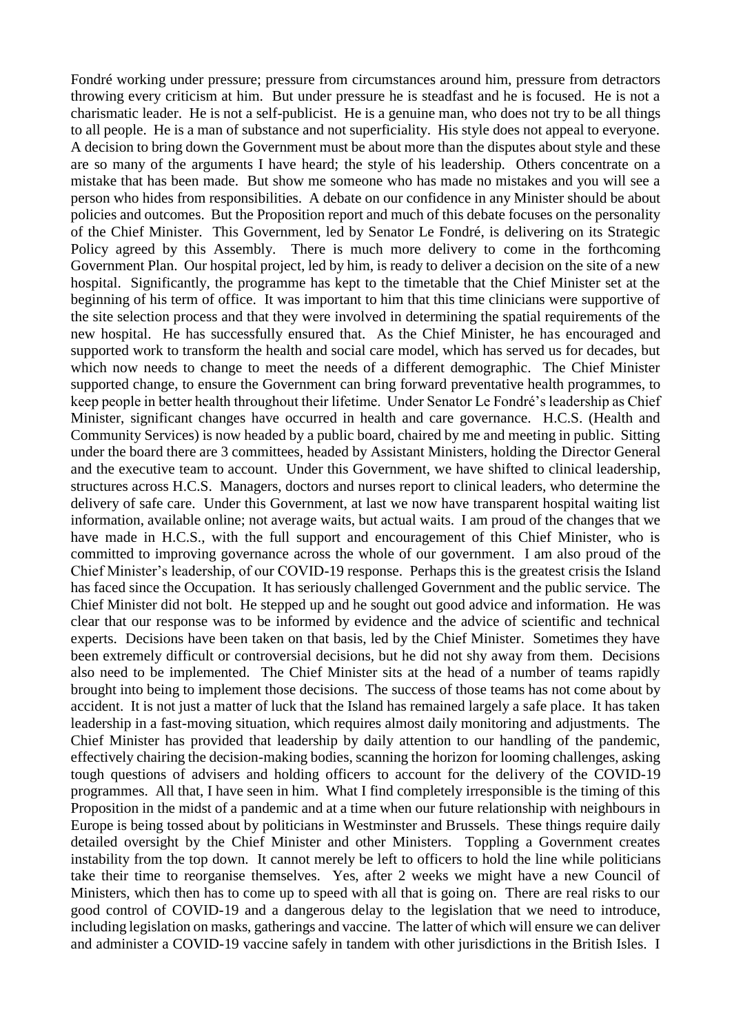Fondré working under pressure; pressure from circumstances around him, pressure from detractors throwing every criticism at him. But under pressure he is steadfast and he is focused. He is not a charismatic leader. He is not a self-publicist. He is a genuine man, who does not try to be all things to all people. He is a man of substance and not superficiality. His style does not appeal to everyone. A decision to bring down the Government must be about more than the disputes about style and these are so many of the arguments I have heard; the style of his leadership. Others concentrate on a mistake that has been made. But show me someone who has made no mistakes and you will see a person who hides from responsibilities. A debate on our confidence in any Minister should be about policies and outcomes. But the Proposition report and much of this debate focuses on the personality of the Chief Minister. This Government, led by Senator Le Fondré, is delivering on its Strategic Policy agreed by this Assembly. There is much more delivery to come in the forthcoming Government Plan. Our hospital project, led by him, is ready to deliver a decision on the site of a new hospital. Significantly, the programme has kept to the timetable that the Chief Minister set at the beginning of his term of office. It was important to him that this time clinicians were supportive of the site selection process and that they were involved in determining the spatial requirements of the new hospital. He has successfully ensured that. As the Chief Minister, he has encouraged and supported work to transform the health and social care model, which has served us for decades, but which now needs to change to meet the needs of a different demographic. The Chief Minister supported change, to ensure the Government can bring forward preventative health programmes, to keep people in better health throughout their lifetime. Under Senator Le Fondré's leadership as Chief Minister, significant changes have occurred in health and care governance. H.C.S. (Health and Community Services) is now headed by a public board, chaired by me and meeting in public. Sitting under the board there are 3 committees, headed by Assistant Ministers, holding the Director General and the executive team to account. Under this Government, we have shifted to clinical leadership, structures across H.C.S. Managers, doctors and nurses report to clinical leaders, who determine the delivery of safe care. Under this Government, at last we now have transparent hospital waiting list information, available online; not average waits, but actual waits. I am proud of the changes that we have made in H.C.S., with the full support and encouragement of this Chief Minister, who is committed to improving governance across the whole of our government. I am also proud of the Chief Minister's leadership, of our COVID-19 response. Perhaps this is the greatest crisis the Island has faced since the Occupation. It has seriously challenged Government and the public service. The Chief Minister did not bolt. He stepped up and he sought out good advice and information. He was clear that our response was to be informed by evidence and the advice of scientific and technical experts. Decisions have been taken on that basis, led by the Chief Minister. Sometimes they have been extremely difficult or controversial decisions, but he did not shy away from them. Decisions also need to be implemented. The Chief Minister sits at the head of a number of teams rapidly brought into being to implement those decisions. The success of those teams has not come about by accident. It is not just a matter of luck that the Island has remained largely a safe place. It has taken leadership in a fast-moving situation, which requires almost daily monitoring and adjustments. The Chief Minister has provided that leadership by daily attention to our handling of the pandemic, effectively chairing the decision-making bodies, scanning the horizon for looming challenges, asking tough questions of advisers and holding officers to account for the delivery of the COVID-19 programmes. All that, I have seen in him. What I find completely irresponsible is the timing of this Proposition in the midst of a pandemic and at a time when our future relationship with neighbours in Europe is being tossed about by politicians in Westminster and Brussels. These things require daily detailed oversight by the Chief Minister and other Ministers. Toppling a Government creates instability from the top down. It cannot merely be left to officers to hold the line while politicians take their time to reorganise themselves. Yes, after 2 weeks we might have a new Council of Ministers, which then has to come up to speed with all that is going on. There are real risks to our good control of COVID-19 and a dangerous delay to the legislation that we need to introduce, including legislation on masks, gatherings and vaccine. The latter of which will ensure we can deliver and administer a COVID-19 vaccine safely in tandem with other jurisdictions in the British Isles. I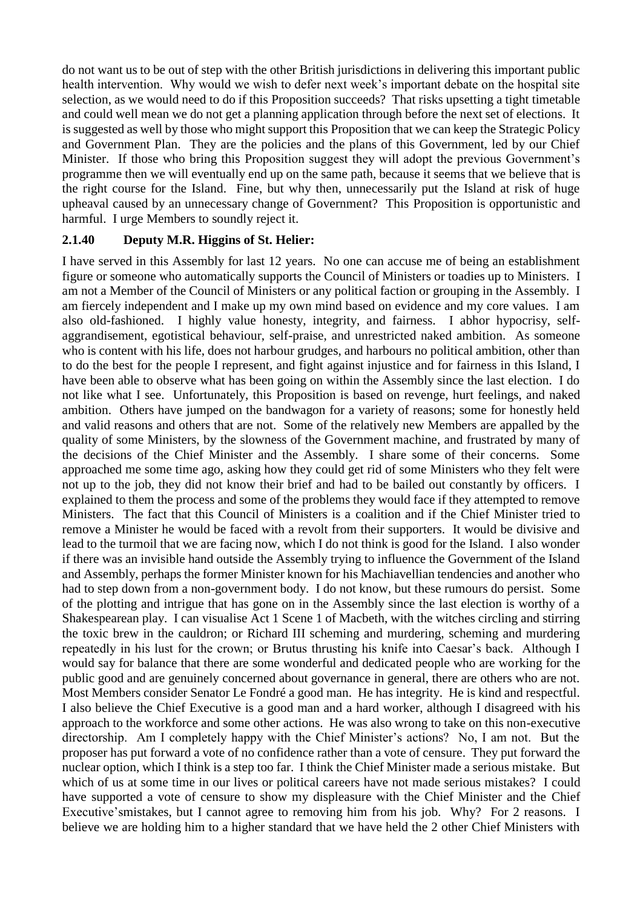do not want us to be out of step with the other British jurisdictions in delivering this important public health intervention. Why would we wish to defer next week's important debate on the hospital site selection, as we would need to do if this Proposition succeeds? That risks upsetting a tight timetable and could well mean we do not get a planning application through before the next set of elections. It is suggested as well by those who might support this Proposition that we can keep the Strategic Policy and Government Plan. They are the policies and the plans of this Government, led by our Chief Minister. If those who bring this Proposition suggest they will adopt the previous Government's programme then we will eventually end up on the same path, because it seems that we believe that is the right course for the Island. Fine, but why then, unnecessarily put the Island at risk of huge upheaval caused by an unnecessary change of Government? This Proposition is opportunistic and harmful. I urge Members to soundly reject it.

### 2.1.40 Deputy M.R. Higgins of St. Helier:

I have served in this Assembly for last 12 years. No one can accuse me of being an establishment figure or someone who automatically supports the Council of Ministers or toadies up to Ministers. I am not a Member of the Council of Ministers or any political faction or grouping in the Assembly. I am fiercely independent and I make up my own mind based on evidence and my core values. I am also old-fashioned. I highly value honesty, integrity, and fairness. I abhor hypocrisy, self-aggrandisement, egotistical behaviour, self-praise, and unrestricted naked ambition. As someone who is content with his life, does not harbour grudges, and harbours no political ambition, other than to do the best for the people I represent, and fight against injustice and for fairness in this Island, I have been able to observe what has been going on within the Assembly since the last election. I do not like what I see. Unfortunately, this Proposition is based on revenge, hurt feelings, and naked ambition. Others have jumped on the bandwagon for a variety of reasons; some for honestly held and valid reasons and others that are not. Some of the relatively new Members are appalled by the quality of some Ministers, by the slowness of the Government machine, and frustrated by many of the decisions of the Chief Minister and the Assembly. I share some of their concerns. Some approached me some time ago, asking how they could get rid of some Ministers who they felt were not up to the job, they did not know their brief and had to be bailed out constantly by officers. I explained to them the process and some of the problems they would face if they attempted to remove Ministers. The fact that this Council of Ministers is a coalition and if the Chief Minister tried to remove a Minister he would be faced with a revolt from their supporters. It would be divisive and lead to the turmoil that we are facing now, which I do not think is good for the Island. I also wonder if there was an invisible hand outside the Assembly trying to influence the Government of the Island and Assembly, perhaps the former Minister known for his Machiavellian tendencies and another who had to step down from a non-government body. I do not know, but these rumours do persist. Some of the plotting and intrigue that has gone on in the Assembly since the last election is worthy of a Shakespearean play. I can visualise Act 1 Scene 1 of Macbeth, with the witches circling and stirring the toxic brew in the cauldron; or Richard III scheming and murdering, scheming and murdering repeatedly in his lust for the crown; or Brutus thrusting his knife into Caesar's back. Although I would say for balance that there are some wonderful and dedicated people who are working for the public good and are genuinely concerned about governance in general, there are others who are not. Most Members consider Senator Le Fondré a good man. He has integrity. He is kind and respectful. I also believe the Chief Executive is a good man and a hard worker, although I disagreed with his approach to the workforce and some other actions. He was also wrong to take on this non-executive directorship. Am I completely happy with the Chief Minister's actions? No, I am not. But the proposer has put forward a vote of no confidence rather than a vote of censure. They put forward the nuclear option, which I think is a step too far. I think the Chief Minister made a serious mistake. But which of us at some time in our lives or political careers have not made serious mistakes? I could have supported a vote of censure to show my displeasure with the Chief Minister and the Chief Executive'smistakes, but I cannot agree to removing him from his job. Why? For 2 reasons. I believe we are holding him to a higher standard that we have held the 2 other Chief Ministers with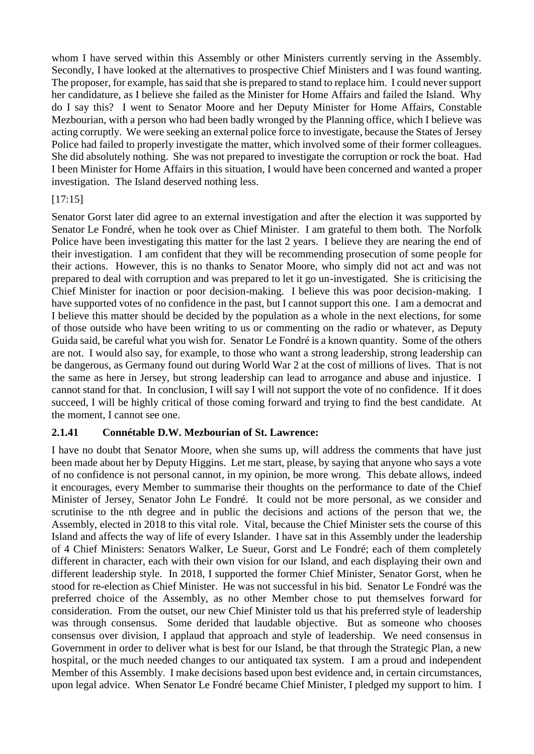whom I have served within this Assembly or other Ministers currently serving in the Assembly. Secondly, I have looked at the alternatives to prospective Chief Ministers and I was found wanting. The proposer, for example, has said that she is prepared to stand to replace him. I could never support her candidature, as I believe she failed as the Minister for Home Affairs and failed the Island. Why do I say this? I went to Senator Moore and her Deputy Minister for Home Affairs, Constable Mezbourian, with a person who had been badly wronged by the Planning office, which I believe was acting corruptly. We were seeking an external police force to investigate, because the States of Jersey Police had failed to properly investigate the matter, which involved some of their former colleagues. She did absolutely nothing. She was not prepared to investigate the corruption or rock the boat. Had I been Minister for Home Affairs in this situation, I would have been concerned and wanted a proper investigation. The Island deserved nothing less.

[17:15]

Senator Gorst later did agree to an external investigation and after the election it was supported by Senator Le Fondré, when he took over as Chief Minister. I am grateful to them both. The Norfolk Police have been investigating this matter for the last 2 years. I believe they are nearing the end of their investigation. I am confident that they will be recommending prosecution of some people for their actions. However, this is no thanks to Senator Moore, who simply did not act and was not prepared to deal with corruption and was prepared to let it go un-investigated. She is criticising the Chief Minister for inaction or poor decision-making. I believe this was poor decision-making. I have supported votes of no confidence in the past, but I cannot support this one. I am a democrat and I believe this matter should be decided by the population as a whole in the next elections, for some of those outside who have been writing to us or commenting on the radio or whatever, as Deputy Guida said, be careful what you wish for. Senator Le Fondré is a known quantity. Some of the others are not. I would also say, for example, to those who want a strong leadership, strong leadership can be dangerous, as Germany found out during World War 2 at the cost of millions of lives. That is not the same as here in Jersey, but strong leadership can lead to arrogance and abuse and injustice. I cannot stand for that. In conclusion, I will say I will not support the vote of no confidence. If it does succeed, I will be highly critical of those coming forward and trying to find the best candidate. At the moment, I cannot see one.

### 2.1.41 Connétable D.W. Mezbourian of St. Lawrence:

I have no doubt that Senator Moore, when she sums up, will address the comments that have just been made about her by Deputy Higgins. Let me start, please, by saying that anyone who says a vote of no confidence is not personal cannot, in my opinion, be more wrong. This debate allows, indeed it encourages, every Member to summarise their thoughts on the performance to date of the Chief Minister of Jersey, Senator John Le Fondré. It could not be more personal, as we consider and scrutinise to the nth degree and in public the decisions and actions of the person that we, the Assembly, elected in 2018 to this vital role. Vital, because the Chief Minister sets the course of this Island and affects the way of life of every Islander. I have sat in this Assembly under the leadership of 4 Chief Ministers: Senators Walker, Le Sueur, Gorst and Le Fondré; each of them completely different in character, each with their own vision for our Island, and each displaying their own and different leadership style. In 2018, I supported the former Chief Minister, Senator Gorst, when he stood for re-election as Chief Minister. He was not successful in his bid. Senator Le Fondré was the preferred choice of the Assembly, as no other Member chose to put themselves forward for consideration. From the outset, our new Chief Minister told us that his preferred style of leadership was through consensus. Some derided that laudable objective. But as someone who chooses consensus over division, I applaud that approach and style of leadership. We need consensus in Government in order to deliver what is best for our Island, be that through the Strategic Plan, a new hospital, or the much needed changes to our antiquated tax system. I am a proud and independent Member of this Assembly. I make decisions based upon best evidence and, in certain circumstances, upon legal advice. When Senator Le Fondré became Chief Minister, I pledged my support to him. I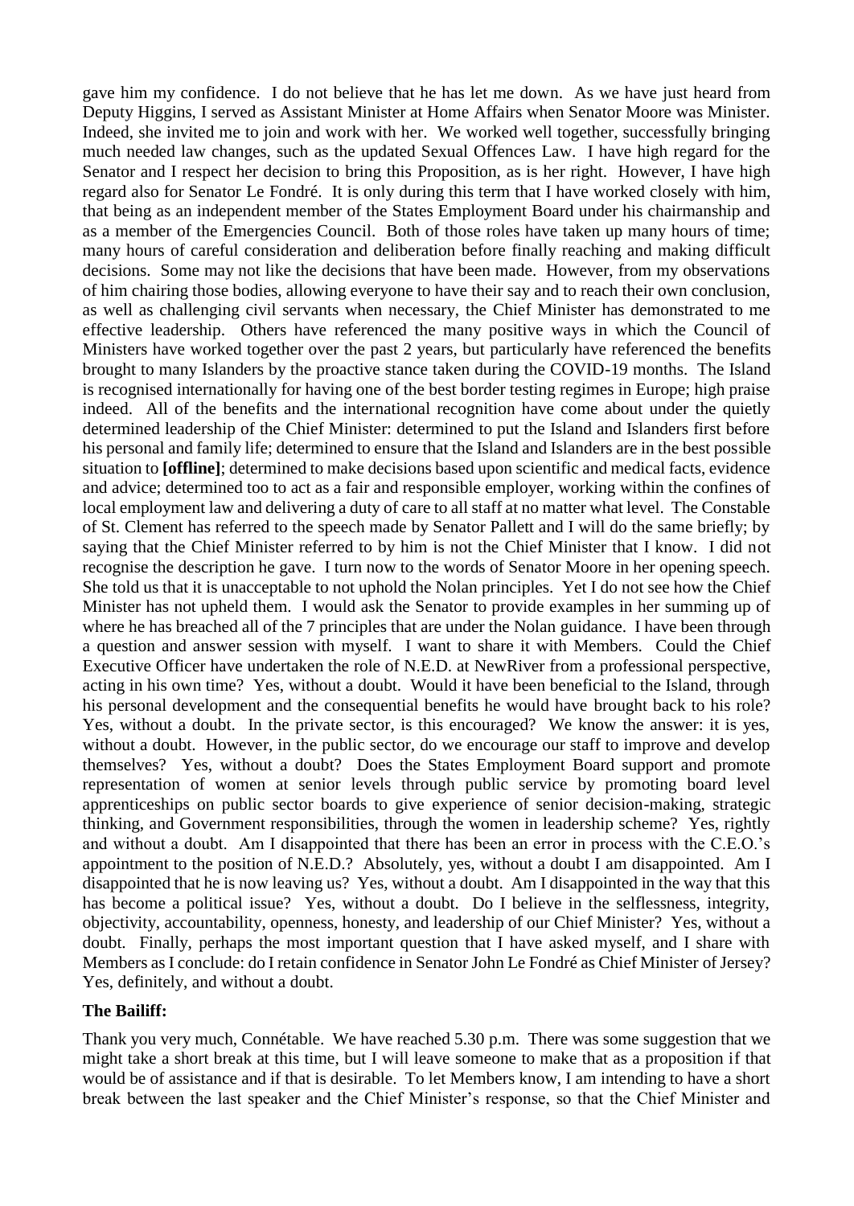gave him my confidence. I do not believe that he has let me down. As we have just heard from Deputy Higgins, I served as Assistant Minister at Home Affairs when Senator Moore was Minister. Indeed, she invited me to join and work with her. We worked well together, successfully bringing much needed law changes, such as the updated Sexual Offences Law. I have high regard for the Senator and I respect her decision to bring this Proposition, as is her right. However, I have high regard also for Senator Le Fondré. It is only during this term that I have worked closely with him, that being as an independent member of the States Employment Board under his chairmanship and as a member of the Emergencies Council. Both of those roles have taken up many hours of time; many hours of careful consideration and deliberation before finally reaching and making difficult decisions. Some may not like the decisions that have been made. However, from my observations of him chairing those bodies, allowing everyone to have their say and to reach their own conclusion, as well as challenging civil servants when necessary, the Chief Minister has demonstrated to me effective leadership. Others have referenced the many positive ways in which the Council of Ministers have worked together over the past 2 years, but particularly have referenced the benefits brought to many Islanders by the proactive stance taken during the COVID-19 months. The Island is recognised internationally for having one of the best border testing regimes in Europe; high praise indeed. All of the benefits and the international recognition have come about under the quietly determined leadership of the Chief Minister: determined to put the Island and Islanders first before his personal and family life; determined to ensure that the Island and Islanders are in the best possible situation to **[offline]**; determined to make decisions based upon scientific and medical facts, evidence and advice; determined too to act as a fair and responsible employer, working within the confines of local employment law and delivering a duty of care to all staff at no matter what level. The Constable of St. Clement has referred to the speech made by Senator Pallett and I will do the same briefly; by saying that the Chief Minister referred to by him is not the Chief Minister that I know. I did not recognise the description he gave. I turn now to the words of Senator Moore in her opening speech. She told us that it is unacceptable to not uphold the Nolan principles. Yet I do not see how the Chief Minister has not upheld them. I would ask the Senator to provide examples in her summing up of where he has breached all of the 7 principles that are under the Nolan guidance. I have been through a question and answer session with myself. I want to share it with Members. Could the Chief Executive Officer have undertaken the role of N.E.D. at NewRiver from a professional perspective, acting in his own time? Yes, without a doubt. Would it have been beneficial to the Island, through his personal development and the consequential benefits he would have brought back to his role? Yes, without a doubt. In the private sector, is this encouraged? We know the answer: it is yes, without a doubt. However, in the public sector, do we encourage our staff to improve and develop themselves? Yes, without a doubt? Does the States Employment Board support and promote representation of women at senior levels through public service by promoting board level apprenticeships on public sector boards to give experience of senior decision-making, strategic thinking, and Government responsibilities, through the women in leadership scheme? Yes, rightly and without a doubt. Am I disappointed that there has been an error in process with the C.E.O.'s appointment to the position of N.E.D.? Absolutely, yes, without a doubt I am disappointed. Am I disappointed that he is now leaving us? Yes, without a doubt. Am I disappointed in the way that this has become a political issue? Yes, without a doubt. Do I believe in the selflessness, integrity, objectivity, accountability, openness, honesty, and leadership of our Chief Minister? Yes, without a doubt. Finally, perhaps the most important question that I have asked myself, and I share with Members as I conclude: do I retain confidence in Senator John Le Fondré as Chief Minister of Jersey? Yes, definitely, and without a doubt.

**The Bailiff:**

Thank you very much, Connétable. We have reached 5.30 p.m. There was some suggestion that we might take a short break at this time, but I will leave someone to make that as a proposition if that would be of assistance and if that is desirable. To let Members know, I am intending to have a short break between the last speaker and the Chief Minister's response, so that the Chief Minister and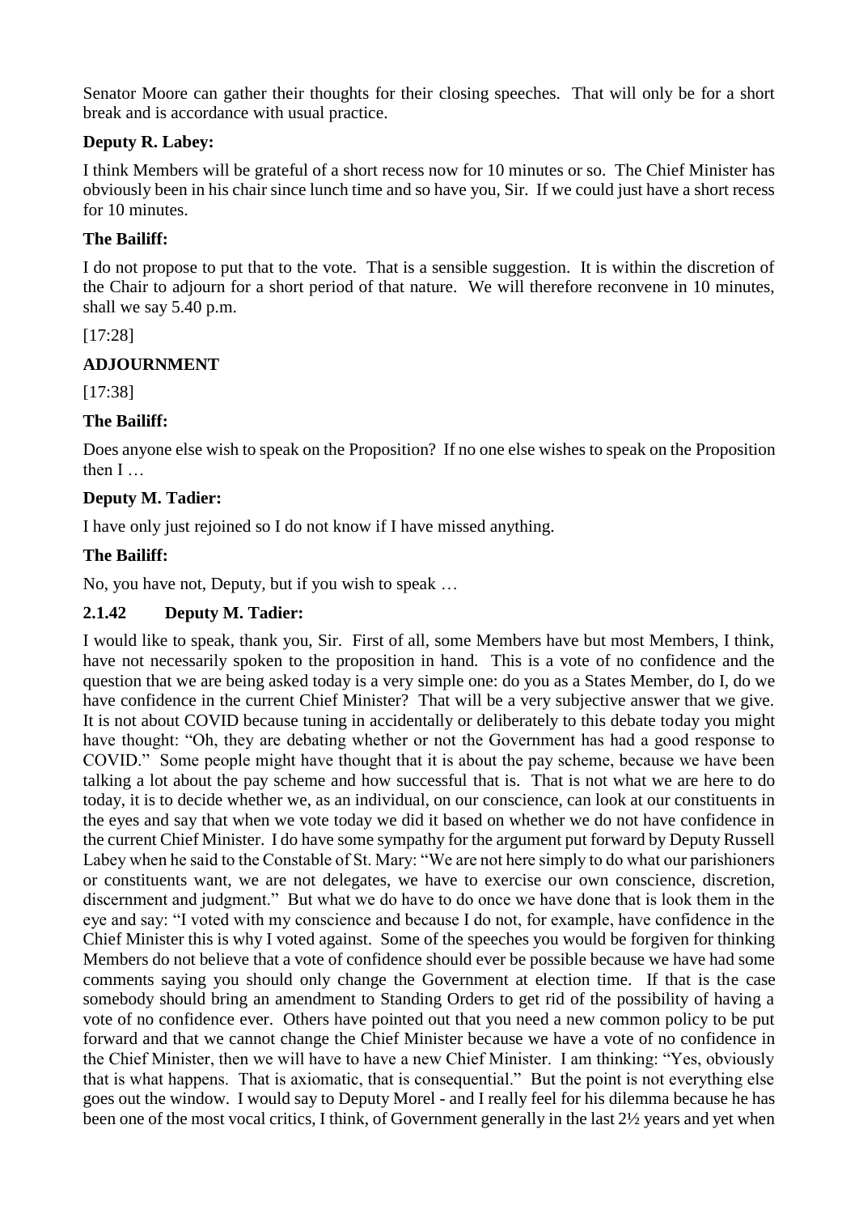Senator Moore can gather their thoughts for their closing speeches. That will only be for a short break and is accordance with usual practice.

**Deputy R. Labey:**

I think Members will be grateful of a short recess now for 10 minutes or so. The Chief Minister has obviously been in his chair since lunch time and so have you, Sir. If we could just have a short recess for 10 minutes.

**The Bailiff:**

I do not propose to put that to the vote. That is a sensible suggestion. It is within the discretion of the Chair to adjourn for a short period of that nature. We will therefore reconvene in 10 minutes, shall we say 5.40 p.m.

[17:28]

**ADJOURNMENT**

[17:38]

**The Bailiff:**

Does anyone else wish to speak on the Proposition? If no one else wishes to speak on the Proposition then I …

**Deputy M. Tadier:**

I have only just rejoined so I do not know if I have missed anything.

**The Bailiff:**

No, you have not, Deputy, but if you wish to speak …

### 2.1.42 Deputy M. Tadier:

I would like to speak, thank you, Sir. First of all, some Members have but most Members, I think, have not necessarily spoken to the proposition in hand. This is a vote of no confidence and the question that we are being asked today is a very simple one: do you as a States Member, do I, do we have confidence in the current Chief Minister? That will be a very subjective answer that we give. It is not about COVID because tuning in accidentally or deliberately to this debate today you might have thought: "Oh, they are debating whether or not the Government has had a good response to COVID." Some people might have thought that it is about the pay scheme, because we have been talking a lot about the pay scheme and how successful that is. That is not what we are here to do today, it is to decide whether we, as an individual, on our conscience, can look at our constituents in the eyes and say that when we vote today we did it based on whether we do not have confidence in the current Chief Minister. I do have some sympathy for the argument put forward by Deputy Russell Labey when he said to the Constable of St. Mary: "We are not here simply to do what our parishioners or constituents want, we are not delegates, we have to exercise our own conscience, discretion, discernment and judgment." But what we do have to do once we have done that is look them in the eye and say: "I voted with my conscience and because I do not, for example, have confidence in the Chief Minister this is why I voted against. Some of the speeches you would be forgiven for thinking Members do not believe that a vote of confidence should ever be possible because we have had some comments saying you should only change the Government at election time. If that is the case somebody should bring an amendment to Standing Orders to get rid of the possibility of having a vote of no confidence ever. Others have pointed out that you need a new common policy to be put forward and that we cannot change the Chief Minister because we have a vote of no confidence in the Chief Minister, then we will have to have a new Chief Minister. I am thinking: "Yes, obviously that is what happens. That is axiomatic, that is consequential." But the point is not everything else goes out the window. I would say to Deputy Morel - and I really feel for his dilemma because he has been one of the most vocal critics, I think, of Government generally in the last 2½ years and yet when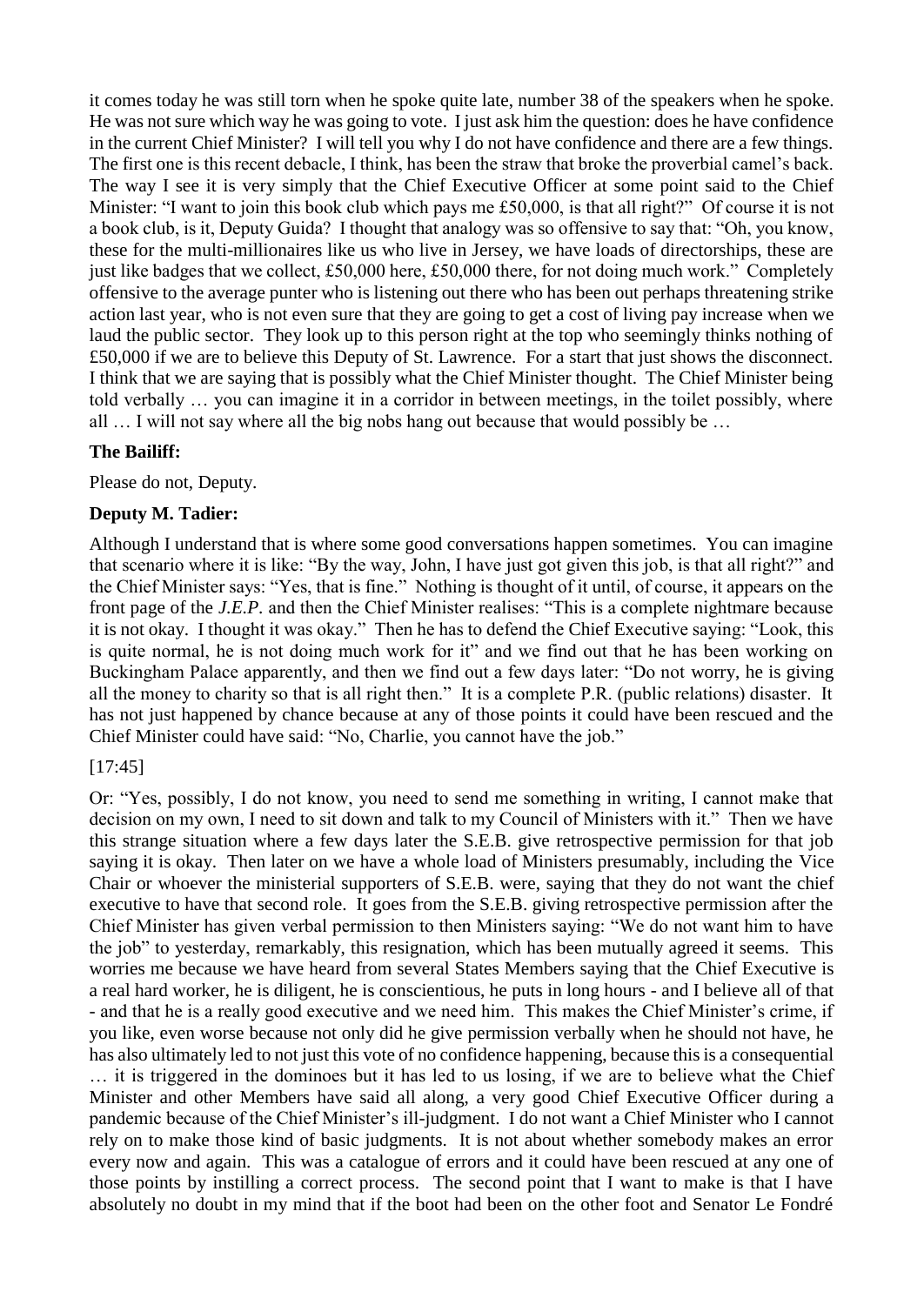it comes today he was still torn when he spoke quite late, number 38 of the speakers when he spoke. He was not sure which way he was going to vote. I just ask him the question: does he have confidence in the current Chief Minister? I will tell you why I do not have confidence and there are a few things. The first one is this recent debacle, I think, has been the straw that broke the proverbial camel's back. The way I see it is very simply that the Chief Executive Officer at some point said to the Chief Minister: "I want to join this book club which pays me £50,000, is that all right?" Of course it is not a book club, is it, Deputy Guida? I thought that analogy was so offensive to say that: "Oh, you know, these for the multi-millionaires like us who live in Jersey, we have loads of directorships, these are just like badges that we collect, £50,000 here, £50,000 there, for not doing much work." Completely offensive to the average punter who is listening out there who has been out perhaps threatening strike action last year, who is not even sure that they are going to get a cost of living pay increase when we laud the public sector. They look up to this person right at the top who seemingly thinks nothing of £50,000 if we are to believe this Deputy of St. Lawrence. For a start that just shows the disconnect. I think that we are saying that is possibly what the Chief Minister thought. The Chief Minister being told verbally … you can imagine it in a corridor in between meetings, in the toilet possibly, where all … I will not say where all the big nobs hang out because that would possibly be …

**The Bailiff:**

Please do not, Deputy.

**Deputy M. Tadier:**

Although I understand that is where some good conversations happen sometimes. You can imagine that scenario where it is like: "By the way, John, I have just got given this job, is that all right?" and the Chief Minister says: "Yes, that is fine." Nothing is thought of it until, of course, it appears on the front page of the *J.E.P.* and then the Chief Minister realises: "This is a complete nightmare because it is not okay. I thought it was okay." Then he has to defend the Chief Executive saying: "Look, this is quite normal, he is not doing much work for it" and we find out that he has been working on Buckingham Palace apparently, and then we find out a few days later: "Do not worry, he is giving all the money to charity so that is all right then." It is a complete P.R. (public relations) disaster. It has not just happened by chance because at any of those points it could have been rescued and the Chief Minister could have said: "No, Charlie, you cannot have the job."

[17:45]

Or: "Yes, possibly, I do not know, you need to send me something in writing, I cannot make that decision on my own, I need to sit down and talk to my Council of Ministers with it." Then we have this strange situation where a few days later the S.E.B. give retrospective permission for that job saying it is okay. Then later on we have a whole load of Ministers presumably, including the Vice Chair or whoever the ministerial supporters of S.E.B. were, saying that they do not want the chief executive to have that second role. It goes from the S.E.B. giving retrospective permission after the Chief Minister has given verbal permission to then Ministers saying: "We do not want him to have the job" to yesterday, remarkably, this resignation, which has been mutually agreed it seems. This worries me because we have heard from several States Members saying that the Chief Executive is a real hard worker, he is diligent, he is conscientious, he puts in long hours - and I believe all of that - and that he is a really good executive and we need him. This makes the Chief Minister's crime, if you like, even worse because not only did he give permission verbally when he should not have, he has also ultimately led to not just this vote of no confidence happening, because this is a consequential … it is triggered in the dominoes but it has led to us losing, if we are to believe what the Chief Minister and other Members have said all along, a very good Chief Executive Officer during a pandemic because of the Chief Minister's ill-judgment. I do not want a Chief Minister who I cannot rely on to make those kind of basic judgments. It is not about whether somebody makes an error every now and again. This was a catalogue of errors and it could have been rescued at any one of those points by instilling a correct process. The second point that I want to make is that I have absolutely no doubt in my mind that if the boot had been on the other foot and Senator Le Fondré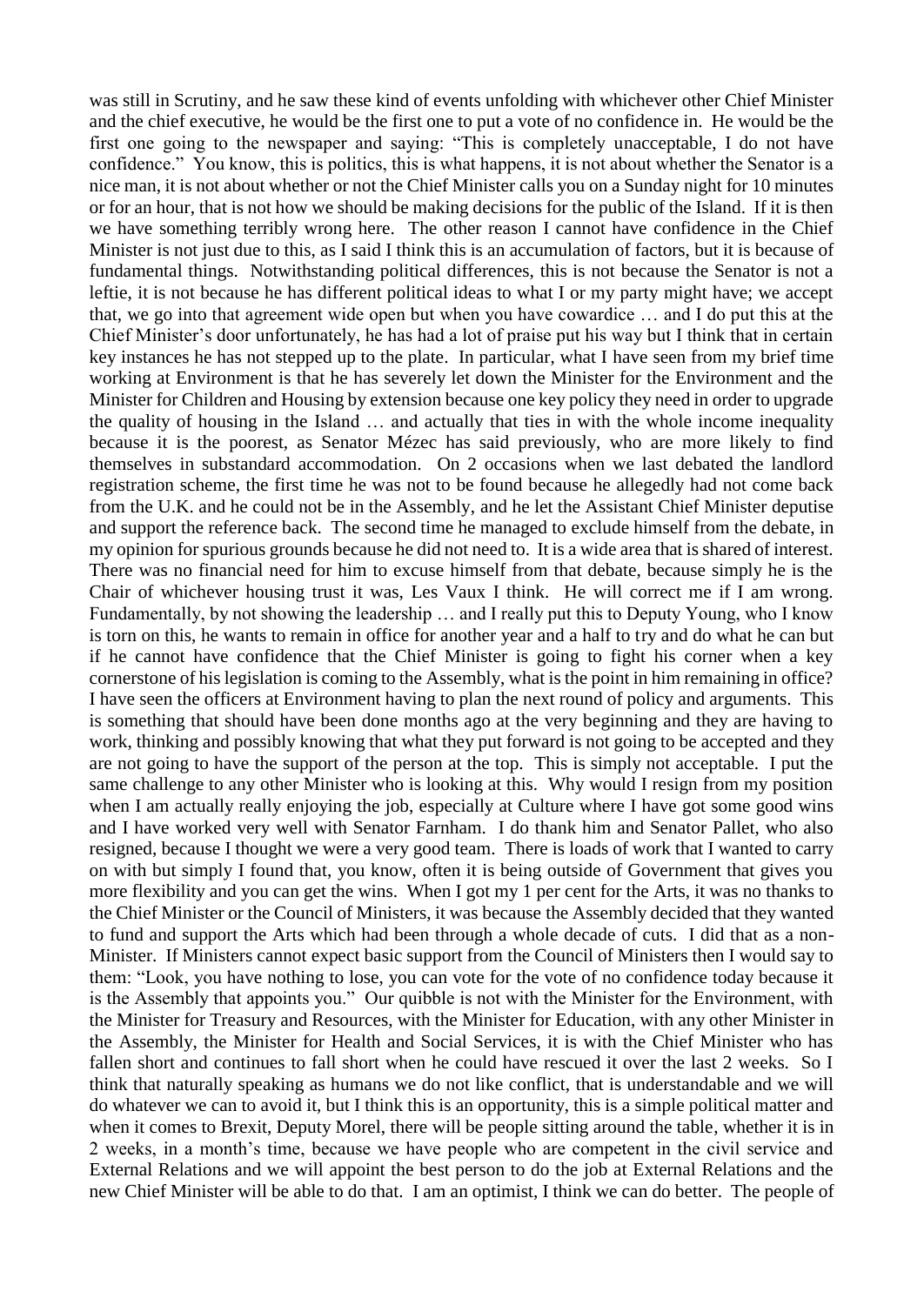was still in Scrutiny, and he saw these kind of events unfolding with whichever other Chief Minister and the chief executive, he would be the first one to put a vote of no confidence in. He would be the first one going to the newspaper and saying: "This is completely unacceptable, I do not have confidence." You know, this is politics, this is what happens, it is not about whether the Senator is a nice man, it is not about whether or not the Chief Minister calls you on a Sunday night for 10 minutes or for an hour, that is not how we should be making decisions for the public of the Island. If it is then we have something terribly wrong here. The other reason I cannot have confidence in the Chief Minister is not just due to this, as I said I think this is an accumulation of factors, but it is because of fundamental things. Notwithstanding political differences, this is not because the Senator is not a leftie, it is not because he has different political ideas to what I or my party might have; we accept that, we go into that agreement wide open but when you have cowardice … and I do put this at the Chief Minister's door unfortunately, he has had a lot of praise put his way but I think that in certain key instances he has not stepped up to the plate. In particular, what I have seen from my brief time working at Environment is that he has severely let down the Minister for the Environment and the Minister for Children and Housing by extension because one key policy they need in order to upgrade the quality of housing in the Island … and actually that ties in with the whole income inequality because it is the poorest, as Senator Mézec has said previously, who are more likely to find themselves in substandard accommodation. On 2 occasions when we last debated the landlord registration scheme, the first time he was not to be found because he allegedly had not come back from the U.K. and he could not be in the Assembly, and he let the Assistant Chief Minister deputise and support the reference back. The second time he managed to exclude himself from the debate, in my opinion for spurious grounds because he did not need to. It is a wide area that is shared of interest. There was no financial need for him to excuse himself from that debate, because simply he is the Chair of whichever housing trust it was, Les Vaux I think. He will correct me if I am wrong. Fundamentally, by not showing the leadership … and I really put this to Deputy Young, who I know is torn on this, he wants to remain in office for another year and a half to try and do what he can but if he cannot have confidence that the Chief Minister is going to fight his corner when a key cornerstone of his legislation is coming to the Assembly, what is the point in him remaining in office? I have seen the officers at Environment having to plan the next round of policy and arguments. This is something that should have been done months ago at the very beginning and they are having to work, thinking and possibly knowing that what they put forward is not going to be accepted and they are not going to have the support of the person at the top. This is simply not acceptable. I put the same challenge to any other Minister who is looking at this. Why would I resign from my position when I am actually really enjoying the job, especially at Culture where I have got some good wins and I have worked very well with Senator Farnham. I do thank him and Senator Pallet, who also resigned, because I thought we were a very good team. There is loads of work that I wanted to carry on with but simply I found that, you know, often it is being outside of Government that gives you more flexibility and you can get the wins. When I got my 1 per cent for the Arts, it was no thanks to the Chief Minister or the Council of Ministers, it was because the Assembly decided that they wanted to fund and support the Arts which had been through a whole decade of cuts. I did that as a non-Minister. If Ministers cannot expect basic support from the Council of Ministers then I would say to them: "Look, you have nothing to lose, you can vote for the vote of no confidence today because it is the Assembly that appoints you." Our quibble is not with the Minister for the Environment, with the Minister for Treasury and Resources, with the Minister for Education, with any other Minister in the Assembly, the Minister for Health and Social Services, it is with the Chief Minister who has fallen short and continues to fall short when he could have rescued it over the last 2 weeks. So I think that naturally speaking as humans we do not like conflict, that is understandable and we will do whatever we can to avoid it, but I think this is an opportunity, this is a simple political matter and when it comes to Brexit, Deputy Morel, there will be people sitting around the table, whether it is in 2 weeks, in a month's time, because we have people who are competent in the civil service and External Relations and we will appoint the best person to do the job at External Relations and the new Chief Minister will be able to do that. I am an optimist, I think we can do better. The people of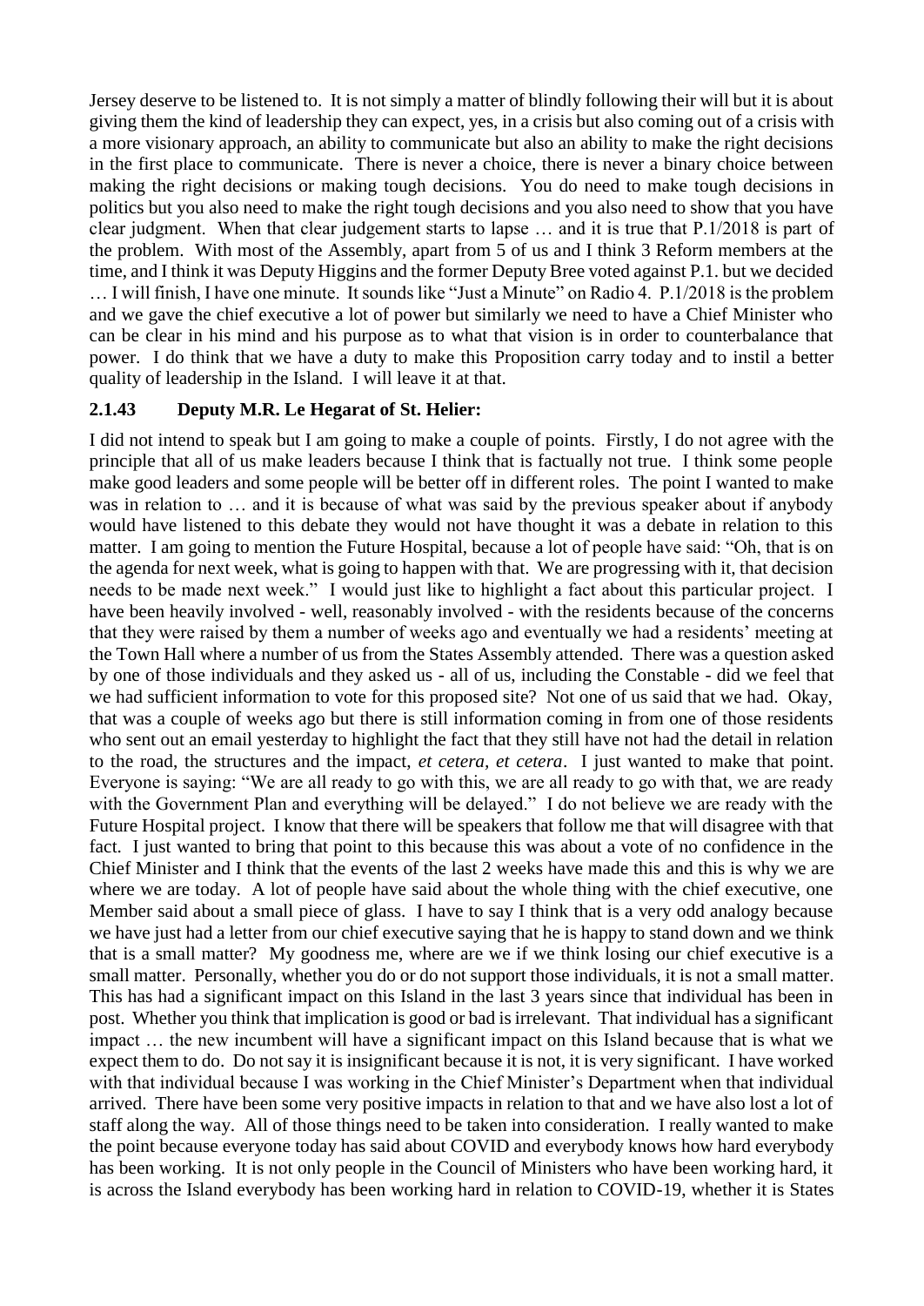Jersey deserve to be listened to. It is not simply a matter of blindly following their will but it is about giving them the kind of leadership they can expect, yes, in a crisis but also coming out of a crisis with a more visionary approach, an ability to communicate but also an ability to make the right decisions in the first place to communicate. There is never a choice, there is never a binary choice between making the right decisions or making tough decisions. You do need to make tough decisions in politics but you also need to make the right tough decisions and you also need to show that you have clear judgment. When that clear judgement starts to lapse … and it is true that P.1/2018 is part of the problem. With most of the Assembly, apart from 5 of us and I think 3 Reform members at the time, and I think it was Deputy Higgins and the former Deputy Bree voted against P.1. but we decided … I will finish, I have one minute. It sounds like "Just a Minute" on Radio 4. P.1/2018 is the problem and we gave the chief executive a lot of power but similarly we need to have a Chief Minister who can be clear in his mind and his purpose as to what that vision is in order to counterbalance that power. I do think that we have a duty to make this Proposition carry today and to instil a better quality of leadership in the Island. I will leave it at that.

### 2.1.43 Deputy M.R. Le Hegarat of St. Helier:

I did not intend to speak but I am going to make a couple of points. Firstly, I do not agree with the principle that all of us make leaders because I think that is factually not true. I think some people make good leaders and some people will be better off in different roles. The point I wanted to make was in relation to … and it is because of what was said by the previous speaker about if anybody would have listened to this debate they would not have thought it was a debate in relation to this matter. I am going to mention the Future Hospital, because a lot of people have said: "Oh, that is on the agenda for next week, what is going to happen with that. We are progressing with it, that decision needs to be made next week." I would just like to highlight a fact about this particular project. I have been heavily involved - well, reasonably involved - with the residents because of the concerns that they were raised by them a number of weeks ago and eventually we had a residents' meeting at the Town Hall where a number of us from the States Assembly attended. There was a question asked by one of those individuals and they asked us - all of us, including the Constable - did we feel that we had sufficient information to vote for this proposed site? Not one of us said that we had. Okay, that was a couple of weeks ago but there is still information coming in from one of those residents who sent out an email yesterday to highlight the fact that they still have not had the detail in relation to the road, the structures and the impact, *et cetera, et cetera*. I just wanted to make that point. Everyone is saying: "We are all ready to go with this, we are all ready to go with that, we are ready with the Government Plan and everything will be delayed." I do not believe we are ready with the Future Hospital project. I know that there will be speakers that follow me that will disagree with that fact. I just wanted to bring that point to this because this was about a vote of no confidence in the Chief Minister and I think that the events of the last 2 weeks have made this and this is why we are where we are today. A lot of people have said about the whole thing with the chief executive, one Member said about a small piece of glass. I have to say I think that is a very odd analogy because we have just had a letter from our chief executive saying that he is happy to stand down and we think that is a small matter? My goodness me, where are we if we think losing our chief executive is a small matter. Personally, whether you do or do not support those individuals, it is not a small matter. This has had a significant impact on this Island in the last 3 years since that individual has been in post. Whether you think that implication is good or bad is irrelevant. That individual has a significant impact … the new incumbent will have a significant impact on this Island because that is what we expect them to do. Do not say it is insignificant because it is not, it is very significant. I have worked with that individual because I was working in the Chief Minister's Department when that individual arrived. There have been some very positive impacts in relation to that and we have also lost a lot of staff along the way. All of those things need to be taken into consideration. I really wanted to make the point because everyone today has said about COVID and everybody knows how hard everybody has been working. It is not only people in the Council of Ministers who have been working hard, it is across the Island everybody has been working hard in relation to COVID-19, whether it is States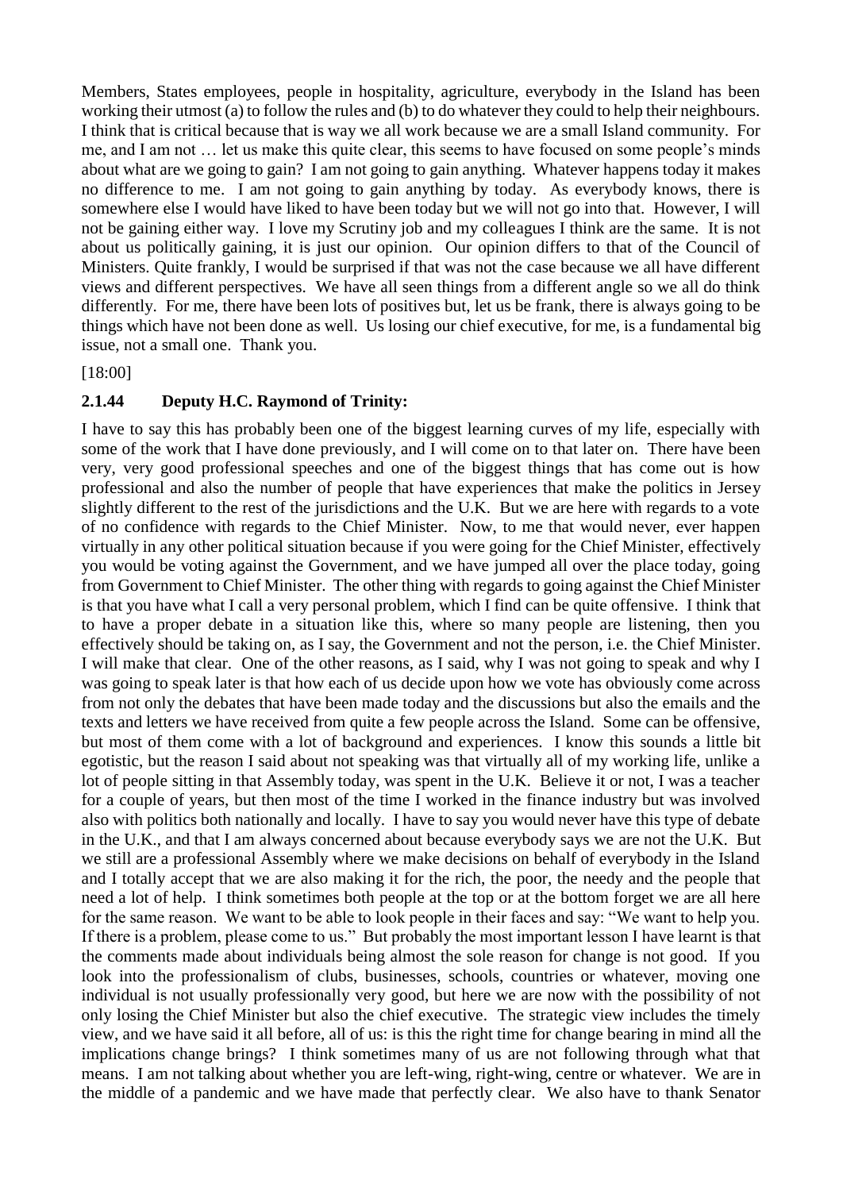Members, States employees, people in hospitality, agriculture, everybody in the Island has been working their utmost (a) to follow the rules and (b) to do whatever they could to help their neighbours. I think that is critical because that is way we all work because we are a small Island community. For me, and I am not … let us make this quite clear, this seems to have focused on some people's minds about what are we going to gain? I am not going to gain anything. Whatever happens today it makes no difference to me. I am not going to gain anything by today. As everybody knows, there is somewhere else I would have liked to have been today but we will not go into that. However, I will not be gaining either way. I love my Scrutiny job and my colleagues I think are the same. It is not about us politically gaining, it is just our opinion. Our opinion differs to that of the Council of Ministers. Quite frankly, I would be surprised if that was not the case because we all have different views and different perspectives. We have all seen things from a different angle so we all do think differently. For me, there have been lots of positives but, let us be frank, there is always going to be things which have not been done as well. Us losing our chief executive, for me, is a fundamental big issue, not a small one. Thank you.

[18:00]

### 2.1.44 Deputy H.C. Raymond of Trinity:

I have to say this has probably been one of the biggest learning curves of my life, especially with some of the work that I have done previously, and I will come on to that later on. There have been very, very good professional speeches and one of the biggest things that has come out is how professional and also the number of people that have experiences that make the politics in Jersey slightly different to the rest of the jurisdictions and the U.K. But we are here with regards to a vote of no confidence with regards to the Chief Minister. Now, to me that would never, ever happen virtually in any other political situation because if you were going for the Chief Minister, effectively you would be voting against the Government, and we have jumped all over the place today, going from Government to Chief Minister. The other thing with regards to going against the Chief Minister is that you have what I call a very personal problem, which I find can be quite offensive. I think that to have a proper debate in a situation like this, where so many people are listening, then you effectively should be taking on, as I say, the Government and not the person, i.e. the Chief Minister. I will make that clear. One of the other reasons, as I said, why I was not going to speak and why I was going to speak later is that how each of us decide upon how we vote has obviously come across from not only the debates that have been made today and the discussions but also the emails and the texts and letters we have received from quite a few people across the Island. Some can be offensive, but most of them come with a lot of background and experiences. I know this sounds a little bit egotistic, but the reason I said about not speaking was that virtually all of my working life, unlike a lot of people sitting in that Assembly today, was spent in the U.K. Believe it or not, I was a teacher for a couple of years, but then most of the time I worked in the finance industry but was involved also with politics both nationally and locally. I have to say you would never have this type of debate in the U.K., and that I am always concerned about because everybody says we are not the U.K. But we still are a professional Assembly where we make decisions on behalf of everybody in the Island and I totally accept that we are also making it for the rich, the poor, the needy and the people that need a lot of help. I think sometimes both people at the top or at the bottom forget we are all here for the same reason. We want to be able to look people in their faces and say: "We want to help you. If there is a problem, please come to us." But probably the most important lesson I have learnt is that the comments made about individuals being almost the sole reason for change is not good. If you look into the professionalism of clubs, businesses, schools, countries or whatever, moving one individual is not usually professionally very good, but here we are now with the possibility of not only losing the Chief Minister but also the chief executive. The strategic view includes the timely view, and we have said it all before, all of us: is this the right time for change bearing in mind all the implications change brings? I think sometimes many of us are not following through what that means. I am not talking about whether you are left-wing, right-wing, centre or whatever. We are in the middle of a pandemic and we have made that perfectly clear. We also have to thank Senator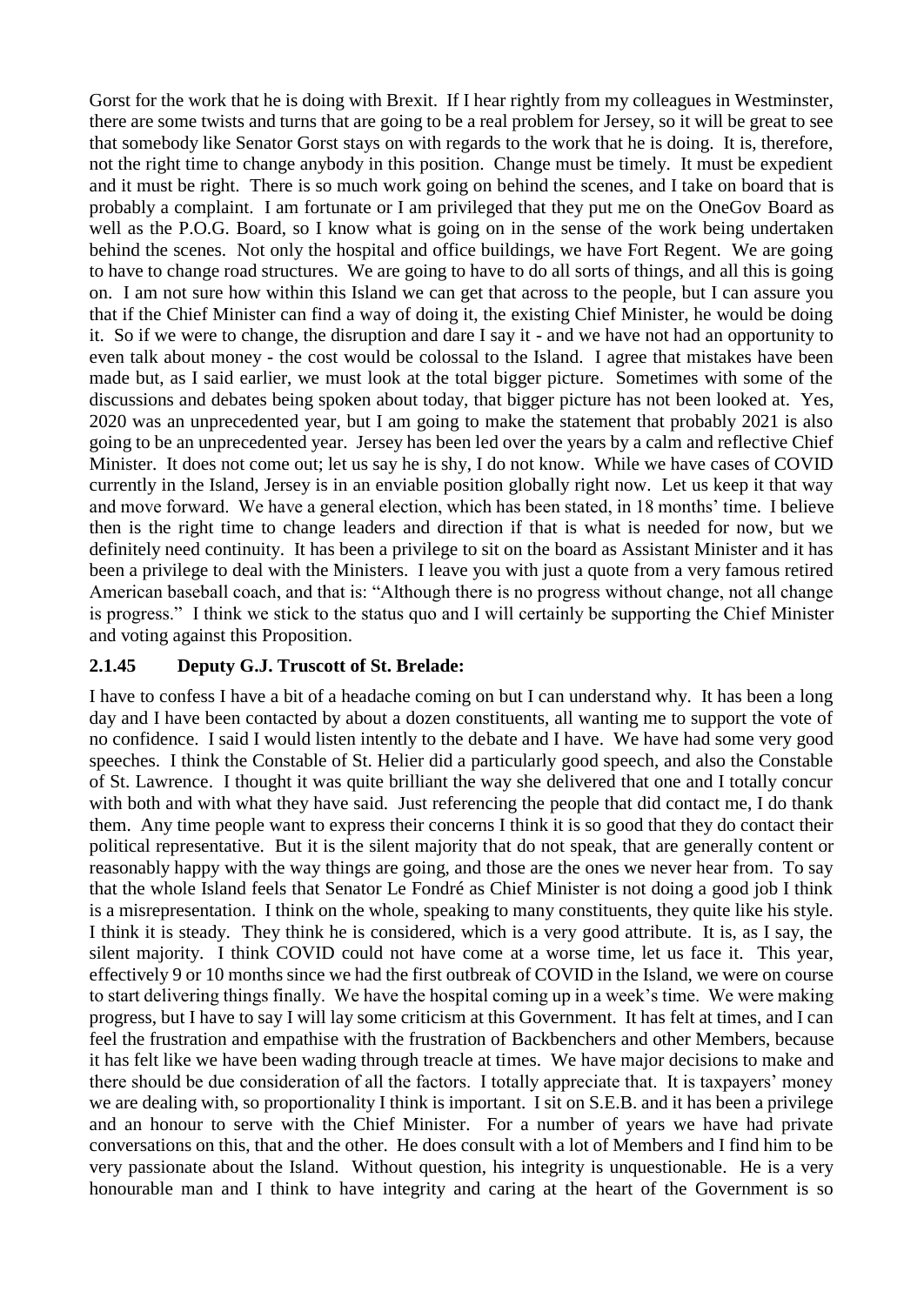Gorst for the work that he is doing with Brexit. If I hear rightly from my colleagues in Westminster, there are some twists and turns that are going to be a real problem for Jersey, so it will be great to see that somebody like Senator Gorst stays on with regards to the work that he is doing. It is, therefore, not the right time to change anybody in this position. Change must be timely. It must be expedient and it must be right. There is so much work going on behind the scenes, and I take on board that is probably a complaint. I am fortunate or I am privileged that they put me on the OneGov Board as well as the P.O.G. Board, so I know what is going on in the sense of the work being undertaken behind the scenes. Not only the hospital and office buildings, we have Fort Regent. We are going to have to change road structures. We are going to have to do all sorts of things, and all this is going on. I am not sure how within this Island we can get that across to the people, but I can assure you that if the Chief Minister can find a way of doing it, the existing Chief Minister, he would be doing it. So if we were to change, the disruption and dare I say it - and we have not had an opportunity to even talk about money - the cost would be colossal to the Island. I agree that mistakes have been made but, as I said earlier, we must look at the total bigger picture. Sometimes with some of the discussions and debates being spoken about today, that bigger picture has not been looked at. Yes, 2020 was an unprecedented year, but I am going to make the statement that probably 2021 is also going to be an unprecedented year. Jersey has been led over the years by a calm and reflective Chief Minister. It does not come out; let us say he is shy, I do not know. While we have cases of COVID currently in the Island, Jersey is in an enviable position globally right now. Let us keep it that way and move forward. We have a general election, which has been stated, in 18 months' time. I believe then is the right time to change leaders and direction if that is what is needed for now, but we definitely need continuity. It has been a privilege to sit on the board as Assistant Minister and it has been a privilege to deal with the Ministers. I leave you with just a quote from a very famous retired American baseball coach, and that is: "Although there is no progress without change, not all change is progress." I think we stick to the status quo and I will certainly be supporting the Chief Minister and voting against this Proposition.

### 2.1.45 Deputy G.J. Truscott of St. Brelade:

I have to confess I have a bit of a headache coming on but I can understand why. It has been a long day and I have been contacted by about a dozen constituents, all wanting me to support the vote of no confidence. I said I would listen intently to the debate and I have. We have had some very good speeches. I think the Constable of St. Helier did a particularly good speech, and also the Constable of St. Lawrence. I thought it was quite brilliant the way she delivered that one and I totally concur with both and with what they have said. Just referencing the people that did contact me, I do thank them. Any time people want to express their concerns I think it is so good that they do contact their political representative. But it is the silent majority that do not speak, that are generally content or reasonably happy with the way things are going, and those are the ones we never hear from. To say that the whole Island feels that Senator Le Fondré as Chief Minister is not doing a good job I think is a misrepresentation. I think on the whole, speaking to many constituents, they quite like his style. I think it is steady. They think he is considered, which is a very good attribute. It is, as I say, the silent majority. I think COVID could not have come at a worse time, let us face it. This year, effectively 9 or 10 months since we had the first outbreak of COVID in the Island, we were on course to start delivering things finally. We have the hospital coming up in a week's time. We were making progress, but I have to say I will lay some criticism at this Government. It has felt at times, and I can feel the frustration and empathise with the frustration of Backbenchers and other Members, because it has felt like we have been wading through treacle at times. We have major decisions to make and there should be due consideration of all the factors. I totally appreciate that. It is taxpayers' money we are dealing with, so proportionality I think is important. I sit on S.E.B. and it has been a privilege and an honour to serve with the Chief Minister. For a number of years we have had private conversations on this, that and the other. He does consult with a lot of Members and I find him to be very passionate about the Island. Without question, his integrity is unquestionable. He is a very honourable man and I think to have integrity and caring at the heart of the Government is so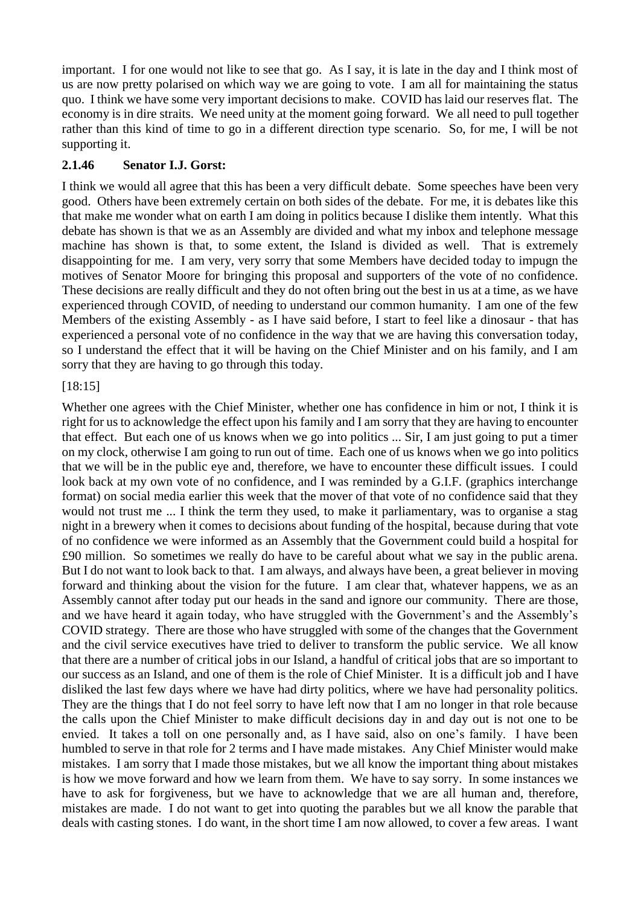important. I for one would not like to see that go. As I say, it is late in the day and I think most of us are now pretty polarised on which way we are going to vote. I am all for maintaining the status quo. I think we have some very important decisions to make. COVID has laid our reserves flat. The economy is in dire straits. We need unity at the moment going forward. We all need to pull together rather than this kind of time to go in a different direction type scenario. So, for me, I will be not supporting it.

### 2.1.46 Senator I.J. Gorst:

I think we would all agree that this has been a very difficult debate. Some speeches have been very good. Others have been extremely certain on both sides of the debate. For me, it is debates like this that make me wonder what on earth I am doing in politics because I dislike them intently. What this debate has shown is that we as an Assembly are divided and what my inbox and telephone message machine has shown is that, to some extent, the Island is divided as well. That is extremely disappointing for me. I am very, very sorry that some Members have decided today to impugn the motives of Senator Moore for bringing this proposal and supporters of the vote of no confidence. These decisions are really difficult and they do not often bring out the best in us at a time, as we have experienced through COVID, of needing to understand our common humanity. I am one of the few Members of the existing Assembly - as I have said before, I start to feel like a dinosaur - that has experienced a personal vote of no confidence in the way that we are having this conversation today, so I understand the effect that it will be having on the Chief Minister and on his family, and I am sorry that they are having to go through this today.

[18:15]

Whether one agrees with the Chief Minister, whether one has confidence in him or not, I think it is right for us to acknowledge the effect upon his family and I am sorry that they are having to encounter that effect. But each one of us knows when we go into politics ... Sir, I am just going to put a timer on my clock, otherwise I am going to run out of time. Each one of us knows when we go into politics that we will be in the public eye and, therefore, we have to encounter these difficult issues. I could look back at my own vote of no confidence, and I was reminded by a G.I.F. (graphics interchange format) on social media earlier this week that the mover of that vote of no confidence said that they would not trust me ... I think the term they used, to make it parliamentary, was to organise a stag night in a brewery when it comes to decisions about funding of the hospital, because during that vote of no confidence we were informed as an Assembly that the Government could build a hospital for £90 million. So sometimes we really do have to be careful about what we say in the public arena. But I do not want to look back to that. I am always, and always have been, a great believer in moving forward and thinking about the vision for the future. I am clear that, whatever happens, we as an Assembly cannot after today put our heads in the sand and ignore our community. There are those, and we have heard it again today, who have struggled with the Government's and the Assembly's COVID strategy. There are those who have struggled with some of the changes that the Government and the civil service executives have tried to deliver to transform the public service. We all know that there are a number of critical jobs in our Island, a handful of critical jobs that are so important to our success as an Island, and one of them is the role of Chief Minister. It is a difficult job and I have disliked the last few days where we have had dirty politics, where we have had personality politics. They are the things that I do not feel sorry to have left now that I am no longer in that role because the calls upon the Chief Minister to make difficult decisions day in and day out is not one to be envied. It takes a toll on one personally and, as I have said, also on one's family. I have been humbled to serve in that role for 2 terms and I have made mistakes. Any Chief Minister would make mistakes. I am sorry that I made those mistakes, but we all know the important thing about mistakes is how we move forward and how we learn from them. We have to say sorry. In some instances we have to ask for forgiveness, but we have to acknowledge that we are all human and, therefore, mistakes are made. I do not want to get into quoting the parables but we all know the parable that deals with casting stones. I do want, in the short time I am now allowed, to cover a few areas. I want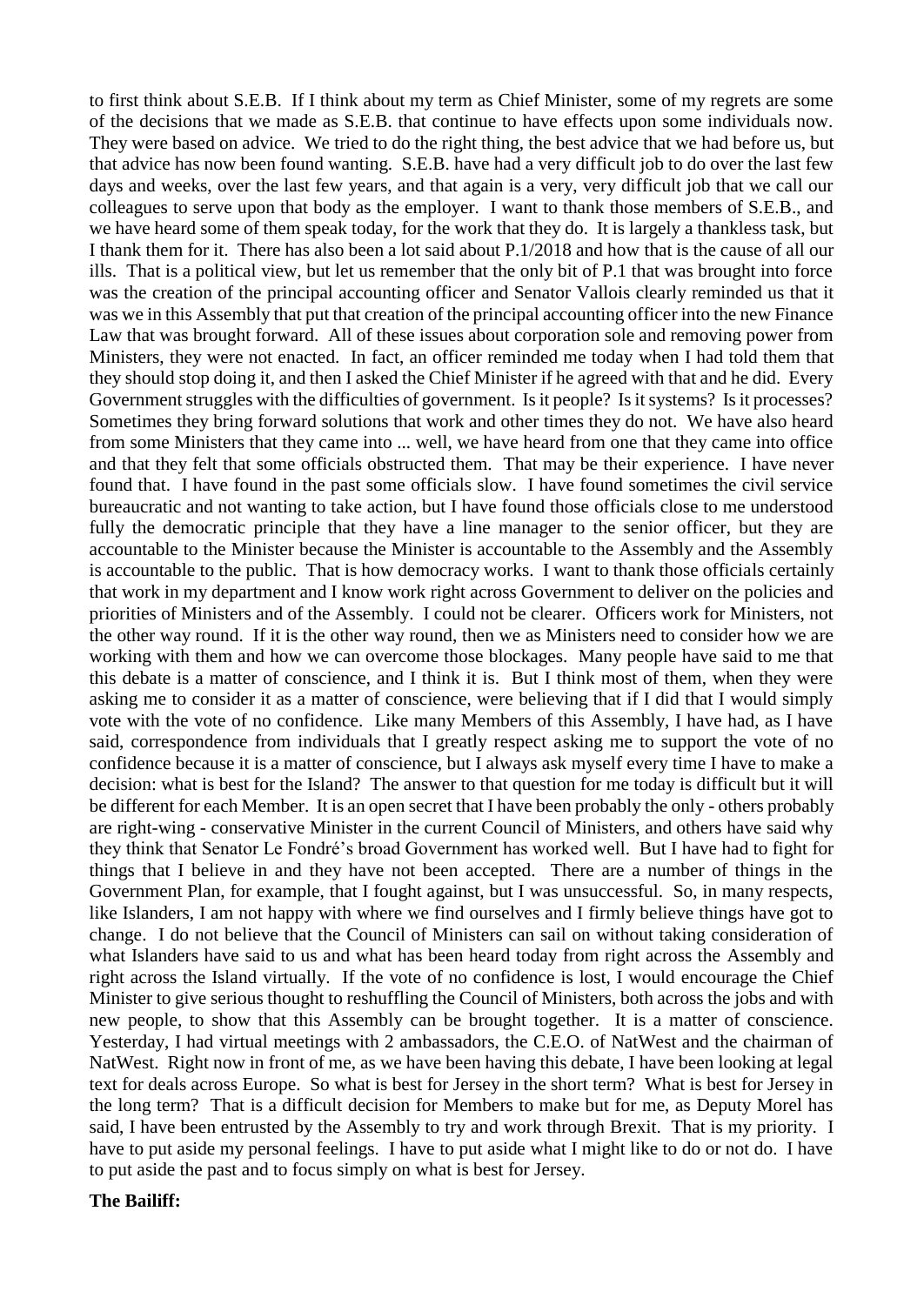to first think about S.E.B. If I think about my term as Chief Minister, some of my regrets are some of the decisions that we made as S.E.B. that continue to have effects upon some individuals now. They were based on advice. We tried to do the right thing, the best advice that we had before us, but that advice has now been found wanting. S.E.B. have had a very difficult job to do over the last few days and weeks, over the last few years, and that again is a very, very difficult job that we call our colleagues to serve upon that body as the employer. I want to thank those members of S.E.B., and we have heard some of them speak today, for the work that they do. It is largely a thankless task, but I thank them for it. There has also been a lot said about P.1/2018 and how that is the cause of all our ills. That is a political view, but let us remember that the only bit of P.1 that was brought into force was the creation of the principal accounting officer and Senator Vallois clearly reminded us that it was we in this Assembly that put that creation of the principal accounting officer into the new Finance Law that was brought forward. All of these issues about corporation sole and removing power from Ministers, they were not enacted. In fact, an officer reminded me today when I had told them that they should stop doing it, and then I asked the Chief Minister if he agreed with that and he did. Every Government struggles with the difficulties of government. Is it people? Is it systems? Is it processes? Sometimes they bring forward solutions that work and other times they do not. We have also heard from some Ministers that they came into ... well, we have heard from one that they came into office and that they felt that some officials obstructed them. That may be their experience. I have never found that. I have found in the past some officials slow. I have found sometimes the civil service bureaucratic and not wanting to take action, but I have found those officials close to me understood fully the democratic principle that they have a line manager to the senior officer, but they are accountable to the Minister because the Minister is accountable to the Assembly and the Assembly is accountable to the public. That is how democracy works. I want to thank those officials certainly that work in my department and I know work right across Government to deliver on the policies and priorities of Ministers and of the Assembly. I could not be clearer. Officers work for Ministers, not the other way round. If it is the other way round, then we as Ministers need to consider how we are working with them and how we can overcome those blockages. Many people have said to me that this debate is a matter of conscience, and I think it is. But I think most of them, when they were asking me to consider it as a matter of conscience, were believing that if I did that I would simply vote with the vote of no confidence. Like many Members of this Assembly, I have had, as I have said, correspondence from individuals that I greatly respect asking me to support the vote of no confidence because it is a matter of conscience, but I always ask myself every time I have to make a decision: what is best for the Island? The answer to that question for me today is difficult but it will be different for each Member. It is an open secret that I have been probably the only - others probably are right-wing - conservative Minister in the current Council of Ministers, and others have said why they think that Senator Le Fondré's broad Government has worked well. But I have had to fight for things that I believe in and they have not been accepted. There are a number of things in the Government Plan, for example, that I fought against, but I was unsuccessful. So, in many respects, like Islanders, I am not happy with where we find ourselves and I firmly believe things have got to change. I do not believe that the Council of Ministers can sail on without taking consideration of what Islanders have said to us and what has been heard today from right across the Assembly and right across the Island virtually. If the vote of no confidence is lost, I would encourage the Chief Minister to give serious thought to reshuffling the Council of Ministers, both across the jobs and with new people, to show that this Assembly can be brought together. It is a matter of conscience. Yesterday, I had virtual meetings with 2 ambassadors, the C.E.O. of NatWest and the chairman of NatWest. Right now in front of me, as we have been having this debate, I have been looking at legal text for deals across Europe. So what is best for Jersey in the short term? What is best for Jersey in the long term? That is a difficult decision for Members to make but for me, as Deputy Morel has said, I have been entrusted by the Assembly to try and work through Brexit. That is my priority. I have to put aside my personal feelings. I have to put aside what I might like to do or not do. I have to put aside the past and to focus simply on what is best for Jersey.

**The Bailiff:**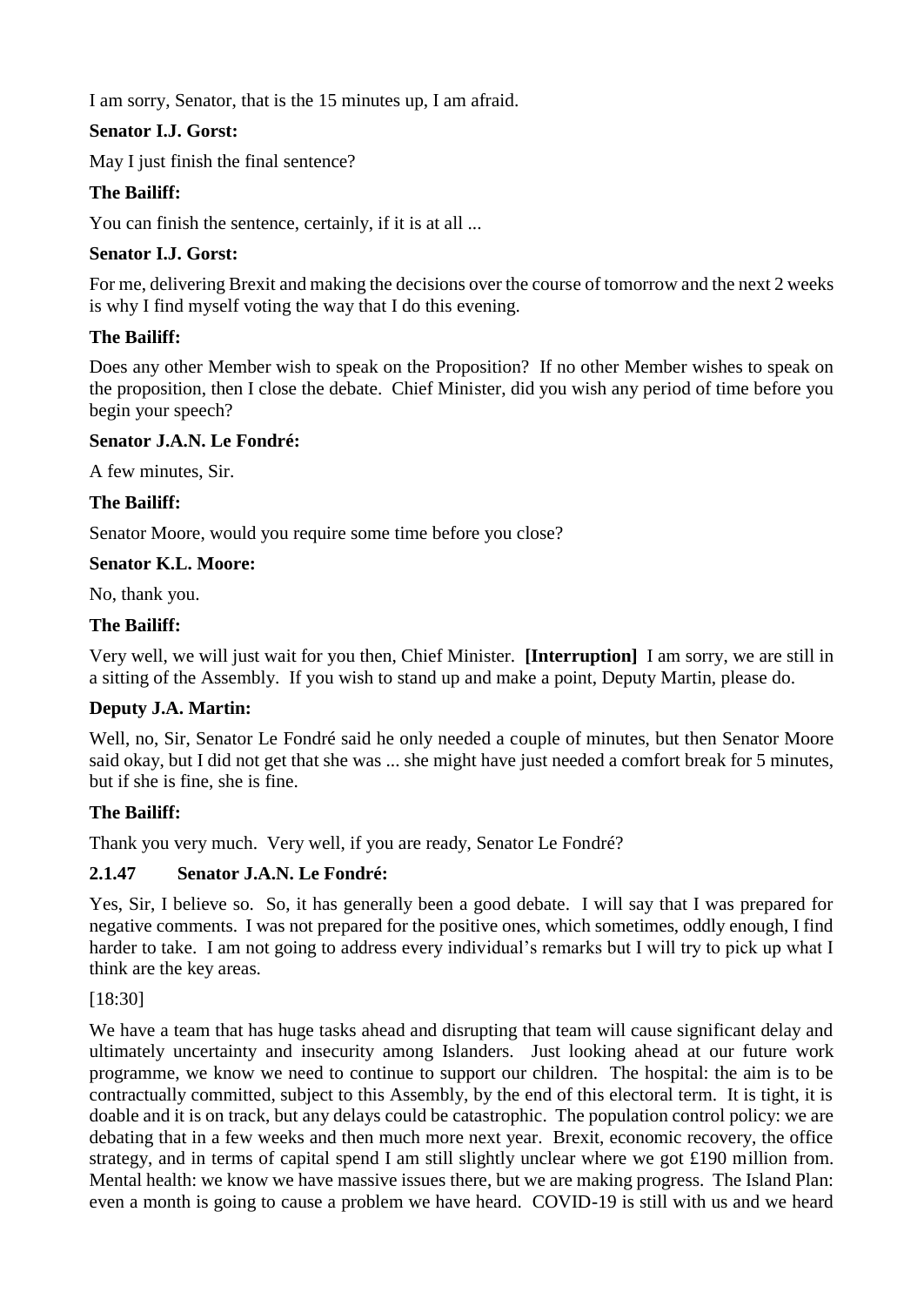I am sorry, Senator, that is the 15 minutes up, I am afraid.

**Senator I.J. Gorst:**

May I just finish the final sentence?

**The Bailiff:**

You can finish the sentence, certainly, if it is at all ...

**Senator I.J. Gorst:**

For me, delivering Brexit and making the decisions over the course of tomorrow and the next 2 weeks is why I find myself voting the way that I do this evening.

**The Bailiff:**

Does any other Member wish to speak on the Proposition? If no other Member wishes to speak on the proposition, then I close the debate. Chief Minister, did you wish any period of time before you begin your speech?

**Senator J.A.N. Le Fondré:**

A few minutes, Sir.

**The Bailiff:**

Senator Moore, would you require some time before you close?

**Senator K.L. Moore:**

No, thank you.

**The Bailiff:**

Very well, we will just wait for you then, Chief Minister. **[Interruption]** I am sorry, we are still in a sitting of the Assembly. If you wish to stand up and make a point, Deputy Martin, please do.

**Deputy J.A. Martin:**

Well, no, Sir, Senator Le Fondré said he only needed a couple of minutes, but then Senator Moore said okay, but I did not get that she was ... she might have just needed a comfort break for 5 minutes, but if she is fine, she is fine.

**The Bailiff:**

Thank you very much. Very well, if you are ready, Senator Le Fondré?

**2.1.47 Senator J.A.N. Le Fondré:**

Yes, Sir, I believe so. So, it has generally been a good debate. I will say that I was prepared for negative comments. I was not prepared for the positive ones, which sometimes, oddly enough, I find harder to take. I am not going to address every individual's remarks but I will try to pick up what I think are the key areas.

[18:30]

We have a team that has huge tasks ahead and disrupting that team will cause significant delay and ultimately uncertainty and insecurity among Islanders. Just looking ahead at our future work programme, we know we need to continue to support our children. The hospital: the aim is to be contractually committed, subject to this Assembly, by the end of this electoral term. It is tight, it is doable and it is on track, but any delays could be catastrophic. The population control policy: we are debating that in a few weeks and then much more next year. Brexit, economic recovery, the office strategy, and in terms of capital spend I am still slightly unclear where we got £190 million from. Mental health: we know we have massive issues there, but we are making progress. The Island Plan: even a month is going to cause a problem we have heard. COVID-19 is still with us and we heard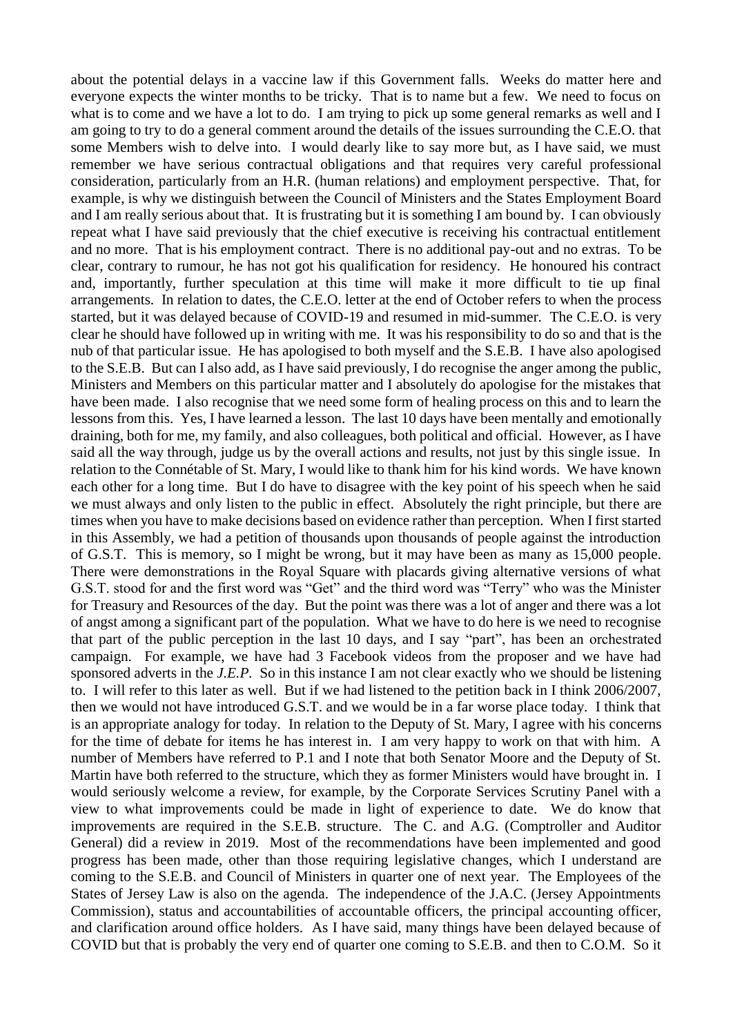about the potential delays in a vaccine law if this Government falls. Weeks do matter here and everyone expects the winter months to be tricky. That is to name but a few. We need to focus on what is to come and we have a lot to do. I am trying to pick up some general remarks as well and I am going to try to do a general comment around the details of the issues surrounding the C.E.O. that some Members wish to delve into. I would dearly like to say more but, as I have said, we must remember we have serious contractual obligations and that requires very careful professional consideration, particularly from an H.R. (human relations) and employment perspective. That, for example, is why we distinguish between the Council of Ministers and the States Employment Board and I am really serious about that. It is frustrating but it is something I am bound by. I can obviously repeat what I have said previously that the chief executive is receiving his contractual entitlement and no more. That is his employment contract. There is no additional pay-out and no extras. To be clear, contrary to rumour, he has not got his qualification for residency. He honoured his contract and, importantly, further speculation at this time will make it more difficult to tie up final arrangements. In relation to dates, the C.E.O. letter at the end of October refers to when the process started, but it was delayed because of COVID-19 and resumed in mid-summer. The C.E.O. is very clear he should have followed up in writing with me. It was his responsibility to do so and that is the nub of that particular issue. He has apologised to both myself and the S.E.B. I have also apologised to the S.E.B. But can I also add, as I have said previously, I do recognise the anger among the public, Ministers and Members on this particular matter and I absolutely do apologise for the mistakes that have been made. I also recognise that we need some form of healing process on this and to learn the lessons from this. Yes, I have learned a lesson. The last 10 days have been mentally and emotionally draining, both for me, my family, and also colleagues, both political and official. However, as I have said all the way through, judge us by the overall actions and results, not just by this single issue. In relation to the Connétable of St. Mary, I would like to thank him for his kind words. We have known each other for a long time. But I do have to disagree with the key point of his speech when he said we must always and only listen to the public in effect. Absolutely the right principle, but there are times when you have to make decisions based on evidence rather than perception. When I first started in this Assembly, we had a petition of thousands upon thousands of people against the introduction of G.S.T. This is memory, so I might be wrong, but it may have been as many as 15,000 people. There were demonstrations in the Royal Square with placards giving alternative versions of what G.S.T. stood for and the first word was "Get" and the third word was "Terry" who was the Minister for Treasury and Resources of the day. But the point was there was a lot of anger and there was a lot of angst among a significant part of the population. What we have to do here is we need to recognise that part of the public perception in the last 10 days, and I say "part", has been an orchestrated campaign. For example, we have had 3 Facebook videos from the proposer and we have had sponsored adverts in the *J.E.P.* So in this instance I am not clear exactly who we should be listening to. I will refer to this later as well. But if we had listened to the petition back in I think 2006/2007, then we would not have introduced G.S.T. and we would be in a far worse place today. I think that is an appropriate analogy for today. In relation to the Deputy of St. Mary, I agree with his concerns for the time of debate for items he has interest in. I am very happy to work on that with him. A number of Members have referred to P.1 and I note that both Senator Moore and the Deputy of St. Martin have both referred to the structure, which they as former Ministers would have brought in. I would seriously welcome a review, for example, by the Corporate Services Scrutiny Panel with a view to what improvements could be made in light of experience to date. We do know that improvements are required in the S.E.B. structure. The C. and A.G. (Comptroller and Auditor General) did a review in 2019. Most of the recommendations have been implemented and good progress has been made, other than those requiring legislative changes, which I understand are coming to the S.E.B. and Council of Ministers in quarter one of next year. The Employees of the States of Jersey Law is also on the agenda. The independence of the J.A.C. (Jersey Appointments Commission), status and accountabilities of accountable officers, the principal accounting officer, and clarification around office holders. As I have said, many things have been delayed because of COVID but that is probably the very end of quarter one coming to S.E.B. and then to C.O.M. So it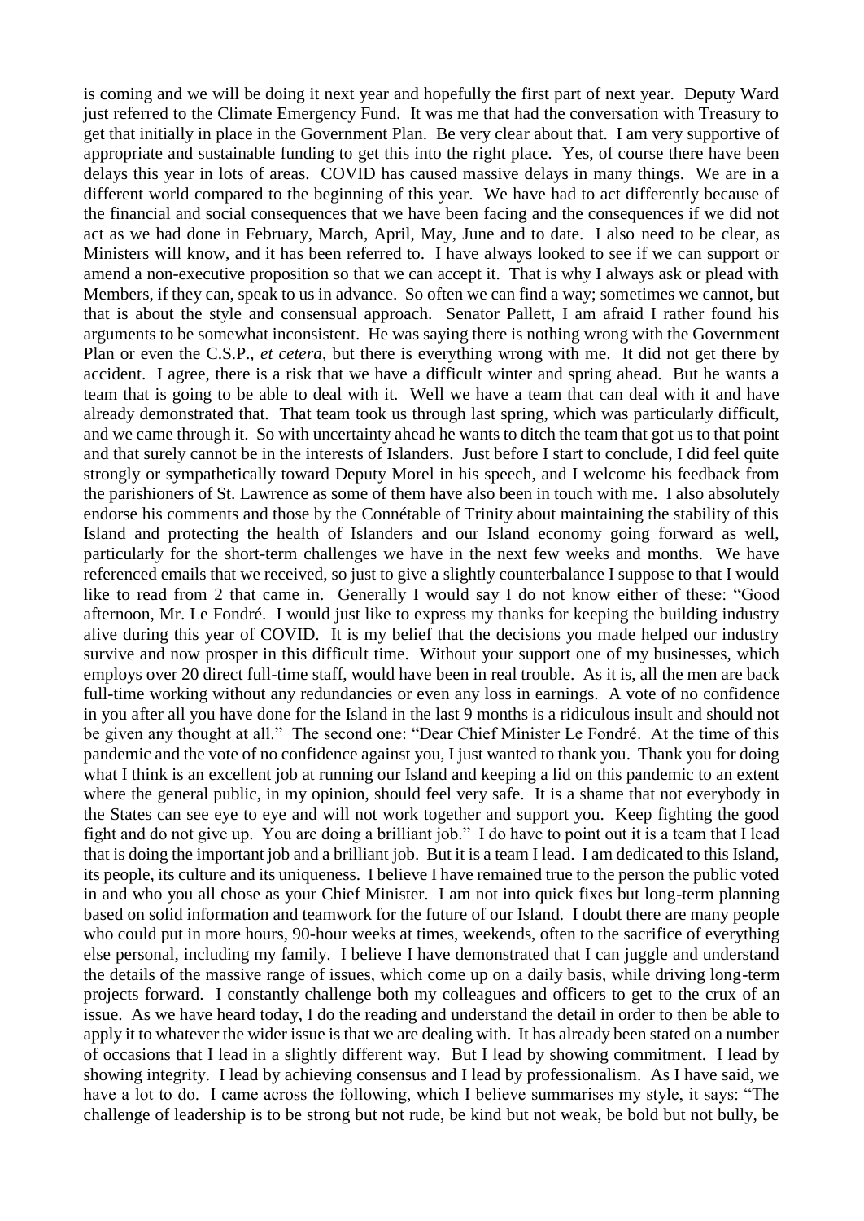is coming and we will be doing it next year and hopefully the first part of next year. Deputy Ward just referred to the Climate Emergency Fund. It was me that had the conversation with Treasury to get that initially in place in the Government Plan. Be very clear about that. I am very supportive of appropriate and sustainable funding to get this into the right place. Yes, of course there have been delays this year in lots of areas. COVID has caused massive delays in many things. We are in a different world compared to the beginning of this year. We have had to act differently because of the financial and social consequences that we have been facing and the consequences if we did not act as we had done in February, March, April, May, June and to date. I also need to be clear, as Ministers will know, and it has been referred to. I have always looked to see if we can support or amend a non-executive proposition so that we can accept it. That is why I always ask or plead with Members, if they can, speak to us in advance. So often we can find a way; sometimes we cannot, but that is about the style and consensual approach. Senator Pallett, I am afraid I rather found his arguments to be somewhat inconsistent. He was saying there is nothing wrong with the Government Plan or even the C.S.P., *et cetera*, but there is everything wrong with me. It did not get there by accident. I agree, there is a risk that we have a difficult winter and spring ahead. But he wants a team that is going to be able to deal with it. Well we have a team that can deal with it and have already demonstrated that. That team took us through last spring, which was particularly difficult, and we came through it. So with uncertainty ahead he wants to ditch the team that got us to that point and that surely cannot be in the interests of Islanders. Just before I start to conclude, I did feel quite strongly or sympathetically toward Deputy Morel in his speech, and I welcome his feedback from the parishioners of St. Lawrence as some of them have also been in touch with me. I also absolutely endorse his comments and those by the Connétable of Trinity about maintaining the stability of this Island and protecting the health of Islanders and our Island economy going forward as well, particularly for the short-term challenges we have in the next few weeks and months. We have referenced emails that we received, so just to give a slightly counterbalance I suppose to that I would like to read from 2 that came in. Generally I would say I do not know either of these: "Good afternoon, Mr. Le Fondré. I would just like to express my thanks for keeping the building industry alive during this year of COVID. It is my belief that the decisions you made helped our industry survive and now prosper in this difficult time. Without your support one of my businesses, which employs over 20 direct full-time staff, would have been in real trouble. As it is, all the men are back full-time working without any redundancies or even any loss in earnings. A vote of no confidence in you after all you have done for the Island in the last 9 months is a ridiculous insult and should not be given any thought at all." The second one: "Dear Chief Minister Le Fondré. At the time of this pandemic and the vote of no confidence against you, I just wanted to thank you. Thank you for doing what I think is an excellent job at running our Island and keeping a lid on this pandemic to an extent where the general public, in my opinion, should feel very safe. It is a shame that not everybody in the States can see eye to eye and will not work together and support you. Keep fighting the good fight and do not give up. You are doing a brilliant job." I do have to point out it is a team that I lead that is doing the important job and a brilliant job. But it is a team I lead. I am dedicated to this Island, its people, its culture and its uniqueness. I believe I have remained true to the person the public voted in and who you all chose as your Chief Minister. I am not into quick fixes but long-term planning based on solid information and teamwork for the future of our Island. I doubt there are many people who could put in more hours, 90-hour weeks at times, weekends, often to the sacrifice of everything else personal, including my family. I believe I have demonstrated that I can juggle and understand the details of the massive range of issues, which come up on a daily basis, while driving long-term projects forward. I constantly challenge both my colleagues and officers to get to the crux of an issue. As we have heard today, I do the reading and understand the detail in order to then be able to apply it to whatever the wider issue is that we are dealing with. It has already been stated on a number of occasions that I lead in a slightly different way. But I lead by showing commitment. I lead by showing integrity. I lead by achieving consensus and I lead by professionalism. As I have said, we have a lot to do. I came across the following, which I believe summarises my style, it says: "The challenge of leadership is to be strong but not rude, be kind but not weak, be bold but not bully, be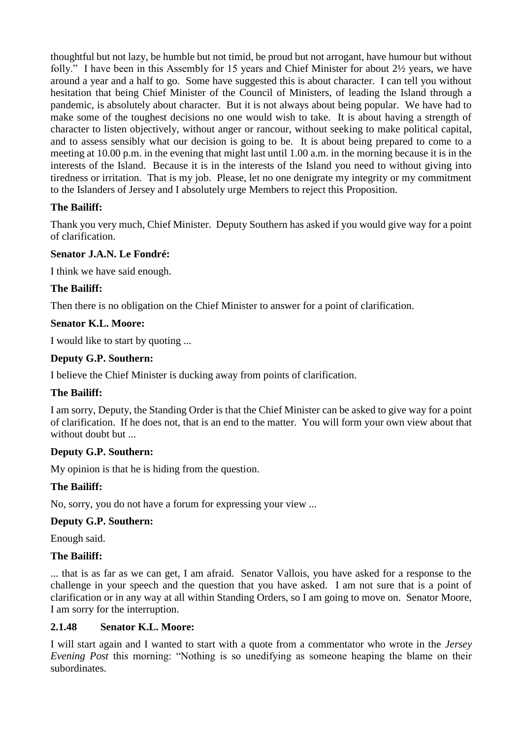thoughtful but not lazy, be humble but not timid, be proud but not arrogant, have humour but without folly." I have been in this Assembly for 15 years and Chief Minister for about 2½ years, we have around a year and a half to go. Some have suggested this is about character. I can tell you without hesitation that being Chief Minister of the Council of Ministers, of leading the Island through a pandemic, is absolutely about character. But it is not always about being popular. We have had to make some of the toughest decisions no one would wish to take. It is about having a strength of character to listen objectively, without anger or rancour, without seeking to make political capital, and to assess sensibly what our decision is going to be. It is about being prepared to come to a meeting at 10.00 p.m. in the evening that might last until 1.00 a.m. in the morning because it is in the interests of the Island. Because it is in the interests of the Island you need to without giving into tiredness or irritation. That is my job. Please, let no one denigrate my integrity or my commitment to the Islanders of Jersey and I absolutely urge Members to reject this Proposition.

**The Bailiff:**

Thank you very much, Chief Minister. Deputy Southern has asked if you would give way for a point of clarification.

**Senator J.A.N. Le Fondré:**

I think we have said enough.

**The Bailiff:**

Then there is no obligation on the Chief Minister to answer for a point of clarification.

**Senator K.L. Moore:**

I would like to start by quoting ...

**Deputy G.P. Southern:**

I believe the Chief Minister is ducking away from points of clarification.

**The Bailiff:**

I am sorry, Deputy, the Standing Order is that the Chief Minister can be asked to give way for a point of clarification. If he does not, that is an end to the matter. You will form your own view about that without doubt but ...

**Deputy G.P. Southern:**

My opinion is that he is hiding from the question.

**The Bailiff:**

No, sorry, you do not have a forum for expressing your view ...

**Deputy G.P. Southern:**

Enough said.

**The Bailiff:**

... that is as far as we can get, I am afraid. Senator Vallois, you have asked for a response to the challenge in your speech and the question that you have asked. I am not sure that is a point of clarification or in any way at all within Standing Orders, so I am going to move on. Senator Moore, I am sorry for the interruption.

**2.1.48 Senator K.L. Moore:**

I will start again and I wanted to start with a quote from a commentator who wrote in the *Jersey Evening Post* this morning: "Nothing is so unedifying as someone heaping the blame on their subordinates.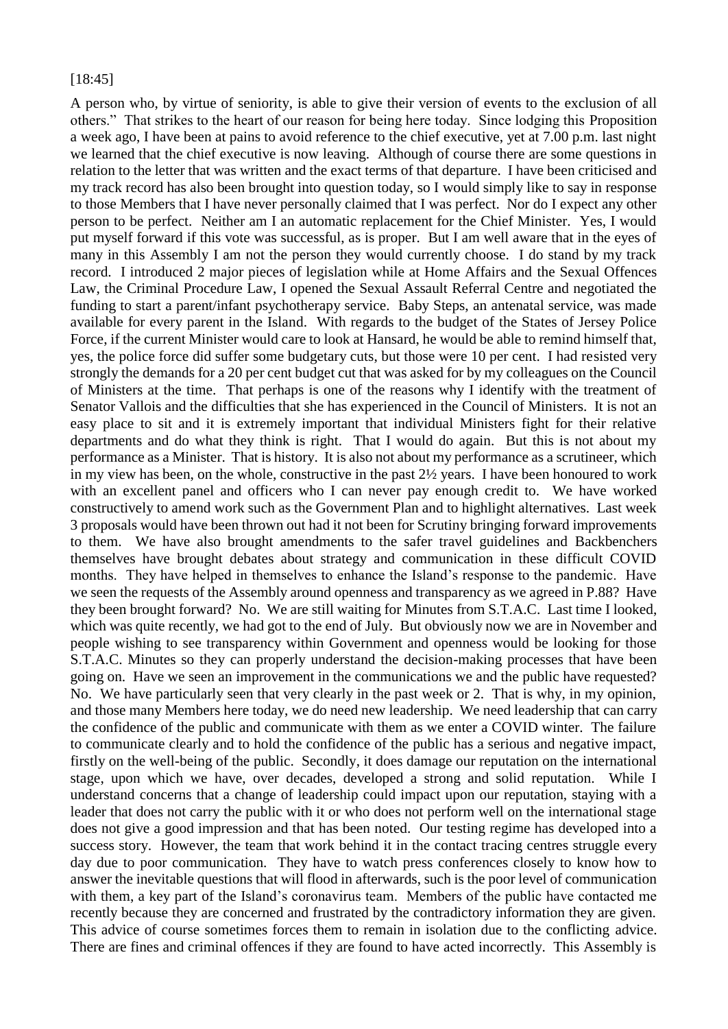[18:45]

A person who, by virtue of seniority, is able to give their version of events to the exclusion of all others." That strikes to the heart of our reason for being here today. Since lodging this Proposition a week ago, I have been at pains to avoid reference to the chief executive, yet at 7.00 p.m. last night we learned that the chief executive is now leaving. Although of course there are some questions in relation to the letter that was written and the exact terms of that departure. I have been criticised and my track record has also been brought into question today, so I would simply like to say in response to those Members that I have never personally claimed that I was perfect. Nor do I expect any other person to be perfect. Neither am I an automatic replacement for the Chief Minister. Yes, I would put myself forward if this vote was successful, as is proper. But I am well aware that in the eyes of many in this Assembly I am not the person they would currently choose. I do stand by my track record. I introduced 2 major pieces of legislation while at Home Affairs and the Sexual Offences Law, the Criminal Procedure Law, I opened the Sexual Assault Referral Centre and negotiated the funding to start a parent/infant psychotherapy service. Baby Steps, an antenatal service, was made available for every parent in the Island. With regards to the budget of the States of Jersey Police Force, if the current Minister would care to look at Hansard, he would be able to remind himself that, yes, the police force did suffer some budgetary cuts, but those were 10 per cent. I had resisted very strongly the demands for a 20 per cent budget cut that was asked for by my colleagues on the Council of Ministers at the time. That perhaps is one of the reasons why I identify with the treatment of Senator Vallois and the difficulties that she has experienced in the Council of Ministers. It is not an easy place to sit and it is extremely important that individual Ministers fight for their relative departments and do what they think is right. That I would do again. But this is not about my performance as a Minister. That is history. It is also not about my performance as a scrutineer, which in my view has been, on the whole, constructive in the past 2½ years. I have been honoured to work with an excellent panel and officers who I can never pay enough credit to. We have worked constructively to amend work such as the Government Plan and to highlight alternatives. Last week 3 proposals would have been thrown out had it not been for Scrutiny bringing forward improvements to them. We have also brought amendments to the safer travel guidelines and Backbenchers themselves have brought debates about strategy and communication in these difficult COVID months. They have helped in themselves to enhance the Island's response to the pandemic. Have we seen the requests of the Assembly around openness and transparency as we agreed in P.88? Have they been brought forward? No. We are still waiting for Minutes from S.T.A.C. Last time I looked, which was quite recently, we had got to the end of July. But obviously now we are in November and people wishing to see transparency within Government and openness would be looking for those S.T.A.C. Minutes so they can properly understand the decision-making processes that have been going on. Have we seen an improvement in the communications we and the public have requested? No. We have particularly seen that very clearly in the past week or 2. That is why, in my opinion, and those many Members here today, we do need new leadership. We need leadership that can carry the confidence of the public and communicate with them as we enter a COVID winter. The failure to communicate clearly and to hold the confidence of the public has a serious and negative impact, firstly on the well-being of the public. Secondly, it does damage our reputation on the international stage, upon which we have, over decades, developed a strong and solid reputation. While I understand concerns that a change of leadership could impact upon our reputation, staying with a leader that does not carry the public with it or who does not perform well on the international stage does not give a good impression and that has been noted. Our testing regime has developed into a success story. However, the team that work behind it in the contact tracing centres struggle every day due to poor communication. They have to watch press conferences closely to know how to answer the inevitable questions that will flood in afterwards, such is the poor level of communication with them, a key part of the Island's coronavirus team. Members of the public have contacted me recently because they are concerned and frustrated by the contradictory information they are given. This advice of course sometimes forces them to remain in isolation due to the conflicting advice. There are fines and criminal offences if they are found to have acted incorrectly. This Assembly is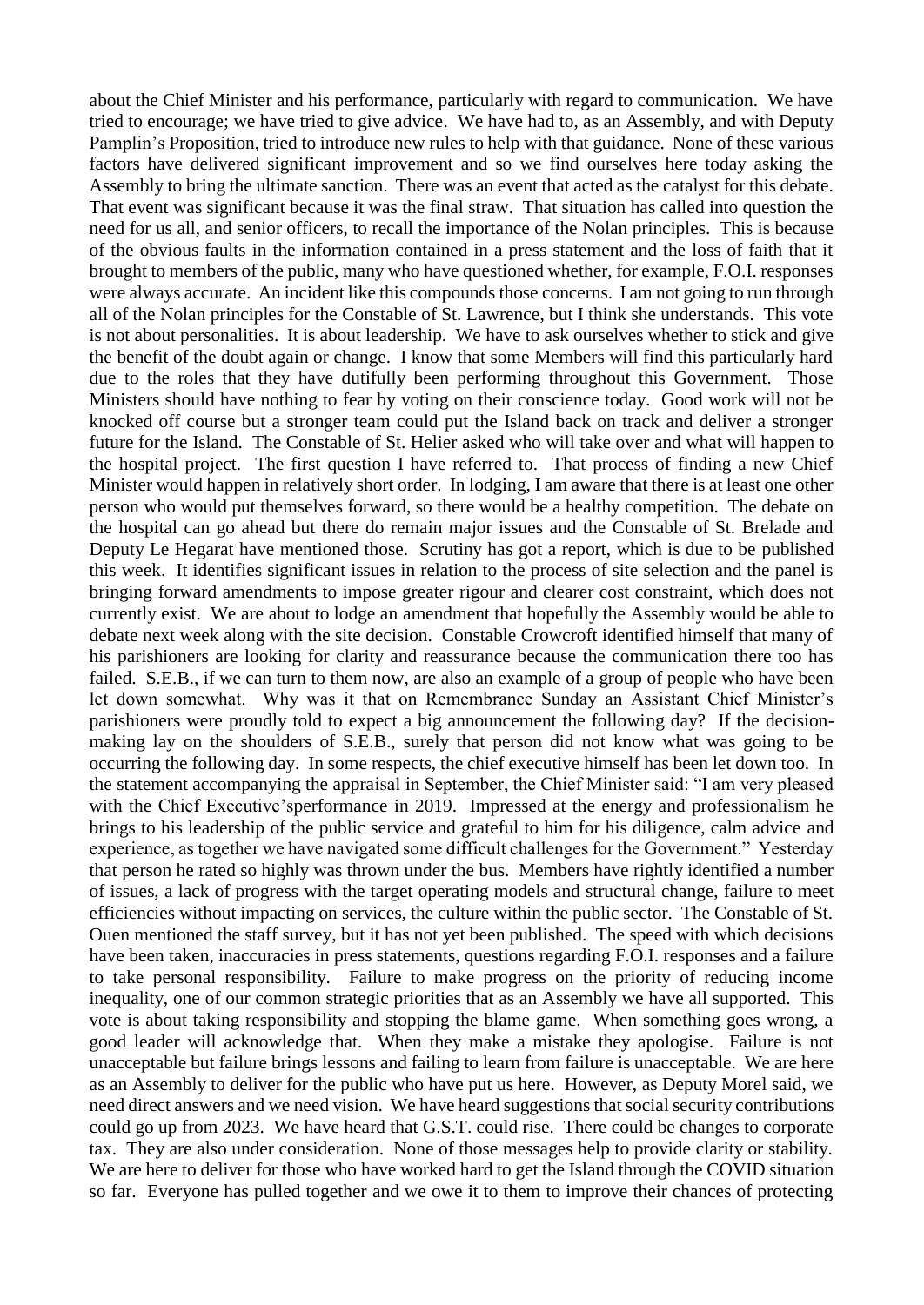about the Chief Minister and his performance, particularly with regard to communication. We have tried to encourage; we have tried to give advice. We have had to, as an Assembly, and with Deputy Pamplin's Proposition, tried to introduce new rules to help with that guidance. None of these various factors have delivered significant improvement and so we find ourselves here today asking the Assembly to bring the ultimate sanction. There was an event that acted as the catalyst for this debate. That event was significant because it was the final straw. That situation has called into question the need for us all, and senior officers, to recall the importance of the Nolan principles. This is because of the obvious faults in the information contained in a press statement and the loss of faith that it brought to members of the public, many who have questioned whether, for example, F.O.I. responses were always accurate. An incident like this compounds those concerns. I am not going to run through all of the Nolan principles for the Constable of St. Lawrence, but I think she understands. This vote is not about personalities. It is about leadership. We have to ask ourselves whether to stick and give the benefit of the doubt again or change. I know that some Members will find this particularly hard due to the roles that they have dutifully been performing throughout this Government. Those Ministers should have nothing to fear by voting on their conscience today. Good work will not be knocked off course but a stronger team could put the Island back on track and deliver a stronger future for the Island. The Constable of St. Helier asked who will take over and what will happen to the hospital project. The first question I have referred to. That process of finding a new Chief Minister would happen in relatively short order. In lodging, I am aware that there is at least one other person who would put themselves forward, so there would be a healthy competition. The debate on the hospital can go ahead but there do remain major issues and the Constable of St. Brelade and Deputy Le Hegarat have mentioned those. Scrutiny has got a report, which is due to be published this week. It identifies significant issues in relation to the process of site selection and the panel is bringing forward amendments to impose greater rigour and clearer cost constraint, which does not currently exist. We are about to lodge an amendment that hopefully the Assembly would be able to debate next week along with the site decision. Constable Crowcroft identified himself that many of his parishioners are looking for clarity and reassurance because the communication there too has failed. S.E.B., if we can turn to them now, are also an example of a group of people who have been let down somewhat. Why was it that on Remembrance Sunday an Assistant Chief Minister's parishioners were proudly told to expect a big announcement the following day? If the decision-making lay on the shoulders of S.E.B., surely that person did not know what was going to be occurring the following day. In some respects, the chief executive himself has been let down too. In the statement accompanying the appraisal in September, the Chief Minister said: "I am very pleased with the Chief Executive'sperformance in 2019. Impressed at the energy and professionalism he brings to his leadership of the public service and grateful to him for his diligence, calm advice and experience, as together we have navigated some difficult challenges for the Government." Yesterday that person he rated so highly was thrown under the bus. Members have rightly identified a number of issues, a lack of progress with the target operating models and structural change, failure to meet efficiencies without impacting on services, the culture within the public sector. The Constable of St. Ouen mentioned the staff survey, but it has not yet been published. The speed with which decisions have been taken, inaccuracies in press statements, questions regarding F.O.I. responses and a failure to take personal responsibility. Failure to make progress on the priority of reducing income inequality, one of our common strategic priorities that as an Assembly we have all supported. This vote is about taking responsibility and stopping the blame game. When something goes wrong, a good leader will acknowledge that. When they make a mistake they apologise. Failure is not unacceptable but failure brings lessons and failing to learn from failure is unacceptable. We are here as an Assembly to deliver for the public who have put us here. However, as Deputy Morel said, we need direct answers and we need vision. We have heard suggestions that social security contributions could go up from 2023. We have heard that G.S.T. could rise. There could be changes to corporate tax. They are also under consideration. None of those messages help to provide clarity or stability. We are here to deliver for those who have worked hard to get the Island through the COVID situation so far. Everyone has pulled together and we owe it to them to improve their chances of protecting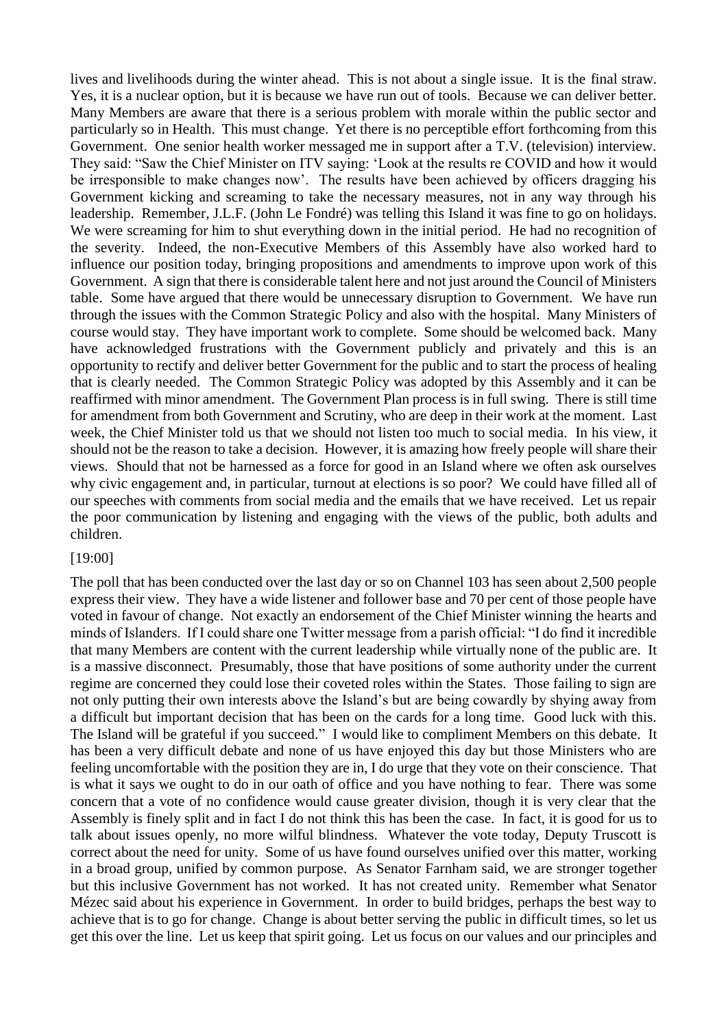lives and livelihoods during the winter ahead. This is not about a single issue. It is the final straw. Yes, it is a nuclear option, but it is because we have run out of tools. Because we can deliver better. Many Members are aware that there is a serious problem with morale within the public sector and particularly so in Health. This must change. Yet there is no perceptible effort forthcoming from this Government. One senior health worker messaged me in support after a T.V. (television) interview. They said: "Saw the Chief Minister on ITV saying: 'Look at the results re COVID and how it would be irresponsible to make changes now'. The results have been achieved by officers dragging his Government kicking and screaming to take the necessary measures, not in any way through his leadership. Remember, J.L.F. (John Le Fondré) was telling this Island it was fine to go on holidays. We were screaming for him to shut everything down in the initial period. He had no recognition of the severity. Indeed, the non-Executive Members of this Assembly have also worked hard to influence our position today, bringing propositions and amendments to improve upon work of this Government. A sign that there is considerable talent here and not just around the Council of Ministers table. Some have argued that there would be unnecessary disruption to Government. We have run through the issues with the Common Strategic Policy and also with the hospital. Many Ministers of course would stay. They have important work to complete. Some should be welcomed back. Many have acknowledged frustrations with the Government publicly and privately and this is an opportunity to rectify and deliver better Government for the public and to start the process of healing that is clearly needed. The Common Strategic Policy was adopted by this Assembly and it can be reaffirmed with minor amendment. The Government Plan process is in full swing. There is still time for amendment from both Government and Scrutiny, who are deep in their work at the moment. Last week, the Chief Minister told us that we should not listen too much to social media. In his view, it should not be the reason to take a decision. However, it is amazing how freely people will share their views. Should that not be harnessed as a force for good in an Island where we often ask ourselves why civic engagement and, in particular, turnout at elections is so poor? We could have filled all of our speeches with comments from social media and the emails that we have received. Let us repair the poor communication by listening and engaging with the views of the public, both adults and children.

[19:00]

The poll that has been conducted over the last day or so on Channel 103 has seen about 2,500 people express their view. They have a wide listener and follower base and 70 per cent of those people have voted in favour of change. Not exactly an endorsement of the Chief Minister winning the hearts and minds of Islanders. If I could share one Twitter message from a parish official: "I do find it incredible that many Members are content with the current leadership while virtually none of the public are. It is a massive disconnect. Presumably, those that have positions of some authority under the current regime are concerned they could lose their coveted roles within the States. Those failing to sign are not only putting their own interests above the Island's but are being cowardly by shying away from a difficult but important decision that has been on the cards for a long time. Good luck with this. The Island will be grateful if you succeed." I would like to compliment Members on this debate. It has been a very difficult debate and none of us have enjoyed this day but those Ministers who are feeling uncomfortable with the position they are in, I do urge that they vote on their conscience. That is what it says we ought to do in our oath of office and you have nothing to fear. There was some concern that a vote of no confidence would cause greater division, though it is very clear that the Assembly is finely split and in fact I do not think this has been the case. In fact, it is good for us to talk about issues openly, no more wilful blindness. Whatever the vote today, Deputy Truscott is correct about the need for unity. Some of us have found ourselves unified over this matter, working in a broad group, unified by common purpose. As Senator Farnham said, we are stronger together but this inclusive Government has not worked. It has not created unity. Remember what Senator Mézec said about his experience in Government. In order to build bridges, perhaps the best way to achieve that is to go for change. Change is about better serving the public in difficult times, so let us get this over the line. Let us keep that spirit going. Let us focus on our values and our principles and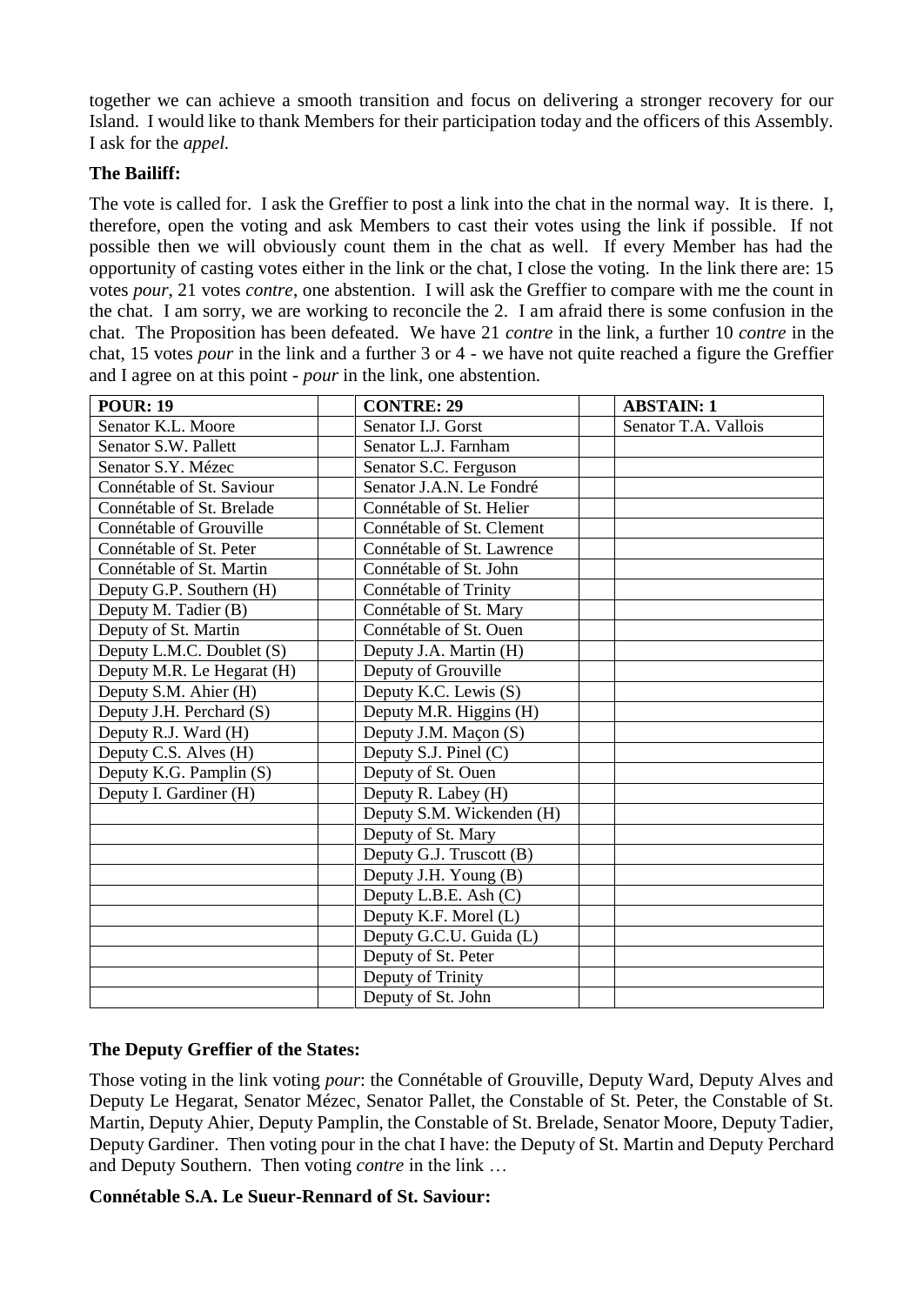together we can achieve a smooth transition and focus on delivering a stronger recovery for our Island. I would like to thank Members for their participation today and the officers of this Assembly. I ask for the *appel.*

**The Bailiff:**

The vote is called for. I ask the Greffier to post a link into the chat in the normal way. It is there. I, therefore, open the voting and ask Members to cast their votes using the link if possible. If not possible then we will obviously count them in the chat as well. If every Member has had the opportunity of casting votes either in the link or the chat, I close the voting. In the link there are: 15 votes *pour*, 21 votes *contre*, one abstention. I will ask the Greffier to compare with me the count in the chat. I am sorry, we are working to reconcile the 2. I am afraid there is some confusion in the chat. The Proposition has been defeated. We have 21 *contre* in the link, a further 10 *contre* in the chat, 15 votes *pour* in the link and a further 3 or 4 - we have not quite reached a figure the Greffier and I agree on at this point - *pour* in the link, one abstention.

| POUR: 19 | | CONTRE: 29 | | ABSTAIN: 1 |
|---|---|---|---|---|
| Senator K.L. Moore | | Senator I.J. Gorst | | Senator T.A. Vallois |
| Senator S.W. Pallett | | Senator L.J. Farnham | | |
| Senator S.Y. Mézec | | Senator S.C. Ferguson | | |
| Connétable of St. Saviour | | Senator J.A.N. Le Fondré | | |
| Connétable of St. Brelade | | Connétable of St. Helier | | |
| Connétable of Grouville | | Connétable of St. Clement | | |
| Connétable of St. Peter | | Connétable of St. Lawrence | | |
| Connétable of St. Martin | | Connétable of St. John | | |
| Deputy G.P. Southern (H) | | Connétable of Trinity | | |
| Deputy M. Tadier (B) | | Connétable of St. Mary | | |
| Deputy of St. Martin | | Connétable of St. Ouen | | |
| Deputy L.M.C. Doublet (S) | | Deputy J.A. Martin (H) | | |
| Deputy M.R. Le Hegarat (H) | | Deputy of Grouville | | |
| Deputy S.M. Ahier (H) | | Deputy K.C. Lewis (S) | | |
| Deputy J.H. Perchard (S) | | Deputy M.R. Higgins (H) | | |
| Deputy R.J. Ward (H) | | Deputy J.M. Maçon (S) | | |
| Deputy C.S. Alves (H) | | Deputy S.J. Pinel (C) | | |
| Deputy K.G. Pamplin (S) | | Deputy of St. Ouen | | |
| Deputy I. Gardiner (H) | | Deputy R. Labey (H) | | |
| | | Deputy S.M. Wickenden (H) | | |
| | | Deputy of St. Mary | | |
| | | Deputy G.J. Truscott (B) | | |
| | | Deputy J.H. Young (B) | | |
| | | Deputy L.B.E. Ash (C) | | |
| | | Deputy K.F. Morel (L) | | |
| | | Deputy G.C.U. Guida (L) | | |
| | | Deputy of St. Peter | | |
| | | Deputy of Trinity | | |
| | | Deputy of St. John | | |

**The Deputy Greffier of the States:**

Those voting in the link voting *pour*: the Connétable of Grouville, Deputy Ward, Deputy Alves and Deputy Le Hegarat, Senator Mézec, Senator Pallet, the Constable of St. Peter, the Constable of St. Martin, Deputy Ahier, Deputy Pamplin, the Constable of St. Brelade, Senator Moore, Deputy Tadier, Deputy Gardiner. Then voting pour in the chat I have: the Deputy of St. Martin and Deputy Perchard and Deputy Southern. Then voting *contre* in the link …

**Connétable S.A. Le Sueur-Rennard of St. Saviour:**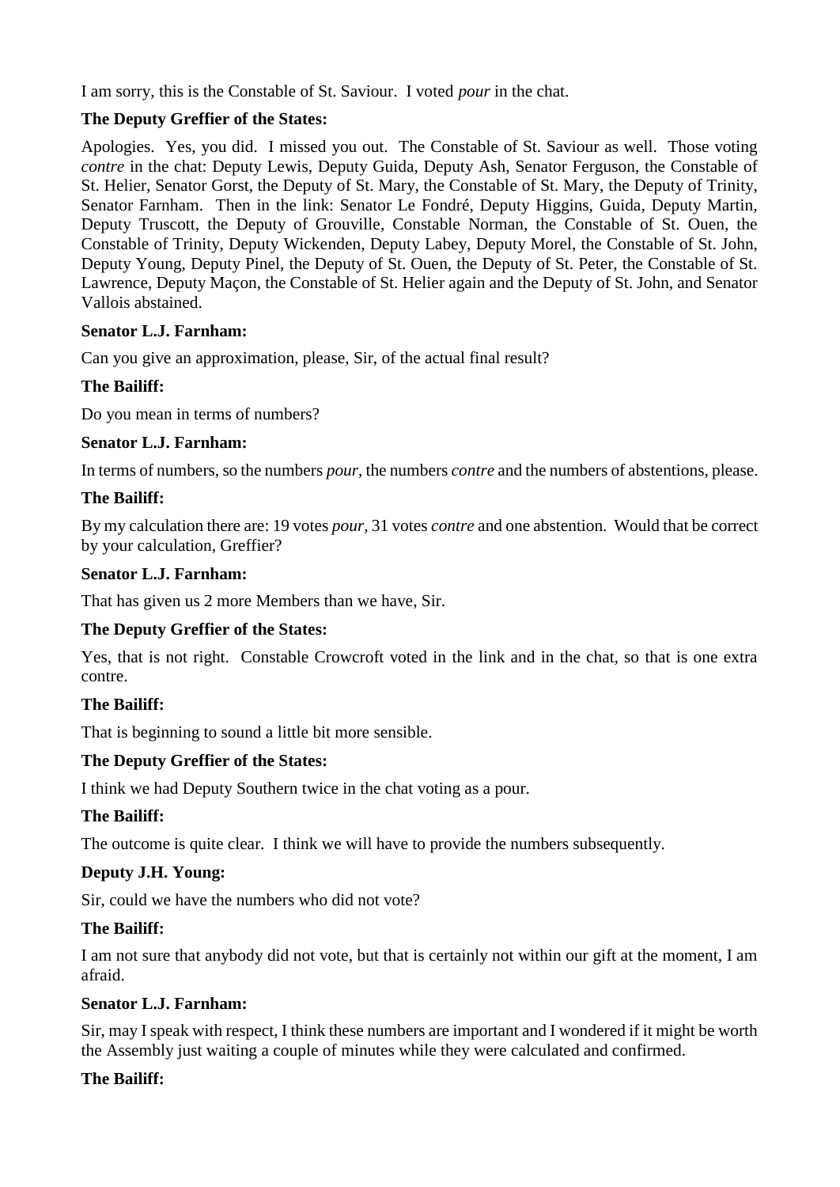I am sorry, this is the Constable of St. Saviour. I voted *pour* in the chat.

**The Deputy Greffier of the States:**

Apologies. Yes, you did. I missed you out. The Constable of St. Saviour as well. Those voting *contre* in the chat: Deputy Lewis, Deputy Guida, Deputy Ash, Senator Ferguson, the Constable of St. Helier, Senator Gorst, the Deputy of St. Mary, the Constable of St. Mary, the Deputy of Trinity, Senator Farnham. Then in the link: Senator Le Fondré, Deputy Higgins, Guida, Deputy Martin, Deputy Truscott, the Deputy of Grouville, Constable Norman, the Constable of St. Ouen, the Constable of Trinity, Deputy Wickenden, Deputy Labey, Deputy Morel, the Constable of St. John, Deputy Young, Deputy Pinel, the Deputy of St. Ouen, the Deputy of St. Peter, the Constable of St. Lawrence, Deputy Maçon, the Constable of St. Helier again and the Deputy of St. John, and Senator Vallois abstained.

**Senator L.J. Farnham:**

Can you give an approximation, please, Sir, of the actual final result?

**The Bailiff:**

Do you mean in terms of numbers?

**Senator L.J. Farnham:**

In terms of numbers, so the numbers *pour*, the numbers *contre* and the numbers of abstentions, please.

**The Bailiff:**

By my calculation there are: 19 votes *pour*, 31 votes *contre* and one abstention. Would that be correct by your calculation, Greffier?

**Senator L.J. Farnham:**

That has given us 2 more Members than we have, Sir.

**The Deputy Greffier of the States:**

Yes, that is not right. Constable Crowcroft voted in the link and in the chat, so that is one extra contre.

**The Bailiff:**

That is beginning to sound a little bit more sensible.

**The Deputy Greffier of the States:**

I think we had Deputy Southern twice in the chat voting as a pour.

**The Bailiff:**

The outcome is quite clear. I think we will have to provide the numbers subsequently.

**Deputy J.H. Young:**

Sir, could we have the numbers who did not vote?

**The Bailiff:**

I am not sure that anybody did not vote, but that is certainly not within our gift at the moment, I am afraid.

**Senator L.J. Farnham:**

Sir, may I speak with respect, I think these numbers are important and I wondered if it might be worth the Assembly just waiting a couple of minutes while they were calculated and confirmed.

**The Bailiff:**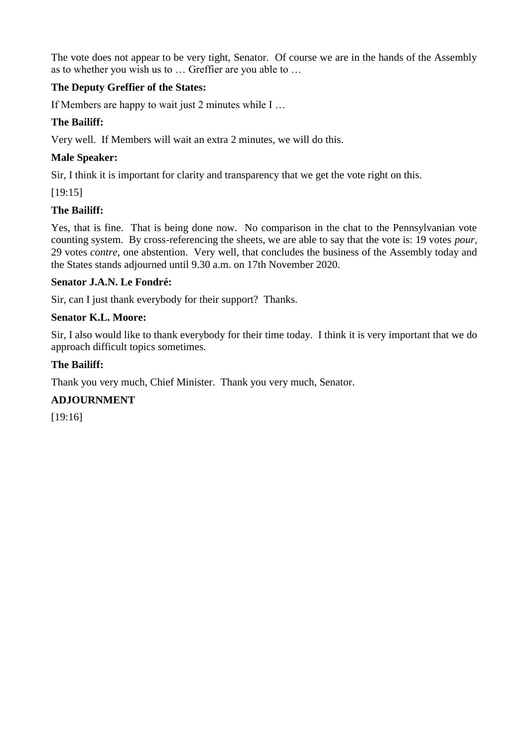The vote does not appear to be very tight, Senator. Of course we are in the hands of the Assembly as to whether you wish us to … Greffier are you able to …

**The Deputy Greffier of the States:**

If Members are happy to wait just 2 minutes while I …

**The Bailiff:**

Very well. If Members will wait an extra 2 minutes, we will do this.

**Male Speaker:**

Sir, I think it is important for clarity and transparency that we get the vote right on this.

[19:15]

**The Bailiff:**

Yes, that is fine. That is being done now. No comparison in the chat to the Pennsylvanian vote counting system. By cross-referencing the sheets, we are able to say that the vote is: 19 votes *pour*, 29 votes *contre*, one abstention. Very well, that concludes the business of the Assembly today and the States stands adjourned until 9.30 a.m. on 17th November 2020.

**Senator J.A.N. Le Fondré:**

Sir, can I just thank everybody for their support? Thanks.

**Senator K.L. Moore:**

Sir, I also would like to thank everybody for their time today. I think it is very important that we do approach difficult topics sometimes.

**The Bailiff:**

Thank you very much, Chief Minister. Thank you very much, Senator.

**ADJOURNMENT**

[19:16]